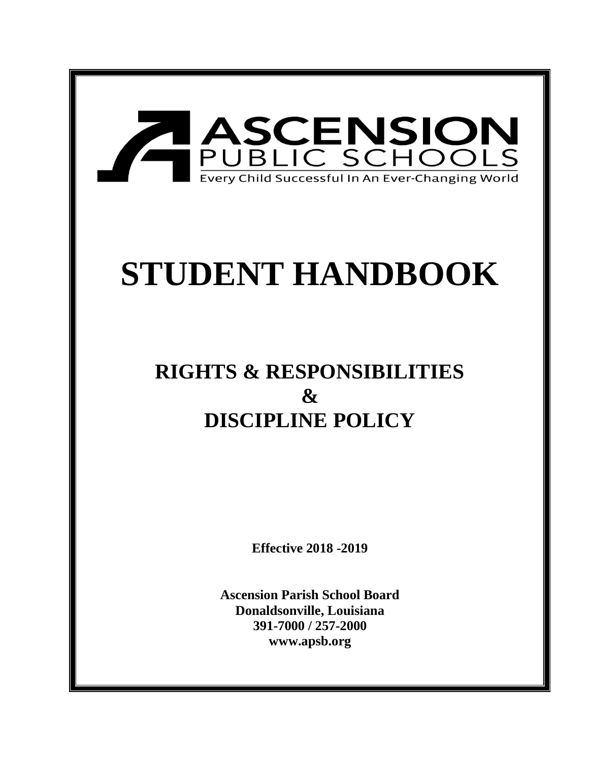ASCENSION
PUBLIC SCHOOLS
Every Child Successful In An Ever-Changing World

# STUDENT HANDBOOK

## RIGHTS & RESPONSIBILITIES
## &
## DISCIPLINE POLICY

**Effective 2018 -2019**

**Ascension Parish School Board**
**Donaldsonville, Louisiana**
**391-7000 / 257-2000**
**www.apsb.org**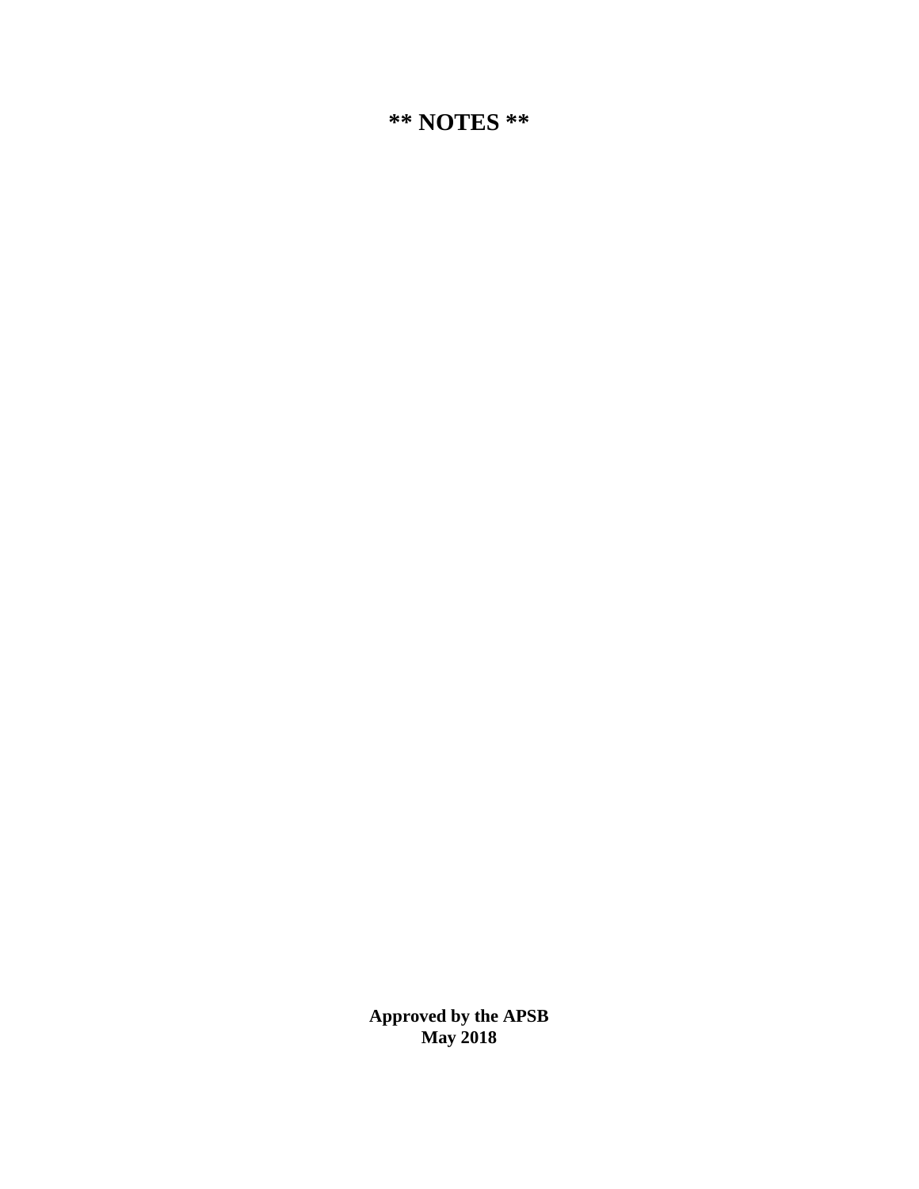**** NOTES ****

**Approved by the APSB**
**May 2018**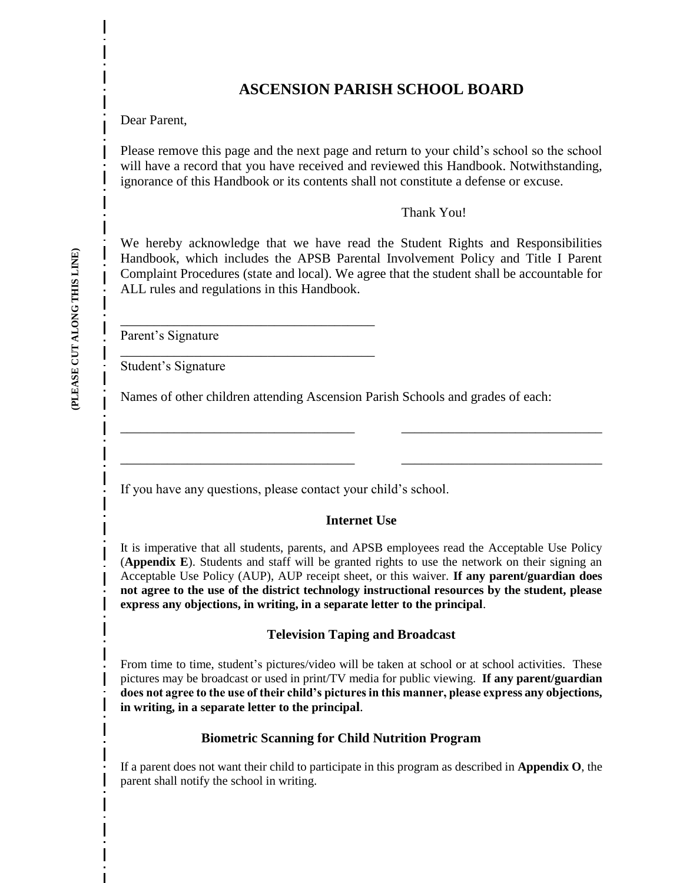# ASCENSION PARISH SCHOOL BOARD

(PLEASE CUT ALONG THIS LINE)

Dear Parent,

Please remove this page and the next page and return to your child's school so the school will have a record that you have received and reviewed this Handbook. Notwithstanding, ignorance of this Handbook or its contents shall not constitute a defense or excuse.

Thank You!

We hereby acknowledge that we have read the Student Rights and Responsibilities Handbook, which includes the APSB Parental Involvement Policy and Title I Parent Complaint Procedures (state and local). We agree that the student shall be accountable for ALL rules and regulations in this Handbook.

\_\_\_\_\_\_\_\_\_\_\_\_\_\_\_\_\_\_\_\_\_\_\_\_\_\_\_\_\_\_\_\_\_\_\_\_\_\_\_
Parent's Signature

\_\_\_\_\_\_\_\_\_\_\_\_\_\_\_\_\_\_\_\_\_\_\_\_\_\_\_\_\_\_\_\_\_\_\_\_\_\_\_
Student's Signature

Names of other children attending Ascension Parish Schools and grades of each:

\_\_\_\_\_\_\_\_\_\_\_\_\_\_\_\_\_\_\_\_\_\_\_\_\_\_\_\_\_\_\_\_\_\_\_\_ \_\_\_\_\_\_\_\_\_\_\_\_\_\_\_\_\_\_\_\_\_\_\_\_\_\_\_\_\_\_\_

\_\_\_\_\_\_\_\_\_\_\_\_\_\_\_\_\_\_\_\_\_\_\_\_\_\_\_\_\_\_\_\_\_\_\_\_ \_\_\_\_\_\_\_\_\_\_\_\_\_\_\_\_\_\_\_\_\_\_\_\_\_\_\_\_\_\_\_

If you have any questions, please contact your child's school.

### Internet Use

It is imperative that all students, parents, and APSB employees read the Acceptable Use Policy (**Appendix E**). Students and staff will be granted rights to use the network on their signing an Acceptable Use Policy (AUP), AUP receipt sheet, or this waiver. **If any parent/guardian does not agree to the use of the district technology instructional resources by the student, please express any objections, in writing, in a separate letter to the principal**.

### Television Taping and Broadcast

From time to time, student's pictures/video will be taken at school or at school activities. These pictures may be broadcast or used in print/TV media for public viewing. **If any parent/guardian does not agree to the use of their child's pictures in this manner, please express any objections, in writing, in a separate letter to the principal**.

### Biometric Scanning for Child Nutrition Program

If a parent does not want their child to participate in this program as described in **Appendix O**, the parent shall notify the school in writing.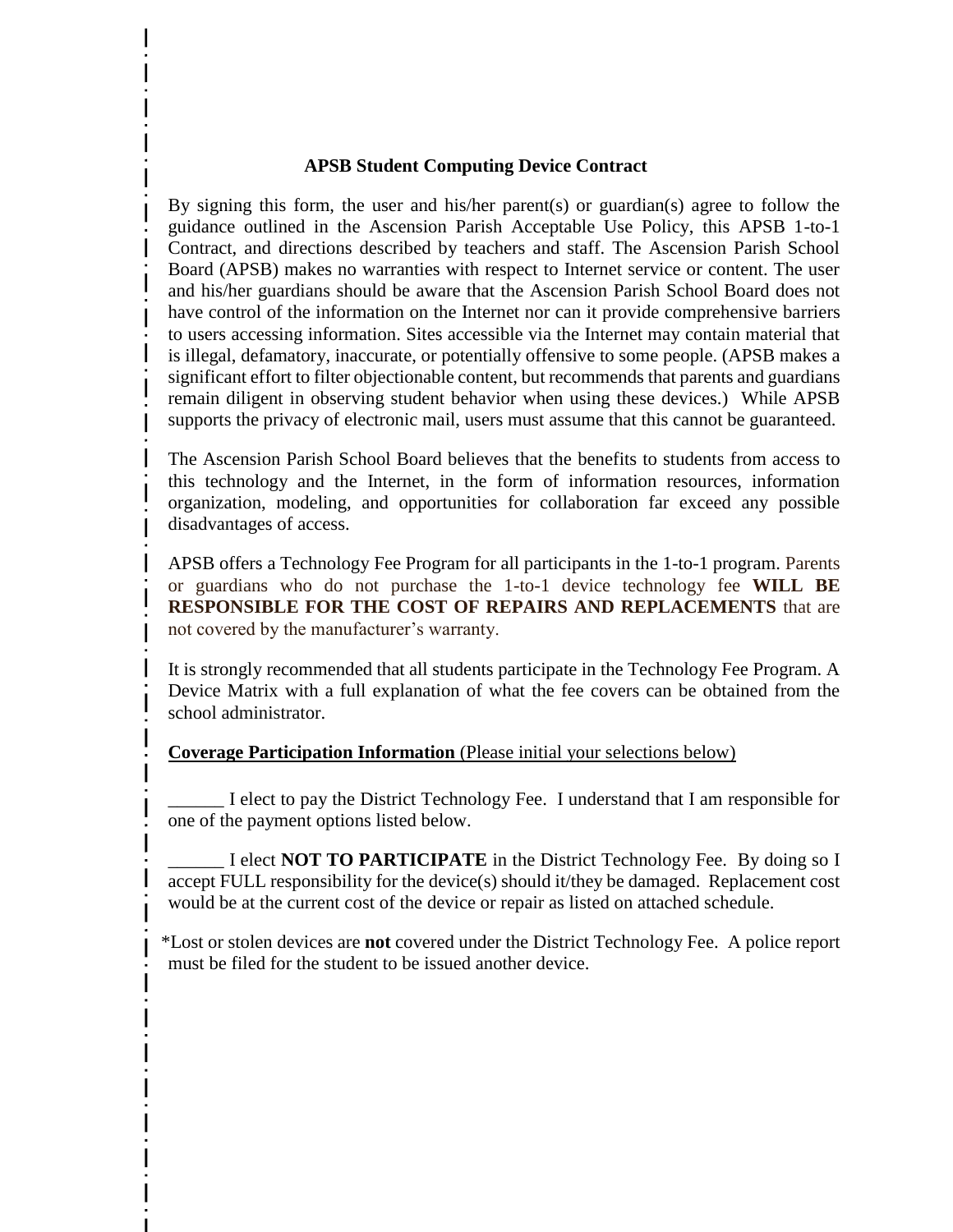## APSB Student Computing Device Contract

By signing this form, the user and his/her parent(s) or guardian(s) agree to follow the guidance outlined in the Ascension Parish Acceptable Use Policy, this APSB 1-to-1 Contract, and directions described by teachers and staff. The Ascension Parish School Board (APSB) makes no warranties with respect to Internet service or content. The user and his/her guardians should be aware that the Ascension Parish School Board does not have control of the information on the Internet nor can it provide comprehensive barriers to users accessing information. Sites accessible via the Internet may contain material that is illegal, defamatory, inaccurate, or potentially offensive to some people. (APSB makes a significant effort to filter objectionable content, but recommends that parents and guardians remain diligent in observing student behavior when using these devices.) While APSB supports the privacy of electronic mail, users must assume that this cannot be guaranteed.

The Ascension Parish School Board believes that the benefits to students from access to this technology and the Internet, in the form of information resources, information organization, modeling, and opportunities for collaboration far exceed any possible disadvantages of access.

APSB offers a Technology Fee Program for all participants in the 1-to-1 program. Parents or guardians who do not purchase the 1-to-1 device technology fee **WILL BE RESPONSIBLE FOR THE COST OF REPAIRS AND REPLACEMENTS** that are not covered by the manufacturer's warranty.

It is strongly recommended that all students participate in the Technology Fee Program. A Device Matrix with a full explanation of what the fee covers can be obtained from the school administrator.

**Coverage Participation Information** (Please initial your selections below)

______ I elect to pay the District Technology Fee. I understand that I am responsible for one of the payment options listed below.

______ I elect **NOT TO PARTICIPATE** in the District Technology Fee. By doing so I accept FULL responsibility for the device(s) should it/they be damaged. Replacement cost would be at the current cost of the device or repair as listed on attached schedule.

*Lost or stolen devices are **not** covered under the District Technology Fee. A police report must be filed for the student to be issued another device.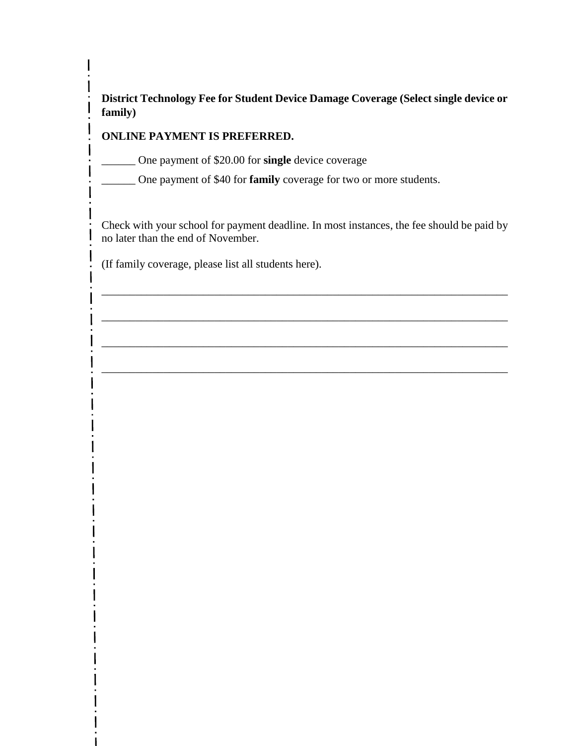**District Technology Fee for Student Device Damage Coverage (Select single device or family)**

**ONLINE PAYMENT IS PREFERRED.**

______ One payment of $20.00 for **single** device coverage

______ One payment of $40 for **family** coverage for two or more students.

Check with your school for payment deadline. In most instances, the fee should be paid by no later than the end of November.

(If family coverage, please list all students here).

_____________________________________________________________________________

_____________________________________________________________________________

_____________________________________________________________________________

_____________________________________________________________________________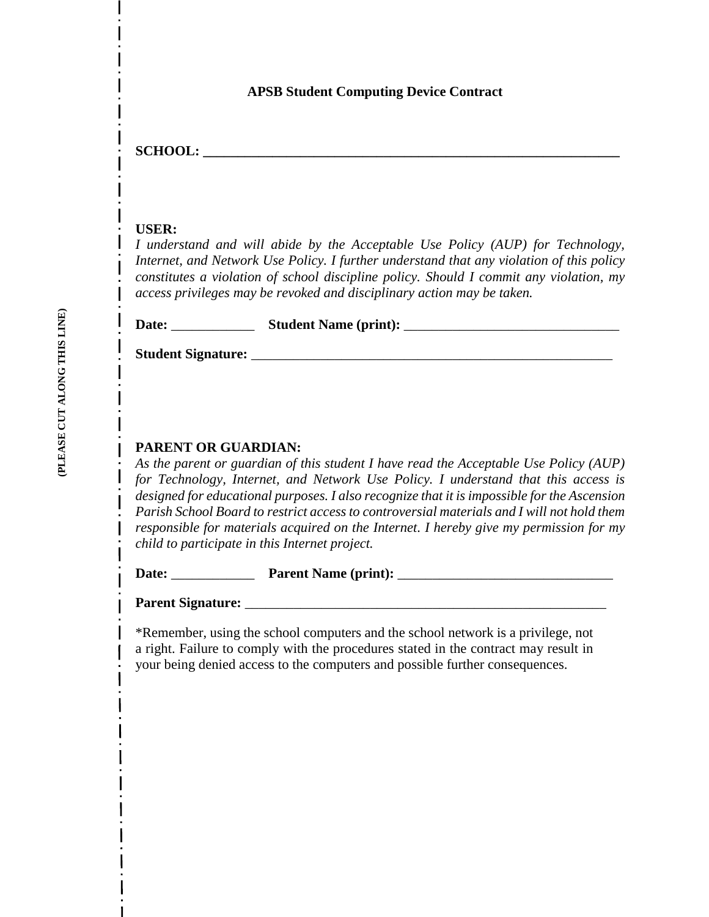**APSB Student Computing Device Contract**

**SCHOOL: ______________________________________________________________**

**USER:**

*I understand and will abide by the Acceptable Use Policy (AUP) for Technology, Internet, and Network Use Policy. I further understand that any violation of this policy constitutes a violation of school discipline policy. Should I commit any violation, my access privileges may be revoked and disciplinary action may be taken.*

**Date:** ____________ **Student Name (print):** _______________________________

**Student Signature:** ______________________________________________________

**PARENT OR GUARDIAN:**

*As the parent or guardian of this student I have read the Acceptable Use Policy (AUP) for Technology, Internet, and Network Use Policy. I understand that this access is designed for educational purposes. I also recognize that it is impossible for the Ascension Parish School Board to restrict access to controversial materials and I will not hold them responsible for materials acquired on the Internet. I hereby give my permission for my child to participate in this Internet project.*

**Date:** ____________ **Parent Name (print):** _______________________________

**Parent Signature:** ______________________________________________________

*Remember, using the school computers and the school network is a privilege, not a right. Failure to comply with the procedures stated in the contract may result in your being denied access to the computers and possible further consequences.

**(PLEASE CUT ALONG THIS LINE)**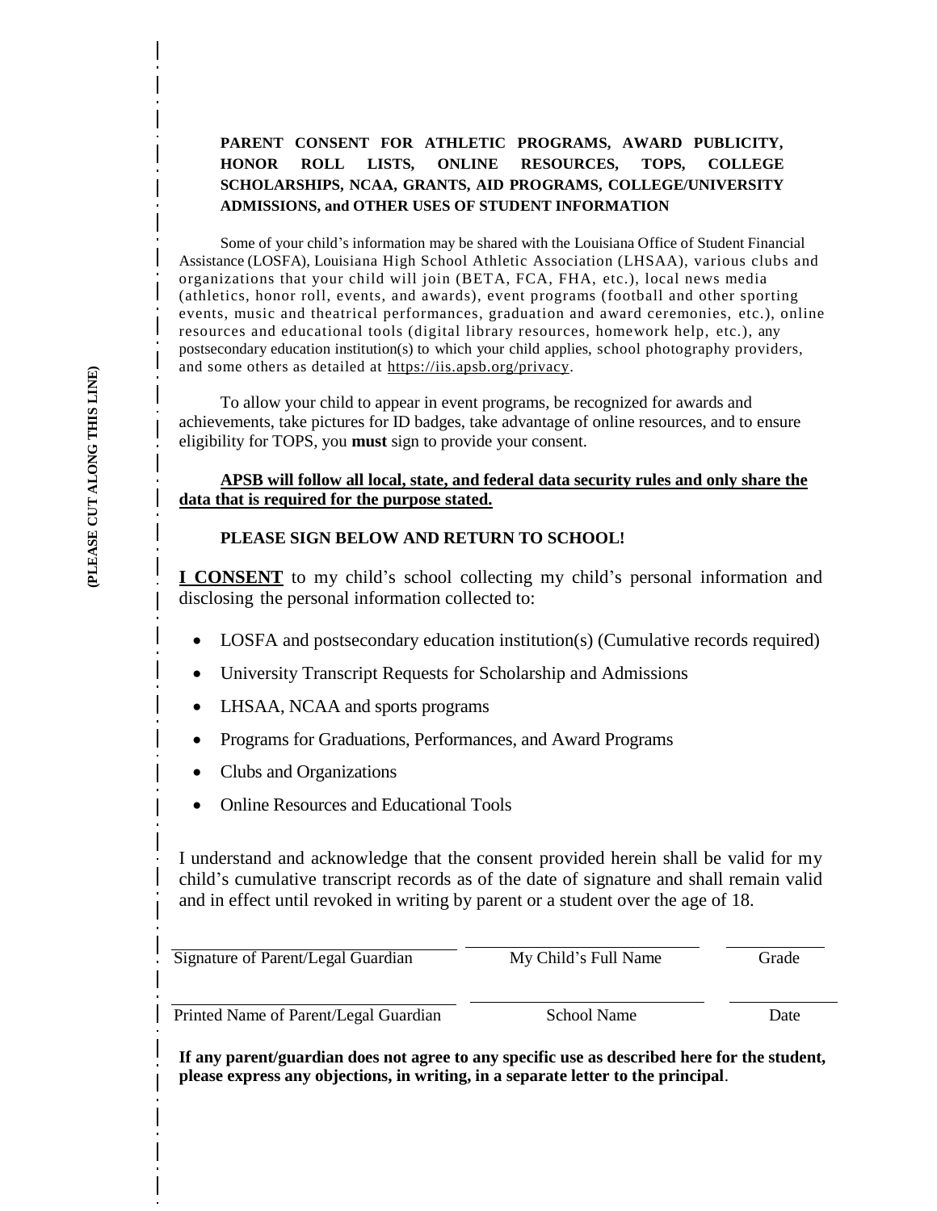**(PLEASE CUT ALONG THIS LINE)**

## PARENT CONSENT FOR ATHLETIC PROGRAMS, AWARD PUBLICITY, HONOR ROLL LISTS, ONLINE RESOURCES, TOPS, COLLEGE SCHOLARSHIPS, NCAA, GRANTS, AID PROGRAMS, COLLEGE/UNIVERSITY ADMISSIONS, and OTHER USES OF STUDENT INFORMATION

Some of your child's information may be shared with the Louisiana Office of Student Financial Assistance (LOSFA), Louisiana High School Athletic Association (LHSAA), various clubs and organizations that your child will join (BETA, FCA, FHA, etc.), local news media (athletics, honor roll, events, and awards), event programs (football and other sporting events, music and theatrical performances, graduation and award ceremonies, etc.), online resources and educational tools (digital library resources, homework help, etc.), any postsecondary education institution(s) to which your child applies, school photography providers, and some others as detailed at https://iis.apsb.org/privacy.

To allow your child to appear in event programs, be recognized for awards and achievements, take pictures for ID badges, take advantage of online resources, and to ensure eligibility for TOPS, you **must** sign to provide your consent.

**APSB will follow all local, state, and federal data security rules and only share the data that is required for the purpose stated.**

**PLEASE SIGN BELOW AND RETURN TO SCHOOL!**

**I CONSENT** to my child's school collecting my child's personal information and disclosing the personal information collected to:

- LOSFA and postsecondary education institution(s) (Cumulative records required)
- University Transcript Requests for Scholarship and Admissions
- LHSAA, NCAA and sports programs
- Programs for Graduations, Performances, and Award Programs
- Clubs and Organizations
- Online Resources and Educational Tools

I understand and acknowledge that the consent provided herein shall be valid for my child's cumulative transcript records as of the date of signature and shall remain valid and in effect until revoked in writing by parent or a student over the age of 18.

| Signature of Parent/Legal Guardian | My Child's Full Name | Grade |
|---|---|---|
| Printed Name of Parent/Legal Guardian | School Name | Date |

**If any parent/guardian does not agree to any specific use as described here for the student, please express any objections, in writing, in a separate letter to the principal**.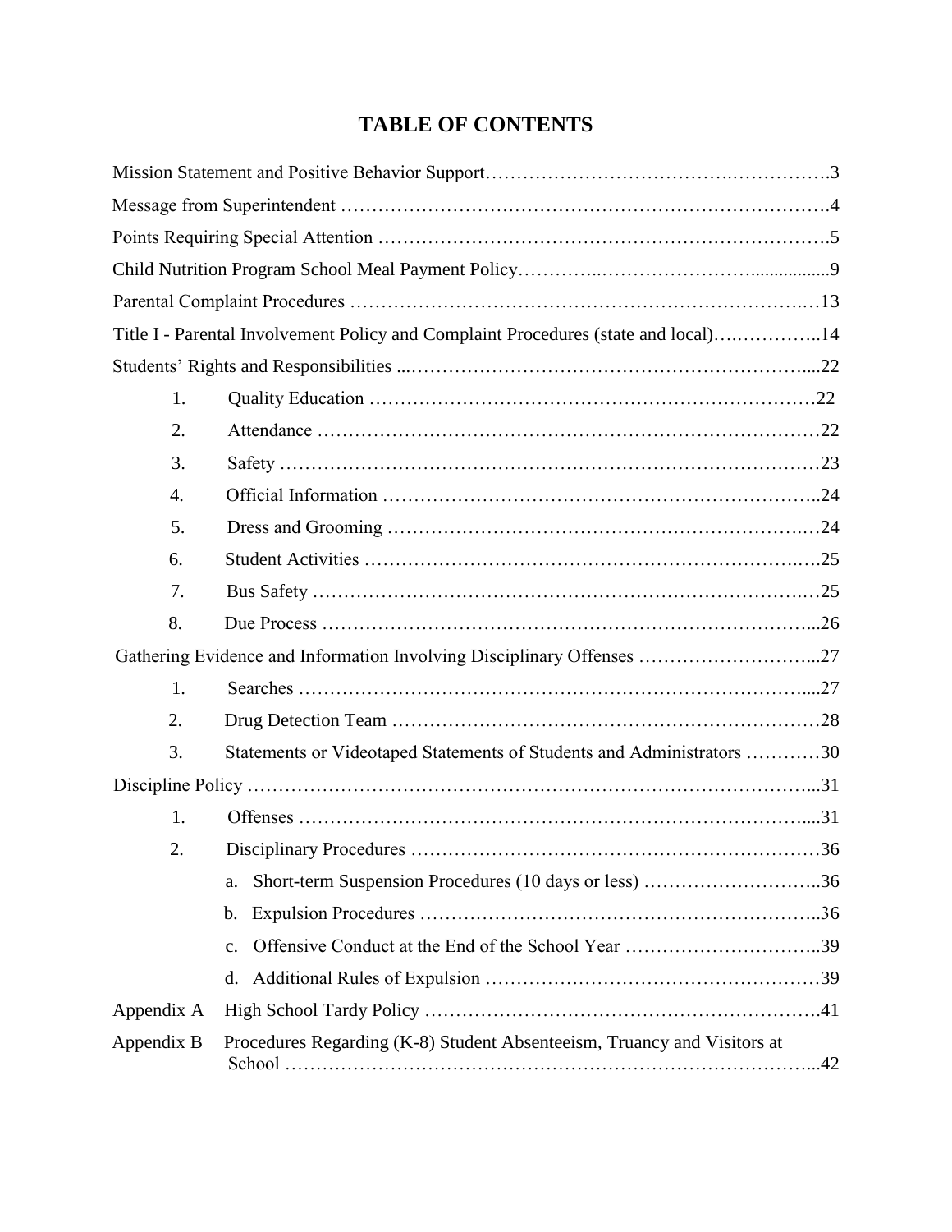# TABLE OF CONTENTS

Mission Statement and Positive Behavior Support……………………………….…………….3

Message from Superintendent ………………………………………………………………….4

Points Requiring Special Attention …………………………………………………………….5

Child Nutrition Program School Meal Payment Policy…………..……………………...............9

Parental Complaint Procedures …………………………………………………………….…13

Title I - Parental Involvement Policy and Complaint Procedures (state and local)….…………..14

Students' Rights and Responsibilities ..………………………………………………………....22

1. Quality Education ……………………………………………………………22
2. Attendance ……………………………………………………………………22
3. Safety …………………………………………………………………………23
4. Official Information …………………………………………………………..24
5. Dress and Grooming ……………………………………………………….…24
6. Student Activities ……………………………………………………….….25
7. Bus Safety …………………………………………………………………….25
8. Due Process …….…………………………………………………………...26

Gathering Evidence and Information Involving Disciplinary Offenses ………………………...27

1. Searches ……………………………………………………………………....27
2. Drug Detection Team ……………………………………………………………28
3. Statements or Videotaped Statements of Students and Administrators …………30

Discipline Policy ………………………………………………………………………………...31

1. Offenses …………………………………………………………………….....31
2. Disciplinary Procedures ………………………………………………………36
   a. Short-term Suspension Procedures (10 days or less) ………………………..36
   b. Expulsion Procedures ……………………………………………………..36
   c. Offensive Conduct at the End of the School Year …………………………..39
   d. Additional Rules of Expulsion ………………………………………………39

Appendix A High School Tardy Policy ………………………………………………………41

Appendix B Procedures Regarding (K-8) Student Absenteeism, Truancy and Visitors at School ………………………………………………………………………...42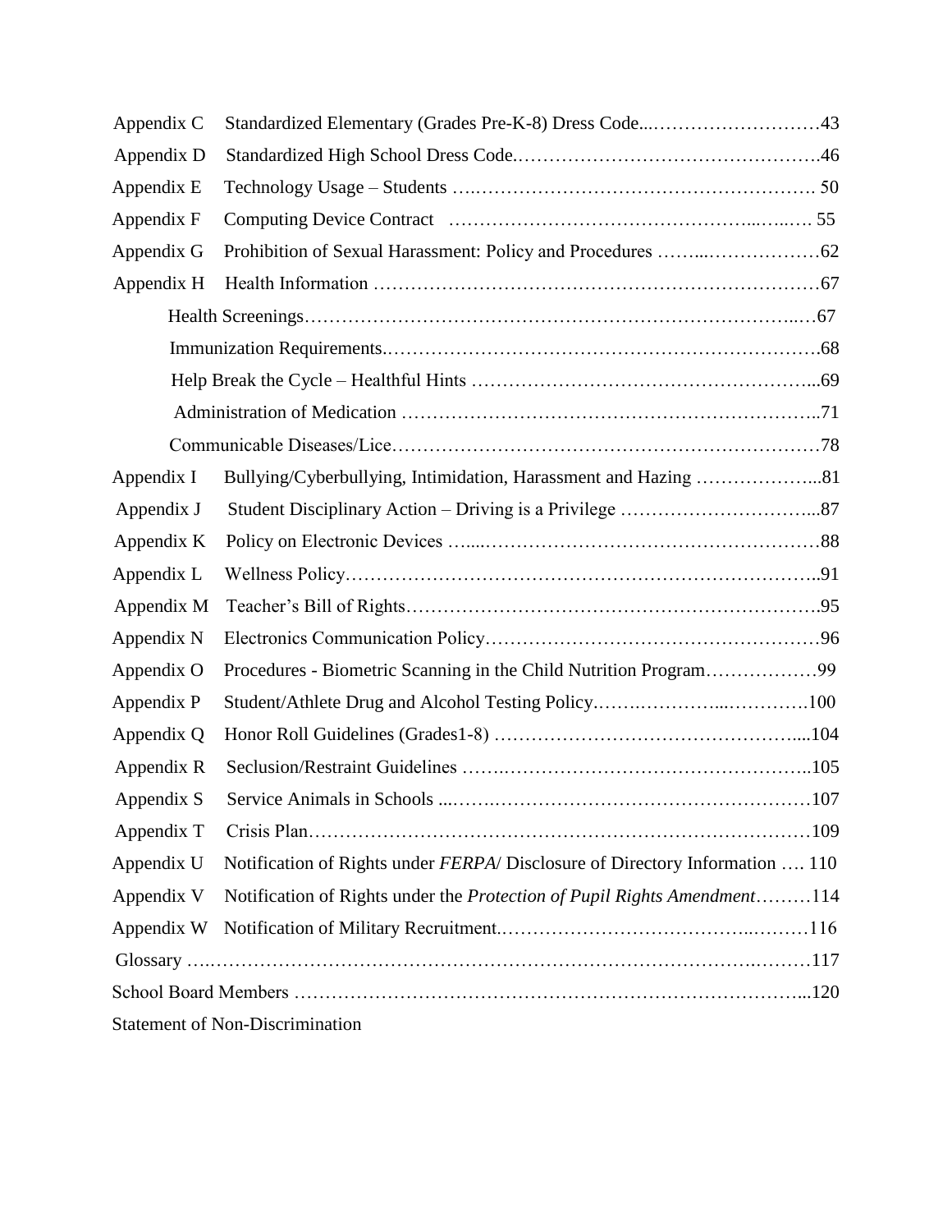Appendix C Standardized Elementary (Grades Pre-K-8) Dress Code...……………………….43

Appendix D Standardized High School Dress Code.………………………………………….46

Appendix E Technology Usage – Students ….………………………………………………. 50

Appendix F Computing Device Contract ……………………………………...…..…. 55

Appendix G Prohibition of Sexual Harassment: Policy and Procedures ……...………………62

Appendix H Health Information ……………………………………………………………67

Health Screenings…………………………………………………………………..…67

Immunization Requirements.……………………………………………………………68

Help Break the Cycle – Healthful Hints ……………………………………………...69

Administration of Medication ………………………………………………………..71

Communicable Diseases/Lice……………………………………………………………78

Appendix I Bullying/Cyberbullying, Intimidation, Harassment and Hazing ………………...81

Appendix J Student Disciplinary Action – Driving is a Privilege …………………………...87

Appendix K Policy on Electronic Devices …...………………………………………………88

Appendix L Wellness Policy…………………………………………………………………..91

Appendix M Teacher's Bill of Rights………………………………………………………….95

Appendix N Electronics Communication Policy………………………………………………96

Appendix O Procedures - Biometric Scanning in the Child Nutrition Program………………99

Appendix P Student/Athlete Drug and Alcohol Testing Policy.…….…………...………….100

Appendix Q Honor Roll Guidelines (Grades1-8) ……………………………………….....104

Appendix R Seclusion/Restraint Guidelines …….…………………………………………..105

Appendix S Service Animals in Schools ...…….……………………………………………107

Appendix T Crisis Plan…………………………………………………………………………109

Appendix U Notification of Rights under *FERPA*/ Disclosure of Directory Information …. 110

Appendix V Notification of Rights under the *Protection of Pupil Rights Amendment*………114

Appendix W Notification of Military Recruitment.…………………………………..………116

Glossary ….……………………………………………………………………………….………117

School Board Members ………………………………………………………………………...120

Statement of Non-Discrimination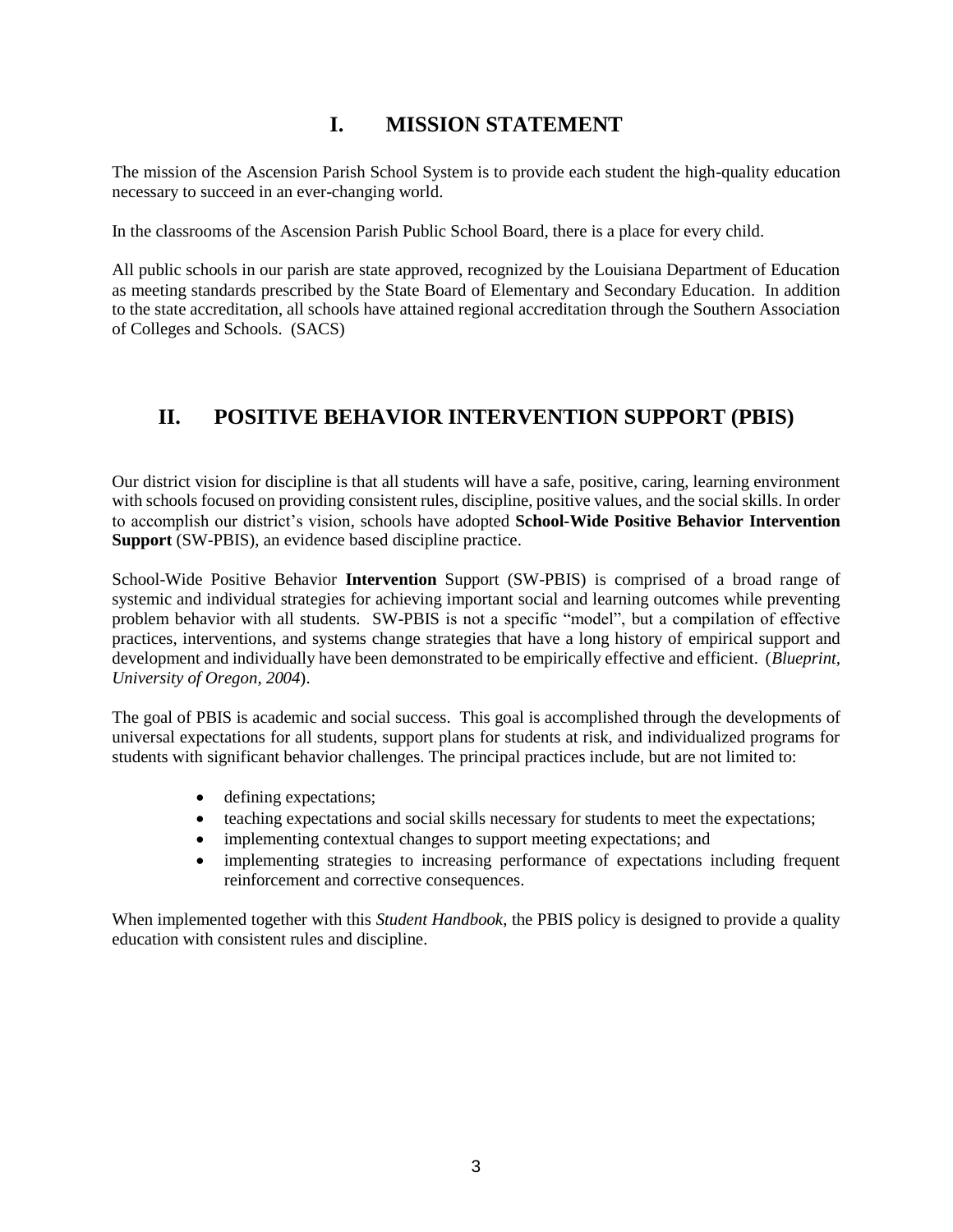# I. MISSION STATEMENT

The mission of the Ascension Parish School System is to provide each student the high-quality education necessary to succeed in an ever-changing world.

In the classrooms of the Ascension Parish Public School Board, there is a place for every child.

All public schools in our parish are state approved, recognized by the Louisiana Department of Education as meeting standards prescribed by the State Board of Elementary and Secondary Education. In addition to the state accreditation, all schools have attained regional accreditation through the Southern Association of Colleges and Schools. (SACS)

# II. POSITIVE BEHAVIOR INTERVENTION SUPPORT (PBIS)

Our district vision for discipline is that all students will have a safe, positive, caring, learning environment with schools focused on providing consistent rules, discipline, positive values, and the social skills. In order to accomplish our district's vision, schools have adopted **School-Wide Positive Behavior Intervention Support** (SW-PBIS), an evidence based discipline practice.

School-Wide Positive Behavior **Intervention** Support (SW-PBIS) is comprised of a broad range of systemic and individual strategies for achieving important social and learning outcomes while preventing problem behavior with all students. SW-PBIS is not a specific "model", but a compilation of effective practices, interventions, and systems change strategies that have a long history of empirical support and development and individually have been demonstrated to be empirically effective and efficient. (*Blueprint, University of Oregon, 2004*).

The goal of PBIS is academic and social success. This goal is accomplished through the developments of universal expectations for all students, support plans for students at risk, and individualized programs for students with significant behavior challenges. The principal practices include, but are not limited to:

- defining expectations;
- teaching expectations and social skills necessary for students to meet the expectations;
- implementing contextual changes to support meeting expectations; and
- implementing strategies to increasing performance of expectations including frequent reinforcement and corrective consequences.

When implemented together with this *Student Handbook*, the PBIS policy is designed to provide a quality education with consistent rules and discipline.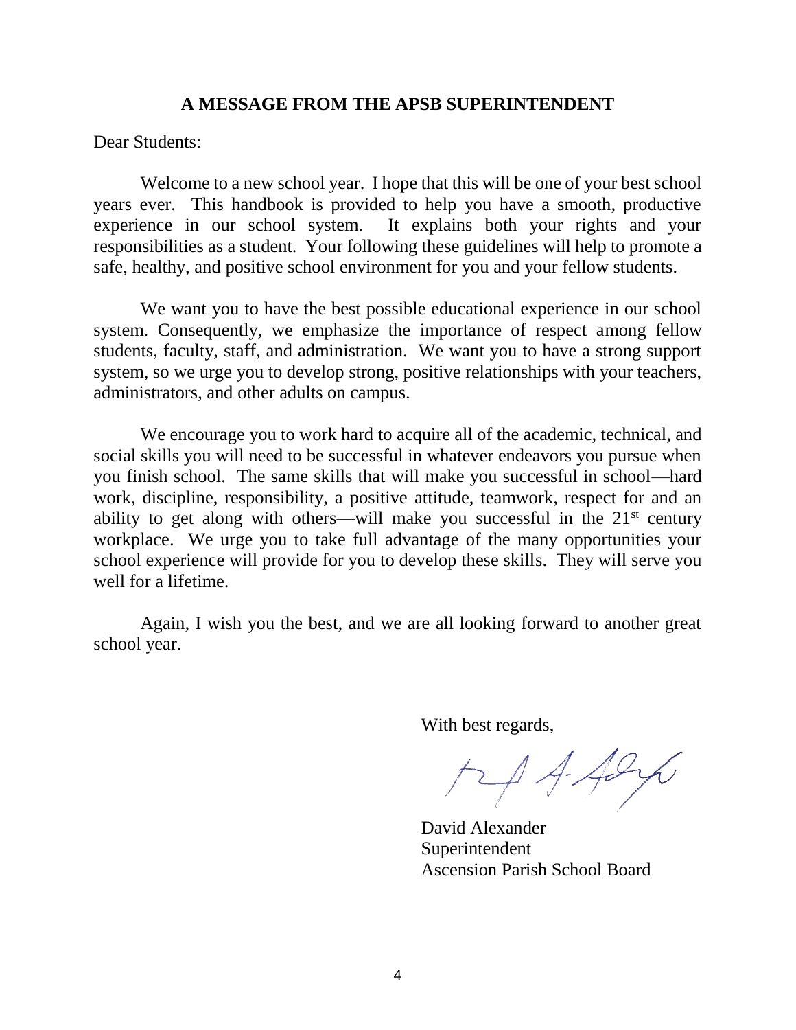## A MESSAGE FROM THE APSB SUPERINTENDENT

Dear Students:

Welcome to a new school year. I hope that this will be one of your best school years ever. This handbook is provided to help you have a smooth, productive experience in our school system. It explains both your rights and your responsibilities as a student. Your following these guidelines will help to promote a safe, healthy, and positive school environment for you and your fellow students.

We want you to have the best possible educational experience in our school system. Consequently, we emphasize the importance of respect among fellow students, faculty, staff, and administration. We want you to have a strong support system, so we urge you to develop strong, positive relationships with your teachers, administrators, and other adults on campus.

We encourage you to work hard to acquire all of the academic, technical, and social skills you will need to be successful in whatever endeavors you pursue when you finish school. The same skills that will make you successful in school—hard work, discipline, responsibility, a positive attitude, teamwork, respect for and an ability to get along with others—will make you successful in the 21st century workplace. We urge you to take full advantage of the many opportunities your school experience will provide for you to develop these skills. They will serve you well for a lifetime.

Again, I wish you the best, and we are all looking forward to another great school year.

With best regards,

David Alexander
Superintendent
Ascension Parish School Board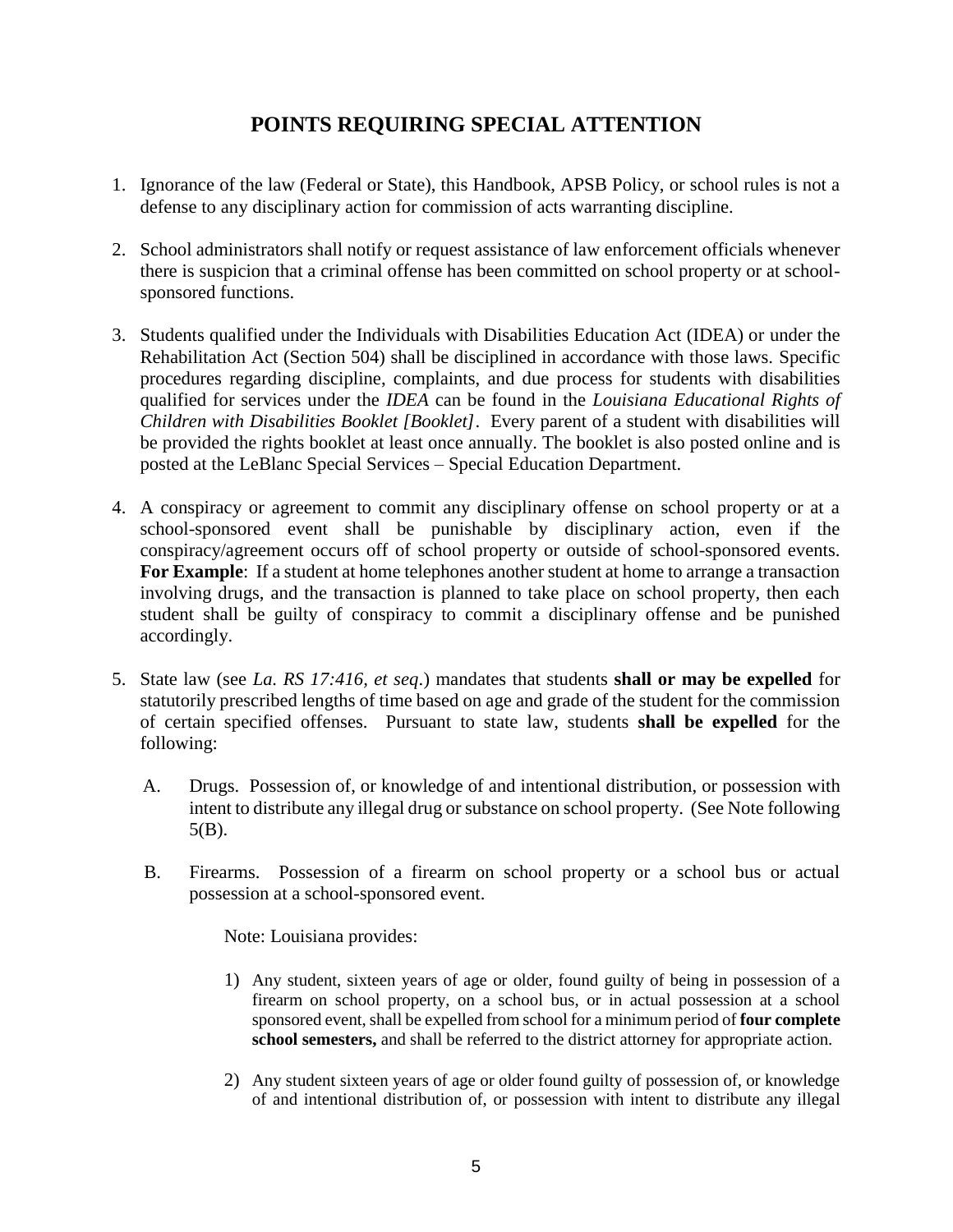## POINTS REQUIRING SPECIAL ATTENTION

1. Ignorance of the law (Federal or State), this Handbook, APSB Policy, or school rules is not a defense to any disciplinary action for commission of acts warranting discipline.

2. School administrators shall notify or request assistance of law enforcement officials whenever there is suspicion that a criminal offense has been committed on school property or at school-sponsored functions.

3. Students qualified under the Individuals with Disabilities Education Act (IDEA) or under the Rehabilitation Act (Section 504) shall be disciplined in accordance with those laws. Specific procedures regarding discipline, complaints, and due process for students with disabilities qualified for services under the *IDEA* can be found in the *Louisiana Educational Rights of Children with Disabilities Booklet [Booklet]*. Every parent of a student with disabilities will be provided the rights booklet at least once annually. The booklet is also posted online and is posted at the LeBlanc Special Services – Special Education Department.

4. A conspiracy or agreement to commit any disciplinary offense on school property or at a school-sponsored event shall be punishable by disciplinary action, even if the conspiracy/agreement occurs off of school property or outside of school-sponsored events. **For Example**: If a student at home telephones another student at home to arrange a transaction involving drugs, and the transaction is planned to take place on school property, then each student shall be guilty of conspiracy to commit a disciplinary offense and be punished accordingly.

5. State law (see *La. RS 17:416, et seq*.) mandates that students **shall or may be expelled** for statutorily prescribed lengths of time based on age and grade of the student for the commission of certain specified offenses. Pursuant to state law, students **shall be expelled** for the following:

   A. Drugs. Possession of, or knowledge of and intentional distribution, or possession with intent to distribute any illegal drug or substance on school property. (See Note following 5(B).

   B. Firearms. Possession of a firearm on school property or a school bus or actual possession at a school-sponsored event.

      Note: Louisiana provides:

      1) Any student, sixteen years of age or older, found guilty of being in possession of a firearm on school property, on a school bus, or in actual possession at a school sponsored event, shall be expelled from school for a minimum period of **four complete school semesters,** and shall be referred to the district attorney for appropriate action.

      2) Any student sixteen years of age or older found guilty of possession of, or knowledge of and intentional distribution of, or possession with intent to distribute any illegal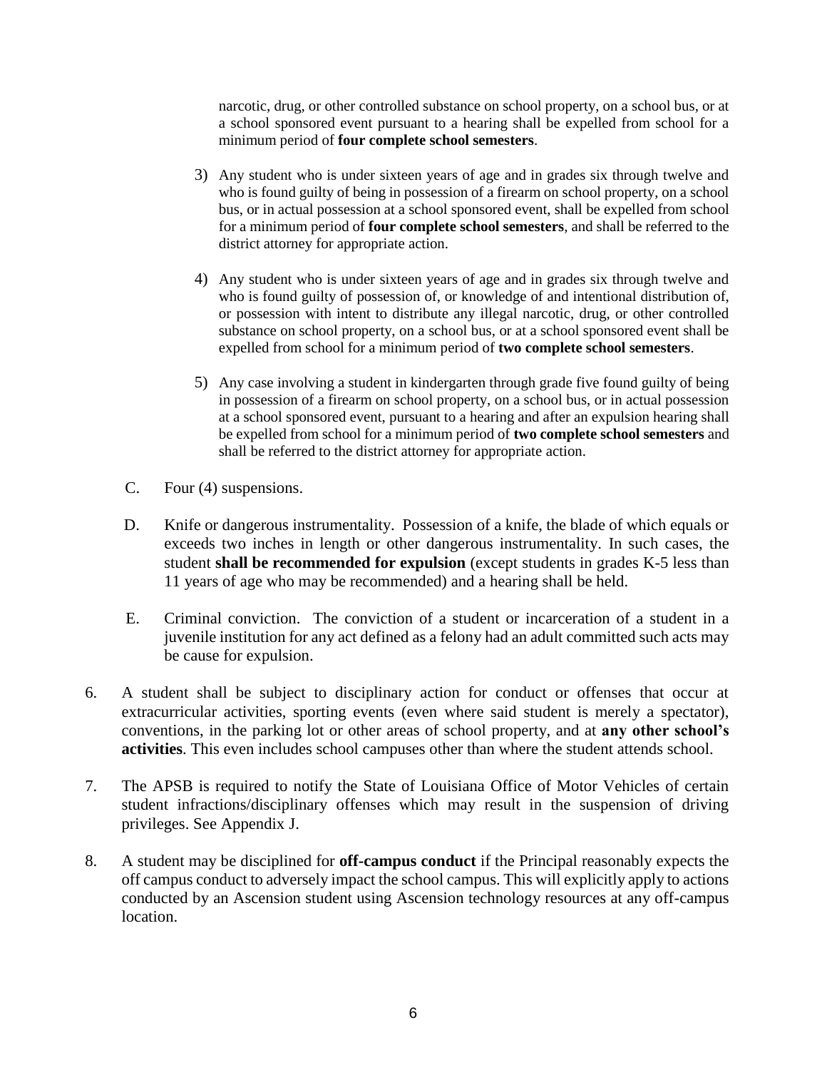narcotic, drug, or other controlled substance on school property, on a school bus, or at a school sponsored event pursuant to a hearing shall be expelled from school for a minimum period of **four complete school semesters**.

3) Any student who is under sixteen years of age and in grades six through twelve and who is found guilty of being in possession of a firearm on school property, on a school bus, or in actual possession at a school sponsored event, shall be expelled from school for a minimum period of **four complete school semesters**, and shall be referred to the district attorney for appropriate action.

4) Any student who is under sixteen years of age and in grades six through twelve and who is found guilty of possession of, or knowledge of and intentional distribution of, or possession with intent to distribute any illegal narcotic, drug, or other controlled substance on school property, on a school bus, or at a school sponsored event shall be expelled from school for a minimum period of **two complete school semesters**.

5) Any case involving a student in kindergarten through grade five found guilty of being in possession of a firearm on school property, on a school bus, or in actual possession at a school sponsored event, pursuant to a hearing and after an expulsion hearing shall be expelled from school for a minimum period of **two complete school semesters** and shall be referred to the district attorney for appropriate action.

C. Four (4) suspensions.

D. Knife or dangerous instrumentality. Possession of a knife, the blade of which equals or exceeds two inches in length or other dangerous instrumentality. In such cases, the student **shall be recommended for expulsion** (except students in grades K-5 less than 11 years of age who may be recommended) and a hearing shall be held.

E. Criminal conviction. The conviction of a student or incarceration of a student in a juvenile institution for any act defined as a felony had an adult committed such acts may be cause for expulsion.

6. A student shall be subject to disciplinary action for conduct or offenses that occur at extracurricular activities, sporting events (even where said student is merely a spectator), conventions, in the parking lot or other areas of school property, and at **any other school's activities**. This even includes school campuses other than where the student attends school.

7. The APSB is required to notify the State of Louisiana Office of Motor Vehicles of certain student infractions/disciplinary offenses which may result in the suspension of driving privileges. See Appendix J.

8. A student may be disciplined for **off-campus conduct** if the Principal reasonably expects the off campus conduct to adversely impact the school campus. This will explicitly apply to actions conducted by an Ascension student using Ascension technology resources at any off-campus location.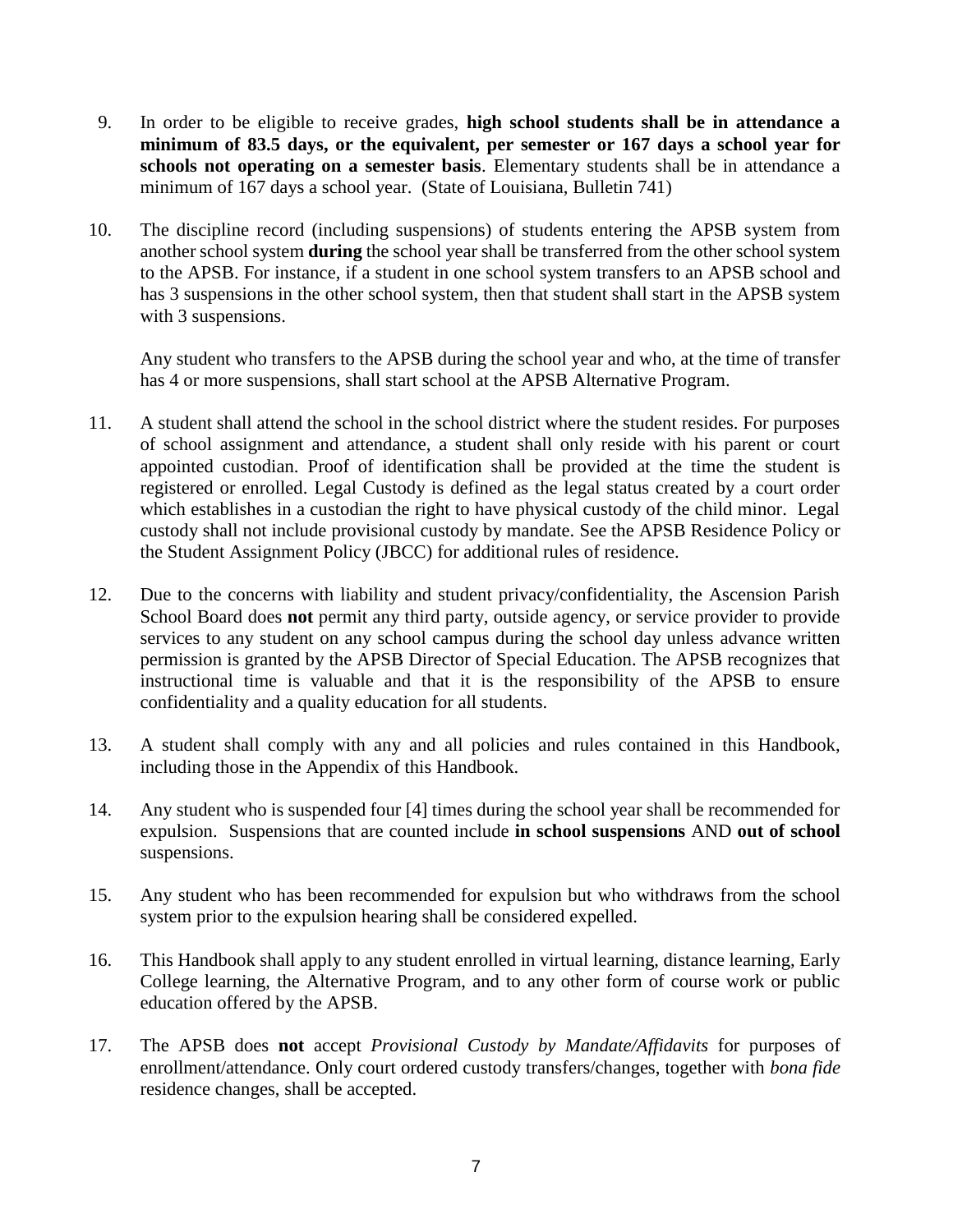9. In order to be eligible to receive grades, **high school students shall be in attendance a minimum of 83.5 days, or the equivalent, per semester or 167 days a school year for schools not operating on a semester basis**. Elementary students shall be in attendance a minimum of 167 days a school year. (State of Louisiana, Bulletin 741)

10. The discipline record (including suspensions) of students entering the APSB system from another school system **during** the school year shall be transferred from the other school system to the APSB. For instance, if a student in one school system transfers to an APSB school and has 3 suspensions in the other school system, then that student shall start in the APSB system with 3 suspensions.

    Any student who transfers to the APSB during the school year and who, at the time of transfer has 4 or more suspensions, shall start school at the APSB Alternative Program.

11. A student shall attend the school in the school district where the student resides. For purposes of school assignment and attendance, a student shall only reside with his parent or court appointed custodian. Proof of identification shall be provided at the time the student is registered or enrolled. Legal Custody is defined as the legal status created by a court order which establishes in a custodian the right to have physical custody of the child minor. Legal custody shall not include provisional custody by mandate. See the APSB Residence Policy or the Student Assignment Policy (JBCC) for additional rules of residence.

12. Due to the concerns with liability and student privacy/confidentiality, the Ascension Parish School Board does **not** permit any third party, outside agency, or service provider to provide services to any student on any school campus during the school day unless advance written permission is granted by the APSB Director of Special Education. The APSB recognizes that instructional time is valuable and that it is the responsibility of the APSB to ensure confidentiality and a quality education for all students.

13. A student shall comply with any and all policies and rules contained in this Handbook, including those in the Appendix of this Handbook.

14. Any student who is suspended four [4] times during the school year shall be recommended for expulsion. Suspensions that are counted include **in school suspensions** AND **out of school** suspensions.

15. Any student who has been recommended for expulsion but who withdraws from the school system prior to the expulsion hearing shall be considered expelled.

16. This Handbook shall apply to any student enrolled in virtual learning, distance learning, Early College learning, the Alternative Program, and to any other form of course work or public education offered by the APSB.

17. The APSB does **not** accept *Provisional Custody by Mandate/Affidavits* for purposes of enrollment/attendance. Only court ordered custody transfers/changes, together with *bona fide* residence changes, shall be accepted.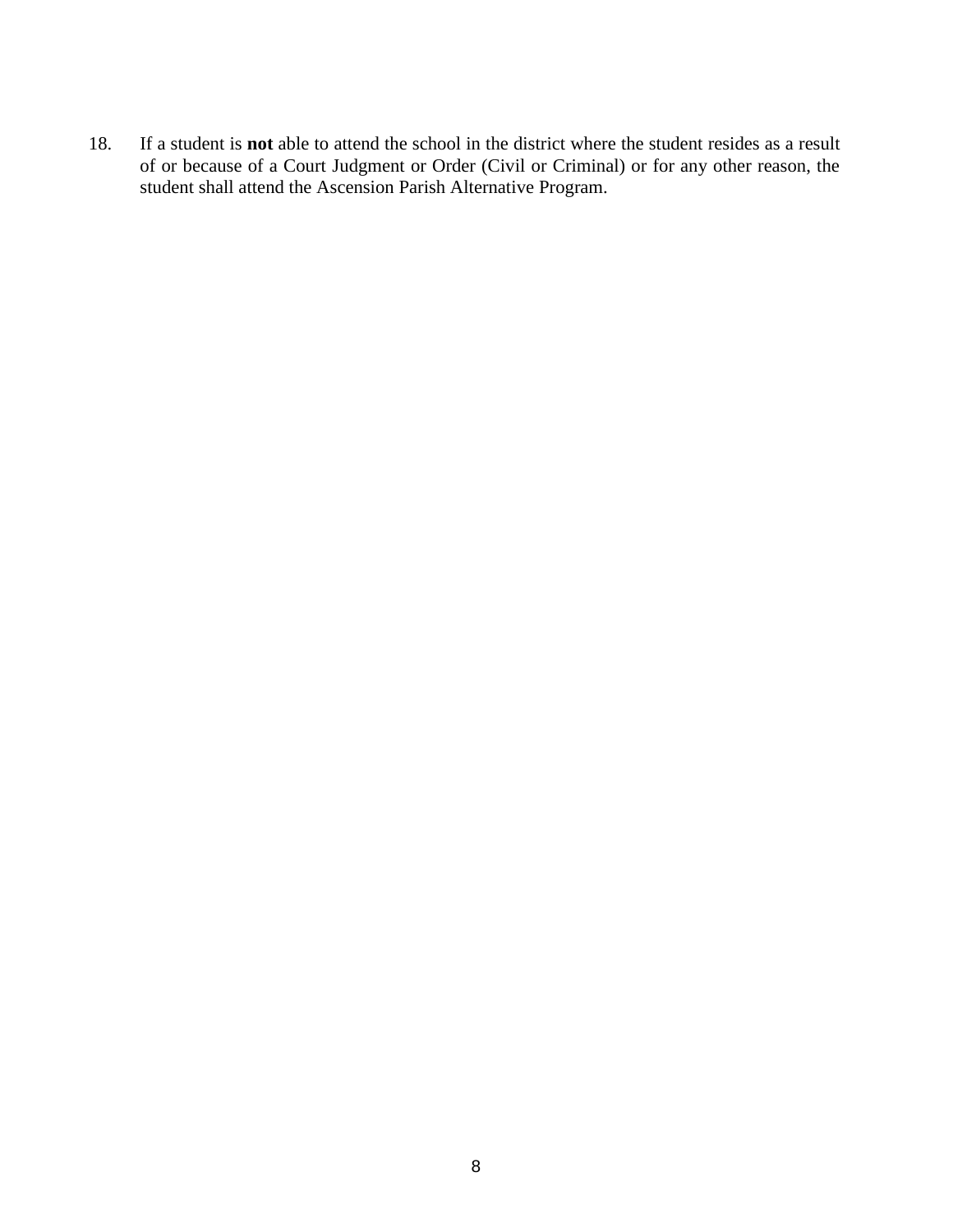18. If a student is **not** able to attend the school in the district where the student resides as a result of or because of a Court Judgment or Order (Civil or Criminal) or for any other reason, the student shall attend the Ascension Parish Alternative Program.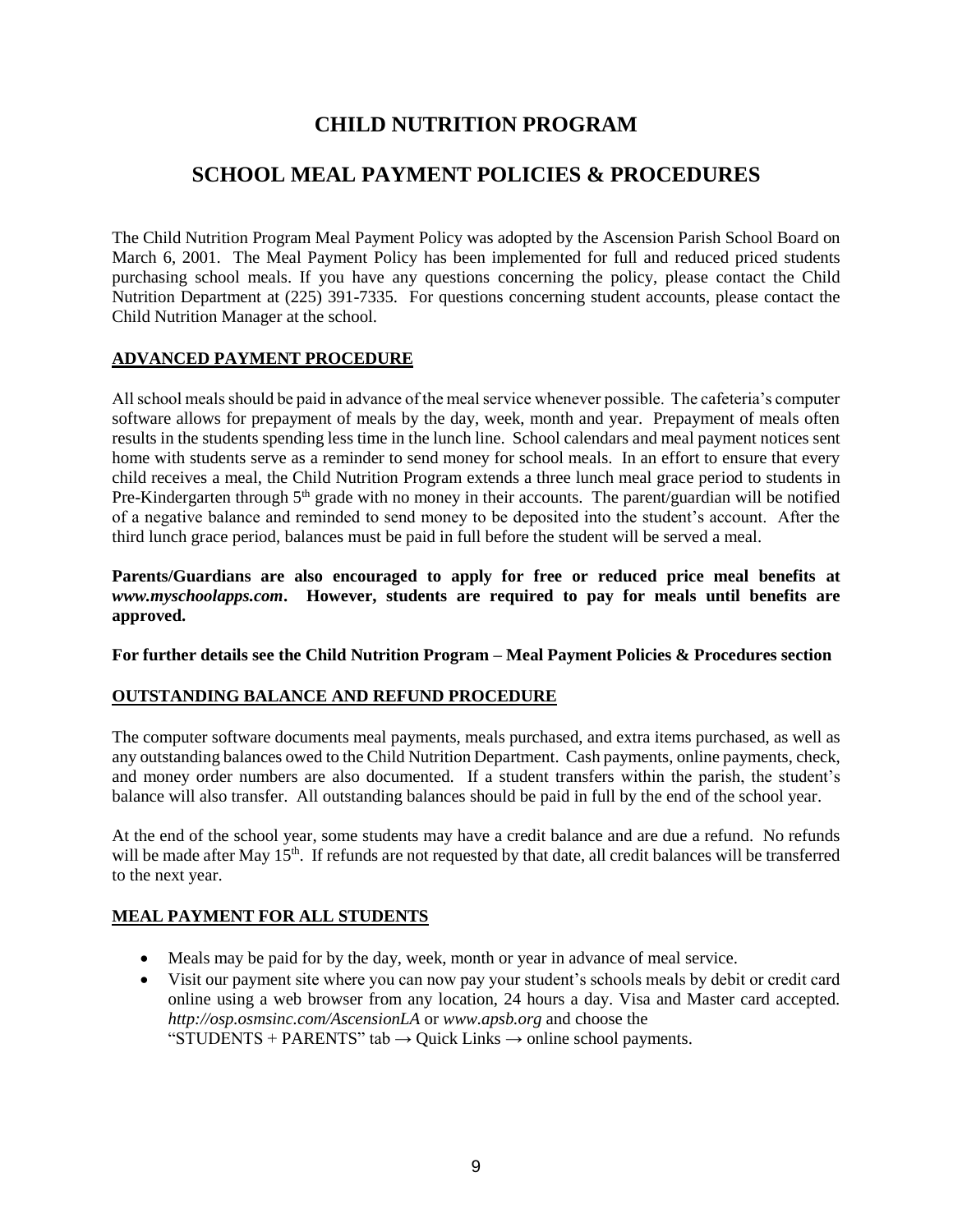# CHILD NUTRITION PROGRAM

# SCHOOL MEAL PAYMENT POLICIES & PROCEDURES

The Child Nutrition Program Meal Payment Policy was adopted by the Ascension Parish School Board on March 6, 2001. The Meal Payment Policy has been implemented for full and reduced priced students purchasing school meals. If you have any questions concerning the policy, please contact the Child Nutrition Department at (225) 391-7335. For questions concerning student accounts, please contact the Child Nutrition Manager at the school.

## ADVANCED PAYMENT PROCEDURE

All school meals should be paid in advance of the meal service whenever possible. The cafeteria's computer software allows for prepayment of meals by the day, week, month and year. Prepayment of meals often results in the students spending less time in the lunch line. School calendars and meal payment notices sent home with students serve as a reminder to send money for school meals. In an effort to ensure that every child receives a meal, the Child Nutrition Program extends a three lunch meal grace period to students in Pre-Kindergarten through 5th grade with no money in their accounts. The parent/guardian will be notified of a negative balance and reminded to send money to be deposited into the student's account. After the third lunch grace period, balances must be paid in full before the student will be served a meal.

**Parents/Guardians are also encouraged to apply for free or reduced price meal benefits at *www.myschoolapps.com*. However, students are required to pay for meals until benefits are approved.**

**For further details see the Child Nutrition Program – Meal Payment Policies & Procedures section**

## OUTSTANDING BALANCE AND REFUND PROCEDURE

The computer software documents meal payments, meals purchased, and extra items purchased, as well as any outstanding balances owed to the Child Nutrition Department. Cash payments, online payments, check, and money order numbers are also documented. If a student transfers within the parish, the student's balance will also transfer. All outstanding balances should be paid in full by the end of the school year.

At the end of the school year, some students may have a credit balance and are due a refund. No refunds will be made after May 15th. If refunds are not requested by that date, all credit balances will be transferred to the next year.

## MEAL PAYMENT FOR ALL STUDENTS

- Meals may be paid for by the day, week, month or year in advance of meal service.
- Visit our payment site where you can now pay your student's schools meals by debit or credit card online using a web browser from any location, 24 hours a day. Visa and Master card accepted. *http://osp.osmsinc.com/AscensionLA* or *www.apsb.org* and choose the "STUDENTS + PARENTS" tab → Quick Links → online school payments.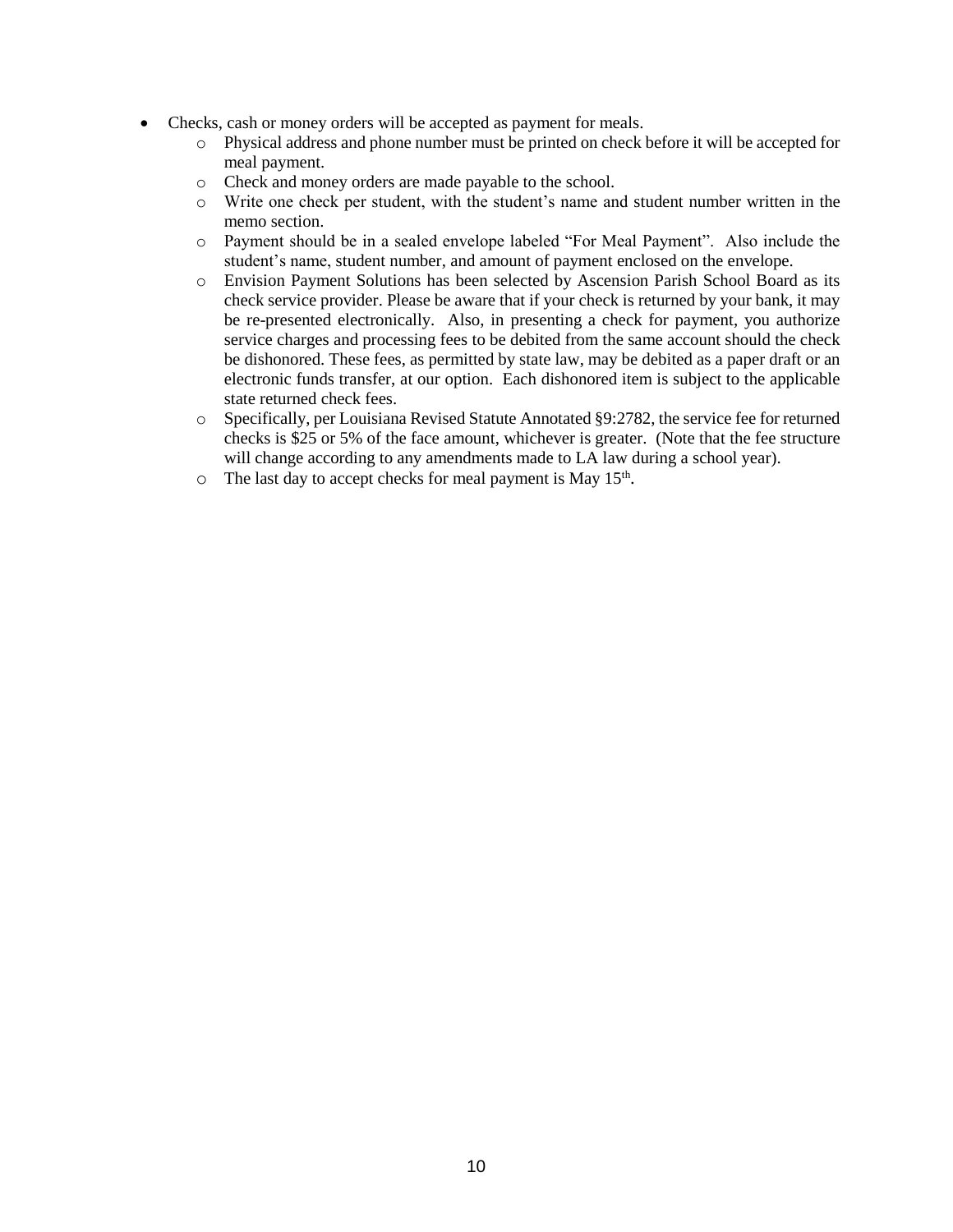- Checks, cash or money orders will be accepted as payment for meals.
  - Physical address and phone number must be printed on check before it will be accepted for meal payment.
  - Check and money orders are made payable to the school.
  - Write one check per student, with the student's name and student number written in the memo section.
  - Payment should be in a sealed envelope labeled "For Meal Payment". Also include the student's name, student number, and amount of payment enclosed on the envelope.
  - Envision Payment Solutions has been selected by Ascension Parish School Board as its check service provider. Please be aware that if your check is returned by your bank, it may be re-presented electronically. Also, in presenting a check for payment, you authorize service charges and processing fees to be debited from the same account should the check be dishonored. These fees, as permitted by state law, may be debited as a paper draft or an electronic funds transfer, at our option. Each dishonored item is subject to the applicable state returned check fees.
  - Specifically, per Louisiana Revised Statute Annotated §9:2782, the service fee for returned checks is $25 or 5% of the face amount, whichever is greater. (Note that the fee structure will change according to any amendments made to LA law during a school year).
  - The last day to accept checks for meal payment is May 15th.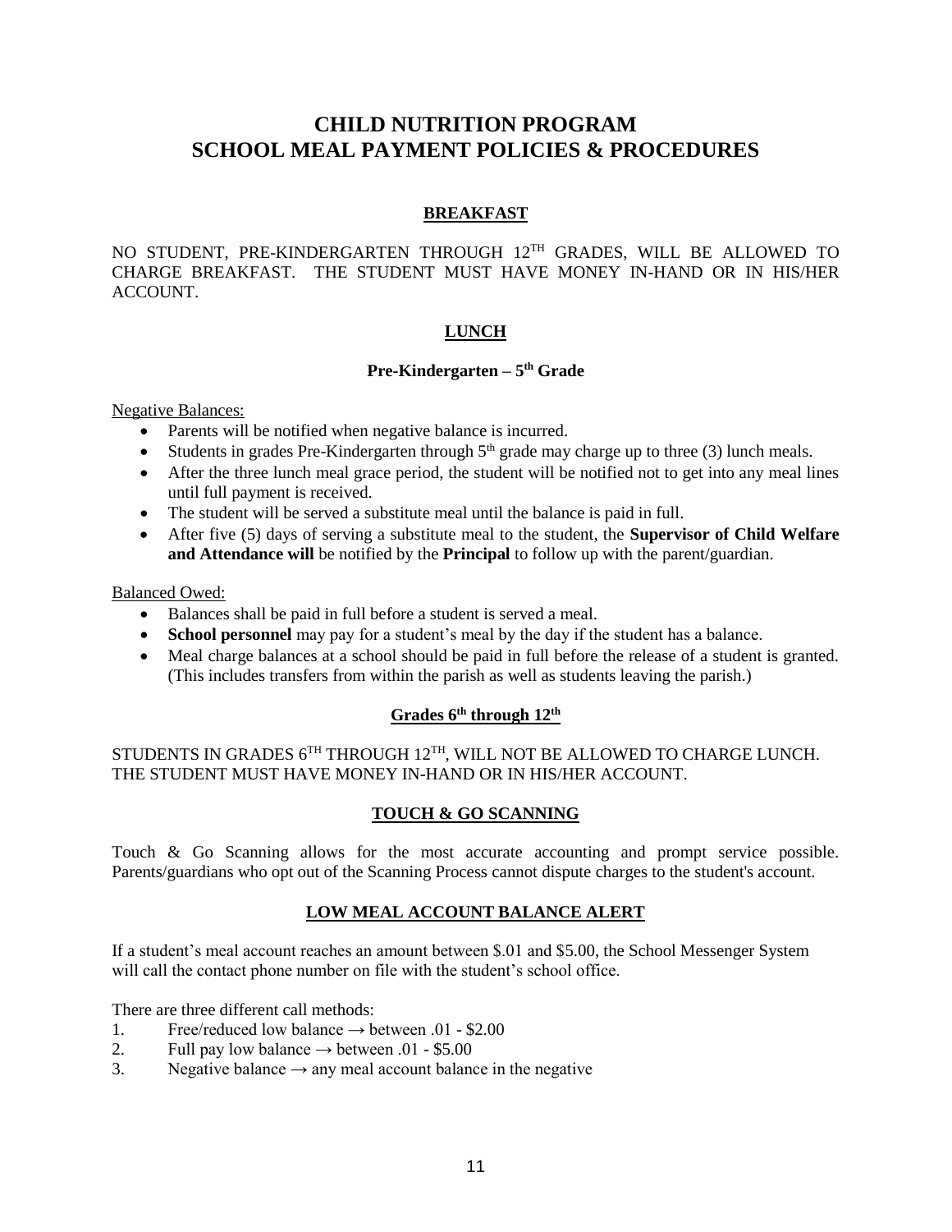# CHILD NUTRITION PROGRAM
# SCHOOL MEAL PAYMENT POLICIES & PROCEDURES

## BREAKFAST

NO STUDENT, PRE-KINDERGARTEN THROUGH 12TH GRADES, WILL BE ALLOWED TO CHARGE BREAKFAST. THE STUDENT MUST HAVE MONEY IN-HAND OR IN HIS/HER ACCOUNT.

## LUNCH

### Pre-Kindergarten – 5th Grade

Negative Balances:

- Parents will be notified when negative balance is incurred.
- Students in grades Pre-Kindergarten through 5th grade may charge up to three (3) lunch meals.
- After the three lunch meal grace period, the student will be notified not to get into any meal lines until full payment is received.
- The student will be served a substitute meal until the balance is paid in full.
- After five (5) days of serving a substitute meal to the student, the **Supervisor of Child Welfare and Attendance will** be notified by the **Principal** to follow up with the parent/guardian.

Balanced Owed:

- Balances shall be paid in full before a student is served a meal.
- **School personnel** may pay for a student's meal by the day if the student has a balance.
- Meal charge balances at a school should be paid in full before the release of a student is granted. (This includes transfers from within the parish as well as students leaving the parish.)

### Grades 6th through 12th

STUDENTS IN GRADES 6TH THROUGH 12TH, WILL NOT BE ALLOWED TO CHARGE LUNCH. THE STUDENT MUST HAVE MONEY IN-HAND OR IN HIS/HER ACCOUNT.

## TOUCH & GO SCANNING

Touch & Go Scanning allows for the most accurate accounting and prompt service possible. Parents/guardians who opt out of the Scanning Process cannot dispute charges to the student's account.

## LOW MEAL ACCOUNT BALANCE ALERT

If a student's meal account reaches an amount between $.01 and $5.00, the School Messenger System will call the contact phone number on file with the student's school office.

There are three different call methods:

1. Free/reduced low balance → between .01 - $2.00
2. Full pay low balance → between .01 - $5.00
3. Negative balance → any meal account balance in the negative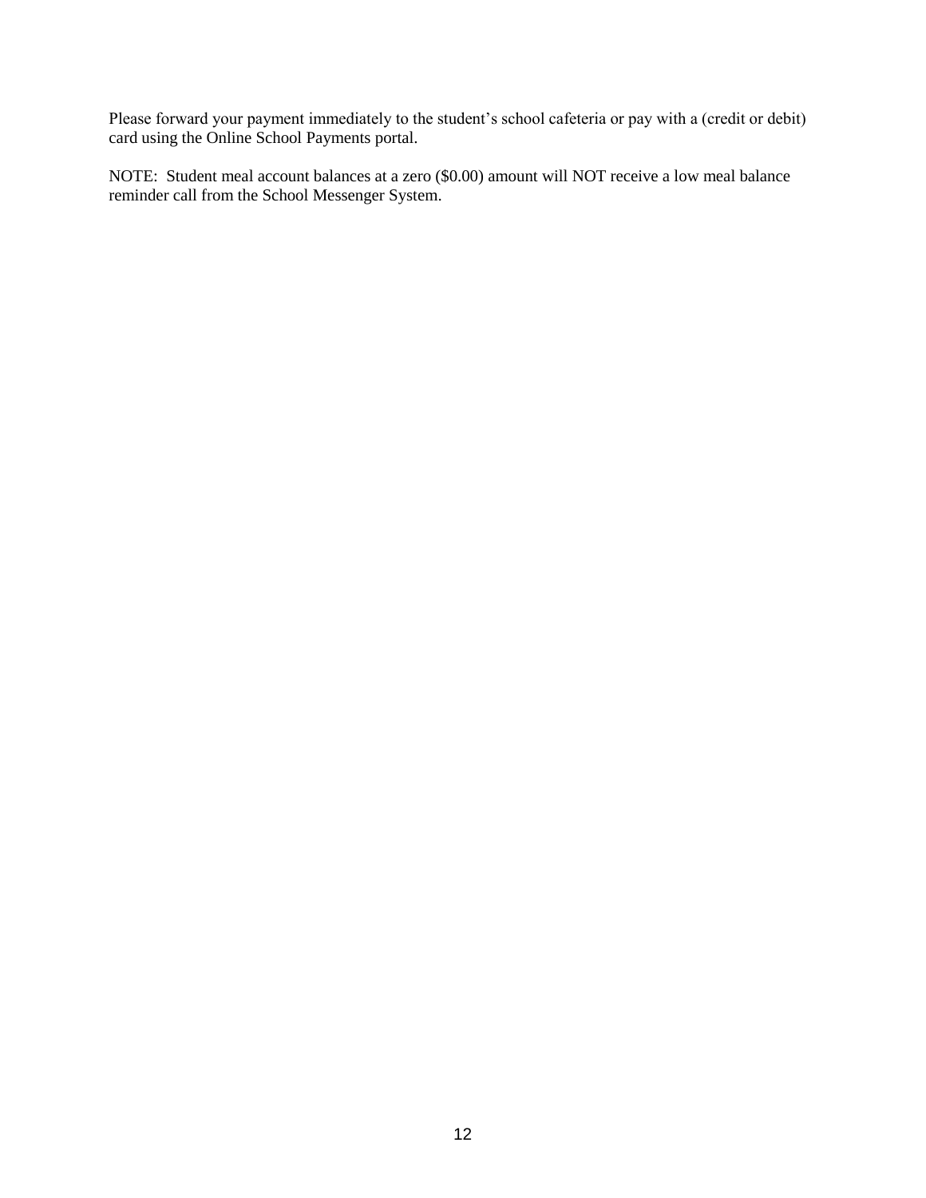Please forward your payment immediately to the student's school cafeteria or pay with a (credit or debit) card using the Online School Payments portal.

NOTE: Student meal account balances at a zero ($0.00) amount will NOT receive a low meal balance reminder call from the School Messenger System.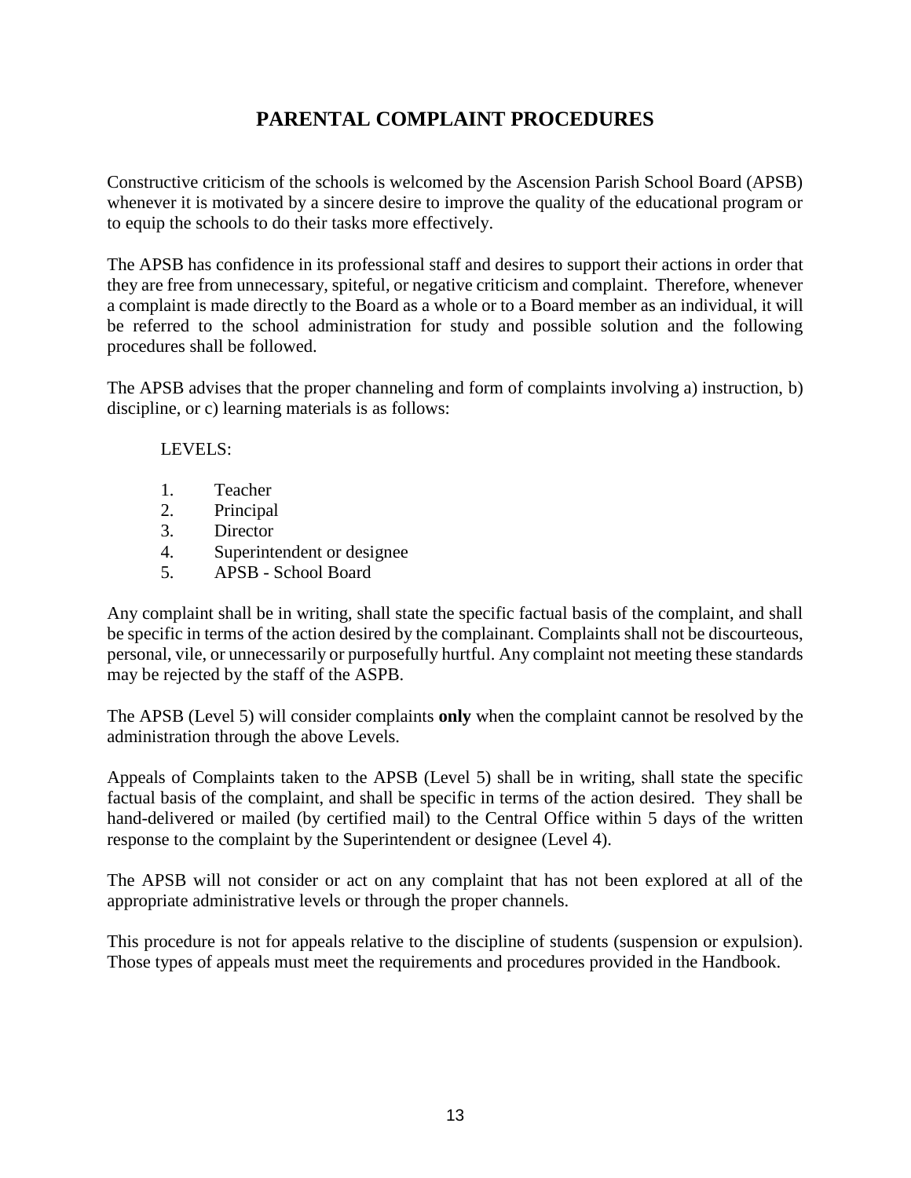# PARENTAL COMPLAINT PROCEDURES

Constructive criticism of the schools is welcomed by the Ascension Parish School Board (APSB) whenever it is motivated by a sincere desire to improve the quality of the educational program or to equip the schools to do their tasks more effectively.

The APSB has confidence in its professional staff and desires to support their actions in order that they are free from unnecessary, spiteful, or negative criticism and complaint. Therefore, whenever a complaint is made directly to the Board as a whole or to a Board member as an individual, it will be referred to the school administration for study and possible solution and the following procedures shall be followed.

The APSB advises that the proper channeling and form of complaints involving a) instruction, b) discipline, or c) learning materials is as follows:

LEVELS:

1. Teacher
2. Principal
3. Director
4. Superintendent or designee
5. APSB - School Board

Any complaint shall be in writing, shall state the specific factual basis of the complaint, and shall be specific in terms of the action desired by the complainant. Complaints shall not be discourteous, personal, vile, or unnecessarily or purposefully hurtful. Any complaint not meeting these standards may be rejected by the staff of the ASPB.

The APSB (Level 5) will consider complaints **only** when the complaint cannot be resolved by the administration through the above Levels.

Appeals of Complaints taken to the APSB (Level 5) shall be in writing, shall state the specific factual basis of the complaint, and shall be specific in terms of the action desired. They shall be hand-delivered or mailed (by certified mail) to the Central Office within 5 days of the written response to the complaint by the Superintendent or designee (Level 4).

The APSB will not consider or act on any complaint that has not been explored at all of the appropriate administrative levels or through the proper channels.

This procedure is not for appeals relative to the discipline of students (suspension or expulsion). Those types of appeals must meet the requirements and procedures provided in the Handbook.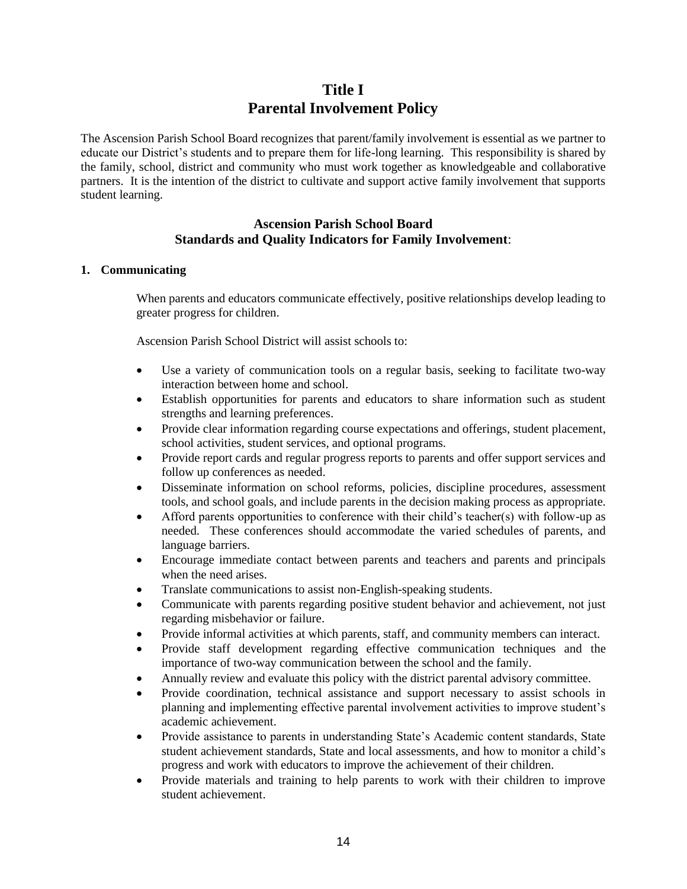# Title I
# Parental Involvement Policy

The Ascension Parish School Board recognizes that parent/family involvement is essential as we partner to educate our District's students and to prepare them for life-long learning. This responsibility is shared by the family, school, district and community who must work together as knowledgeable and collaborative partners. It is the intention of the district to cultivate and support active family involvement that supports student learning.

## Ascension Parish School Board
## Standards and Quality Indicators for Family Involvement:

### 1. Communicating

When parents and educators communicate effectively, positive relationships develop leading to greater progress for children.

Ascension Parish School District will assist schools to:

- Use a variety of communication tools on a regular basis, seeking to facilitate two-way interaction between home and school.
- Establish opportunities for parents and educators to share information such as student strengths and learning preferences.
- Provide clear information regarding course expectations and offerings, student placement, school activities, student services, and optional programs.
- Provide report cards and regular progress reports to parents and offer support services and follow up conferences as needed.
- Disseminate information on school reforms, policies, discipline procedures, assessment tools, and school goals, and include parents in the decision making process as appropriate.
- Afford parents opportunities to conference with their child's teacher(s) with follow-up as needed. These conferences should accommodate the varied schedules of parents, and language barriers.
- Encourage immediate contact between parents and teachers and parents and principals when the need arises.
- Translate communications to assist non-English-speaking students.
- Communicate with parents regarding positive student behavior and achievement, not just regarding misbehavior or failure.
- Provide informal activities at which parents, staff, and community members can interact.
- Provide staff development regarding effective communication techniques and the importance of two-way communication between the school and the family.
- Annually review and evaluate this policy with the district parental advisory committee.
- Provide coordination, technical assistance and support necessary to assist schools in planning and implementing effective parental involvement activities to improve student's academic achievement.
- Provide assistance to parents in understanding State's Academic content standards, State student achievement standards, State and local assessments, and how to monitor a child's progress and work with educators to improve the achievement of their children.
- Provide materials and training to help parents to work with their children to improve student achievement.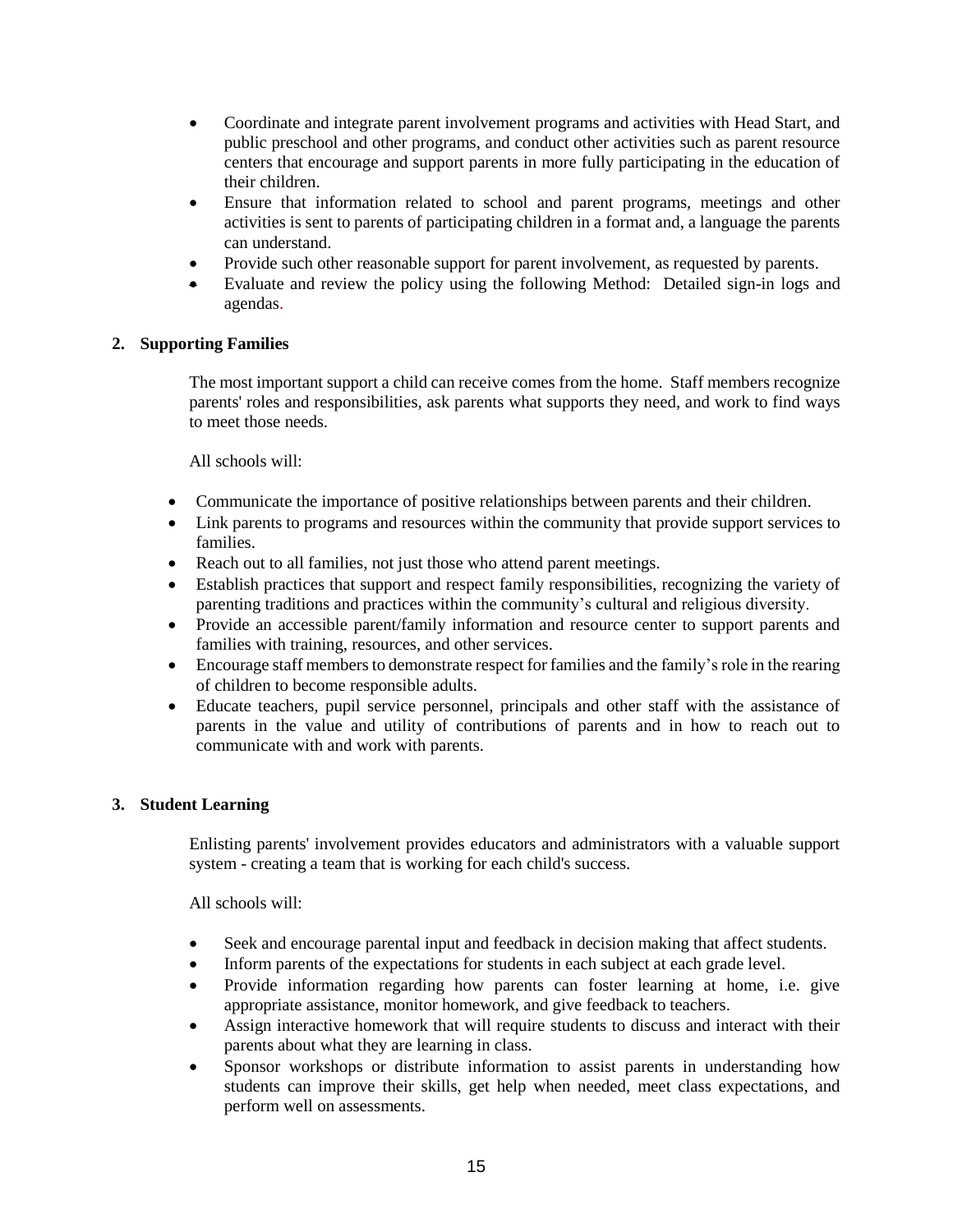- Coordinate and integrate parent involvement programs and activities with Head Start, and public preschool and other programs, and conduct other activities such as parent resource centers that encourage and support parents in more fully participating in the education of their children.
- Ensure that information related to school and parent programs, meetings and other activities is sent to parents of participating children in a format and, a language the parents can understand.
- Provide such other reasonable support for parent involvement, as requested by parents.
- Evaluate and review the policy using the following Method: Detailed sign-in logs and agendas.

**2. Supporting Families**

The most important support a child can receive comes from the home. Staff members recognize parents' roles and responsibilities, ask parents what supports they need, and work to find ways to meet those needs.

All schools will:

- Communicate the importance of positive relationships between parents and their children.
- Link parents to programs and resources within the community that provide support services to families.
- Reach out to all families, not just those who attend parent meetings.
- Establish practices that support and respect family responsibilities, recognizing the variety of parenting traditions and practices within the community's cultural and religious diversity.
- Provide an accessible parent/family information and resource center to support parents and families with training, resources, and other services.
- Encourage staff members to demonstrate respect for families and the family's role in the rearing of children to become responsible adults.
- Educate teachers, pupil service personnel, principals and other staff with the assistance of parents in the value and utility of contributions of parents and in how to reach out to communicate with and work with parents.

**3. Student Learning**

Enlisting parents' involvement provides educators and administrators with a valuable support system - creating a team that is working for each child's success.

All schools will:

- Seek and encourage parental input and feedback in decision making that affect students.
- Inform parents of the expectations for students in each subject at each grade level.
- Provide information regarding how parents can foster learning at home, i.e. give appropriate assistance, monitor homework, and give feedback to teachers.
- Assign interactive homework that will require students to discuss and interact with their parents about what they are learning in class.
- Sponsor workshops or distribute information to assist parents in understanding how students can improve their skills, get help when needed, meet class expectations, and perform well on assessments.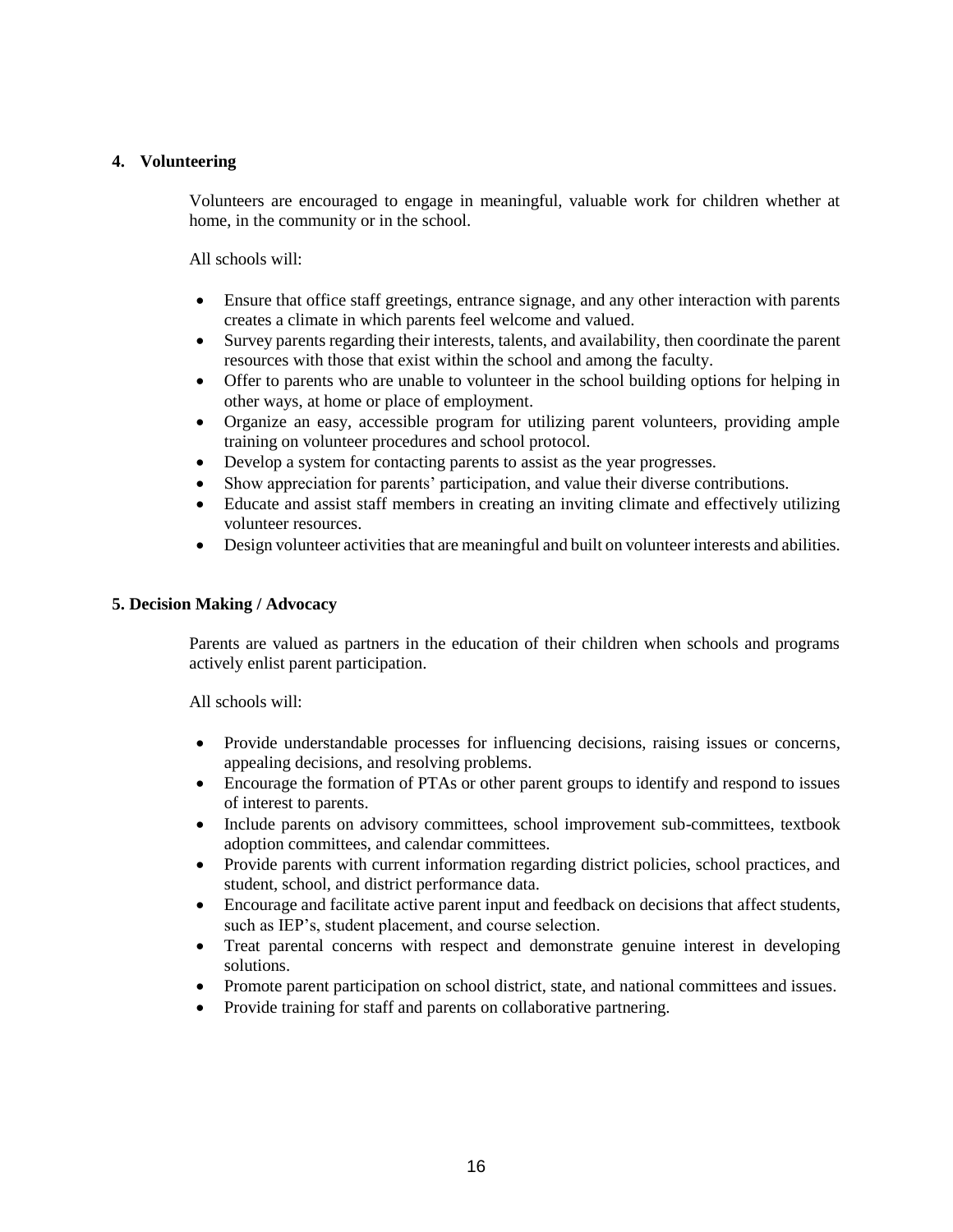**4. Volunteering**

Volunteers are encouraged to engage in meaningful, valuable work for children whether at home, in the community or in the school.

All schools will:

- Ensure that office staff greetings, entrance signage, and any other interaction with parents creates a climate in which parents feel welcome and valued.
- Survey parents regarding their interests, talents, and availability, then coordinate the parent resources with those that exist within the school and among the faculty.
- Offer to parents who are unable to volunteer in the school building options for helping in other ways, at home or place of employment.
- Organize an easy, accessible program for utilizing parent volunteers, providing ample training on volunteer procedures and school protocol.
- Develop a system for contacting parents to assist as the year progresses.
- Show appreciation for parents' participation, and value their diverse contributions.
- Educate and assist staff members in creating an inviting climate and effectively utilizing volunteer resources.
- Design volunteer activities that are meaningful and built on volunteer interests and abilities.

**5. Decision Making / Advocacy**

Parents are valued as partners in the education of their children when schools and programs actively enlist parent participation.

All schools will:

- Provide understandable processes for influencing decisions, raising issues or concerns, appealing decisions, and resolving problems.
- Encourage the formation of PTAs or other parent groups to identify and respond to issues of interest to parents.
- Include parents on advisory committees, school improvement sub-committees, textbook adoption committees, and calendar committees.
- Provide parents with current information regarding district policies, school practices, and student, school, and district performance data.
- Encourage and facilitate active parent input and feedback on decisions that affect students, such as IEP's, student placement, and course selection.
- Treat parental concerns with respect and demonstrate genuine interest in developing solutions.
- Promote parent participation on school district, state, and national committees and issues.
- Provide training for staff and parents on collaborative partnering.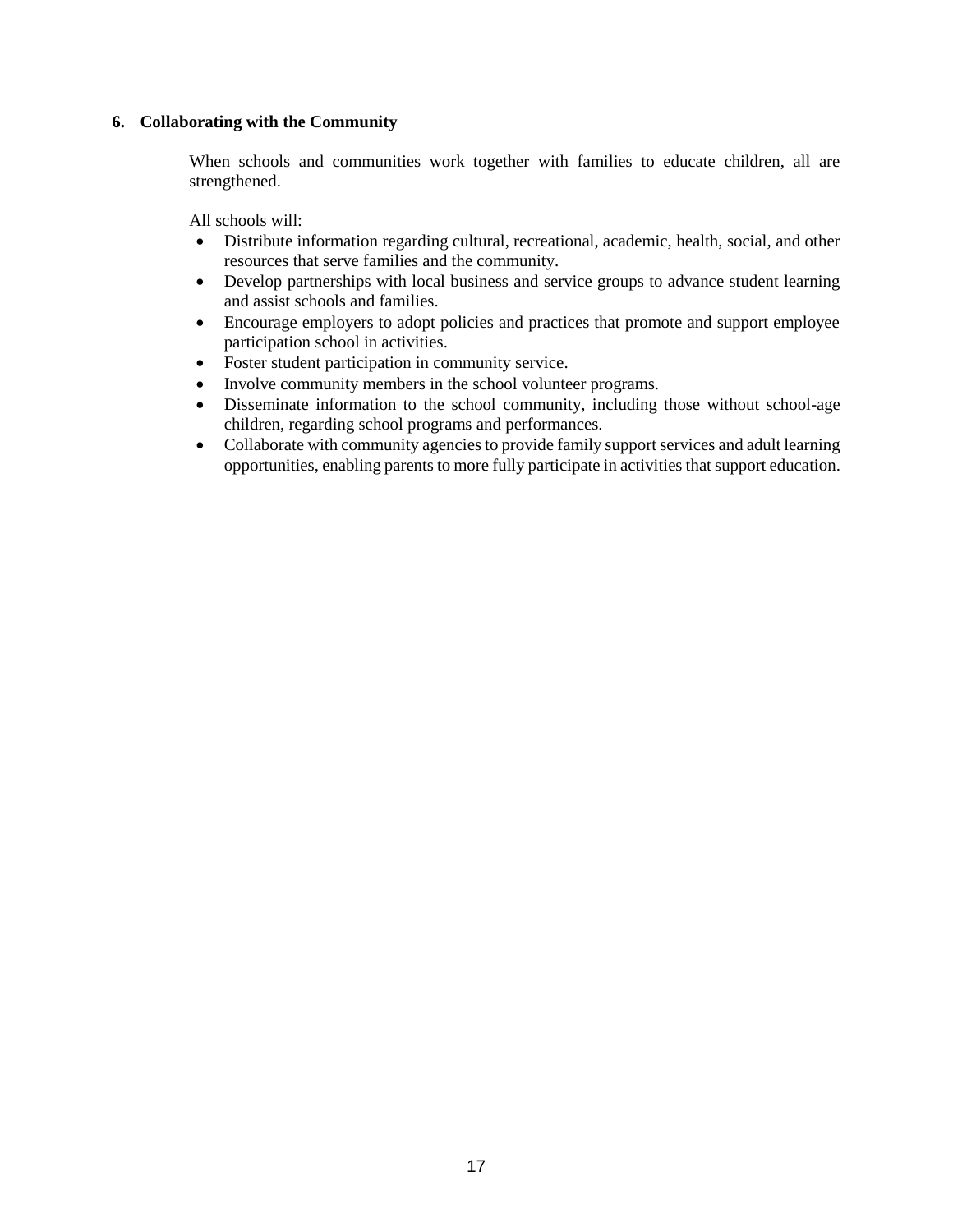### 6. Collaborating with the Community

When schools and communities work together with families to educate children, all are strengthened.

All schools will:

- Distribute information regarding cultural, recreational, academic, health, social, and other resources that serve families and the community.
- Develop partnerships with local business and service groups to advance student learning and assist schools and families.
- Encourage employers to adopt policies and practices that promote and support employee participation school in activities.
- Foster student participation in community service.
- Involve community members in the school volunteer programs.
- Disseminate information to the school community, including those without school-age children, regarding school programs and performances.
- Collaborate with community agencies to provide family support services and adult learning opportunities, enabling parents to more fully participate in activities that support education.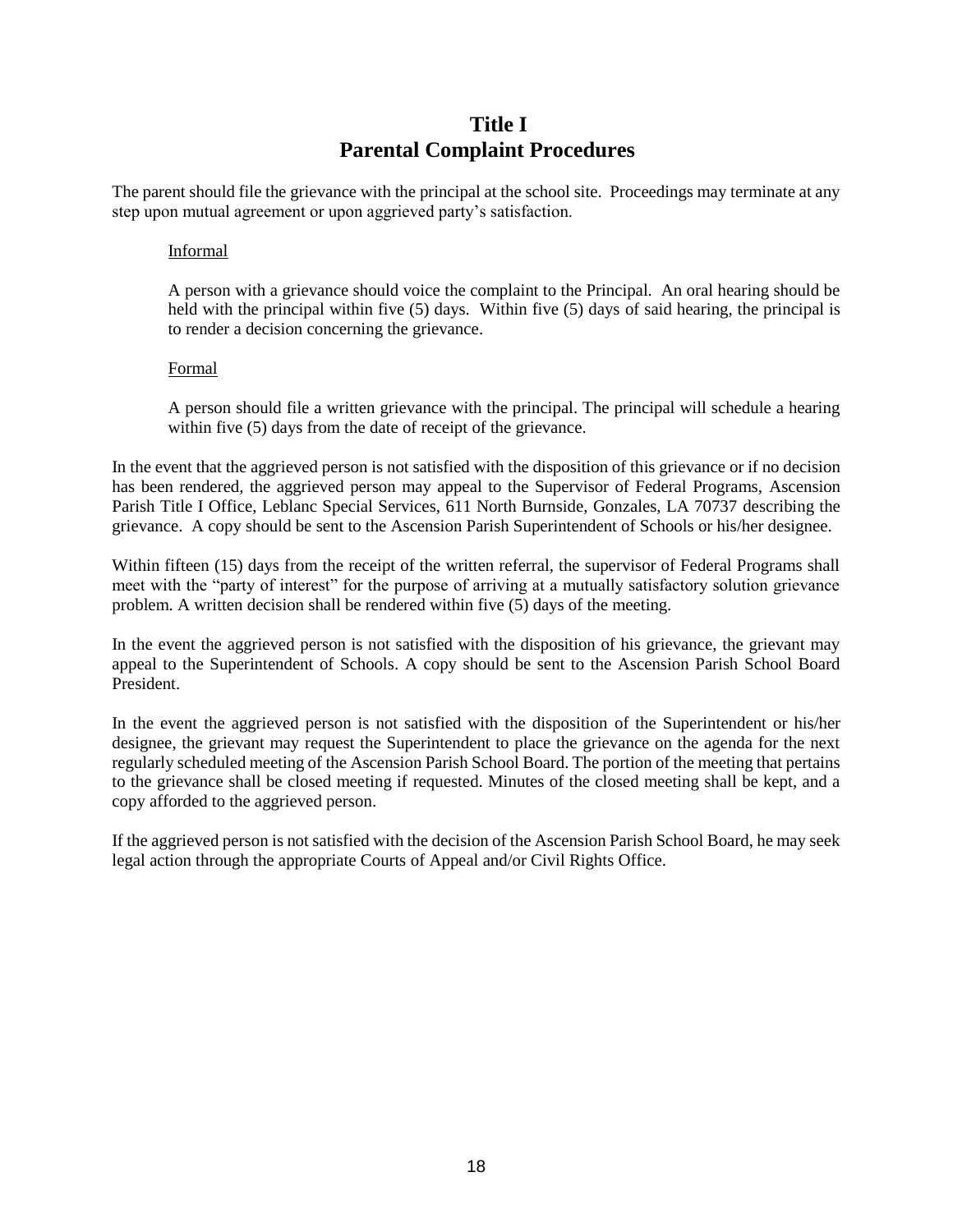# Title I
# Parental Complaint Procedures

The parent should file the grievance with the principal at the school site. Proceedings may terminate at any step upon mutual agreement or upon aggrieved party's satisfaction.

Informal

A person with a grievance should voice the complaint to the Principal. An oral hearing should be held with the principal within five (5) days. Within five (5) days of said hearing, the principal is to render a decision concerning the grievance.

Formal

A person should file a written grievance with the principal. The principal will schedule a hearing within five (5) days from the date of receipt of the grievance.

In the event that the aggrieved person is not satisfied with the disposition of this grievance or if no decision has been rendered, the aggrieved person may appeal to the Supervisor of Federal Programs, Ascension Parish Title I Office, Leblanc Special Services, 611 North Burnside, Gonzales, LA 70737 describing the grievance. A copy should be sent to the Ascension Parish Superintendent of Schools or his/her designee.

Within fifteen (15) days from the receipt of the written referral, the supervisor of Federal Programs shall meet with the "party of interest" for the purpose of arriving at a mutually satisfactory solution grievance problem. A written decision shall be rendered within five (5) days of the meeting.

In the event the aggrieved person is not satisfied with the disposition of his grievance, the grievant may appeal to the Superintendent of Schools. A copy should be sent to the Ascension Parish School Board President.

In the event the aggrieved person is not satisfied with the disposition of the Superintendent or his/her designee, the grievant may request the Superintendent to place the grievance on the agenda for the next regularly scheduled meeting of the Ascension Parish School Board. The portion of the meeting that pertains to the grievance shall be closed meeting if requested. Minutes of the closed meeting shall be kept, and a copy afforded to the aggrieved person.

If the aggrieved person is not satisfied with the decision of the Ascension Parish School Board, he may seek legal action through the appropriate Courts of Appeal and/or Civil Rights Office.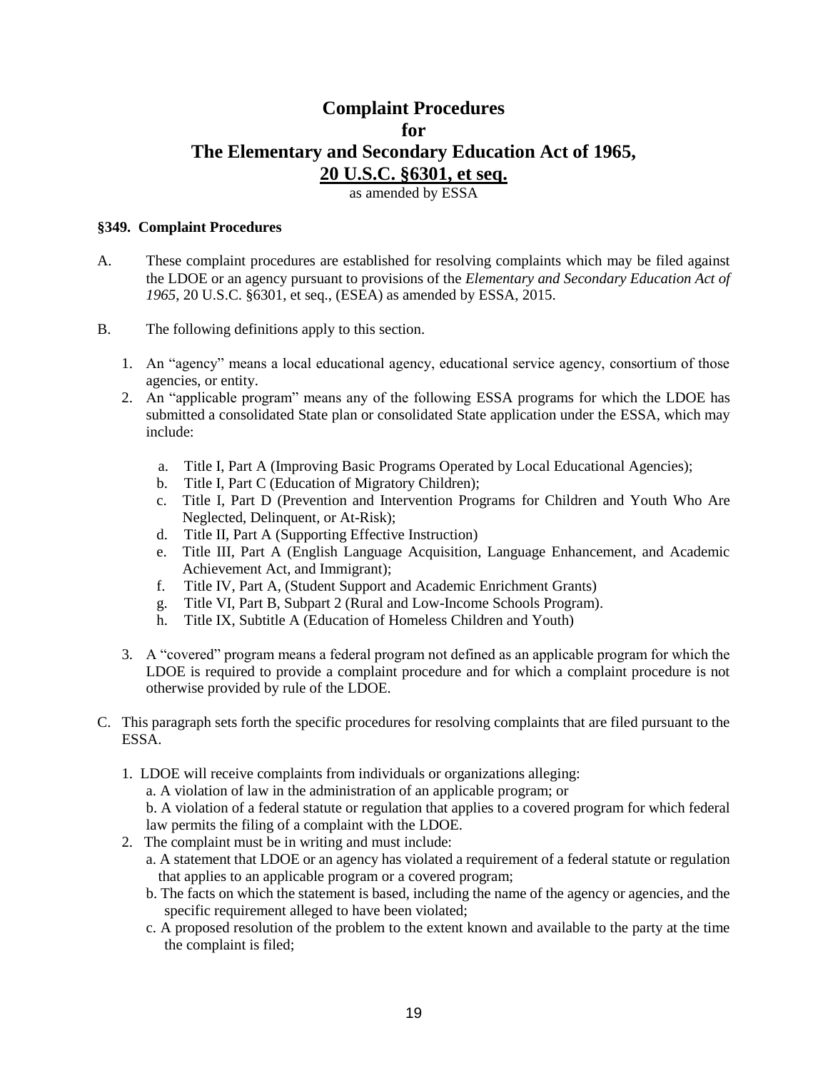# Complaint Procedures
# for
# The Elementary and Secondary Education Act of 1965,
# 20 U.S.C. §6301, et seq.

as amended by ESSA

**§349. Complaint Procedures**

A. These complaint procedures are established for resolving complaints which may be filed against the LDOE or an agency pursuant to provisions of the *Elementary and Secondary Education Act of 1965*, 20 U.S.C. §6301, et seq., (ESEA) as amended by ESSA, 2015.

B. The following definitions apply to this section.

1. An "agency" means a local educational agency, educational service agency, consortium of those agencies, or entity.
2. An "applicable program" means any of the following ESSA programs for which the LDOE has submitted a consolidated State plan or consolidated State application under the ESSA, which may include:
   a. Title I, Part A (Improving Basic Programs Operated by Local Educational Agencies);
   b. Title I, Part C (Education of Migratory Children);
   c. Title I, Part D (Prevention and Intervention Programs for Children and Youth Who Are Neglected, Delinquent, or At-Risk);
   d. Title II, Part A (Supporting Effective Instruction)
   e. Title III, Part A (English Language Acquisition, Language Enhancement, and Academic Achievement Act, and Immigrant);
   f. Title IV, Part A, (Student Support and Academic Enrichment Grants)
   g. Title VI, Part B, Subpart 2 (Rural and Low-Income Schools Program).
   h. Title IX, Subtitle A (Education of Homeless Children and Youth)
3. A "covered" program means a federal program not defined as an applicable program for which the LDOE is required to provide a complaint procedure and for which a complaint procedure is not otherwise provided by rule of the LDOE.

C. This paragraph sets forth the specific procedures for resolving complaints that are filed pursuant to the ESSA.

1. LDOE will receive complaints from individuals or organizations alleging:
   a. A violation of law in the administration of an applicable program; or
   b. A violation of a federal statute or regulation that applies to a covered program for which federal law permits the filing of a complaint with the LDOE.
2. The complaint must be in writing and must include:
   a. A statement that LDOE or an agency has violated a requirement of a federal statute or regulation that applies to an applicable program or a covered program;
   b. The facts on which the statement is based, including the name of the agency or agencies, and the specific requirement alleged to have been violated;
   c. A proposed resolution of the problem to the extent known and available to the party at the time the complaint is filed;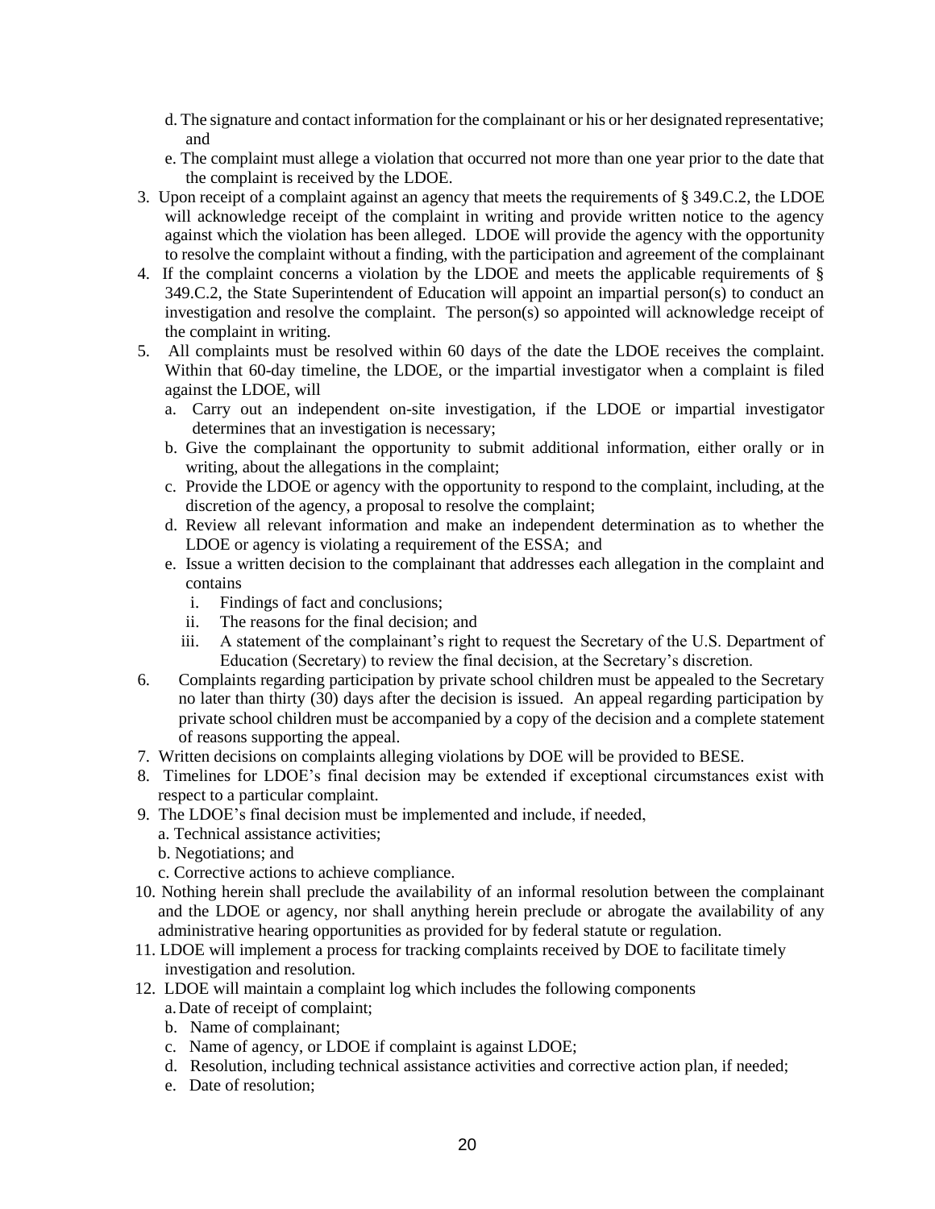d. The signature and contact information for the complainant or his or her designated representative; and

   e. The complaint must allege a violation that occurred not more than one year prior to the date that the complaint is received by the LDOE.

3. Upon receipt of a complaint against an agency that meets the requirements of § 349.C.2, the LDOE will acknowledge receipt of the complaint in writing and provide written notice to the agency against which the violation has been alleged. LDOE will provide the agency with the opportunity to resolve the complaint without a finding, with the participation and agreement of the complainant
4. If the complaint concerns a violation by the LDOE and meets the applicable requirements of § 349.C.2, the State Superintendent of Education will appoint an impartial person(s) to conduct an investigation and resolve the complaint. The person(s) so appointed will acknowledge receipt of the complaint in writing.
5. All complaints must be resolved within 60 days of the date the LDOE receives the complaint. Within that 60-day timeline, the LDOE, or the impartial investigator when a complaint is filed against the LDOE, will
   a. Carry out an independent on-site investigation, if the LDOE or impartial investigator determines that an investigation is necessary;
   b. Give the complainant the opportunity to submit additional information, either orally or in writing, about the allegations in the complaint;
   c. Provide the LDOE or agency with the opportunity to respond to the complaint, including, at the discretion of the agency, a proposal to resolve the complaint;
   d. Review all relevant information and make an independent determination as to whether the LDOE or agency is violating a requirement of the ESSA; and
   e. Issue a written decision to the complainant that addresses each allegation in the complaint and contains
      i. Findings of fact and conclusions;
      ii. The reasons for the final decision; and
      iii. A statement of the complainant's right to request the Secretary of the U.S. Department of Education (Secretary) to review the final decision, at the Secretary's discretion.
6. Complaints regarding participation by private school children must be appealed to the Secretary no later than thirty (30) days after the decision is issued. An appeal regarding participation by private school children must be accompanied by a copy of the decision and a complete statement of reasons supporting the appeal.
7. Written decisions on complaints alleging violations by DOE will be provided to BESE.
8. Timelines for LDOE's final decision may be extended if exceptional circumstances exist with respect to a particular complaint.
9. The LDOE's final decision must be implemented and include, if needed,
   a. Technical assistance activities;
   b. Negotiations; and
   c. Corrective actions to achieve compliance.
10. Nothing herein shall preclude the availability of an informal resolution between the complainant and the LDOE or agency, nor shall anything herein preclude or abrogate the availability of any administrative hearing opportunities as provided for by federal statute or regulation.
11. LDOE will implement a process for tracking complaints received by DOE to facilitate timely investigation and resolution.
12. LDOE will maintain a complaint log which includes the following components
    a. Date of receipt of complaint;
    b. Name of complainant;
    c. Name of agency, or LDOE if complaint is against LDOE;
    d. Resolution, including technical assistance activities and corrective action plan, if needed;
    e. Date of resolution;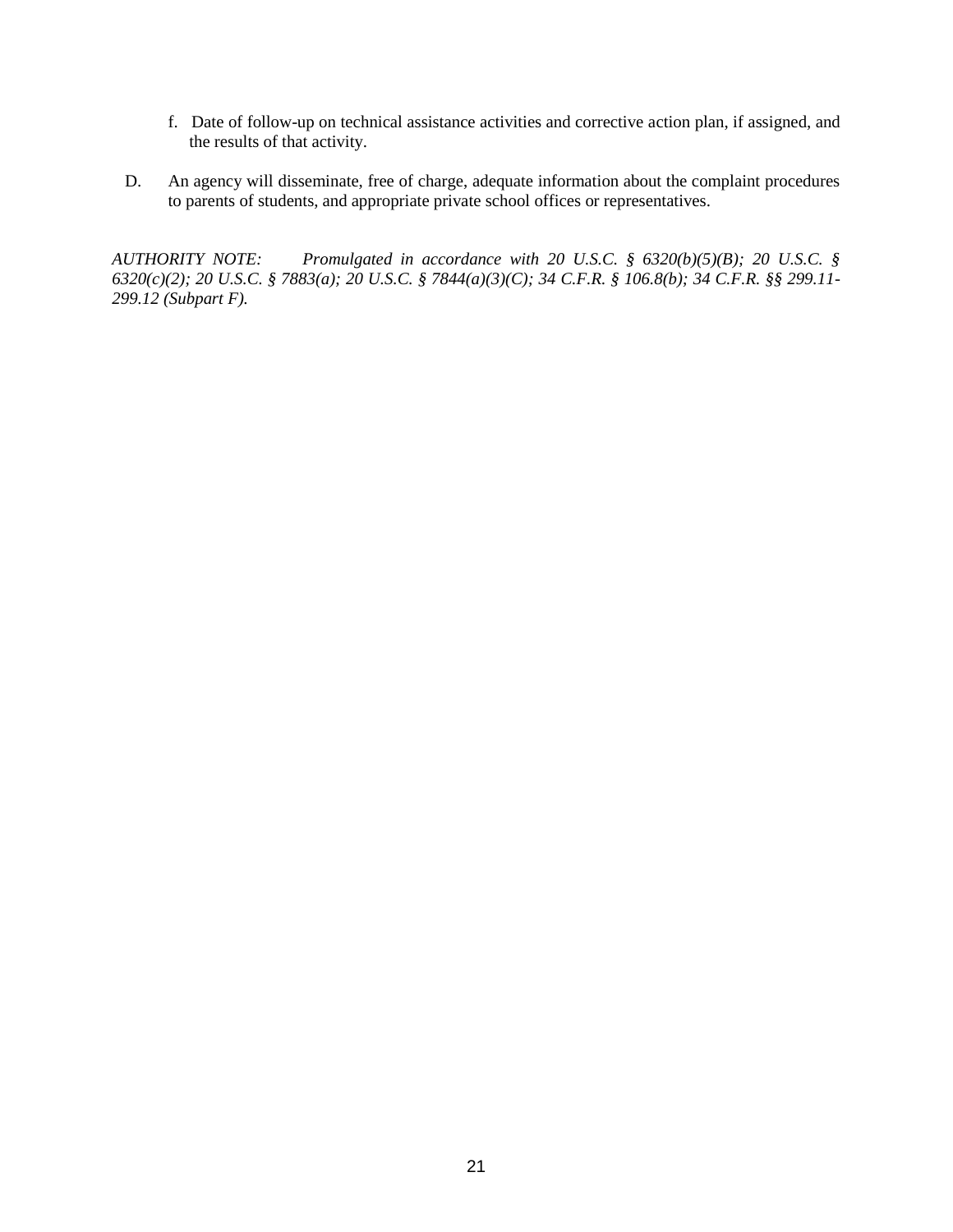f. Date of follow-up on technical assistance activities and corrective action plan, if assigned, and the results of that activity.

D. An agency will disseminate, free of charge, adequate information about the complaint procedures to parents of students, and appropriate private school offices or representatives.

*AUTHORITY NOTE: Promulgated in accordance with 20 U.S.C. § 6320(b)(5)(B); 20 U.S.C. § 6320(c)(2); 20 U.S.C. § 7883(a); 20 U.S.C. § 7844(a)(3)(C); 34 C.F.R. § 106.8(b); 34 C.F.R. §§ 299.11-299.12 (Subpart F).*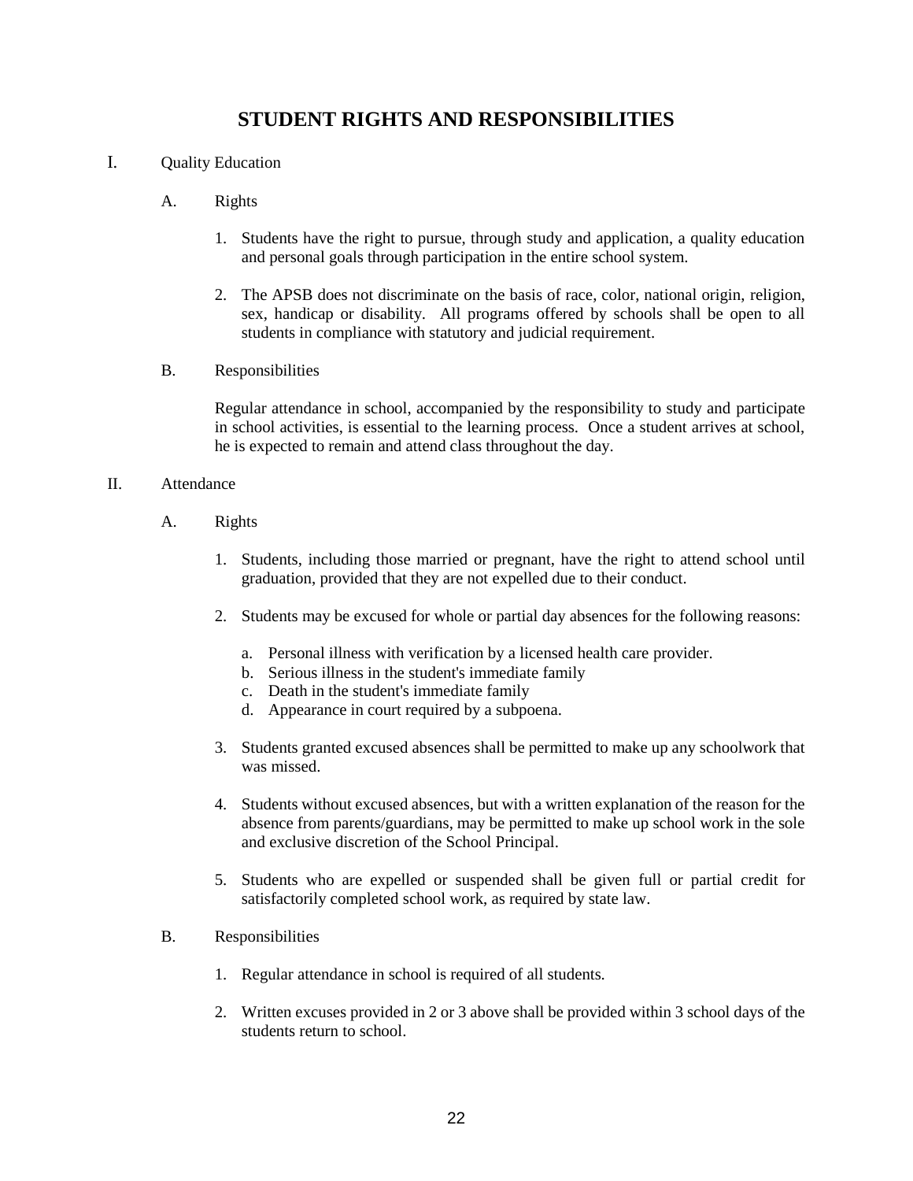# STUDENT RIGHTS AND RESPONSIBILITIES

I. Quality Education

A. Rights

1. Students have the right to pursue, through study and application, a quality education and personal goals through participation in the entire school system.

2. The APSB does not discriminate on the basis of race, color, national origin, religion, sex, handicap or disability. All programs offered by schools shall be open to all students in compliance with statutory and judicial requirement.

B. Responsibilities

Regular attendance in school, accompanied by the responsibility to study and participate in school activities, is essential to the learning process. Once a student arrives at school, he is expected to remain and attend class throughout the day.

II. Attendance

A. Rights

1. Students, including those married or pregnant, have the right to attend school until graduation, provided that they are not expelled due to their conduct.

2. Students may be excused for whole or partial day absences for the following reasons:

   a. Personal illness with verification by a licensed health care provider.
   b. Serious illness in the student's immediate family
   c. Death in the student's immediate family
   d. Appearance in court required by a subpoena.

3. Students granted excused absences shall be permitted to make up any schoolwork that was missed.

4. Students without excused absences, but with a written explanation of the reason for the absence from parents/guardians, may be permitted to make up school work in the sole and exclusive discretion of the School Principal.

5. Students who are expelled or suspended shall be given full or partial credit for satisfactorily completed school work, as required by state law.

B. Responsibilities

1. Regular attendance in school is required of all students.

2. Written excuses provided in 2 or 3 above shall be provided within 3 school days of the students return to school.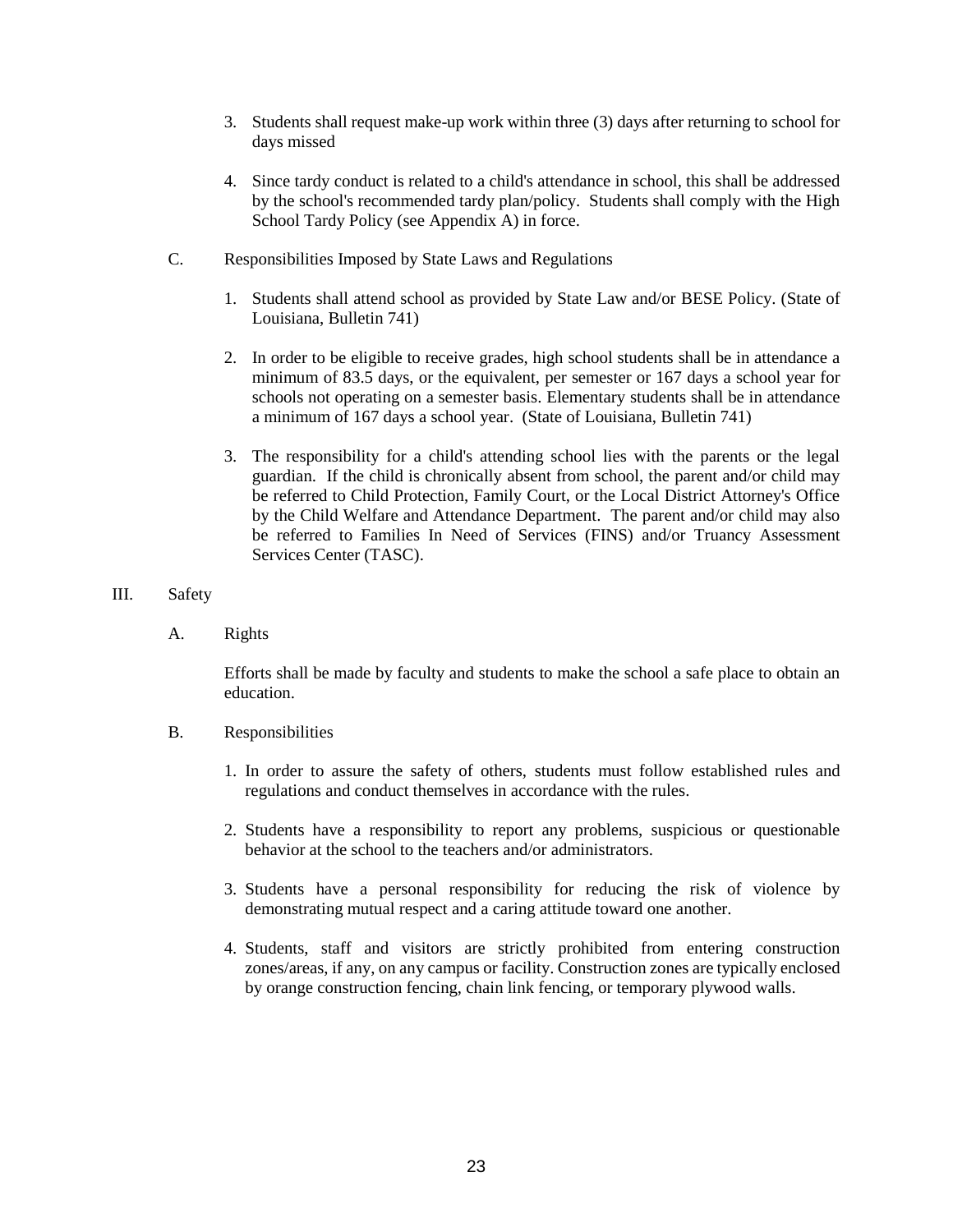3. Students shall request make-up work within three (3) days after returning to school for days missed

4. Since tardy conduct is related to a child's attendance in school, this shall be addressed by the school's recommended tardy plan/policy. Students shall comply with the High School Tardy Policy (see Appendix A) in force.

C. Responsibilities Imposed by State Laws and Regulations

1. Students shall attend school as provided by State Law and/or BESE Policy. (State of Louisiana, Bulletin 741)

2. In order to be eligible to receive grades, high school students shall be in attendance a minimum of 83.5 days, or the equivalent, per semester or 167 days a school year for schools not operating on a semester basis. Elementary students shall be in attendance a minimum of 167 days a school year. (State of Louisiana, Bulletin 741)

3. The responsibility for a child's attending school lies with the parents or the legal guardian. If the child is chronically absent from school, the parent and/or child may be referred to Child Protection, Family Court, or the Local District Attorney's Office by the Child Welfare and Attendance Department. The parent and/or child may also be referred to Families In Need of Services (FINS) and/or Truancy Assessment Services Center (TASC).

III. Safety

A. Rights

Efforts shall be made by faculty and students to make the school a safe place to obtain an education.

B. Responsibilities

1. In order to assure the safety of others, students must follow established rules and regulations and conduct themselves in accordance with the rules.

2. Students have a responsibility to report any problems, suspicious or questionable behavior at the school to the teachers and/or administrators.

3. Students have a personal responsibility for reducing the risk of violence by demonstrating mutual respect and a caring attitude toward one another.

4. Students, staff and visitors are strictly prohibited from entering construction zones/areas, if any, on any campus or facility. Construction zones are typically enclosed by orange construction fencing, chain link fencing, or temporary plywood walls.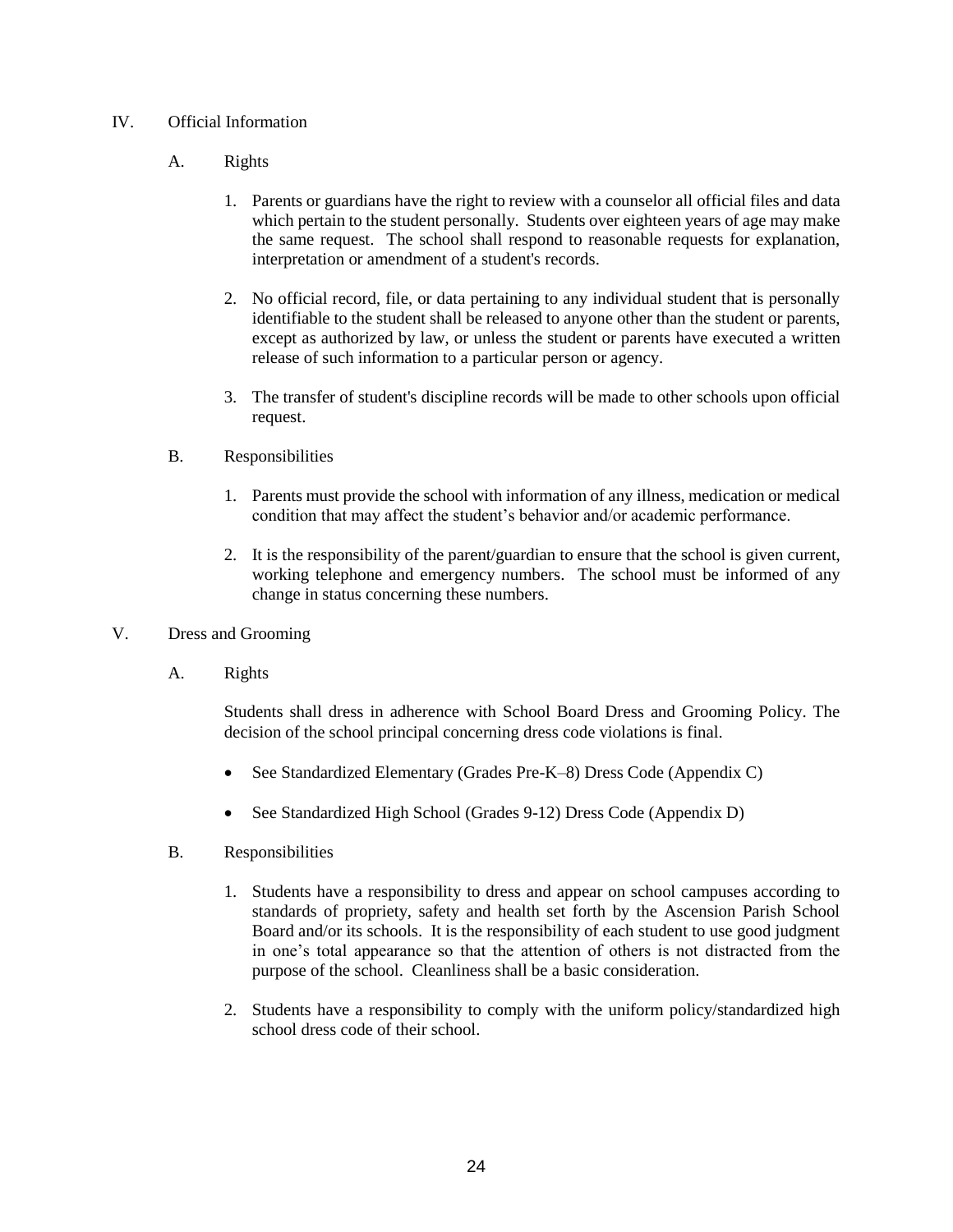## IV. Official Information

### A. Rights

1. Parents or guardians have the right to review with a counselor all official files and data which pertain to the student personally. Students over eighteen years of age may make the same request. The school shall respond to reasonable requests for explanation, interpretation or amendment of a student's records.

2. No official record, file, or data pertaining to any individual student that is personally identifiable to the student shall be released to anyone other than the student or parents, except as authorized by law, or unless the student or parents have executed a written release of such information to a particular person or agency.

3. The transfer of student's discipline records will be made to other schools upon official request.

### B. Responsibilities

1. Parents must provide the school with information of any illness, medication or medical condition that may affect the student's behavior and/or academic performance.

2. It is the responsibility of the parent/guardian to ensure that the school is given current, working telephone and emergency numbers. The school must be informed of any change in status concerning these numbers.

## V. Dress and Grooming

### A. Rights

Students shall dress in adherence with School Board Dress and Grooming Policy. The decision of the school principal concerning dress code violations is final.

- See Standardized Elementary (Grades Pre-K–8) Dress Code (Appendix C)
- See Standardized High School (Grades 9-12) Dress Code (Appendix D)

### B. Responsibilities

1. Students have a responsibility to dress and appear on school campuses according to standards of propriety, safety and health set forth by the Ascension Parish School Board and/or its schools. It is the responsibility of each student to use good judgment in one's total appearance so that the attention of others is not distracted from the purpose of the school. Cleanliness shall be a basic consideration.

2. Students have a responsibility to comply with the uniform policy/standardized high school dress code of their school.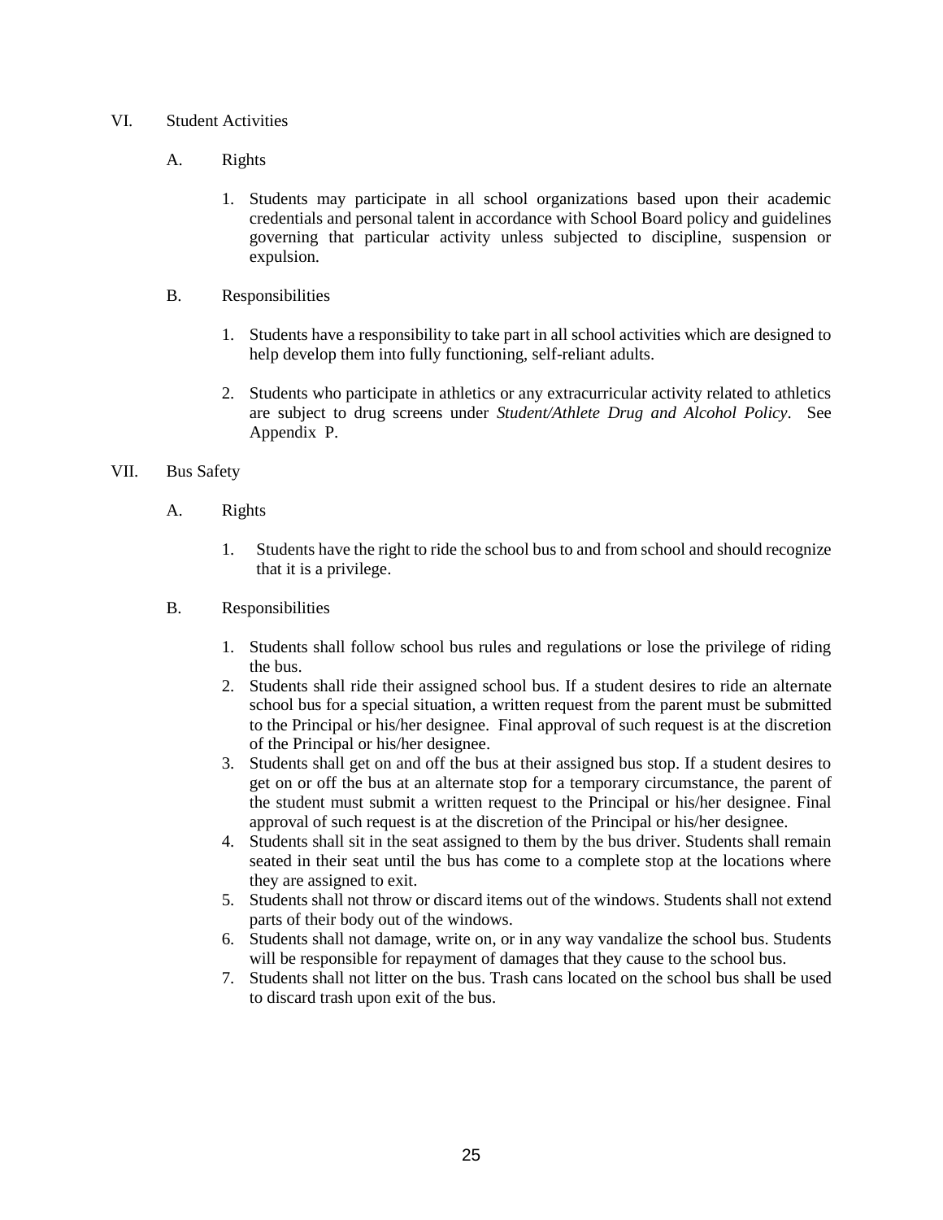## VI. Student Activities

### A. Rights

1. Students may participate in all school organizations based upon their academic credentials and personal talent in accordance with School Board policy and guidelines governing that particular activity unless subjected to discipline, suspension or expulsion.

### B. Responsibilities

1. Students have a responsibility to take part in all school activities which are designed to help develop them into fully functioning, self-reliant adults.
2. Students who participate in athletics or any extracurricular activity related to athletics are subject to drug screens under *Student/Athlete Drug and Alcohol Policy*. See Appendix P.

## VII. Bus Safety

### A. Rights

1. Students have the right to ride the school bus to and from school and should recognize that it is a privilege.

### B. Responsibilities

1. Students shall follow school bus rules and regulations or lose the privilege of riding the bus.
2. Students shall ride their assigned school bus. If a student desires to ride an alternate school bus for a special situation, a written request from the parent must be submitted to the Principal or his/her designee. Final approval of such request is at the discretion of the Principal or his/her designee.
3. Students shall get on and off the bus at their assigned bus stop. If a student desires to get on or off the bus at an alternate stop for a temporary circumstance, the parent of the student must submit a written request to the Principal or his/her designee. Final approval of such request is at the discretion of the Principal or his/her designee.
4. Students shall sit in the seat assigned to them by the bus driver. Students shall remain seated in their seat until the bus has come to a complete stop at the locations where they are assigned to exit.
5. Students shall not throw or discard items out of the windows. Students shall not extend parts of their body out of the windows.
6. Students shall not damage, write on, or in any way vandalize the school bus. Students will be responsible for repayment of damages that they cause to the school bus.
7. Students shall not litter on the bus. Trash cans located on the school bus shall be used to discard trash upon exit of the bus.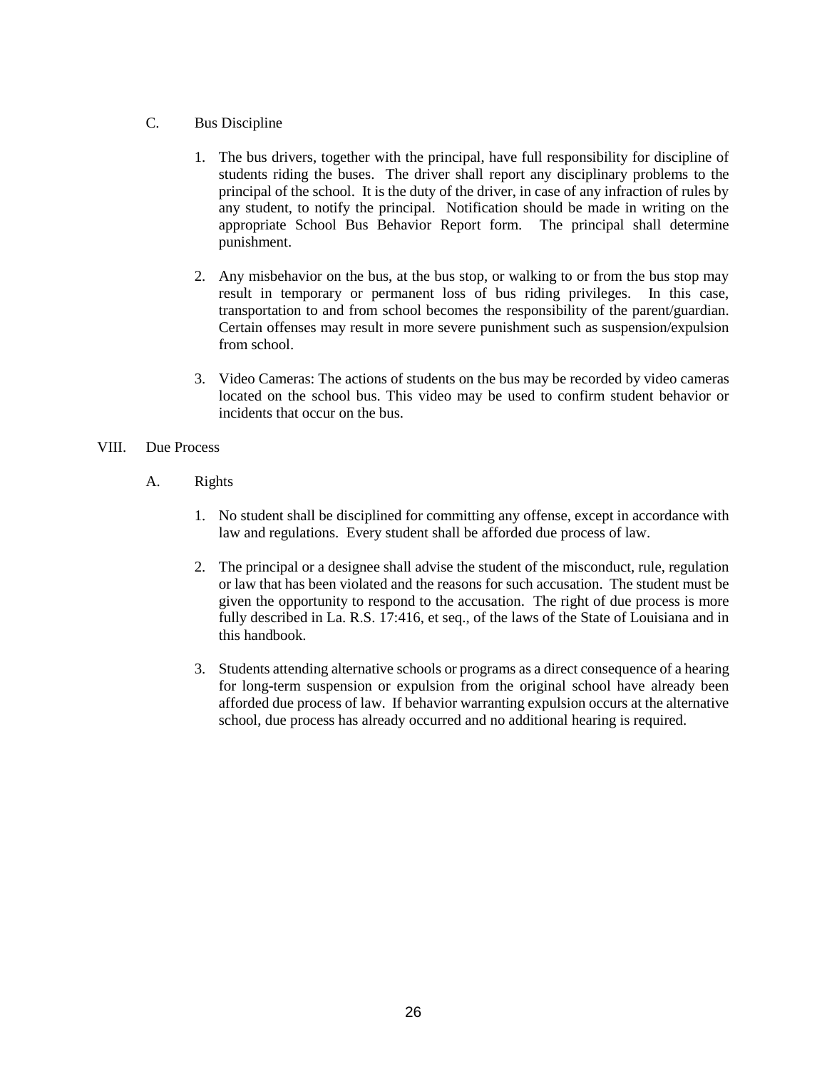### C. Bus Discipline

1. The bus drivers, together with the principal, have full responsibility for discipline of students riding the buses. The driver shall report any disciplinary problems to the principal of the school. It is the duty of the driver, in case of any infraction of rules by any student, to notify the principal. Notification should be made in writing on the appropriate School Bus Behavior Report form. The principal shall determine punishment.

2. Any misbehavior on the bus, at the bus stop, or walking to or from the bus stop may result in temporary or permanent loss of bus riding privileges. In this case, transportation to and from school becomes the responsibility of the parent/guardian. Certain offenses may result in more severe punishment such as suspension/expulsion from school.

3. Video Cameras: The actions of students on the bus may be recorded by video cameras located on the school bus. This video may be used to confirm student behavior or incidents that occur on the bus.

## VIII. Due Process

### A. Rights

1. No student shall be disciplined for committing any offense, except in accordance with law and regulations. Every student shall be afforded due process of law.

2. The principal or a designee shall advise the student of the misconduct, rule, regulation or law that has been violated and the reasons for such accusation. The student must be given the opportunity to respond to the accusation. The right of due process is more fully described in La. R.S. 17:416, et seq., of the laws of the State of Louisiana and in this handbook.

3. Students attending alternative schools or programs as a direct consequence of a hearing for long-term suspension or expulsion from the original school have already been afforded due process of law. If behavior warranting expulsion occurs at the alternative school, due process has already occurred and no additional hearing is required.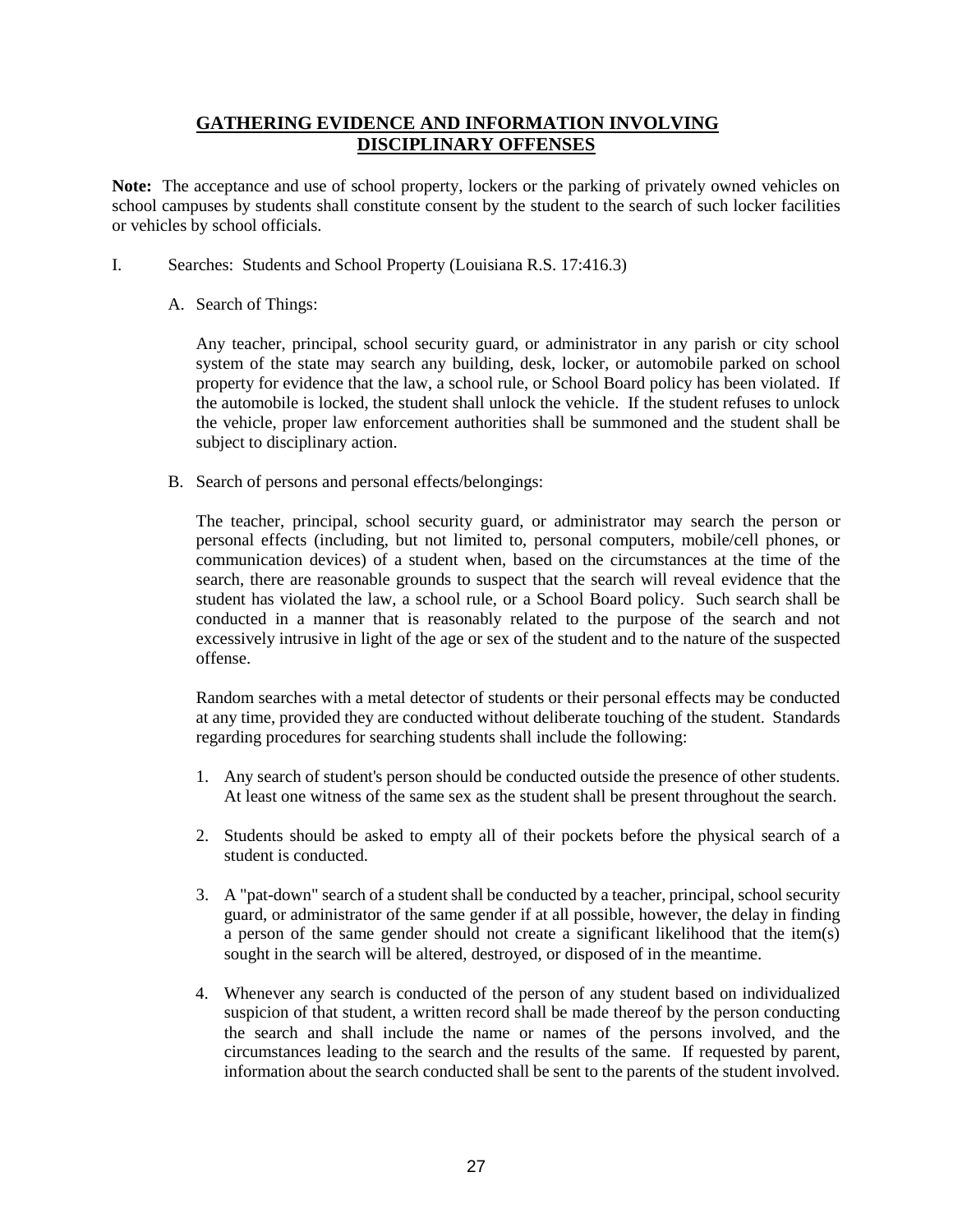# GATHERING EVIDENCE AND INFORMATION INVOLVING DISCIPLINARY OFFENSES

**Note:** The acceptance and use of school property, lockers or the parking of privately owned vehicles on school campuses by students shall constitute consent by the student to the search of such locker facilities or vehicles by school officials.

I. Searches: Students and School Property (Louisiana R.S. 17:416.3)

A. Search of Things:

Any teacher, principal, school security guard, or administrator in any parish or city school system of the state may search any building, desk, locker, or automobile parked on school property for evidence that the law, a school rule, or School Board policy has been violated. If the automobile is locked, the student shall unlock the vehicle. If the student refuses to unlock the vehicle, proper law enforcement authorities shall be summoned and the student shall be subject to disciplinary action.

B. Search of persons and personal effects/belongings:

The teacher, principal, school security guard, or administrator may search the person or personal effects (including, but not limited to, personal computers, mobile/cell phones, or communication devices) of a student when, based on the circumstances at the time of the search, there are reasonable grounds to suspect that the search will reveal evidence that the student has violated the law, a school rule, or a School Board policy. Such search shall be conducted in a manner that is reasonably related to the purpose of the search and not excessively intrusive in light of the age or sex of the student and to the nature of the suspected offense.

Random searches with a metal detector of students or their personal effects may be conducted at any time, provided they are conducted without deliberate touching of the student. Standards regarding procedures for searching students shall include the following:

1. Any search of student's person should be conducted outside the presence of other students. At least one witness of the same sex as the student shall be present throughout the search.
2. Students should be asked to empty all of their pockets before the physical search of a student is conducted.
3. A "pat-down" search of a student shall be conducted by a teacher, principal, school security guard, or administrator of the same gender if at all possible, however, the delay in finding a person of the same gender should not create a significant likelihood that the item(s) sought in the search will be altered, destroyed, or disposed of in the meantime.
4. Whenever any search is conducted of the person of any student based on individualized suspicion of that student, a written record shall be made thereof by the person conducting the search and shall include the name or names of the persons involved, and the circumstances leading to the search and the results of the same. If requested by parent, information about the search conducted shall be sent to the parents of the student involved.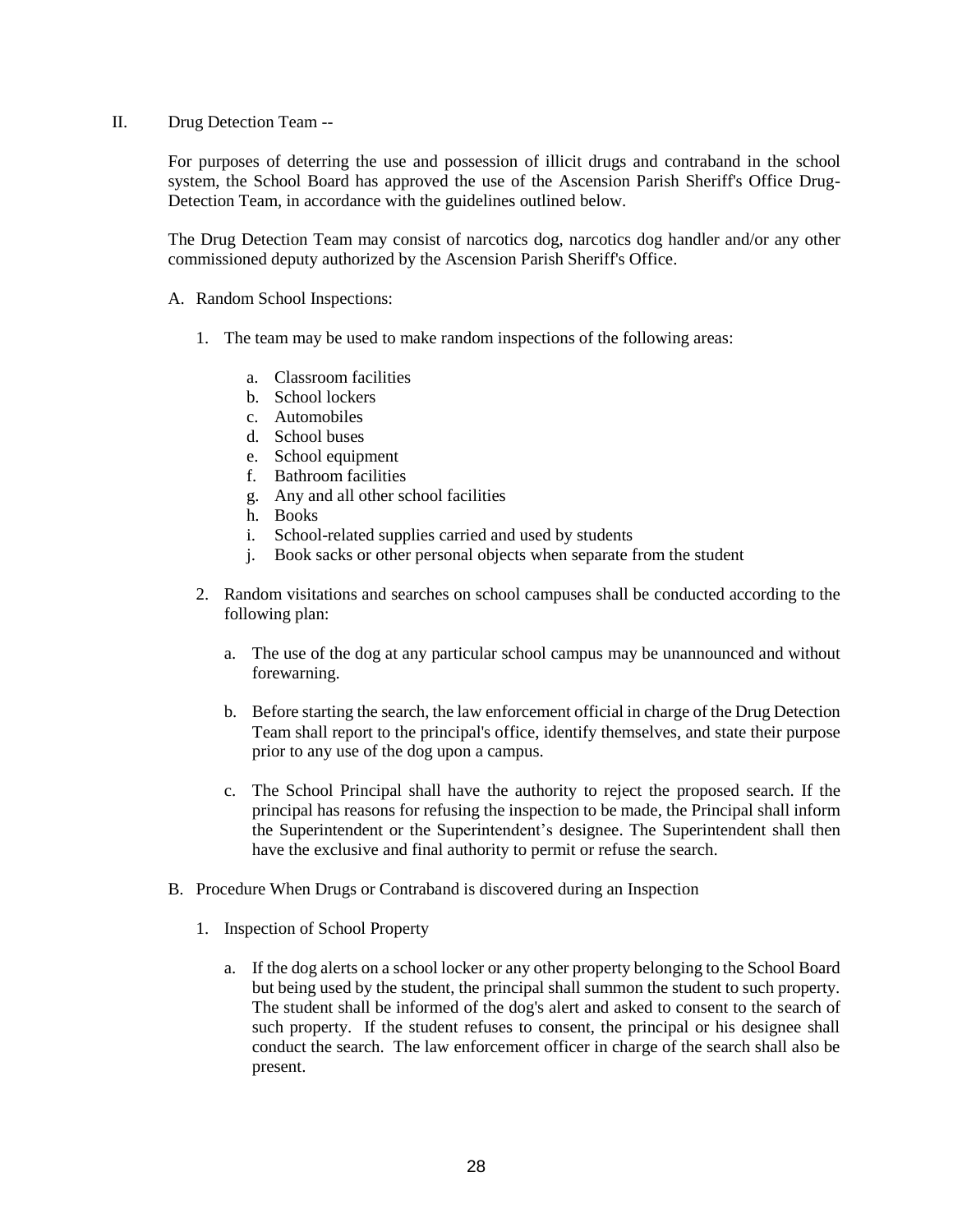## II. Drug Detection Team --

For purposes of deterring the use and possession of illicit drugs and contraband in the school system, the School Board has approved the use of the Ascension Parish Sheriff's Office Drug-Detection Team, in accordance with the guidelines outlined below.

The Drug Detection Team may consist of narcotics dog, narcotics dog handler and/or any other commissioned deputy authorized by the Ascension Parish Sheriff's Office.

### A. Random School Inspections:

1. The team may be used to make random inspections of the following areas:

   a. Classroom facilities
   b. School lockers
   c. Automobiles
   d. School buses
   e. School equipment
   f. Bathroom facilities
   g. Any and all other school facilities
   h. Books
   i. School-related supplies carried and used by students
   j. Book sacks or other personal objects when separate from the student

2. Random visitations and searches on school campuses shall be conducted according to the following plan:

   a. The use of the dog at any particular school campus may be unannounced and without forewarning.

   b. Before starting the search, the law enforcement official in charge of the Drug Detection Team shall report to the principal's office, identify themselves, and state their purpose prior to any use of the dog upon a campus.

   c. The School Principal shall have the authority to reject the proposed search. If the principal has reasons for refusing the inspection to be made, the Principal shall inform the Superintendent or the Superintendent's designee. The Superintendent shall then have the exclusive and final authority to permit or refuse the search.

### B. Procedure When Drugs or Contraband is discovered during an Inspection

1. Inspection of School Property

   a. If the dog alerts on a school locker or any other property belonging to the School Board but being used by the student, the principal shall summon the student to such property. The student shall be informed of the dog's alert and asked to consent to the search of such property. If the student refuses to consent, the principal or his designee shall conduct the search. The law enforcement officer in charge of the search shall also be present.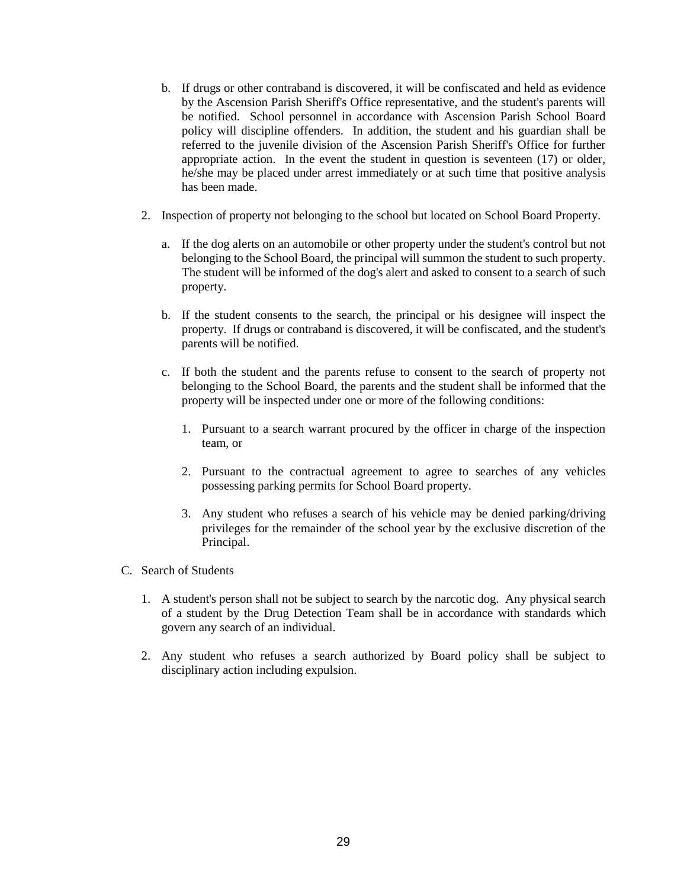b. If drugs or other contraband is discovered, it will be confiscated and held as evidence by the Ascension Parish Sheriff's Office representative, and the student's parents will be notified. School personnel in accordance with Ascension Parish School Board policy will discipline offenders. In addition, the student and his guardian shall be referred to the juvenile division of the Ascension Parish Sheriff's Office for further appropriate action. In the event the student in question is seventeen (17) or older, he/she may be placed under arrest immediately or at such time that positive analysis has been made.

2. Inspection of property not belonging to the school but located on School Board Property.

   a. If the dog alerts on an automobile or other property under the student's control but not belonging to the School Board, the principal will summon the student to such property. The student will be informed of the dog's alert and asked to consent to a search of such property.

   b. If the student consents to the search, the principal or his designee will inspect the property. If drugs or contraband is discovered, it will be confiscated, and the student's parents will be notified.

   c. If both the student and the parents refuse to consent to the search of property not belonging to the School Board, the parents and the student shall be informed that the property will be inspected under one or more of the following conditions:

      1. Pursuant to a search warrant procured by the officer in charge of the inspection team, or

      2. Pursuant to the contractual agreement to agree to searches of any vehicles possessing parking permits for School Board property.

      3. Any student who refuses a search of his vehicle may be denied parking/driving privileges for the remainder of the school year by the exclusive discretion of the Principal.

C. Search of Students

1. A student's person shall not be subject to search by the narcotic dog. Any physical search of a student by the Drug Detection Team shall be in accordance with standards which govern any search of an individual.

2. Any student who refuses a search authorized by Board policy shall be subject to disciplinary action including expulsion.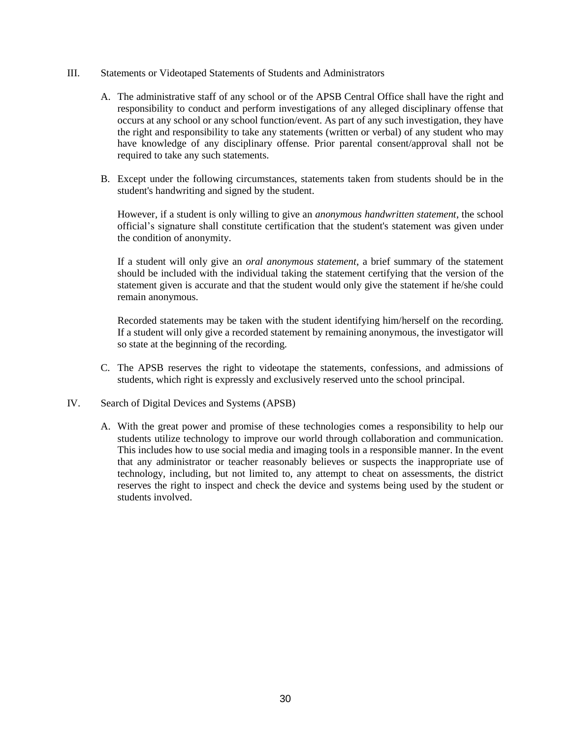## III. Statements or Videotaped Statements of Students and Administrators

A. The administrative staff of any school or of the APSB Central Office shall have the right and responsibility to conduct and perform investigations of any alleged disciplinary offense that occurs at any school or any school function/event. As part of any such investigation, they have the right and responsibility to take any statements (written or verbal) of any student who may have knowledge of any disciplinary offense. Prior parental consent/approval shall not be required to take any such statements.

B. Except under the following circumstances, statements taken from students should be in the student's handwriting and signed by the student.

   However, if a student is only willing to give an *anonymous handwritten statement*, the school official's signature shall constitute certification that the student's statement was given under the condition of anonymity.

   If a student will only give an *oral anonymous statement*, a brief summary of the statement should be included with the individual taking the statement certifying that the version of the statement given is accurate and that the student would only give the statement if he/she could remain anonymous.

   Recorded statements may be taken with the student identifying him/herself on the recording. If a student will only give a recorded statement by remaining anonymous, the investigator will so state at the beginning of the recording.

C. The APSB reserves the right to videotape the statements, confessions, and admissions of students, which right is expressly and exclusively reserved unto the school principal.

## IV. Search of Digital Devices and Systems (APSB)

A. With the great power and promise of these technologies comes a responsibility to help our students utilize technology to improve our world through collaboration and communication. This includes how to use social media and imaging tools in a responsible manner. In the event that any administrator or teacher reasonably believes or suspects the inappropriate use of technology, including, but not limited to, any attempt to cheat on assessments, the district reserves the right to inspect and check the device and systems being used by the student or students involved.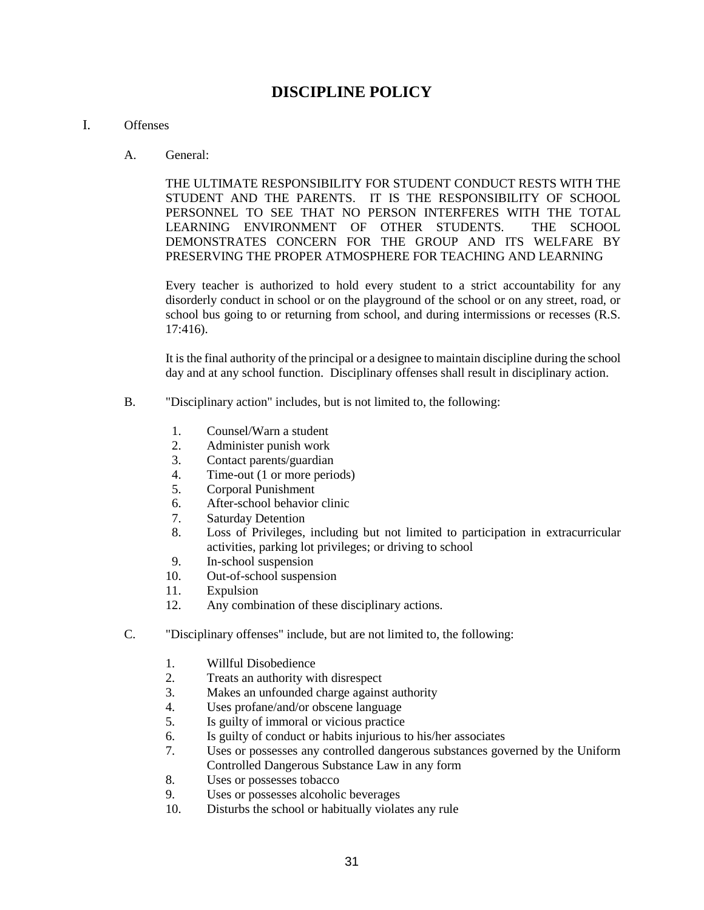# DISCIPLINE POLICY

I. Offenses

A. General:

THE ULTIMATE RESPONSIBILITY FOR STUDENT CONDUCT RESTS WITH THE STUDENT AND THE PARENTS. IT IS THE RESPONSIBILITY OF SCHOOL PERSONNEL TO SEE THAT NO PERSON INTERFERES WITH THE TOTAL LEARNING ENVIRONMENT OF OTHER STUDENTS. THE SCHOOL DEMONSTRATES CONCERN FOR THE GROUP AND ITS WELFARE BY PRESERVING THE PROPER ATMOSPHERE FOR TEACHING AND LEARNING

Every teacher is authorized to hold every student to a strict accountability for any disorderly conduct in school or on the playground of the school or on any street, road, or school bus going to or returning from school, and during intermissions or recesses (R.S. 17:416).

It is the final authority of the principal or a designee to maintain discipline during the school day and at any school function. Disciplinary offenses shall result in disciplinary action.

B. "Disciplinary action" includes, but is not limited to, the following:

1. Counsel/Warn a student
2. Administer punish work
3. Contact parents/guardian
4. Time-out (1 or more periods)
5. Corporal Punishment
6. After-school behavior clinic
7. Saturday Detention
8. Loss of Privileges, including but not limited to participation in extracurricular activities, parking lot privileges; or driving to school
9. In-school suspension
10. Out-of-school suspension
11. Expulsion
12. Any combination of these disciplinary actions.

C. "Disciplinary offenses" include, but are not limited to, the following:

1. Willful Disobedience
2. Treats an authority with disrespect
3. Makes an unfounded charge against authority
4. Uses profane/and/or obscene language
5. Is guilty of immoral or vicious practice
6. Is guilty of conduct or habits injurious to his/her associates
7. Uses or possesses any controlled dangerous substances governed by the Uniform Controlled Dangerous Substance Law in any form
8. Uses or possesses tobacco
9. Uses or possesses alcoholic beverages
10. Disturbs the school or habitually violates any rule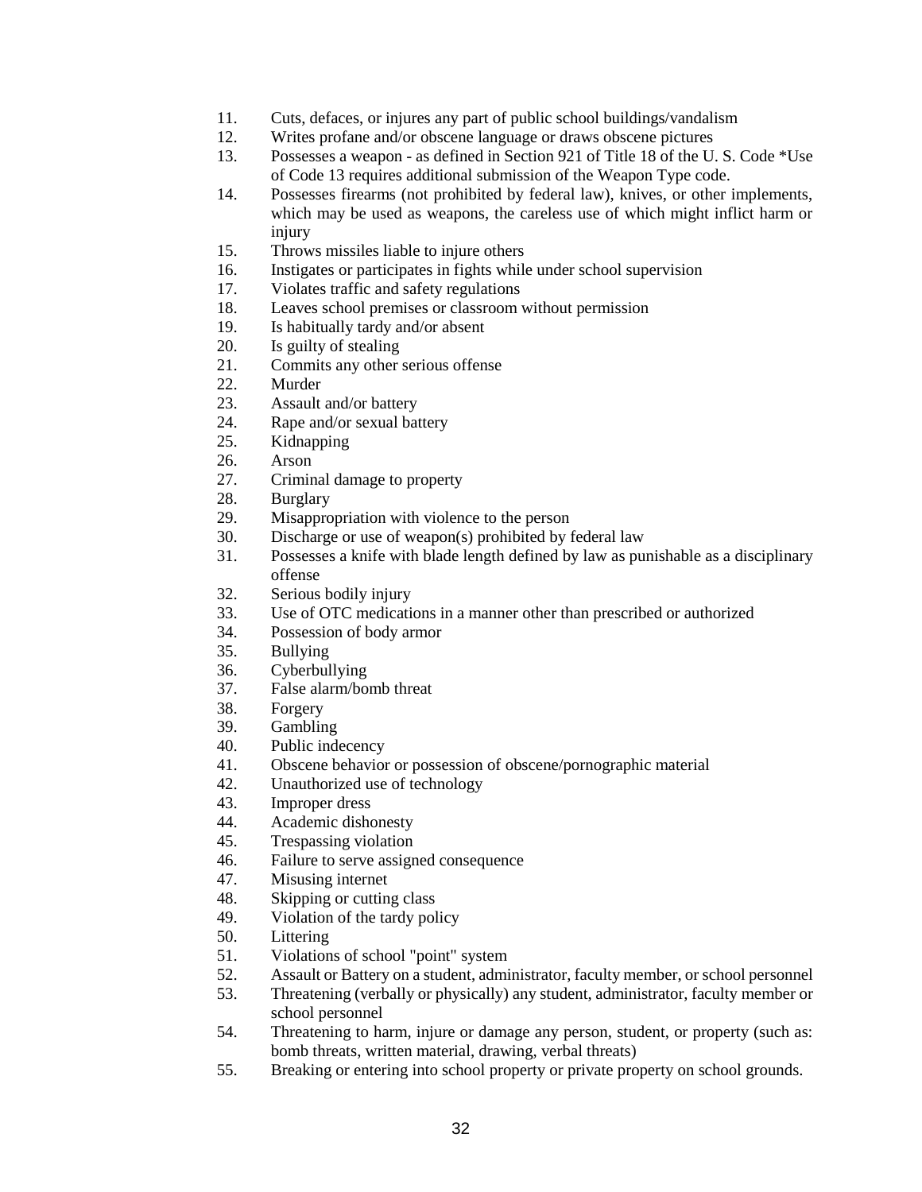11. Cuts, defaces, or injures any part of public school buildings/vandalism
12. Writes profane and/or obscene language or draws obscene pictures
13. Possesses a weapon - as defined in Section 921 of Title 18 of the U. S. Code *Use of Code 13 requires additional submission of the Weapon Type code.
14. Possesses firearms (not prohibited by federal law), knives, or other implements, which may be used as weapons, the careless use of which might inflict harm or injury
15. Throws missiles liable to injure others
16. Instigates or participates in fights while under school supervision
17. Violates traffic and safety regulations
18. Leaves school premises or classroom without permission
19. Is habitually tardy and/or absent
20. Is guilty of stealing
21. Commits any other serious offense
22. Murder
23. Assault and/or battery
24. Rape and/or sexual battery
25. Kidnapping
26. Arson
27. Criminal damage to property
28. Burglary
29. Misappropriation with violence to the person
30. Discharge or use of weapon(s) prohibited by federal law
31. Possesses a knife with blade length defined by law as punishable as a disciplinary offense
32. Serious bodily injury
33. Use of OTC medications in a manner other than prescribed or authorized
34. Possession of body armor
35. Bullying
36. Cyberbullying
37. False alarm/bomb threat
38. Forgery
39. Gambling
40. Public indecency
41. Obscene behavior or possession of obscene/pornographic material
42. Unauthorized use of technology
43. Improper dress
44. Academic dishonesty
45. Trespassing violation
46. Failure to serve assigned consequence
47. Misusing internet
48. Skipping or cutting class
49. Violation of the tardy policy
50. Littering
51. Violations of school "point" system
52. Assault or Battery on a student, administrator, faculty member, or school personnel
53. Threatening (verbally or physically) any student, administrator, faculty member or school personnel
54. Threatening to harm, injure or damage any person, student, or property (such as: bomb threats, written material, drawing, verbal threats)
55. Breaking or entering into school property or private property on school grounds.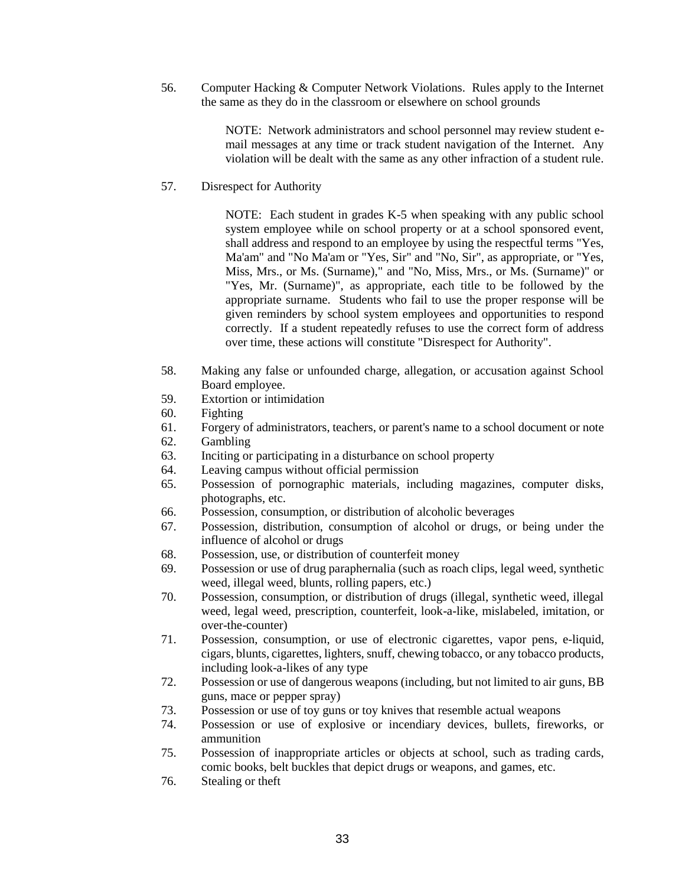56. Computer Hacking & Computer Network Violations. Rules apply to the Internet the same as they do in the classroom or elsewhere on school grounds

    NOTE: Network administrators and school personnel may review student e-mail messages at any time or track student navigation of the Internet. Any violation will be dealt with the same as any other infraction of a student rule.

57. Disrespect for Authority

    NOTE: Each student in grades K-5 when speaking with any public school system employee while on school property or at a school sponsored event, shall address and respond to an employee by using the respectful terms "Yes, Ma'am" and "No Ma'am or "Yes, Sir" and "No, Sir", as appropriate, or "Yes, Miss, Mrs., or Ms. (Surname)," and "No, Miss, Mrs., or Ms. (Surname)" or "Yes, Mr. (Surname)", as appropriate, each title to be followed by the appropriate surname. Students who fail to use the proper response will be given reminders by school system employees and opportunities to respond correctly. If a student repeatedly refuses to use the correct form of address over time, these actions will constitute "Disrespect for Authority".

58. Making any false or unfounded charge, allegation, or accusation against School Board employee.
59. Extortion or intimidation
60. Fighting
61. Forgery of administrators, teachers, or parent's name to a school document or note
62. Gambling
63. Inciting or participating in a disturbance on school property
64. Leaving campus without official permission
65. Possession of pornographic materials, including magazines, computer disks, photographs, etc.
66. Possession, consumption, or distribution of alcoholic beverages
67. Possession, distribution, consumption of alcohol or drugs, or being under the influence of alcohol or drugs
68. Possession, use, or distribution of counterfeit money
69. Possession or use of drug paraphernalia (such as roach clips, legal weed, synthetic weed, illegal weed, blunts, rolling papers, etc.)
70. Possession, consumption, or distribution of drugs (illegal, synthetic weed, illegal weed, legal weed, prescription, counterfeit, look-a-like, mislabeled, imitation, or over-the-counter)
71. Possession, consumption, or use of electronic cigarettes, vapor pens, e-liquid, cigars, blunts, cigarettes, lighters, snuff, chewing tobacco, or any tobacco products, including look-a-likes of any type
72. Possession or use of dangerous weapons (including, but not limited to air guns, BB guns, mace or pepper spray)
73. Possession or use of toy guns or toy knives that resemble actual weapons
74. Possession or use of explosive or incendiary devices, bullets, fireworks, or ammunition
75. Possession of inappropriate articles or objects at school, such as trading cards, comic books, belt buckles that depict drugs or weapons, and games, etc.
76. Stealing or theft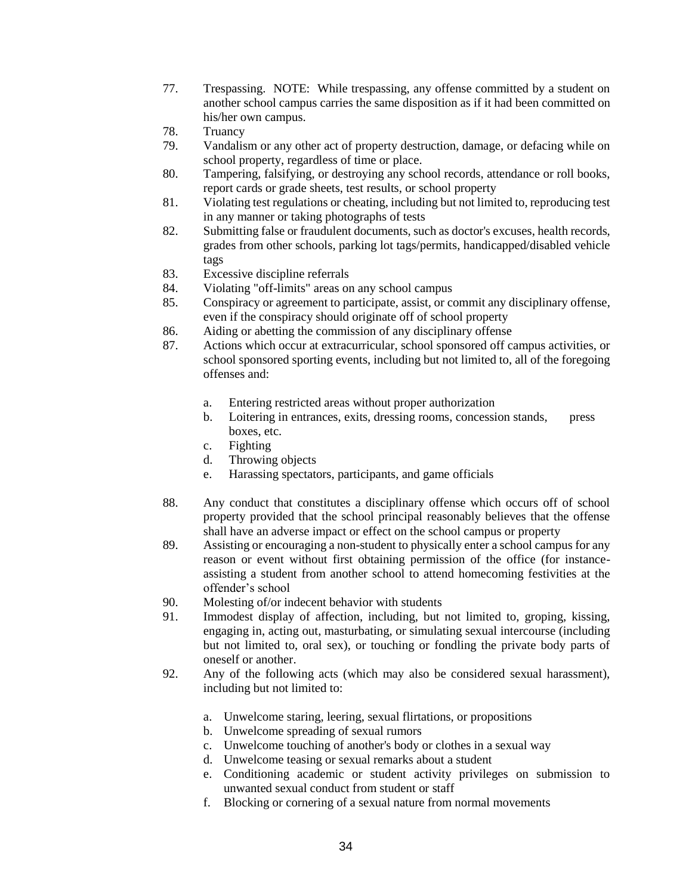77. Trespassing. NOTE: While trespassing, any offense committed by a student on another school campus carries the same disposition as if it had been committed on his/her own campus.
78. Truancy
79. Vandalism or any other act of property destruction, damage, or defacing while on school property, regardless of time or place.
80. Tampering, falsifying, or destroying any school records, attendance or roll books, report cards or grade sheets, test results, or school property
81. Violating test regulations or cheating, including but not limited to, reproducing test in any manner or taking photographs of tests
82. Submitting false or fraudulent documents, such as doctor's excuses, health records, grades from other schools, parking lot tags/permits, handicapped/disabled vehicle tags
83. Excessive discipline referrals
84. Violating "off-limits" areas on any school campus
85. Conspiracy or agreement to participate, assist, or commit any disciplinary offense, even if the conspiracy should originate off of school property
86. Aiding or abetting the commission of any disciplinary offense
87. Actions which occur at extracurricular, school sponsored off campus activities, or school sponsored sporting events, including but not limited to, all of the foregoing offenses and:

    a. Entering restricted areas without proper authorization
    b. Loitering in entrances, exits, dressing rooms, concession stands, press boxes, etc.
    c. Fighting
    d. Throwing objects
    e. Harassing spectators, participants, and game officials

88. Any conduct that constitutes a disciplinary offense which occurs off of school property provided that the school principal reasonably believes that the offense shall have an adverse impact or effect on the school campus or property
89. Assisting or encouraging a non-student to physically enter a school campus for any reason or event without first obtaining permission of the office (for instance-assisting a student from another school to attend homecoming festivities at the offender's school
90. Molesting of/or indecent behavior with students
91. Immodest display of affection, including, but not limited to, groping, kissing, engaging in, acting out, masturbating, or simulating sexual intercourse (including but not limited to, oral sex), or touching or fondling the private body parts of oneself or another.
92. Any of the following acts (which may also be considered sexual harassment), including but not limited to:

    a. Unwelcome staring, leering, sexual flirtations, or propositions
    b. Unwelcome spreading of sexual rumors
    c. Unwelcome touching of another's body or clothes in a sexual way
    d. Unwelcome teasing or sexual remarks about a student
    e. Conditioning academic or student activity privileges on submission to unwanted sexual conduct from student or staff
    f. Blocking or cornering of a sexual nature from normal movements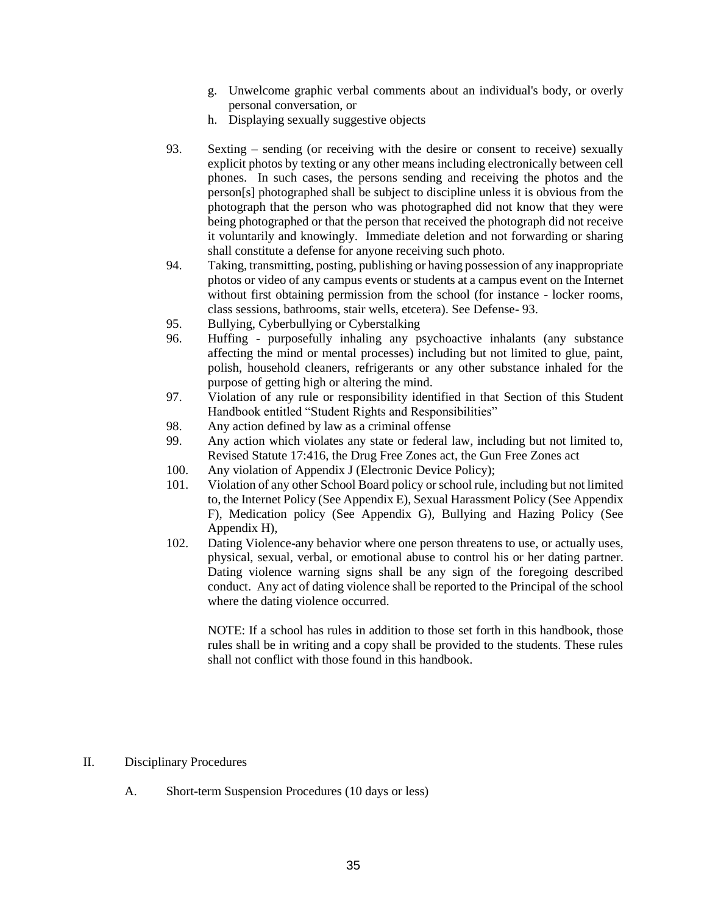g. Unwelcome graphic verbal comments about an individual's body, or overly personal conversation, or
h. Displaying sexually suggestive objects

93. Sexting – sending (or receiving with the desire or consent to receive) sexually explicit photos by texting or any other means including electronically between cell phones. In such cases, the persons sending and receiving the photos and the person[s] photographed shall be subject to discipline unless it is obvious from the photograph that the person who was photographed did not know that they were being photographed or that the person that received the photograph did not receive it voluntarily and knowingly. Immediate deletion and not forwarding or sharing shall constitute a defense for anyone receiving such photo.
94. Taking, transmitting, posting, publishing or having possession of any inappropriate photos or video of any campus events or students at a campus event on the Internet without first obtaining permission from the school (for instance - locker rooms, class sessions, bathrooms, stair wells, etcetera). See Defense- 93.
95. Bullying, Cyberbullying or Cyberstalking
96. Huffing - purposefully inhaling any psychoactive inhalants (any substance affecting the mind or mental processes) including but not limited to glue, paint, polish, household cleaners, refrigerants or any other substance inhaled for the purpose of getting high or altering the mind.
97. Violation of any rule or responsibility identified in that Section of this Student Handbook entitled "Student Rights and Responsibilities"
98. Any action defined by law as a criminal offense
99. Any action which violates any state or federal law, including but not limited to, Revised Statute 17:416, the Drug Free Zones act, the Gun Free Zones act
100. Any violation of Appendix J (Electronic Device Policy);
101. Violation of any other School Board policy or school rule, including but not limited to, the Internet Policy (See Appendix E), Sexual Harassment Policy (See Appendix F), Medication policy (See Appendix G), Bullying and Hazing Policy (See Appendix H),
102. Dating Violence-any behavior where one person threatens to use, or actually uses, physical, sexual, verbal, or emotional abuse to control his or her dating partner. Dating violence warning signs shall be any sign of the foregoing described conduct. Any act of dating violence shall be reported to the Principal of the school where the dating violence occurred.

NOTE: If a school has rules in addition to those set forth in this handbook, those rules shall be in writing and a copy shall be provided to the students. These rules shall not conflict with those found in this handbook.

## II. Disciplinary Procedures

### A. Short-term Suspension Procedures (10 days or less)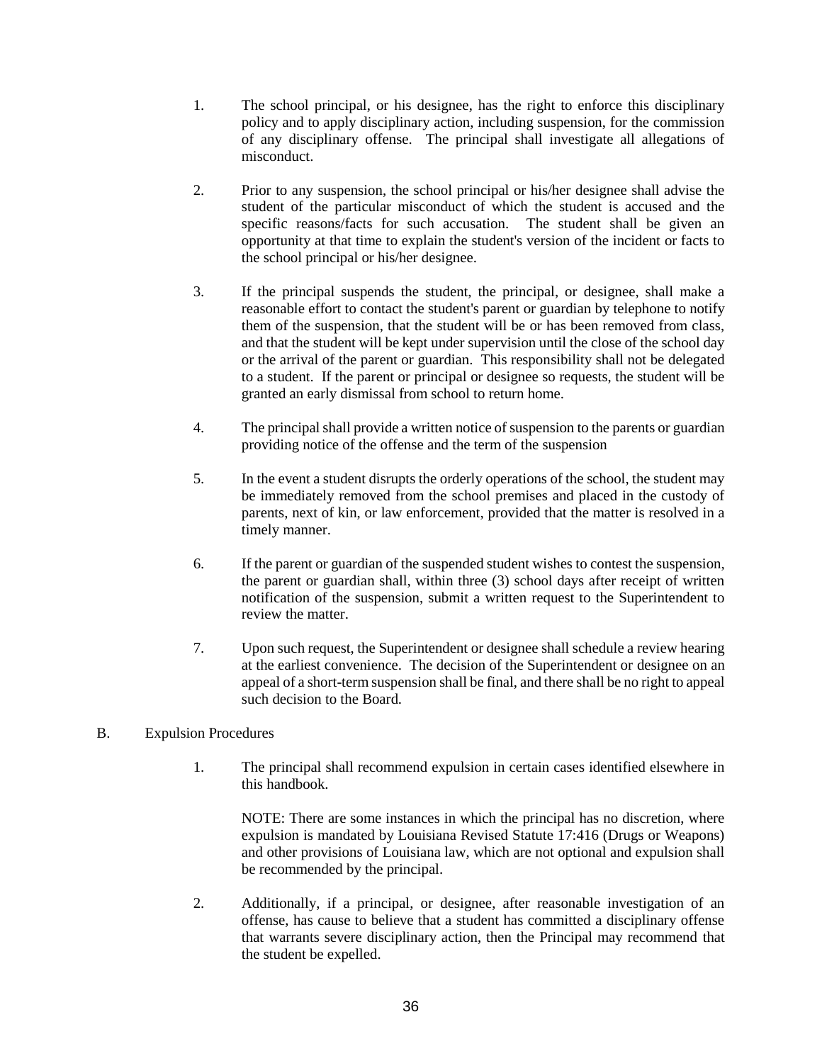1. The school principal, or his designee, has the right to enforce this disciplinary policy and to apply disciplinary action, including suspension, for the commission of any disciplinary offense. The principal shall investigate all allegations of misconduct.

2. Prior to any suspension, the school principal or his/her designee shall advise the student of the particular misconduct of which the student is accused and the specific reasons/facts for such accusation. The student shall be given an opportunity at that time to explain the student's version of the incident or facts to the school principal or his/her designee.

3. If the principal suspends the student, the principal, or designee, shall make a reasonable effort to contact the student's parent or guardian by telephone to notify them of the suspension, that the student will be or has been removed from class, and that the student will be kept under supervision until the close of the school day or the arrival of the parent or guardian. This responsibility shall not be delegated to a student. If the parent or principal or designee so requests, the student will be granted an early dismissal from school to return home.

4. The principal shall provide a written notice of suspension to the parents or guardian providing notice of the offense and the term of the suspension

5. In the event a student disrupts the orderly operations of the school, the student may be immediately removed from the school premises and placed in the custody of parents, next of kin, or law enforcement, provided that the matter is resolved in a timely manner.

6. If the parent or guardian of the suspended student wishes to contest the suspension, the parent or guardian shall, within three (3) school days after receipt of written notification of the suspension, submit a written request to the Superintendent to review the matter.

7. Upon such request, the Superintendent or designee shall schedule a review hearing at the earliest convenience. The decision of the Superintendent or designee on an appeal of a short-term suspension shall be final, and there shall be no right to appeal such decision to the Board.

B. Expulsion Procedures

1. The principal shall recommend expulsion in certain cases identified elsewhere in this handbook.

   NOTE: There are some instances in which the principal has no discretion, where expulsion is mandated by Louisiana Revised Statute 17:416 (Drugs or Weapons) and other provisions of Louisiana law, which are not optional and expulsion shall be recommended by the principal.

2. Additionally, if a principal, or designee, after reasonable investigation of an offense, has cause to believe that a student has committed a disciplinary offense that warrants severe disciplinary action, then the Principal may recommend that the student be expelled.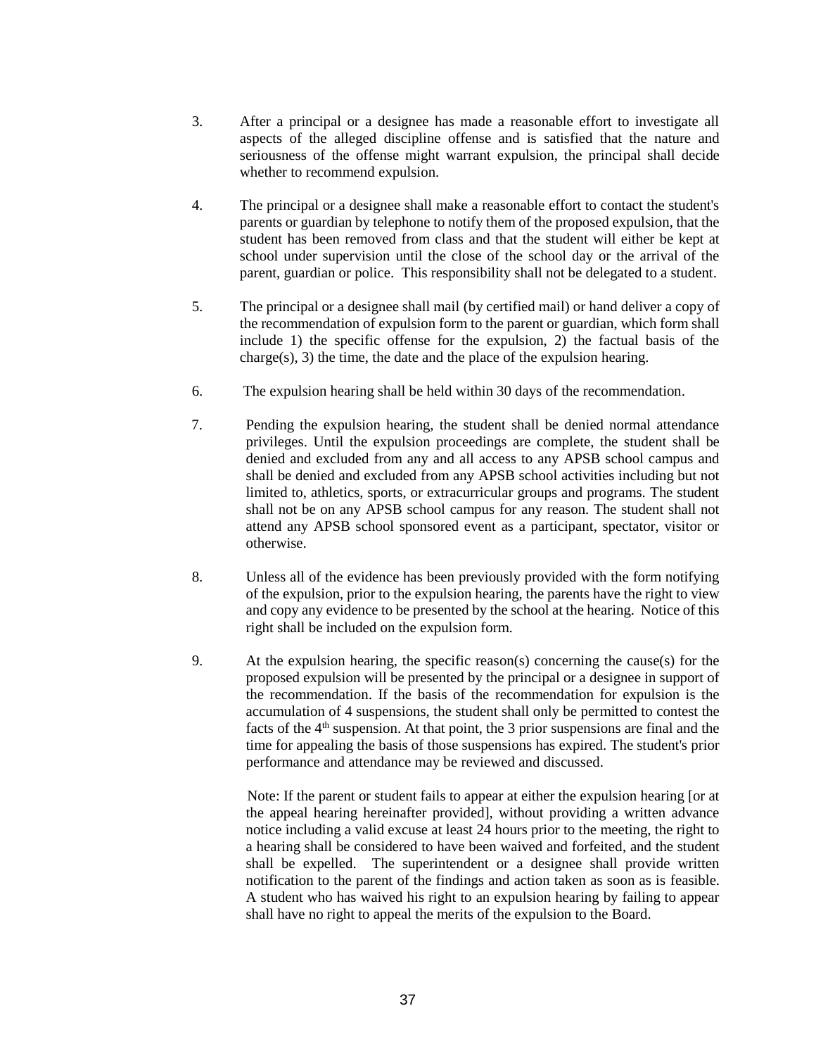3. After a principal or a designee has made a reasonable effort to investigate all aspects of the alleged discipline offense and is satisfied that the nature and seriousness of the offense might warrant expulsion, the principal shall decide whether to recommend expulsion.

4. The principal or a designee shall make a reasonable effort to contact the student's parents or guardian by telephone to notify them of the proposed expulsion, that the student has been removed from class and that the student will either be kept at school under supervision until the close of the school day or the arrival of the parent, guardian or police. This responsibility shall not be delegated to a student.

5. The principal or a designee shall mail (by certified mail) or hand deliver a copy of the recommendation of expulsion form to the parent or guardian, which form shall include 1) the specific offense for the expulsion, 2) the factual basis of the charge(s), 3) the time, the date and the place of the expulsion hearing.

6. The expulsion hearing shall be held within 30 days of the recommendation.

7. Pending the expulsion hearing, the student shall be denied normal attendance privileges. Until the expulsion proceedings are complete, the student shall be denied and excluded from any and all access to any APSB school campus and shall be denied and excluded from any APSB school activities including but not limited to, athletics, sports, or extracurricular groups and programs. The student shall not be on any APSB school campus for any reason. The student shall not attend any APSB school sponsored event as a participant, spectator, visitor or otherwise.

8. Unless all of the evidence has been previously provided with the form notifying of the expulsion, prior to the expulsion hearing, the parents have the right to view and copy any evidence to be presented by the school at the hearing. Notice of this right shall be included on the expulsion form.

9. At the expulsion hearing, the specific reason(s) concerning the cause(s) for the proposed expulsion will be presented by the principal or a designee in support of the recommendation. If the basis of the recommendation for expulsion is the accumulation of 4 suspensions, the student shall only be permitted to contest the facts of the 4th suspension. At that point, the 3 prior suspensions are final and the time for appealing the basis of those suspensions has expired. The student's prior performance and attendance may be reviewed and discussed.

   Note: If the parent or student fails to appear at either the expulsion hearing [or at the appeal hearing hereinafter provided], without providing a written advance notice including a valid excuse at least 24 hours prior to the meeting, the right to a hearing shall be considered to have been waived and forfeited, and the student shall be expelled. The superintendent or a designee shall provide written notification to the parent of the findings and action taken as soon as is feasible. A student who has waived his right to an expulsion hearing by failing to appear shall have no right to appeal the merits of the expulsion to the Board.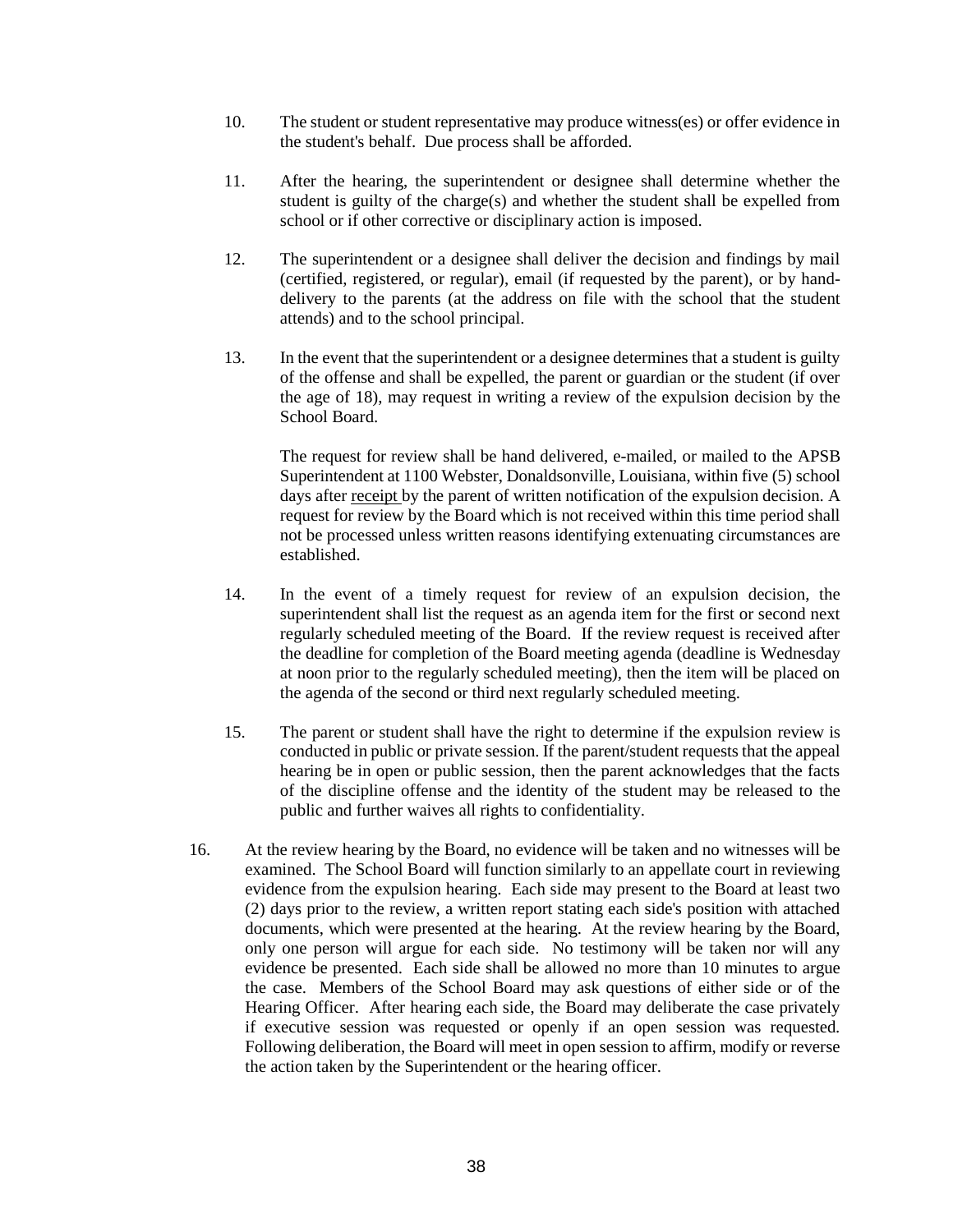10. The student or student representative may produce witness(es) or offer evidence in the student's behalf. Due process shall be afforded.

11. After the hearing, the superintendent or designee shall determine whether the student is guilty of the charge(s) and whether the student shall be expelled from school or if other corrective or disciplinary action is imposed.

12. The superintendent or a designee shall deliver the decision and findings by mail (certified, registered, or regular), email (if requested by the parent), or by hand-delivery to the parents (at the address on file with the school that the student attends) and to the school principal.

13. In the event that the superintendent or a designee determines that a student is guilty of the offense and shall be expelled, the parent or guardian or the student (if over the age of 18), may request in writing a review of the expulsion decision by the School Board.

    The request for review shall be hand delivered, e-mailed, or mailed to the APSB Superintendent at 1100 Webster, Donaldsonville, Louisiana, within five (5) school days after <u>receipt</u> by the parent of written notification of the expulsion decision. A request for review by the Board which is not received within this time period shall not be processed unless written reasons identifying extenuating circumstances are established.

14. In the event of a timely request for review of an expulsion decision, the superintendent shall list the request as an agenda item for the first or second next regularly scheduled meeting of the Board. If the review request is received after the deadline for completion of the Board meeting agenda (deadline is Wednesday at noon prior to the regularly scheduled meeting), then the item will be placed on the agenda of the second or third next regularly scheduled meeting.

15. The parent or student shall have the right to determine if the expulsion review is conducted in public or private session. If the parent/student requests that the appeal hearing be in open or public session, then the parent acknowledges that the facts of the discipline offense and the identity of the student may be released to the public and further waives all rights to confidentiality.

16. At the review hearing by the Board, no evidence will be taken and no witnesses will be examined. The School Board will function similarly to an appellate court in reviewing evidence from the expulsion hearing. Each side may present to the Board at least two (2) days prior to the review, a written report stating each side's position with attached documents, which were presented at the hearing. At the review hearing by the Board, only one person will argue for each side. No testimony will be taken nor will any evidence be presented. Each side shall be allowed no more than 10 minutes to argue the case. Members of the School Board may ask questions of either side or of the Hearing Officer. After hearing each side, the Board may deliberate the case privately if executive session was requested or openly if an open session was requested. Following deliberation, the Board will meet in open session to affirm, modify or reverse the action taken by the Superintendent or the hearing officer.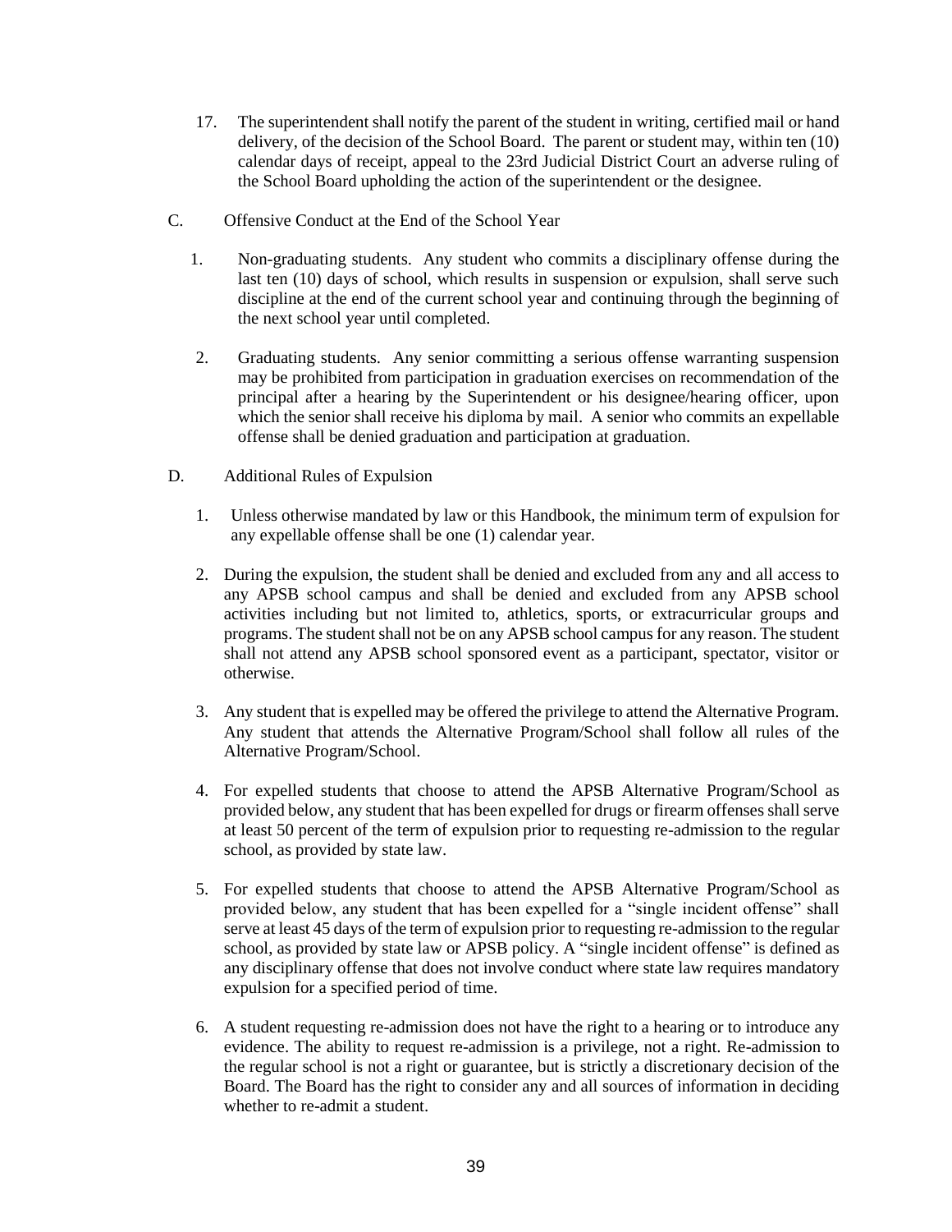17. The superintendent shall notify the parent of the student in writing, certified mail or hand delivery, of the decision of the School Board. The parent or student may, within ten (10) calendar days of receipt, appeal to the 23rd Judicial District Court an adverse ruling of the School Board upholding the action of the superintendent or the designee.

C. Offensive Conduct at the End of the School Year

1. Non-graduating students. Any student who commits a disciplinary offense during the last ten (10) days of school, which results in suspension or expulsion, shall serve such discipline at the end of the current school year and continuing through the beginning of the next school year until completed.

2. Graduating students. Any senior committing a serious offense warranting suspension may be prohibited from participation in graduation exercises on recommendation of the principal after a hearing by the Superintendent or his designee/hearing officer, upon which the senior shall receive his diploma by mail. A senior who commits an expellable offense shall be denied graduation and participation at graduation.

D. Additional Rules of Expulsion

1. Unless otherwise mandated by law or this Handbook, the minimum term of expulsion for any expellable offense shall be one (1) calendar year.

2. During the expulsion, the student shall be denied and excluded from any and all access to any APSB school campus and shall be denied and excluded from any APSB school activities including but not limited to, athletics, sports, or extracurricular groups and programs. The student shall not be on any APSB school campus for any reason. The student shall not attend any APSB school sponsored event as a participant, spectator, visitor or otherwise.

3. Any student that is expelled may be offered the privilege to attend the Alternative Program. Any student that attends the Alternative Program/School shall follow all rules of the Alternative Program/School.

4. For expelled students that choose to attend the APSB Alternative Program/School as provided below, any student that has been expelled for drugs or firearm offenses shall serve at least 50 percent of the term of expulsion prior to requesting re-admission to the regular school, as provided by state law.

5. For expelled students that choose to attend the APSB Alternative Program/School as provided below, any student that has been expelled for a "single incident offense" shall serve at least 45 days of the term of expulsion prior to requesting re-admission to the regular school, as provided by state law or APSB policy. A "single incident offense" is defined as any disciplinary offense that does not involve conduct where state law requires mandatory expulsion for a specified period of time.

6. A student requesting re-admission does not have the right to a hearing or to introduce any evidence. The ability to request re-admission is a privilege, not a right. Re-admission to the regular school is not a right or guarantee, but is strictly a discretionary decision of the Board. The Board has the right to consider any and all sources of information in deciding whether to re-admit a student.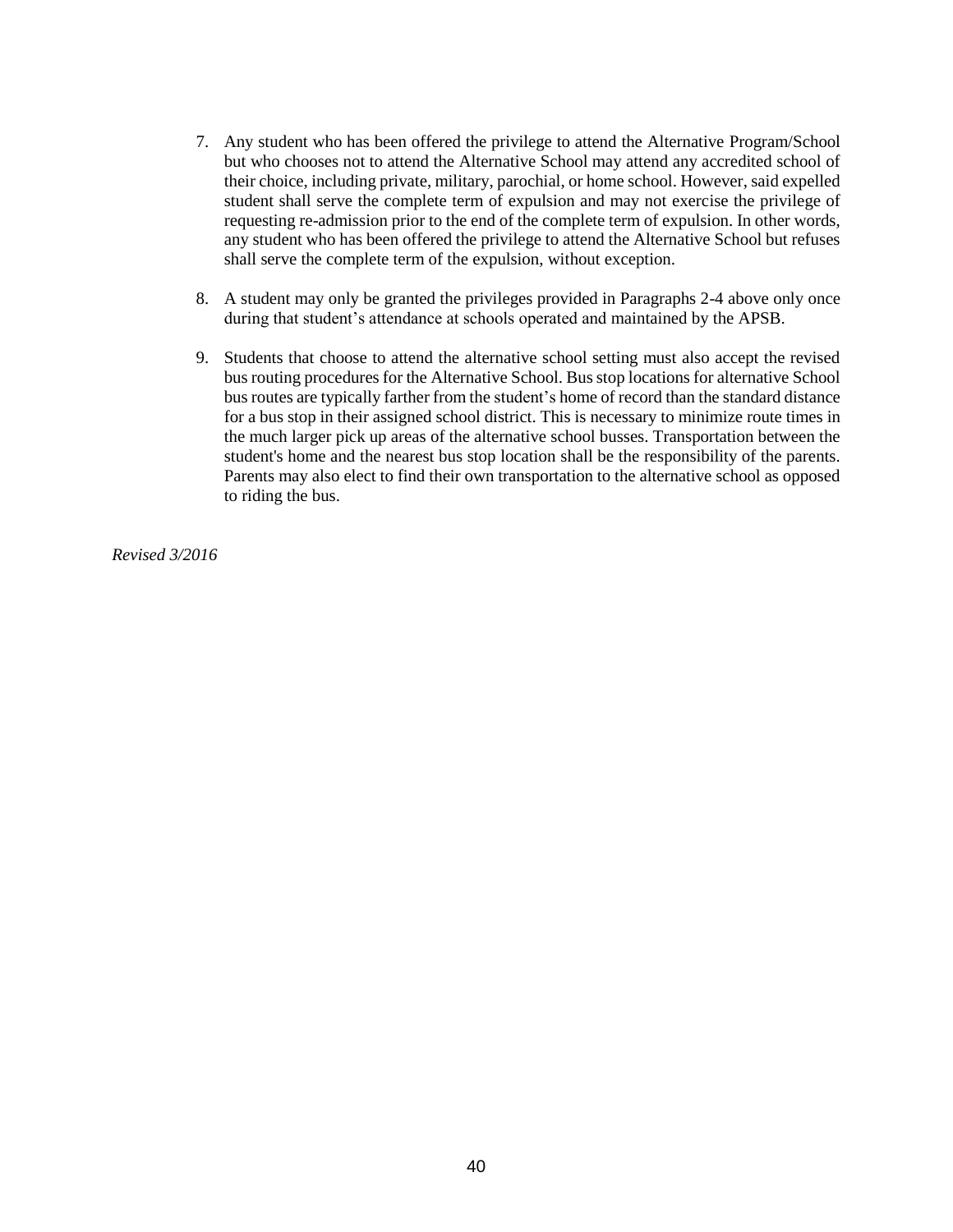7. Any student who has been offered the privilege to attend the Alternative Program/School but who chooses not to attend the Alternative School may attend any accredited school of their choice, including private, military, parochial, or home school. However, said expelled student shall serve the complete term of expulsion and may not exercise the privilege of requesting re-admission prior to the end of the complete term of expulsion. In other words, any student who has been offered the privilege to attend the Alternative School but refuses shall serve the complete term of the expulsion, without exception.

8. A student may only be granted the privileges provided in Paragraphs 2-4 above only once during that student's attendance at schools operated and maintained by the APSB.

9. Students that choose to attend the alternative school setting must also accept the revised bus routing procedures for the Alternative School. Bus stop locations for alternative School bus routes are typically farther from the student's home of record than the standard distance for a bus stop in their assigned school district. This is necessary to minimize route times in the much larger pick up areas of the alternative school busses. Transportation between the student's home and the nearest bus stop location shall be the responsibility of the parents. Parents may also elect to find their own transportation to the alternative school as opposed to riding the bus.

*Revised 3/2016*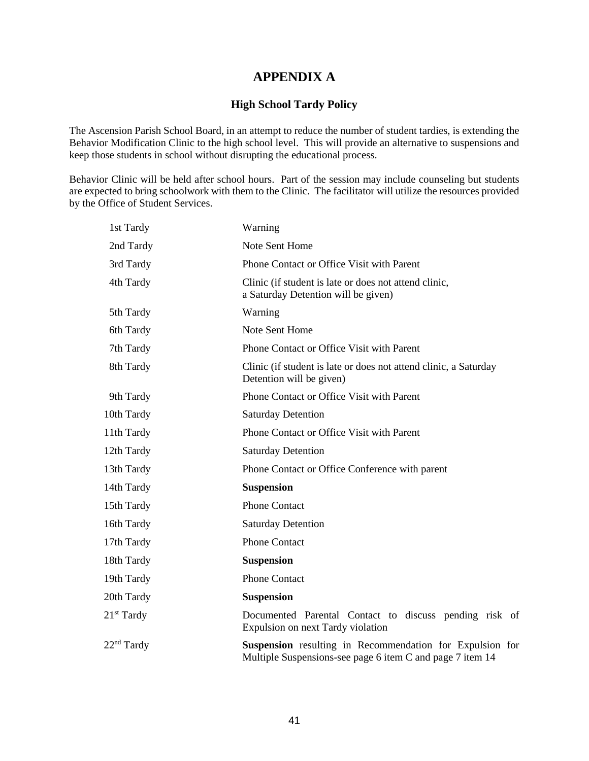# APPENDIX A

## High School Tardy Policy

The Ascension Parish School Board, in an attempt to reduce the number of student tardies, is extending the Behavior Modification Clinic to the high school level. This will provide an alternative to suspensions and keep those students in school without disrupting the educational process.

Behavior Clinic will be held after school hours. Part of the session may include counseling but students are expected to bring schoolwork with them to the Clinic. The facilitator will utilize the resources provided by the Office of Student Services.

| | |
|---|---|
| 1st Tardy | Warning |
| 2nd Tardy | Note Sent Home |
| 3rd Tardy | Phone Contact or Office Visit with Parent |
| 4th Tardy | Clinic (if student is late or does not attend clinic, a Saturday Detention will be given) |
| 5th Tardy | Warning |
| 6th Tardy | Note Sent Home |
| 7th Tardy | Phone Contact or Office Visit with Parent |
| 8th Tardy | Clinic (if student is late or does not attend clinic, a Saturday Detention will be given) |
| 9th Tardy | Phone Contact or Office Visit with Parent |
| 10th Tardy | Saturday Detention |
| 11th Tardy | Phone Contact or Office Visit with Parent |
| 12th Tardy | Saturday Detention |
| 13th Tardy | Phone Contact or Office Conference with parent |
| 14th Tardy | **Suspension** |
| 15th Tardy | Phone Contact |
| 16th Tardy | Saturday Detention |
| 17th Tardy | Phone Contact |
| 18th Tardy | **Suspension** |
| 19th Tardy | Phone Contact |
| 20th Tardy | **Suspension** |
| 21st Tardy | Documented Parental Contact to discuss pending risk of Expulsion on next Tardy violation |
| 22nd Tardy | **Suspension** resulting in Recommendation for Expulsion for Multiple Suspensions-see page 6 item C and page 7 item 14 |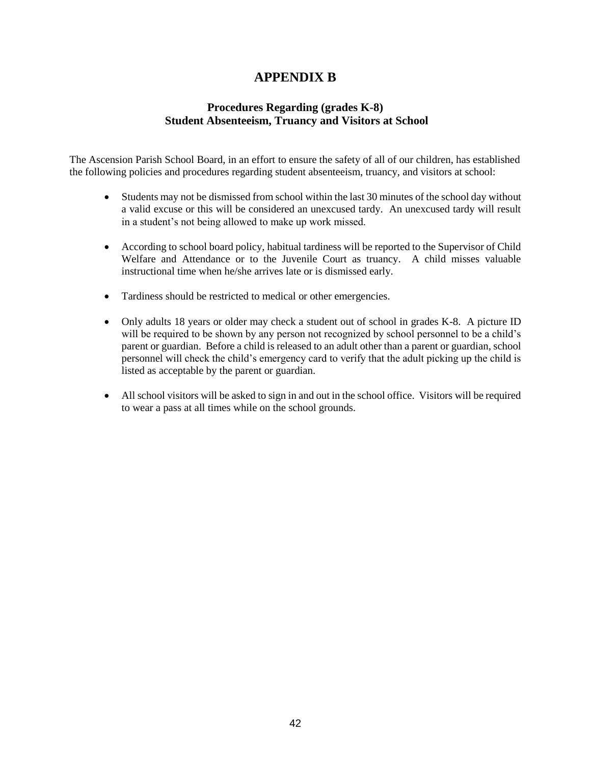# APPENDIX B

### Procedures Regarding (grades K-8)
### Student Absenteeism, Truancy and Visitors at School

The Ascension Parish School Board, in an effort to ensure the safety of all of our children, has established the following policies and procedures regarding student absenteeism, truancy, and visitors at school:

- Students may not be dismissed from school within the last 30 minutes of the school day without a valid excuse or this will be considered an unexcused tardy. An unexcused tardy will result in a student's not being allowed to make up work missed.
- According to school board policy, habitual tardiness will be reported to the Supervisor of Child Welfare and Attendance or to the Juvenile Court as truancy. A child misses valuable instructional time when he/she arrives late or is dismissed early.
- Tardiness should be restricted to medical or other emergencies.
- Only adults 18 years or older may check a student out of school in grades K-8. A picture ID will be required to be shown by any person not recognized by school personnel to be a child's parent or guardian. Before a child is released to an adult other than a parent or guardian, school personnel will check the child's emergency card to verify that the adult picking up the child is listed as acceptable by the parent or guardian.
- All school visitors will be asked to sign in and out in the school office. Visitors will be required to wear a pass at all times while on the school grounds.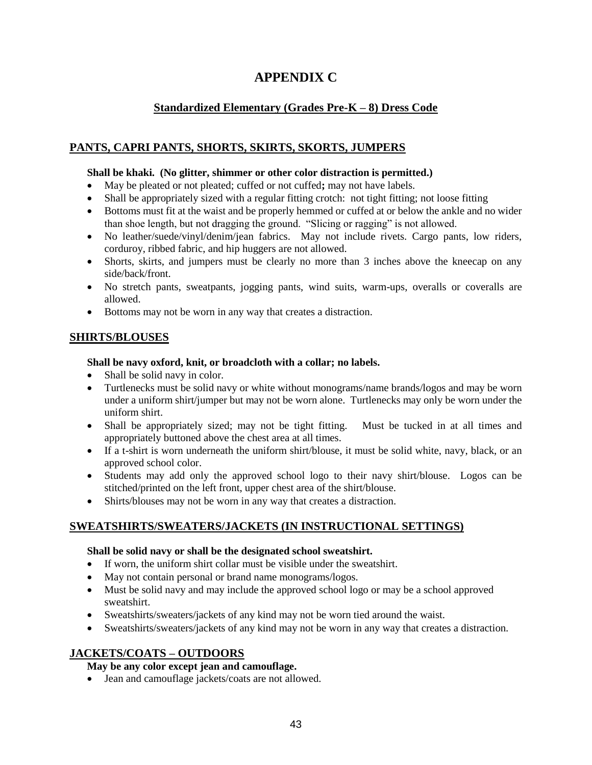# APPENDIX C

## Standardized Elementary (Grades Pre-K – 8) Dress Code

### PANTS, CAPRI PANTS, SHORTS, SKIRTS, SKORTS, JUMPERS

**Shall be khaki. (No glitter, shimmer or other color distraction is permitted.)**

- May be pleated or not pleated; cuffed or not cuffed**;** may not have labels.
- Shall be appropriately sized with a regular fitting crotch: not tight fitting; not loose fitting
- Bottoms must fit at the waist and be properly hemmed or cuffed at or below the ankle and no wider than shoe length, but not dragging the ground. "Slicing or ragging" is not allowed.
- No leather/suede/vinyl/denim/jean fabrics. May not include rivets. Cargo pants, low riders, corduroy, ribbed fabric, and hip huggers are not allowed.
- Shorts, skirts, and jumpers must be clearly no more than 3 inches above the kneecap on any side/back/front.
- No stretch pants, sweatpants, jogging pants, wind suits, warm-ups, overalls or coveralls are allowed.
- Bottoms may not be worn in any way that creates a distraction.

### SHIRTS/BLOUSES

**Shall be navy oxford, knit, or broadcloth with a collar; no labels.**

- Shall be solid navy in color.
- Turtlenecks must be solid navy or white without monograms/name brands/logos and may be worn under a uniform shirt/jumper but may not be worn alone. Turtlenecks may only be worn under the uniform shirt.
- Shall be appropriately sized; may not be tight fitting. Must be tucked in at all times and appropriately buttoned above the chest area at all times.
- If a t-shirt is worn underneath the uniform shirt/blouse, it must be solid white, navy, black, or an approved school color.
- Students may add only the approved school logo to their navy shirt/blouse. Logos can be stitched/printed on the left front, upper chest area of the shirt/blouse.
- Shirts/blouses may not be worn in any way that creates a distraction.

### SWEATSHIRTS/SWEATERS/JACKETS (IN INSTRUCTIONAL SETTINGS)

**Shall be solid navy or shall be the designated school sweatshirt.**

- If worn, the uniform shirt collar must be visible under the sweatshirt.
- May not contain personal or brand name monograms/logos.
- Must be solid navy and may include the approved school logo or may be a school approved sweatshirt.
- Sweatshirts/sweaters/jackets of any kind may not be worn tied around the waist.
- Sweatshirts/sweaters/jackets of any kind may not be worn in any way that creates a distraction.

### JACKETS/COATS – OUTDOORS

**May be any color except jean and camouflage.**

- Jean and camouflage jackets/coats are not allowed.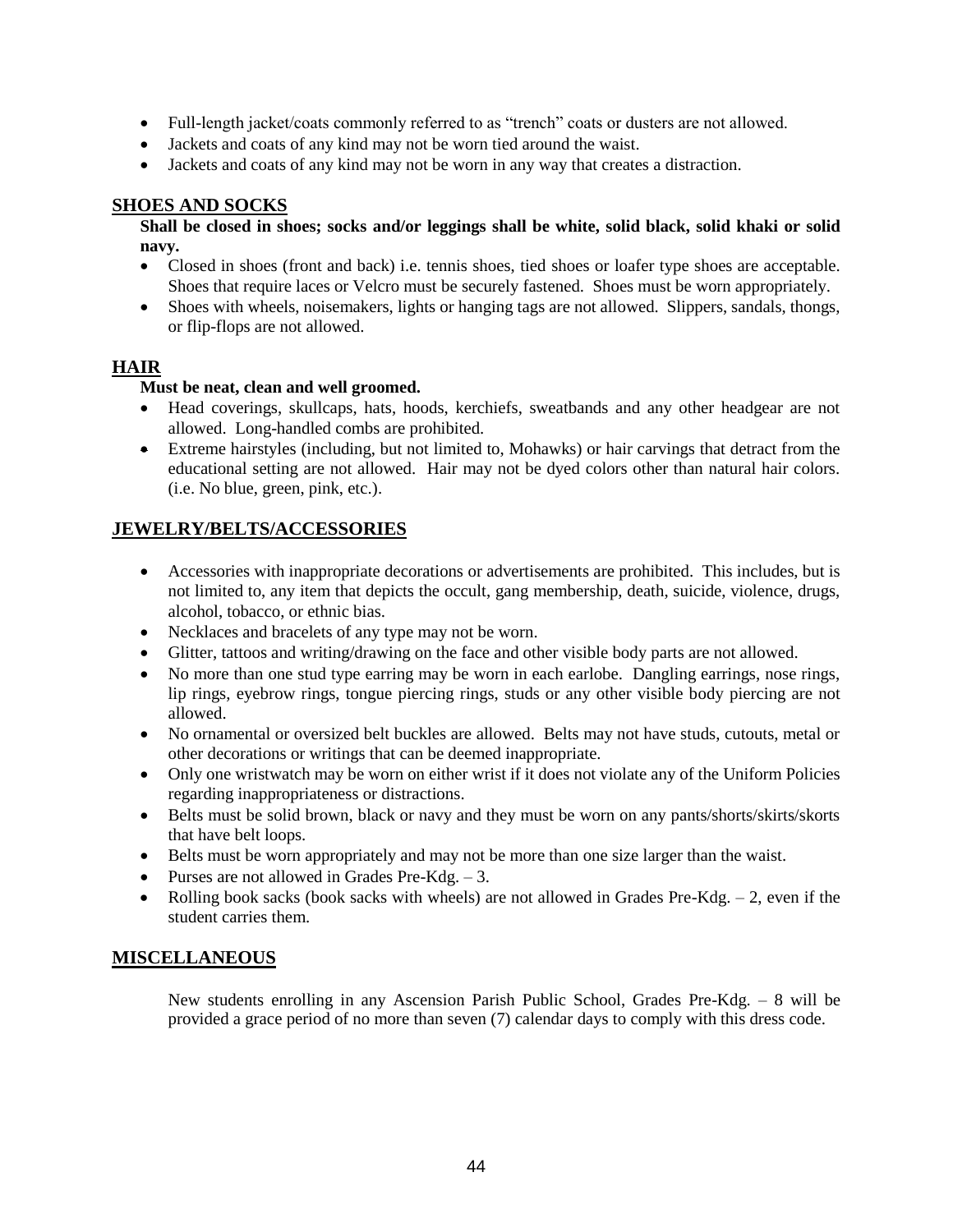- Full-length jacket/coats commonly referred to as "trench" coats or dusters are not allowed.
- Jackets and coats of any kind may not be worn tied around the waist.
- Jackets and coats of any kind may not be worn in any way that creates a distraction.

## SHOES AND SOCKS

**Shall be closed in shoes; socks and/or leggings shall be white, solid black, solid khaki or solid navy.**

- Closed in shoes (front and back) i.e. tennis shoes, tied shoes or loafer type shoes are acceptable. Shoes that require laces or Velcro must be securely fastened. Shoes must be worn appropriately.
- Shoes with wheels, noisemakers, lights or hanging tags are not allowed. Slippers, sandals, thongs, or flip-flops are not allowed.

## HAIR

**Must be neat, clean and well groomed.**

- Head coverings, skullcaps, hats, hoods, kerchiefs, sweatbands and any other headgear are not allowed. Long-handled combs are prohibited.
- Extreme hairstyles (including, but not limited to, Mohawks) or hair carvings that detract from the educational setting are not allowed. Hair may not be dyed colors other than natural hair colors. (i.e. No blue, green, pink, etc.).

## JEWELRY/BELTS/ACCESSORIES

- Accessories with inappropriate decorations or advertisements are prohibited. This includes, but is not limited to, any item that depicts the occult, gang membership, death, suicide, violence, drugs, alcohol, tobacco, or ethnic bias.
- Necklaces and bracelets of any type may not be worn.
- Glitter, tattoos and writing/drawing on the face and other visible body parts are not allowed.
- No more than one stud type earring may be worn in each earlobe. Dangling earrings, nose rings, lip rings, eyebrow rings, tongue piercing rings, studs or any other visible body piercing are not allowed.
- No ornamental or oversized belt buckles are allowed. Belts may not have studs, cutouts, metal or other decorations or writings that can be deemed inappropriate.
- Only one wristwatch may be worn on either wrist if it does not violate any of the Uniform Policies regarding inappropriateness or distractions.
- Belts must be solid brown, black or navy and they must be worn on any pants/shorts/skirts/skorts that have belt loops.
- Belts must be worn appropriately and may not be more than one size larger than the waist.
- Purses are not allowed in Grades Pre-Kdg. – 3.
- Rolling book sacks (book sacks with wheels) are not allowed in Grades Pre-Kdg. – 2, even if the student carries them.

## MISCELLANEOUS

New students enrolling in any Ascension Parish Public School, Grades Pre-Kdg. – 8 will be provided a grace period of no more than seven (7) calendar days to comply with this dress code.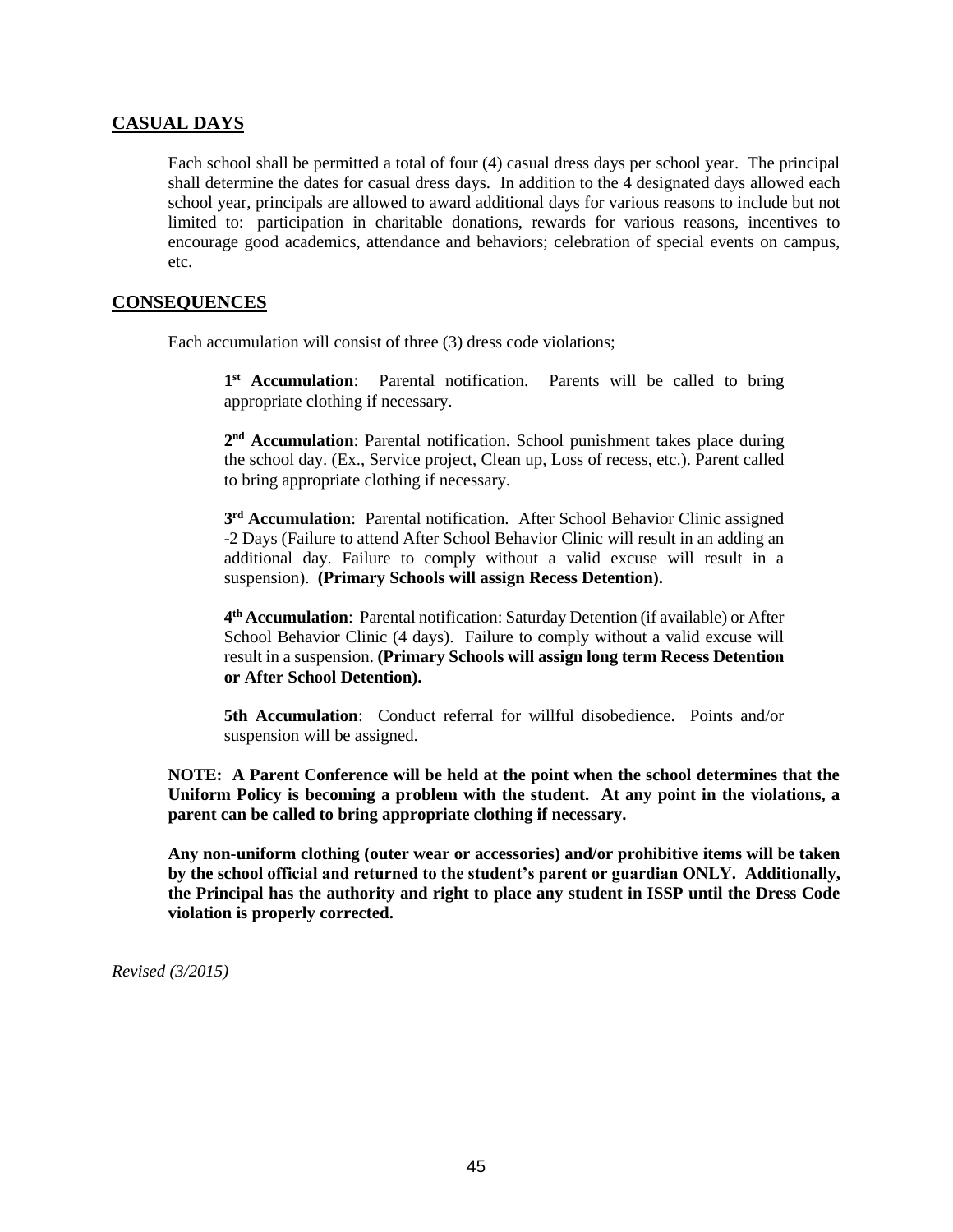## CASUAL DAYS

Each school shall be permitted a total of four (4) casual dress days per school year. The principal shall determine the dates for casual dress days. In addition to the 4 designated days allowed each school year, principals are allowed to award additional days for various reasons to include but not limited to: participation in charitable donations, rewards for various reasons, incentives to encourage good academics, attendance and behaviors; celebration of special events on campus, etc.

## CONSEQUENCES

Each accumulation will consist of three (3) dress code violations;

**1st Accumulation**: Parental notification. Parents will be called to bring appropriate clothing if necessary.

**2nd Accumulation**: Parental notification. School punishment takes place during the school day. (Ex., Service project, Clean up, Loss of recess, etc.). Parent called to bring appropriate clothing if necessary.

**3rd Accumulation**: Parental notification. After School Behavior Clinic assigned -2 Days (Failure to attend After School Behavior Clinic will result in an adding an additional day. Failure to comply without a valid excuse will result in a suspension). **(Primary Schools will assign Recess Detention).**

**4th Accumulation**: Parental notification: Saturday Detention (if available) or After School Behavior Clinic (4 days). Failure to comply without a valid excuse will result in a suspension. **(Primary Schools will assign long term Recess Detention or After School Detention).**

**5th Accumulation**: Conduct referral for willful disobedience. Points and/or suspension will be assigned.

**NOTE: A Parent Conference will be held at the point when the school determines that the Uniform Policy is becoming a problem with the student. At any point in the violations, a parent can be called to bring appropriate clothing if necessary.**

**Any non-uniform clothing (outer wear or accessories) and/or prohibitive items will be taken by the school official and returned to the student's parent or guardian ONLY. Additionally, the Principal has the authority and right to place any student in ISSP until the Dress Code violation is properly corrected.**

*Revised (3/2015)*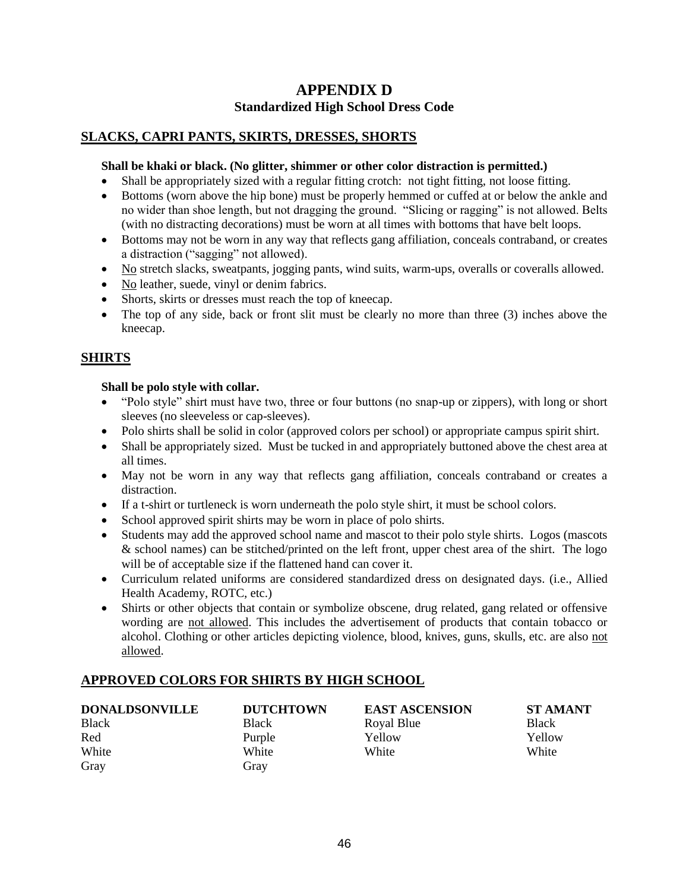# APPENDIX D
## Standardized High School Dress Code

### SLACKS, CAPRI PANTS, SKIRTS, DRESSES, SHORTS

**Shall be khaki or black. (No glitter, shimmer or other color distraction is permitted.)**

- Shall be appropriately sized with a regular fitting crotch: not tight fitting, not loose fitting.
- Bottoms (worn above the hip bone) must be properly hemmed or cuffed at or below the ankle and no wider than shoe length, but not dragging the ground. "Slicing or ragging" is not allowed. Belts (with no distracting decorations) must be worn at all times with bottoms that have belt loops.
- Bottoms may not be worn in any way that reflects gang affiliation, conceals contraband, or creates a distraction ("sagging" not allowed).
- <u>No</u> stretch slacks, sweatpants, jogging pants, wind suits, warm-ups, overalls or coveralls allowed.
- <u>No</u> leather, suede, vinyl or denim fabrics.
- Shorts, skirts or dresses must reach the top of kneecap.
- The top of any side, back or front slit must be clearly no more than three (3) inches above the kneecap.

### SHIRTS

**Shall be polo style with collar.**

- "Polo style" shirt must have two, three or four buttons (no snap-up or zippers), with long or short sleeves (no sleeveless or cap-sleeves).
- Polo shirts shall be solid in color (approved colors per school) or appropriate campus spirit shirt.
- Shall be appropriately sized. Must be tucked in and appropriately buttoned above the chest area at all times.
- May not be worn in any way that reflects gang affiliation, conceals contraband or creates a distraction.
- If a t-shirt or turtleneck is worn underneath the polo style shirt, it must be school colors.
- School approved spirit shirts may be worn in place of polo shirts.
- Students may add the approved school name and mascot to their polo style shirts. Logos (mascots & school names) can be stitched/printed on the left front, upper chest area of the shirt. The logo will be of acceptable size if the flattened hand can cover it.
- Curriculum related uniforms are considered standardized dress on designated days. (i.e., Allied Health Academy, ROTC, etc.)
- Shirts or other objects that contain or symbolize obscene, drug related, gang related or offensive wording are <u>not allowed</u>. This includes the advertisement of products that contain tobacco or alcohol. Clothing or other articles depicting violence, blood, knives, guns, skulls, etc. are also <u>not allowed</u>.

### APPROVED COLORS FOR SHIRTS BY HIGH SCHOOL

| DONALDSONVILLE | DUTCHTOWN | EAST ASCENSION | ST AMANT |
|---|---|---|---|
| Black | Black | Royal Blue | Black |
| Red | Purple | Yellow | Yellow |
| White | White | White | White |
| Gray | Gray | | |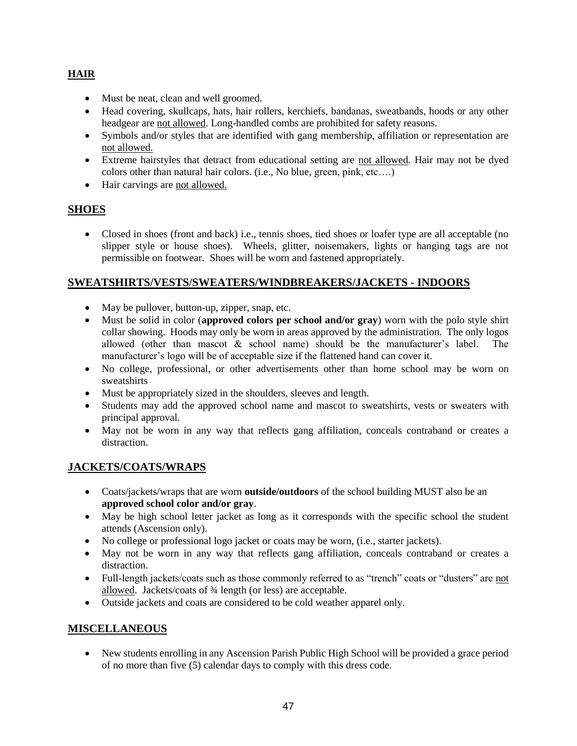## HAIR

- Must be neat, clean and well groomed.
- Head covering, skullcaps, hats, hair rollers, kerchiefs, bandanas, sweatbands, hoods or any other headgear are <u>not allowed</u>. Long-handled combs are prohibited for safety reasons.
- Symbols and/or styles that are identified with gang membership, affiliation or representation are <u>not allowed.</u>
- Extreme hairstyles that detract from educational setting are <u>not allowed</u>. Hair may not be dyed colors other than natural hair colors. (i.e., No blue, green, pink, etc….)
- Hair carvings are <u>not allowed.</u>

## SHOES

- Closed in shoes (front and back) i.e., tennis shoes, tied shoes or loafer type are all acceptable (no slipper style or house shoes). Wheels, glitter, noisemakers, lights or hanging tags are not permissible on footwear. Shoes will be worn and fastened appropriately.

## SWEATSHIRTS/VESTS/SWEATERS/WINDBREAKERS/JACKETS - INDOORS

- May be pullover, button-up, zipper, snap, etc.
- Must be solid in color (**approved colors per school and/or gray**) worn with the polo style shirt collar showing. Hoods may only be worn in areas approved by the administration. The only logos allowed (other than mascot & school name) should be the manufacturer's label. The manufacturer's logo will be of acceptable size if the flattened hand can cover it.
- No college, professional, or other advertisements other than home school may be worn on sweatshirts
- Must be appropriately sized in the shoulders, sleeves and length.
- Students may add the approved school name and mascot to sweatshirts, vests or sweaters with principal approval.
- May not be worn in any way that reflects gang affiliation, conceals contraband or creates a distraction.

## JACKETS/COATS/WRAPS

- Coats/jackets/wraps that are worn **outside/outdoors** of the school building MUST also be an **approved school color and/or gray**.
- May be high school letter jacket as long as it corresponds with the specific school the student attends (Ascension only).
- No college or professional logo jacket or coats may be worn, (i.e., starter jackets).
- May not be worn in any way that reflects gang affiliation, conceals contraband or creates a distraction.
- Full-length jackets/coats such as those commonly referred to as "trench" coats or "dusters" are <u>not allowed</u>. Jackets/coats of ¾ length (or less) are acceptable.
- Outside jackets and coats are considered to be cold weather apparel only.

## MISCELLANEOUS

- New students enrolling in any Ascension Parish Public High School will be provided a grace period of no more than five (5) calendar days to comply with this dress code.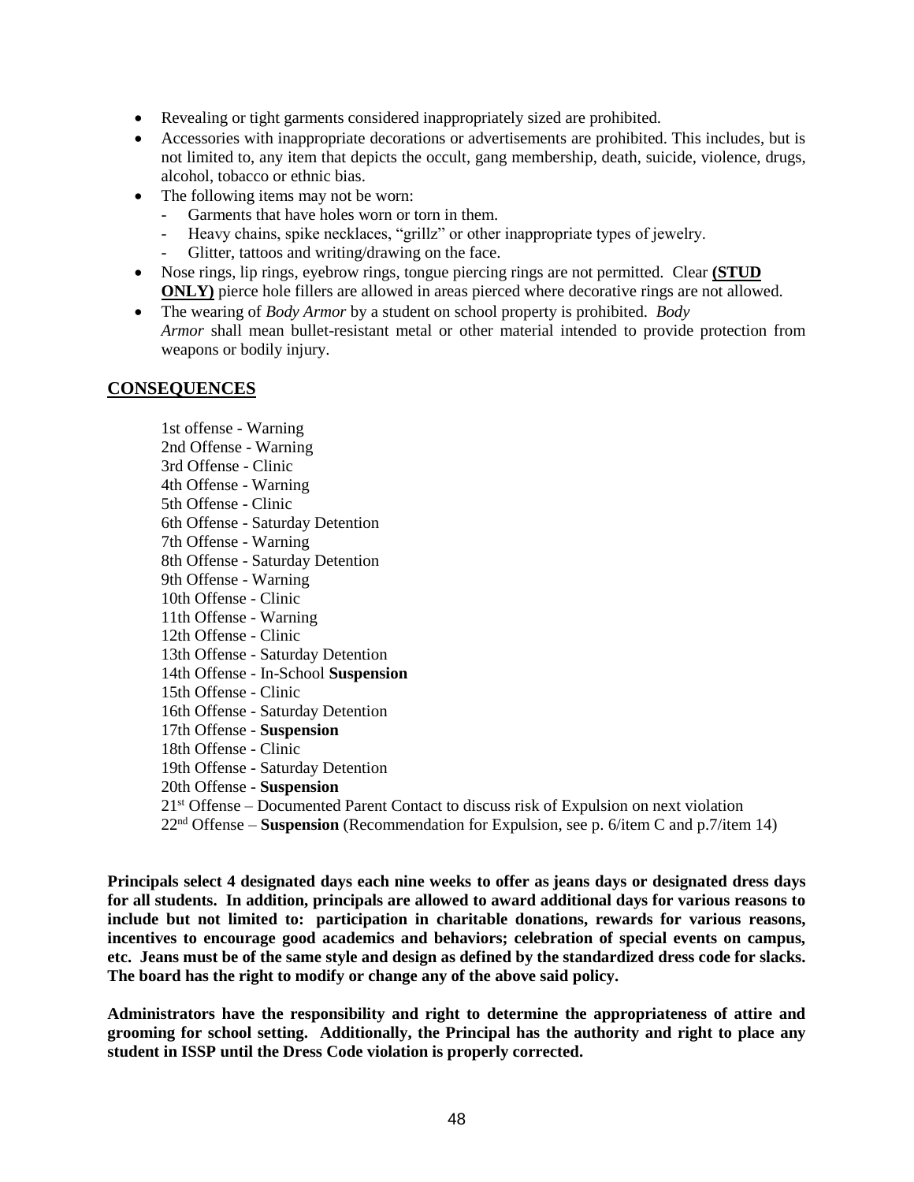- Revealing or tight garments considered inappropriately sized are prohibited.
- Accessories with inappropriate decorations or advertisements are prohibited. This includes, but is not limited to, any item that depicts the occult, gang membership, death, suicide, violence, drugs, alcohol, tobacco or ethnic bias.
- The following items may not be worn:
  - Garments that have holes worn or torn in them.
  - Heavy chains, spike necklaces, "grillz" or other inappropriate types of jewelry.
  - Glitter, tattoos and writing/drawing on the face.
- Nose rings, lip rings, eyebrow rings, tongue piercing rings are not permitted. Clear **(STUD ONLY)** pierce hole fillers are allowed in areas pierced where decorative rings are not allowed.
- The wearing of *Body Armor* by a student on school property is prohibited. *Body Armor* shall mean bullet-resistant metal or other material intended to provide protection from weapons or bodily injury.

## CONSEQUENCES

1st offense - Warning  
2nd Offense - Warning  
3rd Offense - Clinic  
4th Offense - Warning  
5th Offense - Clinic  
6th Offense - Saturday Detention  
7th Offense - Warning  
8th Offense - Saturday Detention  
9th Offense - Warning  
10th Offense - Clinic  
11th Offense - Warning  
12th Offense - Clinic  
13th Offense - Saturday Detention  
14th Offense - In-School **Suspension**  
15th Offense - Clinic  
16th Offense - Saturday Detention  
17th Offense - **Suspension**  
18th Offense - Clinic  
19th Offense - Saturday Detention  
20th Offense - **Suspension**  
21st Offense – Documented Parent Contact to discuss risk of Expulsion on next violation  
22nd Offense – **Suspension** (Recommendation for Expulsion, see p. 6/item C and p.7/item 14)

**Principals select 4 designated days each nine weeks to offer as jeans days or designated dress days for all students. In addition, principals are allowed to award additional days for various reasons to include but not limited to: participation in charitable donations, rewards for various reasons, incentives to encourage good academics and behaviors; celebration of special events on campus, etc. Jeans must be of the same style and design as defined by the standardized dress code for slacks. The board has the right to modify or change any of the above said policy.**

**Administrators have the responsibility and right to determine the appropriateness of attire and grooming for school setting. Additionally, the Principal has the authority and right to place any student in ISSP until the Dress Code violation is properly corrected.**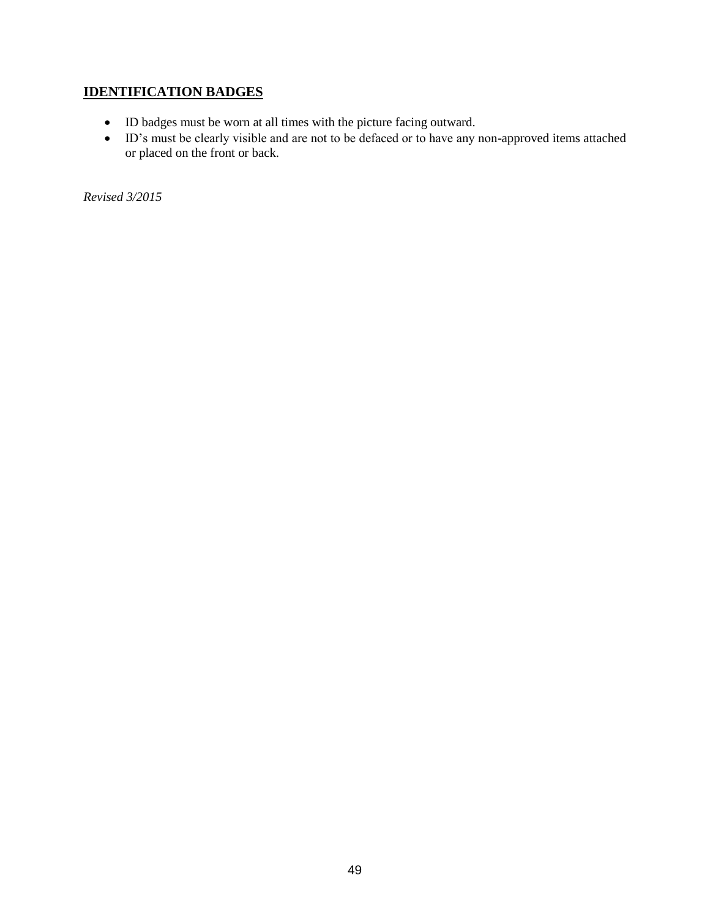## IDENTIFICATION BADGES

- ID badges must be worn at all times with the picture facing outward.
- ID's must be clearly visible and are not to be defaced or to have any non-approved items attached or placed on the front or back.

*Revised 3/2015*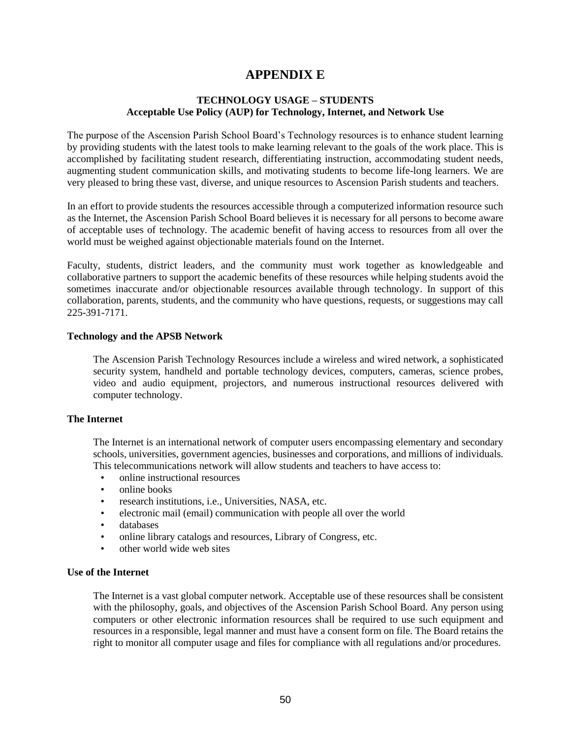# APPENDIX E

## TECHNOLOGY USAGE – STUDENTS
## Acceptable Use Policy (AUP) for Technology, Internet, and Network Use

The purpose of the Ascension Parish School Board's Technology resources is to enhance student learning by providing students with the latest tools to make learning relevant to the goals of the work place. This is accomplished by facilitating student research, differentiating instruction, accommodating student needs, augmenting student communication skills, and motivating students to become life-long learners. We are very pleased to bring these vast, diverse, and unique resources to Ascension Parish students and teachers.

In an effort to provide students the resources accessible through a computerized information resource such as the Internet, the Ascension Parish School Board believes it is necessary for all persons to become aware of acceptable uses of technology. The academic benefit of having access to resources from all over the world must be weighed against objectionable materials found on the Internet.

Faculty, students, district leaders, and the community must work together as knowledgeable and collaborative partners to support the academic benefits of these resources while helping students avoid the sometimes inaccurate and/or objectionable resources available through technology. In support of this collaboration, parents, students, and the community who have questions, requests, or suggestions may call 225-391-7171.

### Technology and the APSB Network

The Ascension Parish Technology Resources include a wireless and wired network, a sophisticated security system, handheld and portable technology devices, computers, cameras, science probes, video and audio equipment, projectors, and numerous instructional resources delivered with computer technology.

### The Internet

The Internet is an international network of computer users encompassing elementary and secondary schools, universities, government agencies, businesses and corporations, and millions of individuals. This telecommunications network will allow students and teachers to have access to:

- online instructional resources
- online books
- research institutions, i.e., Universities, NASA, etc.
- electronic mail (email) communication with people all over the world
- databases
- online library catalogs and resources, Library of Congress, etc.
- other world wide web sites

### Use of the Internet

The Internet is a vast global computer network. Acceptable use of these resources shall be consistent with the philosophy, goals, and objectives of the Ascension Parish School Board. Any person using computers or other electronic information resources shall be required to use such equipment and resources in a responsible, legal manner and must have a consent form on file. The Board retains the right to monitor all computer usage and files for compliance with all regulations and/or procedures.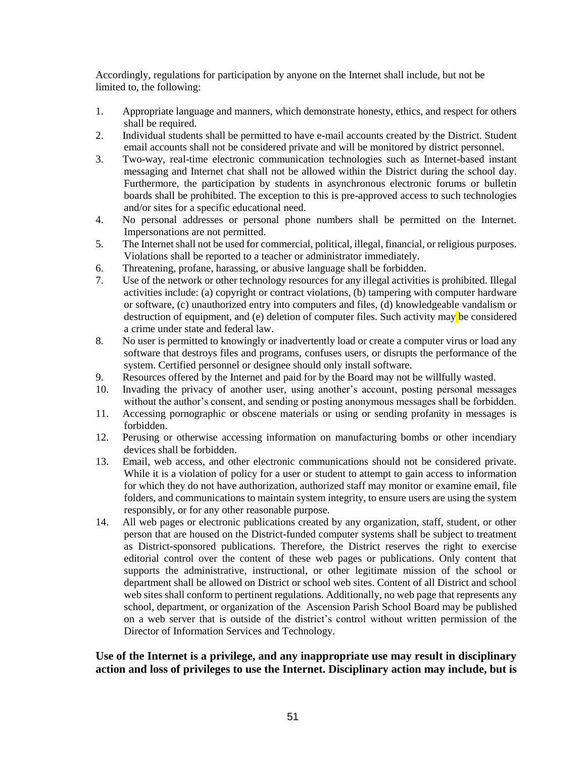Accordingly, regulations for participation by anyone on the Internet shall include, but not be limited to, the following:

1. Appropriate language and manners, which demonstrate honesty, ethics, and respect for others shall be required.
2. Individual students shall be permitted to have e-mail accounts created by the District. Student email accounts shall not be considered private and will be monitored by district personnel.
3. Two-way, real-time electronic communication technologies such as Internet-based instant messaging and Internet chat shall not be allowed within the District during the school day. Furthermore, the participation by students in asynchronous electronic forums or bulletin boards shall be prohibited. The exception to this is pre-approved access to such technologies and/or sites for a specific educational need.
4. No personal addresses or personal phone numbers shall be permitted on the Internet. Impersonations are not permitted.
5. The Internet shall not be used for commercial, political, illegal, financial, or religious purposes. Violations shall be reported to a teacher or administrator immediately.
6. Threatening, profane, harassing, or abusive language shall be forbidden.
7. Use of the network or other technology resources for any illegal activities is prohibited. Illegal activities include: (a) copyright or contract violations, (b) tampering with computer hardware or software, (c) unauthorized entry into computers and files, (d) knowledgeable vandalism or destruction of equipment, and (e) deletion of computer files. Such activity may be considered a crime under state and federal law.
8. No user is permitted to knowingly or inadvertently load or create a computer virus or load any software that destroys files and programs, confuses users, or disrupts the performance of the system. Certified personnel or designee should only install software.
9. Resources offered by the Internet and paid for by the Board may not be willfully wasted.
10. Invading the privacy of another user, using another's account, posting personal messages without the author's consent, and sending or posting anonymous messages shall be forbidden.
11. Accessing pornographic or obscene materials or using or sending profanity in messages is forbidden.
12. Perusing or otherwise accessing information on manufacturing bombs or other incendiary devices shall be forbidden.
13. Email, web access, and other electronic communications should not be considered private. While it is a violation of policy for a user or student to attempt to gain access to information for which they do not have authorization, authorized staff may monitor or examine email, file folders, and communications to maintain system integrity, to ensure users are using the system responsibly, or for any other reasonable purpose.
14. All web pages or electronic publications created by any organization, staff, student, or other person that are housed on the District-funded computer systems shall be subject to treatment as District-sponsored publications. Therefore, the District reserves the right to exercise editorial control over the content of these web pages or publications. Only content that supports the administrative, instructional, or other legitimate mission of the school or department shall be allowed on District or school web sites. Content of all District and school web sites shall conform to pertinent regulations. Additionally, no web page that represents any school, department, or organization of the Ascension Parish School Board may be published on a web server that is outside of the district's control without written permission of the Director of Information Services and Technology.

**Use of the Internet is a privilege, and any inappropriate use may result in disciplinary action and loss of privileges to use the Internet. Disciplinary action may include, but is**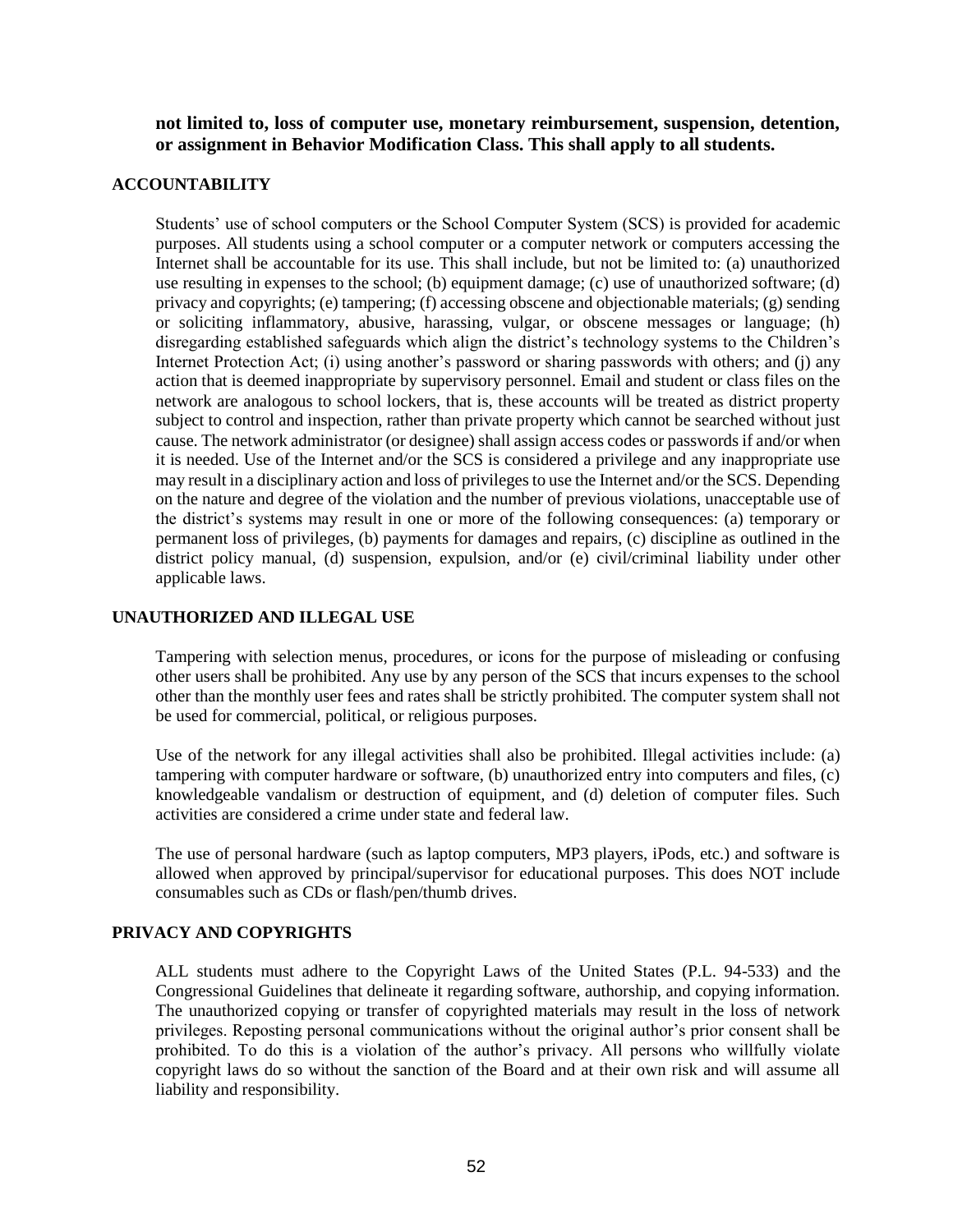**not limited to, loss of computer use, monetary reimbursement, suspension, detention, or assignment in Behavior Modification Class. This shall apply to all students.**

## ACCOUNTABILITY

Students' use of school computers or the School Computer System (SCS) is provided for academic purposes. All students using a school computer or a computer network or computers accessing the Internet shall be accountable for its use. This shall include, but not be limited to: (a) unauthorized use resulting in expenses to the school; (b) equipment damage; (c) use of unauthorized software; (d) privacy and copyrights; (e) tampering; (f) accessing obscene and objectionable materials; (g) sending or soliciting inflammatory, abusive, harassing, vulgar, or obscene messages or language; (h) disregarding established safeguards which align the district's technology systems to the Children's Internet Protection Act; (i) using another's password or sharing passwords with others; and (j) any action that is deemed inappropriate by supervisory personnel. Email and student or class files on the network are analogous to school lockers, that is, these accounts will be treated as district property subject to control and inspection, rather than private property which cannot be searched without just cause. The network administrator (or designee) shall assign access codes or passwords if and/or when it is needed. Use of the Internet and/or the SCS is considered a privilege and any inappropriate use may result in a disciplinary action and loss of privileges to use the Internet and/or the SCS. Depending on the nature and degree of the violation and the number of previous violations, unacceptable use of the district's systems may result in one or more of the following consequences: (a) temporary or permanent loss of privileges, (b) payments for damages and repairs, (c) discipline as outlined in the district policy manual, (d) suspension, expulsion, and/or (e) civil/criminal liability under other applicable laws.

## UNAUTHORIZED AND ILLEGAL USE

Tampering with selection menus, procedures, or icons for the purpose of misleading or confusing other users shall be prohibited. Any use by any person of the SCS that incurs expenses to the school other than the monthly user fees and rates shall be strictly prohibited. The computer system shall not be used for commercial, political, or religious purposes.

Use of the network for any illegal activities shall also be prohibited. Illegal activities include: (a) tampering with computer hardware or software, (b) unauthorized entry into computers and files, (c) knowledgeable vandalism or destruction of equipment, and (d) deletion of computer files. Such activities are considered a crime under state and federal law.

The use of personal hardware (such as laptop computers, MP3 players, iPods, etc.) and software is allowed when approved by principal/supervisor for educational purposes. This does NOT include consumables such as CDs or flash/pen/thumb drives.

## PRIVACY AND COPYRIGHTS

ALL students must adhere to the Copyright Laws of the United States (P.L. 94-533) and the Congressional Guidelines that delineate it regarding software, authorship, and copying information. The unauthorized copying or transfer of copyrighted materials may result in the loss of network privileges. Reposting personal communications without the original author's prior consent shall be prohibited. To do this is a violation of the author's privacy. All persons who willfully violate copyright laws do so without the sanction of the Board and at their own risk and will assume all liability and responsibility.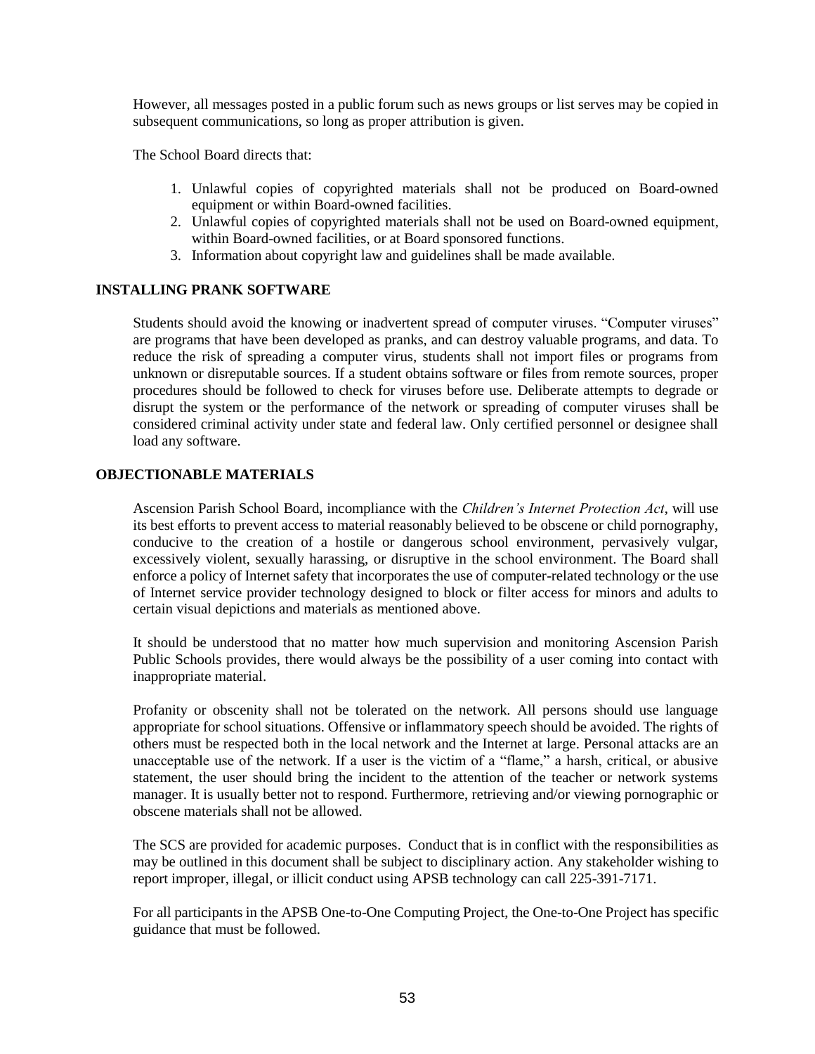However, all messages posted in a public forum such as news groups or list serves may be copied in subsequent communications, so long as proper attribution is given.

The School Board directs that:

1. Unlawful copies of copyrighted materials shall not be produced on Board-owned equipment or within Board-owned facilities.
2. Unlawful copies of copyrighted materials shall not be used on Board-owned equipment, within Board-owned facilities, or at Board sponsored functions.
3. Information about copyright law and guidelines shall be made available.

## INSTALLING PRANK SOFTWARE

Students should avoid the knowing or inadvertent spread of computer viruses. "Computer viruses" are programs that have been developed as pranks, and can destroy valuable programs, and data. To reduce the risk of spreading a computer virus, students shall not import files or programs from unknown or disreputable sources. If a student obtains software or files from remote sources, proper procedures should be followed to check for viruses before use. Deliberate attempts to degrade or disrupt the system or the performance of the network or spreading of computer viruses shall be considered criminal activity under state and federal law. Only certified personnel or designee shall load any software.

## OBJECTIONABLE MATERIALS

Ascension Parish School Board, incompliance with the *Children's Internet Protection Act*, will use its best efforts to prevent access to material reasonably believed to be obscene or child pornography, conducive to the creation of a hostile or dangerous school environment, pervasively vulgar, excessively violent, sexually harassing, or disruptive in the school environment. The Board shall enforce a policy of Internet safety that incorporates the use of computer-related technology or the use of Internet service provider technology designed to block or filter access for minors and adults to certain visual depictions and materials as mentioned above.

It should be understood that no matter how much supervision and monitoring Ascension Parish Public Schools provides, there would always be the possibility of a user coming into contact with inappropriate material.

Profanity or obscenity shall not be tolerated on the network. All persons should use language appropriate for school situations. Offensive or inflammatory speech should be avoided. The rights of others must be respected both in the local network and the Internet at large. Personal attacks are an unacceptable use of the network. If a user is the victim of a "flame," a harsh, critical, or abusive statement, the user should bring the incident to the attention of the teacher or network systems manager. It is usually better not to respond. Furthermore, retrieving and/or viewing pornographic or obscene materials shall not be allowed.

The SCS are provided for academic purposes. Conduct that is in conflict with the responsibilities as may be outlined in this document shall be subject to disciplinary action. Any stakeholder wishing to report improper, illegal, or illicit conduct using APSB technology can call 225-391-7171.

For all participants in the APSB One-to-One Computing Project, the One-to-One Project has specific guidance that must be followed.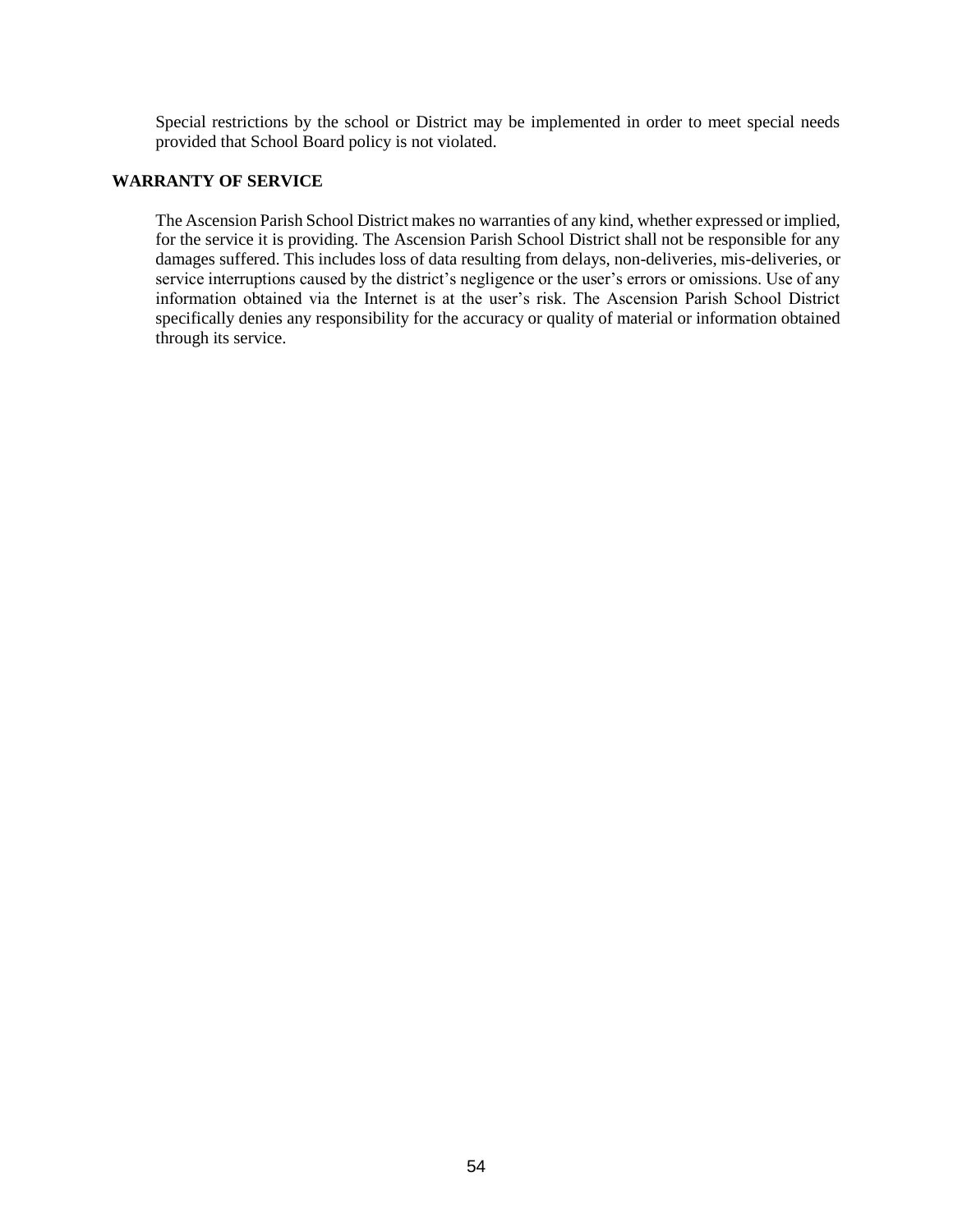Special restrictions by the school or District may be implemented in order to meet special needs provided that School Board policy is not violated.

## WARRANTY OF SERVICE

The Ascension Parish School District makes no warranties of any kind, whether expressed or implied, for the service it is providing. The Ascension Parish School District shall not be responsible for any damages suffered. This includes loss of data resulting from delays, non-deliveries, mis-deliveries, or service interruptions caused by the district's negligence or the user's errors or omissions. Use of any information obtained via the Internet is at the user's risk. The Ascension Parish School District specifically denies any responsibility for the accuracy or quality of material or information obtained through its service.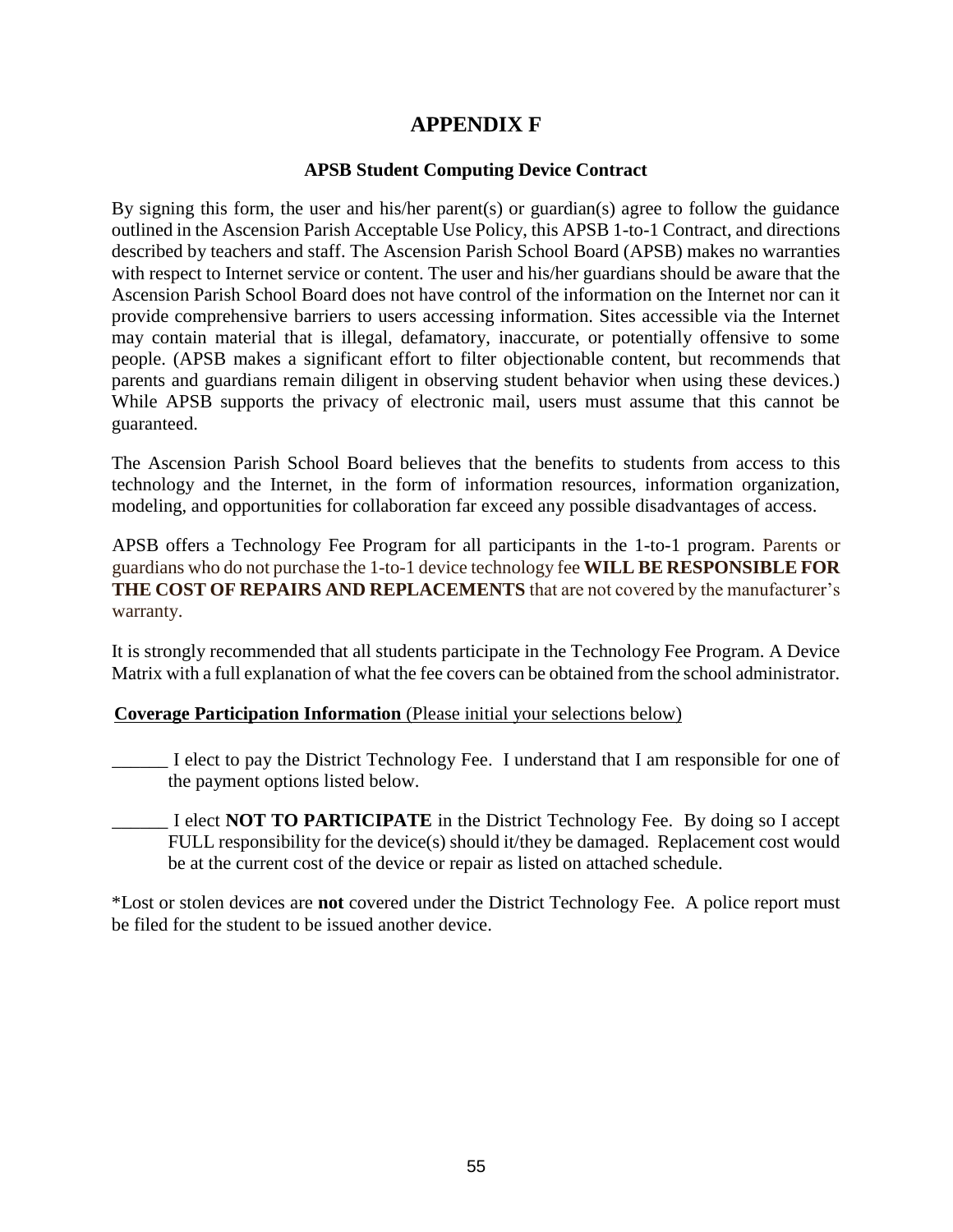# APPENDIX F

### APSB Student Computing Device Contract

By signing this form, the user and his/her parent(s) or guardian(s) agree to follow the guidance outlined in the Ascension Parish Acceptable Use Policy, this APSB 1-to-1 Contract, and directions described by teachers and staff. The Ascension Parish School Board (APSB) makes no warranties with respect to Internet service or content. The user and his/her guardians should be aware that the Ascension Parish School Board does not have control of the information on the Internet nor can it provide comprehensive barriers to users accessing information. Sites accessible via the Internet may contain material that is illegal, defamatory, inaccurate, or potentially offensive to some people. (APSB makes a significant effort to filter objectionable content, but recommends that parents and guardians remain diligent in observing student behavior when using these devices.) While APSB supports the privacy of electronic mail, users must assume that this cannot be guaranteed.

The Ascension Parish School Board believes that the benefits to students from access to this technology and the Internet, in the form of information resources, information organization, modeling, and opportunities for collaboration far exceed any possible disadvantages of access.

APSB offers a Technology Fee Program for all participants in the 1-to-1 program. Parents or guardians who do not purchase the 1-to-1 device technology fee **WILL BE RESPONSIBLE FOR THE COST OF REPAIRS AND REPLACEMENTS** that are not covered by the manufacturer's warranty.

It is strongly recommended that all students participate in the Technology Fee Program. A Device Matrix with a full explanation of what the fee covers can be obtained from the school administrator.

**Coverage Participation Information** (Please initial your selections below)

______ I elect to pay the District Technology Fee. I understand that I am responsible for one of the payment options listed below.

______ I elect **NOT TO PARTICIPATE** in the District Technology Fee. By doing so I accept FULL responsibility for the device(s) should it/they be damaged. Replacement cost would be at the current cost of the device or repair as listed on attached schedule.

*Lost or stolen devices are **not** covered under the District Technology Fee. A police report must be filed for the student to be issued another device.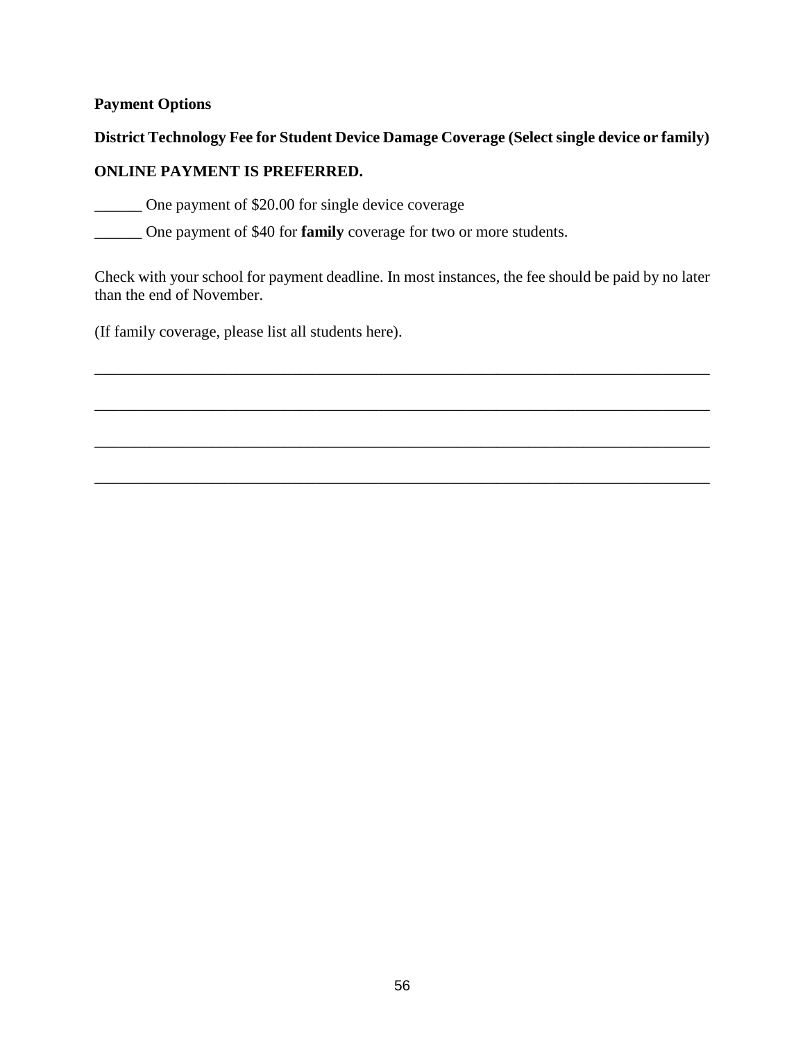**Payment Options**

**District Technology Fee for Student Device Damage Coverage (Select single device or family)**

**ONLINE PAYMENT IS PREFERRED.**

______ One payment of $20.00 for single device coverage

______ One payment of $40 for **family** coverage for two or more students.

Check with your school for payment deadline. In most instances, the fee should be paid by no later than the end of November.

(If family coverage, please list all students here).

________________________________________________________________________________

________________________________________________________________________________

________________________________________________________________________________

________________________________________________________________________________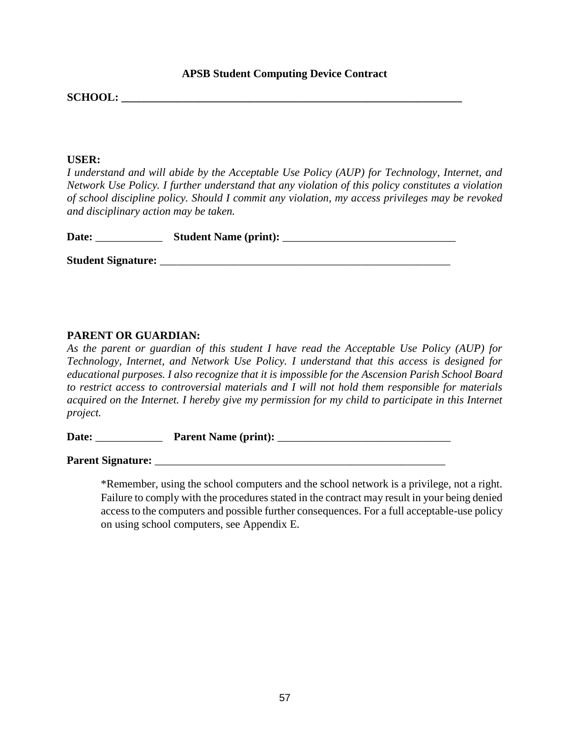**APSB Student Computing Device Contract**

**SCHOOL: ______________________________________________________________**

**USER:**

*I understand and will abide by the Acceptable Use Policy (AUP) for Technology, Internet, and Network Use Policy. I further understand that any violation of this policy constitutes a violation of school discipline policy. Should I commit any violation, my access privileges may be revoked and disciplinary action may be taken.*

**Date:** ____________ **Student Name (print):** _______________________________

**Student Signature:** ______________________________________________________

**PARENT OR GUARDIAN:**

*As the parent or guardian of this student I have read the Acceptable Use Policy (AUP) for Technology, Internet, and Network Use Policy. I understand that this access is designed for educational purposes. I also recognize that it is impossible for the Ascension Parish School Board to restrict access to controversial materials and I will not hold them responsible for materials acquired on the Internet. I hereby give my permission for my child to participate in this Internet project.*

**Date:** ____________ **Parent Name (print):** _______________________________

**Parent Signature:** ______________________________________________________

*Remember, using the school computers and the school network is a privilege, not a right. Failure to comply with the procedures stated in the contract may result in your being denied access to the computers and possible further consequences. For a full acceptable-use policy on using school computers, see Appendix E.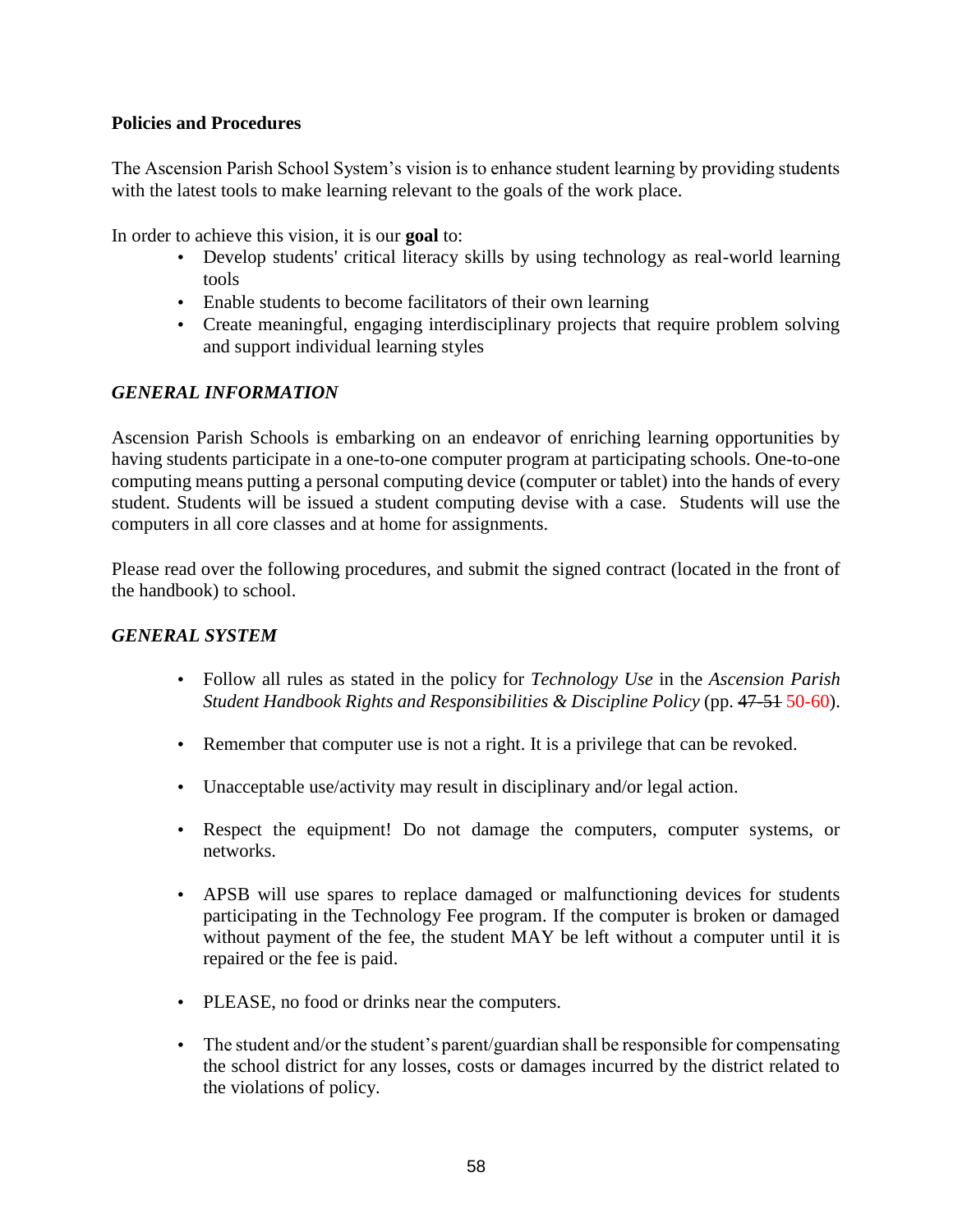**Policies and Procedures**

The Ascension Parish School System's vision is to enhance student learning by providing students with the latest tools to make learning relevant to the goals of the work place.

In order to achieve this vision, it is our **goal** to:

- Develop students' critical literacy skills by using technology as real-world learning tools
- Enable students to become facilitators of their own learning
- Create meaningful, engaging interdisciplinary projects that require problem solving and support individual learning styles

***GENERAL INFORMATION***

Ascension Parish Schools is embarking on an endeavor of enriching learning opportunities by having students participate in a one-to-one computer program at participating schools. One-to-one computing means putting a personal computing device (computer or tablet) into the hands of every student. Students will be issued a student computing devise with a case. Students will use the computers in all core classes and at home for assignments.

Please read over the following procedures, and submit the signed contract (located in the front of the handbook) to school.

***GENERAL SYSTEM***

- Follow all rules as stated in the policy for *Technology Use* in the *Ascension Parish Student Handbook Rights and Responsibilities & Discipline Policy* (pp. ~~47-51~~ 50-60).

- Remember that computer use is not a right. It is a privilege that can be revoked.

- Unacceptable use/activity may result in disciplinary and/or legal action.

- Respect the equipment! Do not damage the computers, computer systems, or networks.

- APSB will use spares to replace damaged or malfunctioning devices for students participating in the Technology Fee program. If the computer is broken or damaged without payment of the fee, the student MAY be left without a computer until it is repaired or the fee is paid.

- PLEASE, no food or drinks near the computers.

- The student and/or the student's parent/guardian shall be responsible for compensating the school district for any losses, costs or damages incurred by the district related to the violations of policy.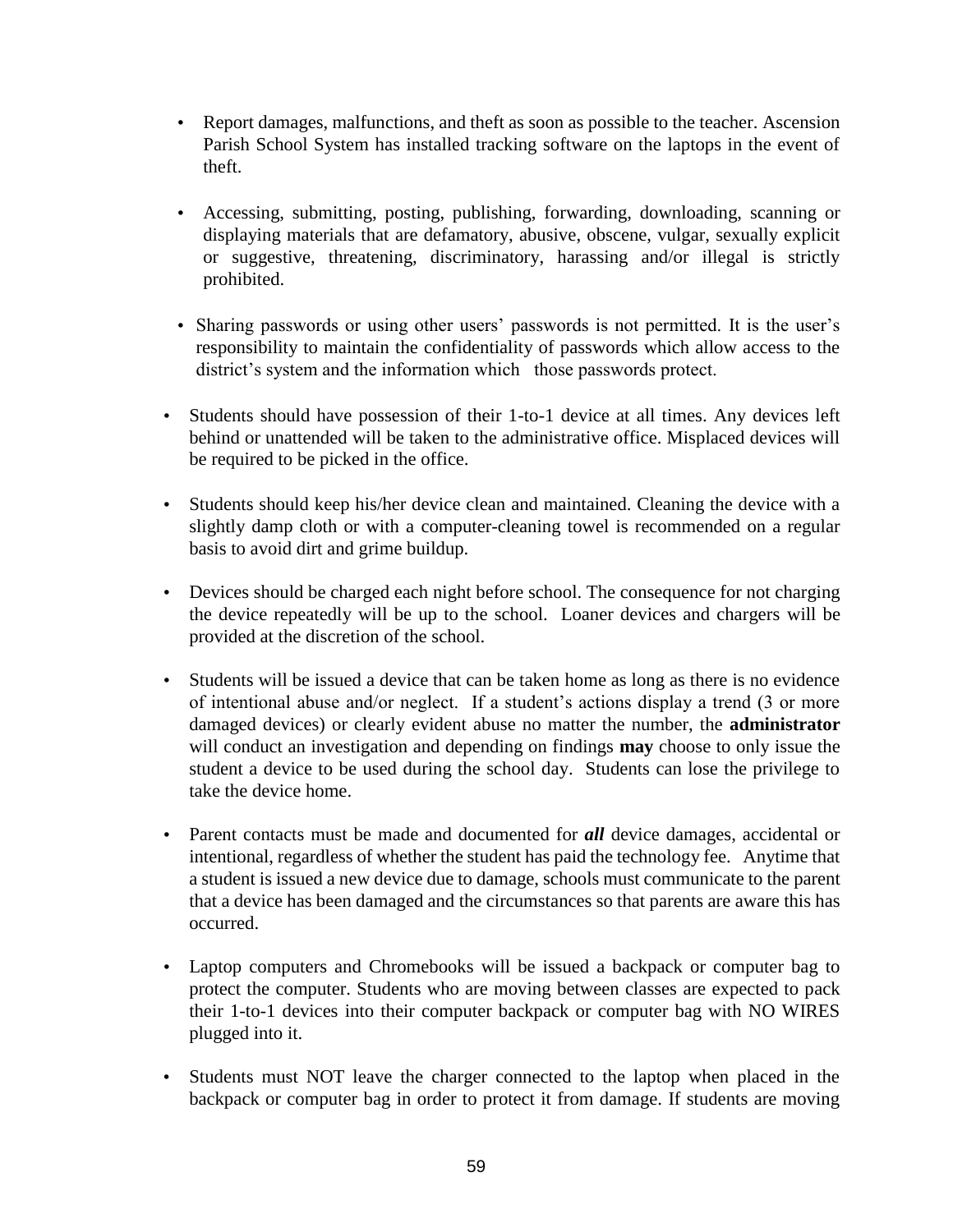- Report damages, malfunctions, and theft as soon as possible to the teacher. Ascension Parish School System has installed tracking software on the laptops in the event of theft.

- Accessing, submitting, posting, publishing, forwarding, downloading, scanning or displaying materials that are defamatory, abusive, obscene, vulgar, sexually explicit or suggestive, threatening, discriminatory, harassing and/or illegal is strictly prohibited.

- Sharing passwords or using other users' passwords is not permitted. It is the user's responsibility to maintain the confidentiality of passwords which allow access to the district's system and the information which those passwords protect.

- Students should have possession of their 1-to-1 device at all times. Any devices left behind or unattended will be taken to the administrative office. Misplaced devices will be required to be picked in the office.

- Students should keep his/her device clean and maintained. Cleaning the device with a slightly damp cloth or with a computer-cleaning towel is recommended on a regular basis to avoid dirt and grime buildup.

- Devices should be charged each night before school. The consequence for not charging the device repeatedly will be up to the school. Loaner devices and chargers will be provided at the discretion of the school.

- Students will be issued a device that can be taken home as long as there is no evidence of intentional abuse and/or neglect. If a student's actions display a trend (3 or more damaged devices) or clearly evident abuse no matter the number, the **administrator** will conduct an investigation and depending on findings **may** choose to only issue the student a device to be used during the school day. Students can lose the privilege to take the device home.

- Parent contacts must be made and documented for ***all*** device damages, accidental or intentional, regardless of whether the student has paid the technology fee. Anytime that a student is issued a new device due to damage, schools must communicate to the parent that a device has been damaged and the circumstances so that parents are aware this has occurred.

- Laptop computers and Chromebooks will be issued a backpack or computer bag to protect the computer. Students who are moving between classes are expected to pack their 1-to-1 devices into their computer backpack or computer bag with NO WIRES plugged into it.

- Students must NOT leave the charger connected to the laptop when placed in the backpack or computer bag in order to protect it from damage. If students are moving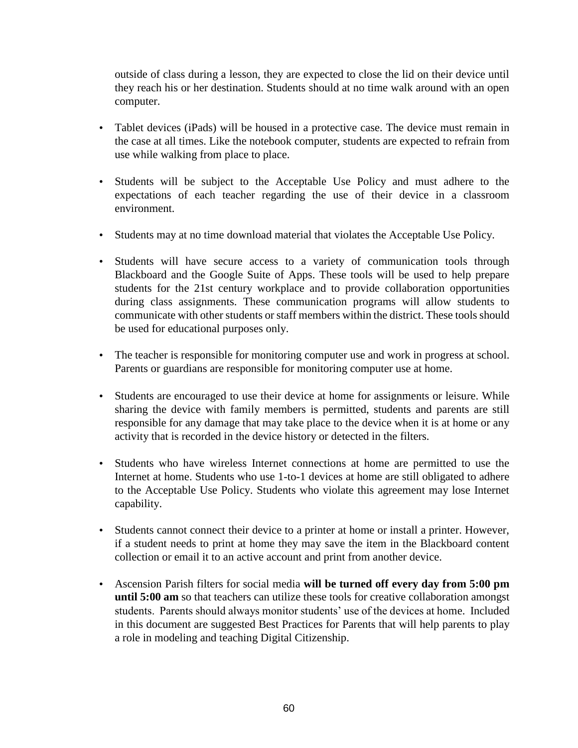outside of class during a lesson, they are expected to close the lid on their device until they reach his or her destination. Students should at no time walk around with an open computer.

- Tablet devices (iPads) will be housed in a protective case. The device must remain in the case at all times. Like the notebook computer, students are expected to refrain from use while walking from place to place.
- Students will be subject to the Acceptable Use Policy and must adhere to the expectations of each teacher regarding the use of their device in a classroom environment.
- Students may at no time download material that violates the Acceptable Use Policy.
- Students will have secure access to a variety of communication tools through Blackboard and the Google Suite of Apps. These tools will be used to help prepare students for the 21st century workplace and to provide collaboration opportunities during class assignments. These communication programs will allow students to communicate with other students or staff members within the district. These tools should be used for educational purposes only.
- The teacher is responsible for monitoring computer use and work in progress at school. Parents or guardians are responsible for monitoring computer use at home.
- Students are encouraged to use their device at home for assignments or leisure. While sharing the device with family members is permitted, students and parents are still responsible for any damage that may take place to the device when it is at home or any activity that is recorded in the device history or detected in the filters.
- Students who have wireless Internet connections at home are permitted to use the Internet at home. Students who use 1-to-1 devices at home are still obligated to adhere to the Acceptable Use Policy. Students who violate this agreement may lose Internet capability.
- Students cannot connect their device to a printer at home or install a printer. However, if a student needs to print at home they may save the item in the Blackboard content collection or email it to an active account and print from another device.
- Ascension Parish filters for social media **will be turned off every day from 5:00 pm until 5:00 am** so that teachers can utilize these tools for creative collaboration amongst students. Parents should always monitor students' use of the devices at home. Included in this document are suggested Best Practices for Parents that will help parents to play a role in modeling and teaching Digital Citizenship.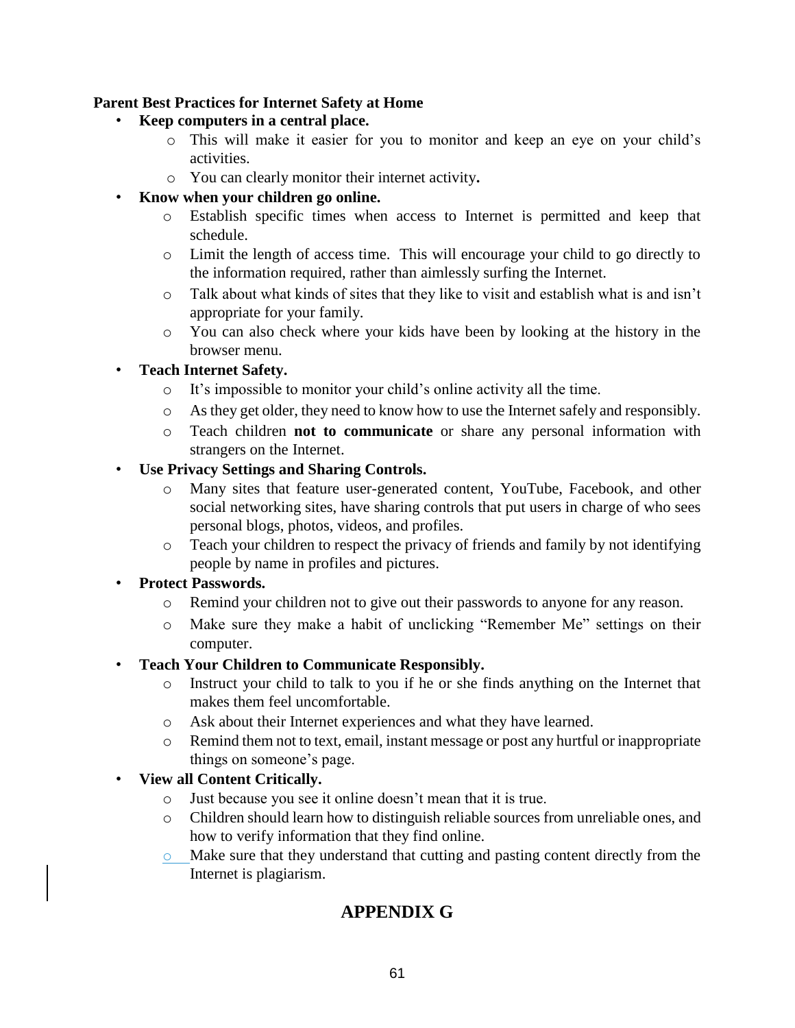**Parent Best Practices for Internet Safety at Home**

- **Keep computers in a central place.**
  - This will make it easier for you to monitor and keep an eye on your child's activities.
  - You can clearly monitor their internet activity**.**
- **Know when your children go online.**
  - Establish specific times when access to Internet is permitted and keep that schedule.
  - Limit the length of access time. This will encourage your child to go directly to the information required, rather than aimlessly surfing the Internet.
  - Talk about what kinds of sites that they like to visit and establish what is and isn't appropriate for your family.
  - You can also check where your kids have been by looking at the history in the browser menu.
- **Teach Internet Safety.**
  - It's impossible to monitor your child's online activity all the time.
  - As they get older, they need to know how to use the Internet safely and responsibly.
  - Teach children **not to communicate** or share any personal information with strangers on the Internet.
- **Use Privacy Settings and Sharing Controls.**
  - Many sites that feature user-generated content, YouTube, Facebook, and other social networking sites, have sharing controls that put users in charge of who sees personal blogs, photos, videos, and profiles.
  - Teach your children to respect the privacy of friends and family by not identifying people by name in profiles and pictures.
- **Protect Passwords.**
  - Remind your children not to give out their passwords to anyone for any reason.
  - Make sure they make a habit of unclicking "Remember Me" settings on their computer.
- **Teach Your Children to Communicate Responsibly.**
  - Instruct your child to talk to you if he or she finds anything on the Internet that makes them feel uncomfortable.
  - Ask about their Internet experiences and what they have learned.
  - Remind them not to text, email, instant message or post any hurtful or inappropriate things on someone's page.
- **View all Content Critically.**
  - Just because you see it online doesn't mean that it is true.
  - Children should learn how to distinguish reliable sources from unreliable ones, and how to verify information that they find online.
  - Make sure that they understand that cutting and pasting content directly from the Internet is plagiarism.

# APPENDIX G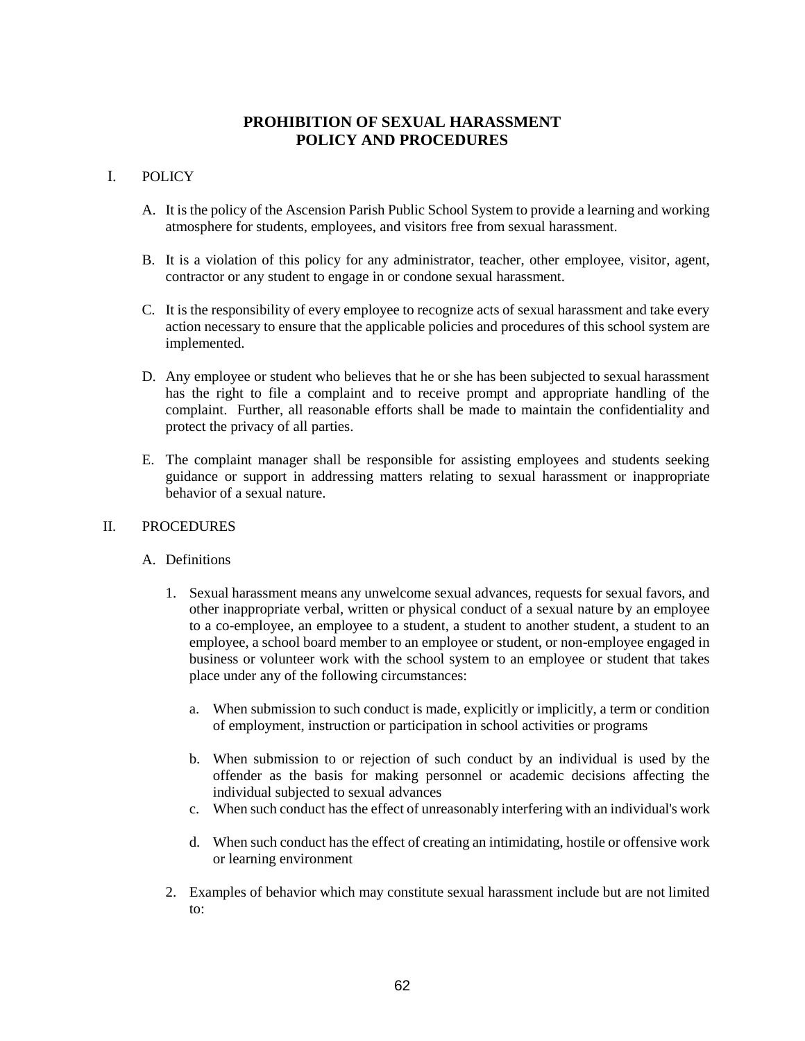# PROHIBITION OF SEXUAL HARASSMENT POLICY AND PROCEDURES

I. POLICY

A. It is the policy of the Ascension Parish Public School System to provide a learning and working atmosphere for students, employees, and visitors free from sexual harassment.

B. It is a violation of this policy for any administrator, teacher, other employee, visitor, agent, contractor or any student to engage in or condone sexual harassment.

C. It is the responsibility of every employee to recognize acts of sexual harassment and take every action necessary to ensure that the applicable policies and procedures of this school system are implemented.

D. Any employee or student who believes that he or she has been subjected to sexual harassment has the right to file a complaint and to receive prompt and appropriate handling of the complaint. Further, all reasonable efforts shall be made to maintain the confidentiality and protect the privacy of all parties.

E. The complaint manager shall be responsible for assisting employees and students seeking guidance or support in addressing matters relating to sexual harassment or inappropriate behavior of a sexual nature.

II. PROCEDURES

A. Definitions

1. Sexual harassment means any unwelcome sexual advances, requests for sexual favors, and other inappropriate verbal, written or physical conduct of a sexual nature by an employee to a co-employee, an employee to a student, a student to another student, a student to an employee, a school board member to an employee or student, or non-employee engaged in business or volunteer work with the school system to an employee or student that takes place under any of the following circumstances:

   a. When submission to such conduct is made, explicitly or implicitly, a term or condition of employment, instruction or participation in school activities or programs

   b. When submission to or rejection of such conduct by an individual is used by the offender as the basis for making personnel or academic decisions affecting the individual subjected to sexual advances

   c. When such conduct has the effect of unreasonably interfering with an individual's work

   d. When such conduct has the effect of creating an intimidating, hostile or offensive work or learning environment

2. Examples of behavior which may constitute sexual harassment include but are not limited to: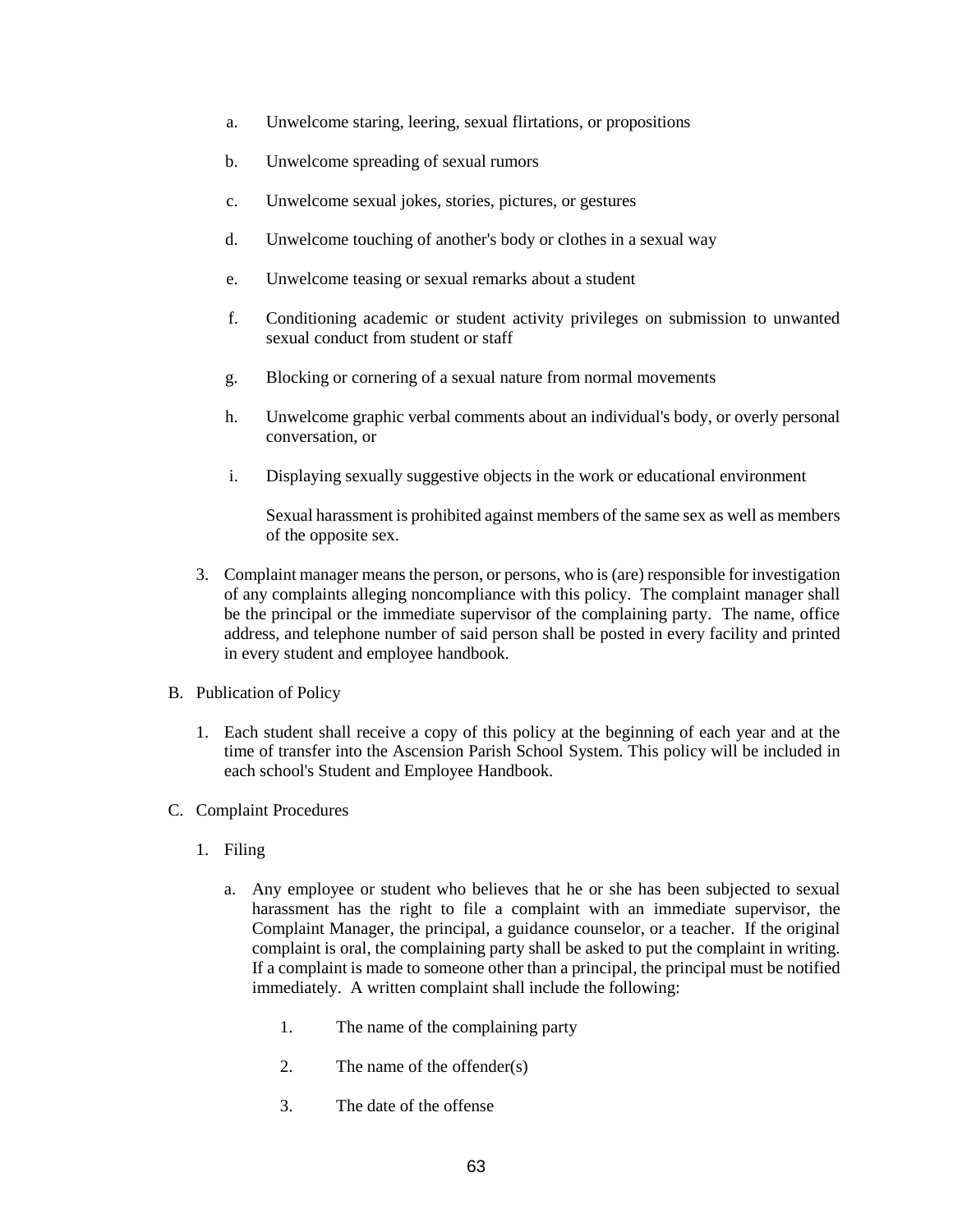a. Unwelcome staring, leering, sexual flirtations, or propositions

b. Unwelcome spreading of sexual rumors

c. Unwelcome sexual jokes, stories, pictures, or gestures

d. Unwelcome touching of another's body or clothes in a sexual way

e. Unwelcome teasing or sexual remarks about a student

f. Conditioning academic or student activity privileges on submission to unwanted sexual conduct from student or staff

g. Blocking or cornering of a sexual nature from normal movements

h. Unwelcome graphic verbal comments about an individual's body, or overly personal conversation, or

i. Displaying sexually suggestive objects in the work or educational environment

Sexual harassment is prohibited against members of the same sex as well as members of the opposite sex.

3. Complaint manager means the person, or persons, who is (are) responsible for investigation of any complaints alleging noncompliance with this policy. The complaint manager shall be the principal or the immediate supervisor of the complaining party. The name, office address, and telephone number of said person shall be posted in every facility and printed in every student and employee handbook.

B. Publication of Policy

1. Each student shall receive a copy of this policy at the beginning of each year and at the time of transfer into the Ascension Parish School System. This policy will be included in each school's Student and Employee Handbook.

C. Complaint Procedures

1. Filing

a. Any employee or student who believes that he or she has been subjected to sexual harassment has the right to file a complaint with an immediate supervisor, the Complaint Manager, the principal, a guidance counselor, or a teacher. If the original complaint is oral, the complaining party shall be asked to put the complaint in writing. If a complaint is made to someone other than a principal, the principal must be notified immediately. A written complaint shall include the following:

1. The name of the complaining party

2. The name of the offender(s)

3. The date of the offense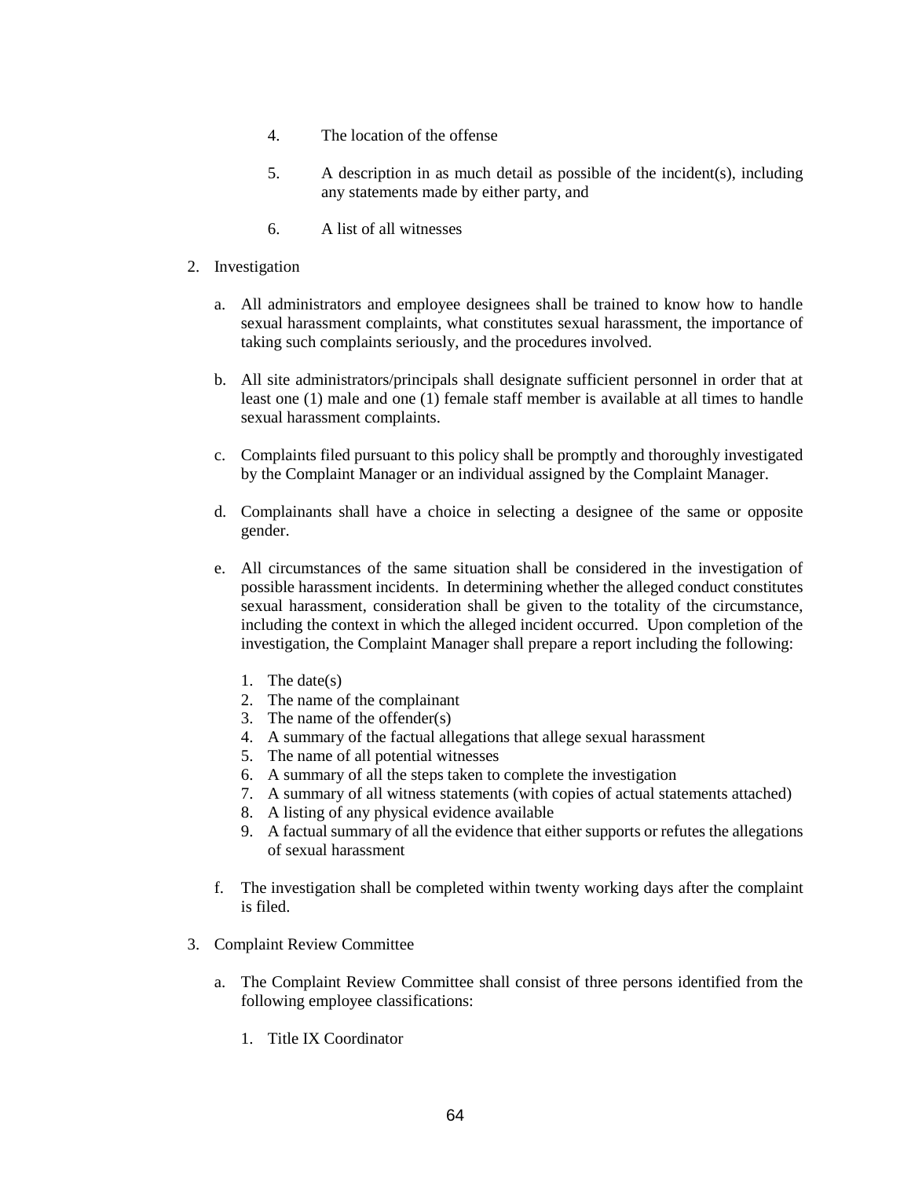4. The location of the offense

5. A description in as much detail as possible of the incident(s), including any statements made by either party, and

6. A list of all witnesses

2. Investigation

   a. All administrators and employee designees shall be trained to know how to handle sexual harassment complaints, what constitutes sexual harassment, the importance of taking such complaints seriously, and the procedures involved.

   b. All site administrators/principals shall designate sufficient personnel in order that at least one (1) male and one (1) female staff member is available at all times to handle sexual harassment complaints.

   c. Complaints filed pursuant to this policy shall be promptly and thoroughly investigated by the Complaint Manager or an individual assigned by the Complaint Manager.

   d. Complainants shall have a choice in selecting a designee of the same or opposite gender.

   e. All circumstances of the same situation shall be considered in the investigation of possible harassment incidents. In determining whether the alleged conduct constitutes sexual harassment, consideration shall be given to the totality of the circumstance, including the context in which the alleged incident occurred. Upon completion of the investigation, the Complaint Manager shall prepare a report including the following:

      1. The date(s)
      2. The name of the complainant
      3. The name of the offender(s)
      4. A summary of the factual allegations that allege sexual harassment
      5. The name of all potential witnesses
      6. A summary of all the steps taken to complete the investigation
      7. A summary of all witness statements (with copies of actual statements attached)
      8. A listing of any physical evidence available
      9. A factual summary of all the evidence that either supports or refutes the allegations of sexual harassment

   f. The investigation shall be completed within twenty working days after the complaint is filed.

3. Complaint Review Committee

   a. The Complaint Review Committee shall consist of three persons identified from the following employee classifications:

      1. Title IX Coordinator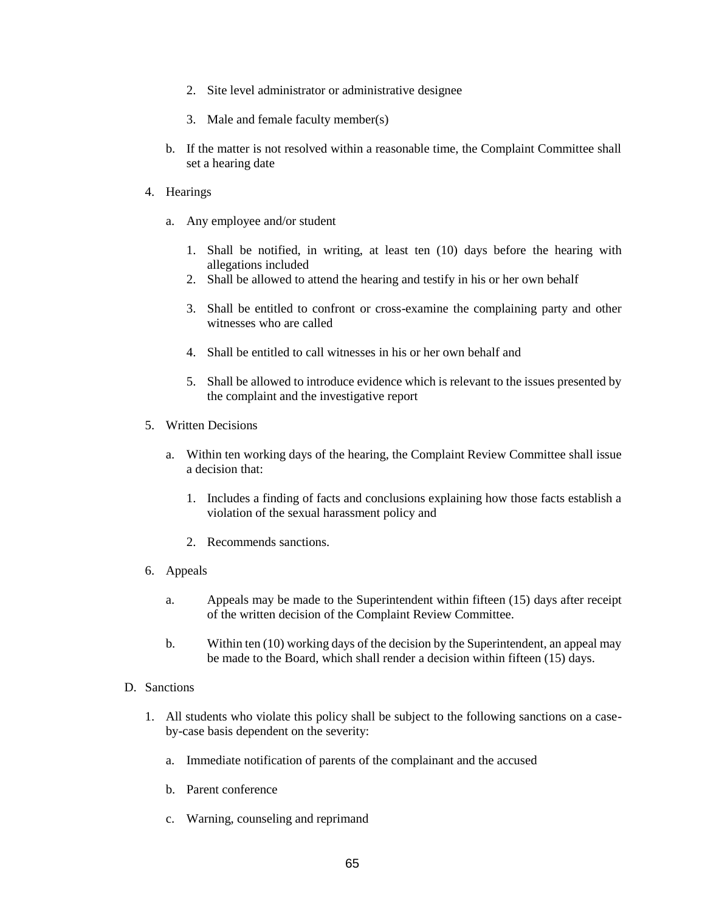2. Site level administrator or administrative designee

   3. Male and female faculty member(s)

b. If the matter is not resolved within a reasonable time, the Complaint Committee shall set a hearing date

4. Hearings

   a. Any employee and/or student

      1. Shall be notified, in writing, at least ten (10) days before the hearing with allegations included
      2. Shall be allowed to attend the hearing and testify in his or her own behalf

      3. Shall be entitled to confront or cross-examine the complaining party and other witnesses who are called

      4. Shall be entitled to call witnesses in his or her own behalf and

      5. Shall be allowed to introduce evidence which is relevant to the issues presented by the complaint and the investigative report

5. Written Decisions

   a. Within ten working days of the hearing, the Complaint Review Committee shall issue a decision that:

      1. Includes a finding of facts and conclusions explaining how those facts establish a violation of the sexual harassment policy and

      2. Recommends sanctions.

6. Appeals

   a. Appeals may be made to the Superintendent within fifteen (15) days after receipt of the written decision of the Complaint Review Committee.

   b. Within ten (10) working days of the decision by the Superintendent, an appeal may be made to the Board, which shall render a decision within fifteen (15) days.

D. Sanctions

   1. All students who violate this policy shall be subject to the following sanctions on a case-by-case basis dependent on the severity:

      a. Immediate notification of parents of the complainant and the accused

      b. Parent conference

      c. Warning, counseling and reprimand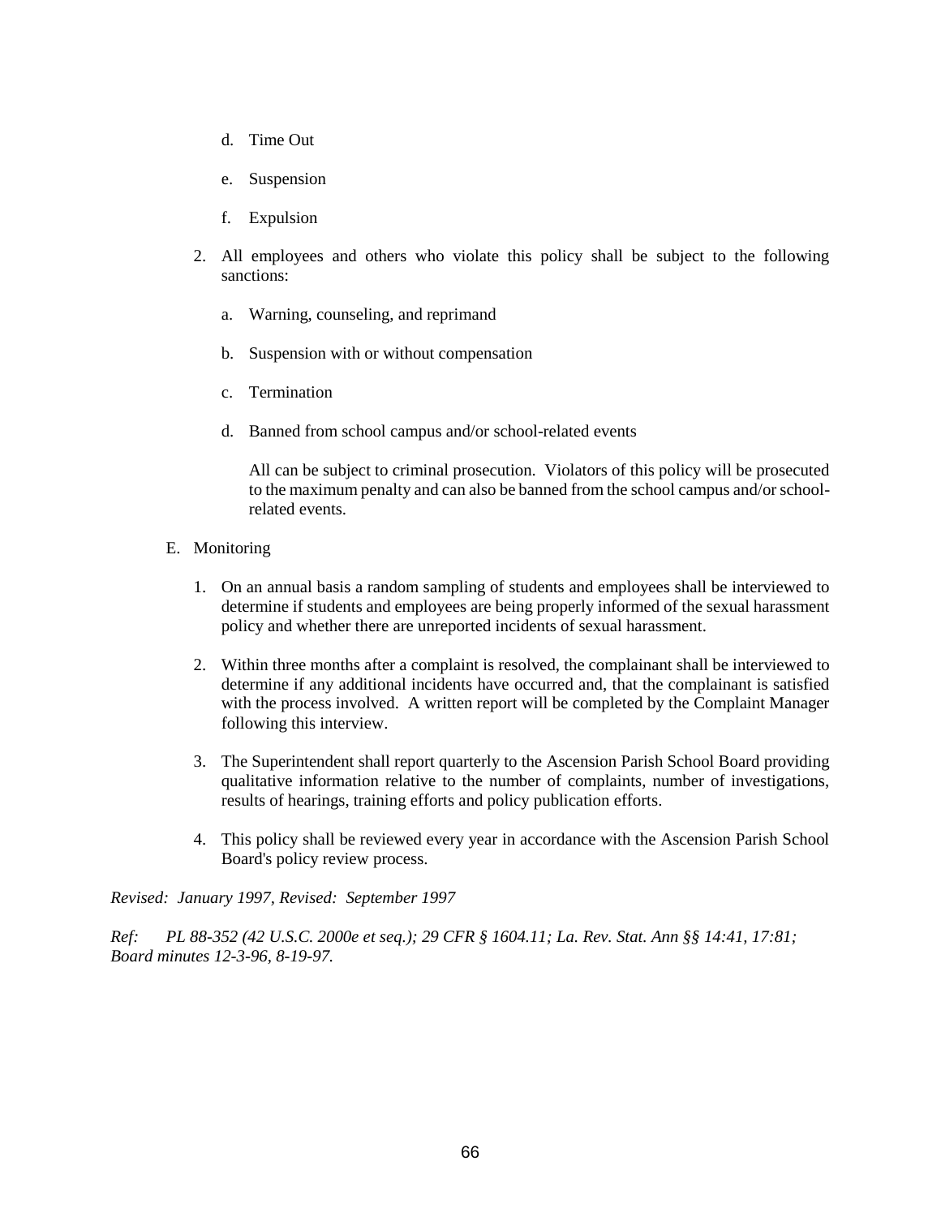d. Time Out

   e. Suspension

   f. Expulsion

2. All employees and others who violate this policy shall be subject to the following sanctions:

   a. Warning, counseling, and reprimand

   b. Suspension with or without compensation

   c. Termination

   d. Banned from school campus and/or school-related events

   All can be subject to criminal prosecution. Violators of this policy will be prosecuted to the maximum penalty and can also be banned from the school campus and/or school-related events.

E. Monitoring

1. On an annual basis a random sampling of students and employees shall be interviewed to determine if students and employees are being properly informed of the sexual harassment policy and whether there are unreported incidents of sexual harassment.

2. Within three months after a complaint is resolved, the complainant shall be interviewed to determine if any additional incidents have occurred and, that the complainant is satisfied with the process involved. A written report will be completed by the Complaint Manager following this interview.

3. The Superintendent shall report quarterly to the Ascension Parish School Board providing qualitative information relative to the number of complaints, number of investigations, results of hearings, training efforts and policy publication efforts.

4. This policy shall be reviewed every year in accordance with the Ascension Parish School Board's policy review process.

*Revised: January 1997, Revised: September 1997*

*Ref: PL 88-352 (42 U.S.C. 2000e et seq.); 29 CFR § 1604.11; La. Rev. Stat. Ann §§ 14:41, 17:81; Board minutes 12-3-96, 8-19-97.*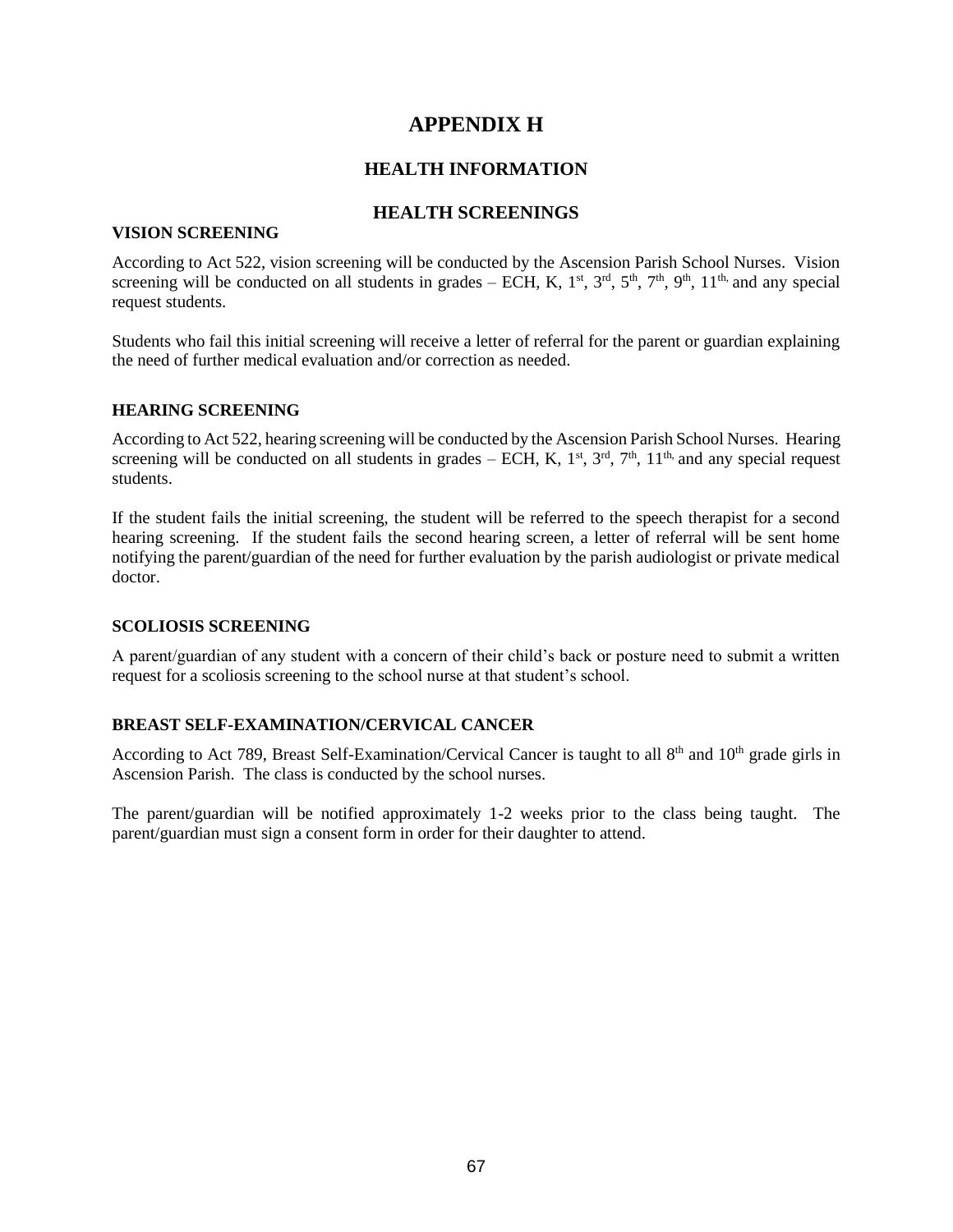# APPENDIX H

## HEALTH INFORMATION

## HEALTH SCREENINGS

### VISION SCREENING

According to Act 522, vision screening will be conducted by the Ascension Parish School Nurses. Vision screening will be conducted on all students in grades – ECH, K, 1st, 3rd, 5th, 7th, 9th, 11th, and any special request students.

Students who fail this initial screening will receive a letter of referral for the parent or guardian explaining the need of further medical evaluation and/or correction as needed.

### HEARING SCREENING

According to Act 522, hearing screening will be conducted by the Ascension Parish School Nurses. Hearing screening will be conducted on all students in grades – ECH, K, 1st, 3rd, 7th, 11th, and any special request students.

If the student fails the initial screening, the student will be referred to the speech therapist for a second hearing screening. If the student fails the second hearing screen, a letter of referral will be sent home notifying the parent/guardian of the need for further evaluation by the parish audiologist or private medical doctor.

### SCOLIOSIS SCREENING

A parent/guardian of any student with a concern of their child's back or posture need to submit a written request for a scoliosis screening to the school nurse at that student's school.

### BREAST SELF-EXAMINATION/CERVICAL CANCER

According to Act 789, Breast Self-Examination/Cervical Cancer is taught to all 8th and 10th grade girls in Ascension Parish. The class is conducted by the school nurses.

The parent/guardian will be notified approximately 1-2 weeks prior to the class being taught. The parent/guardian must sign a consent form in order for their daughter to attend.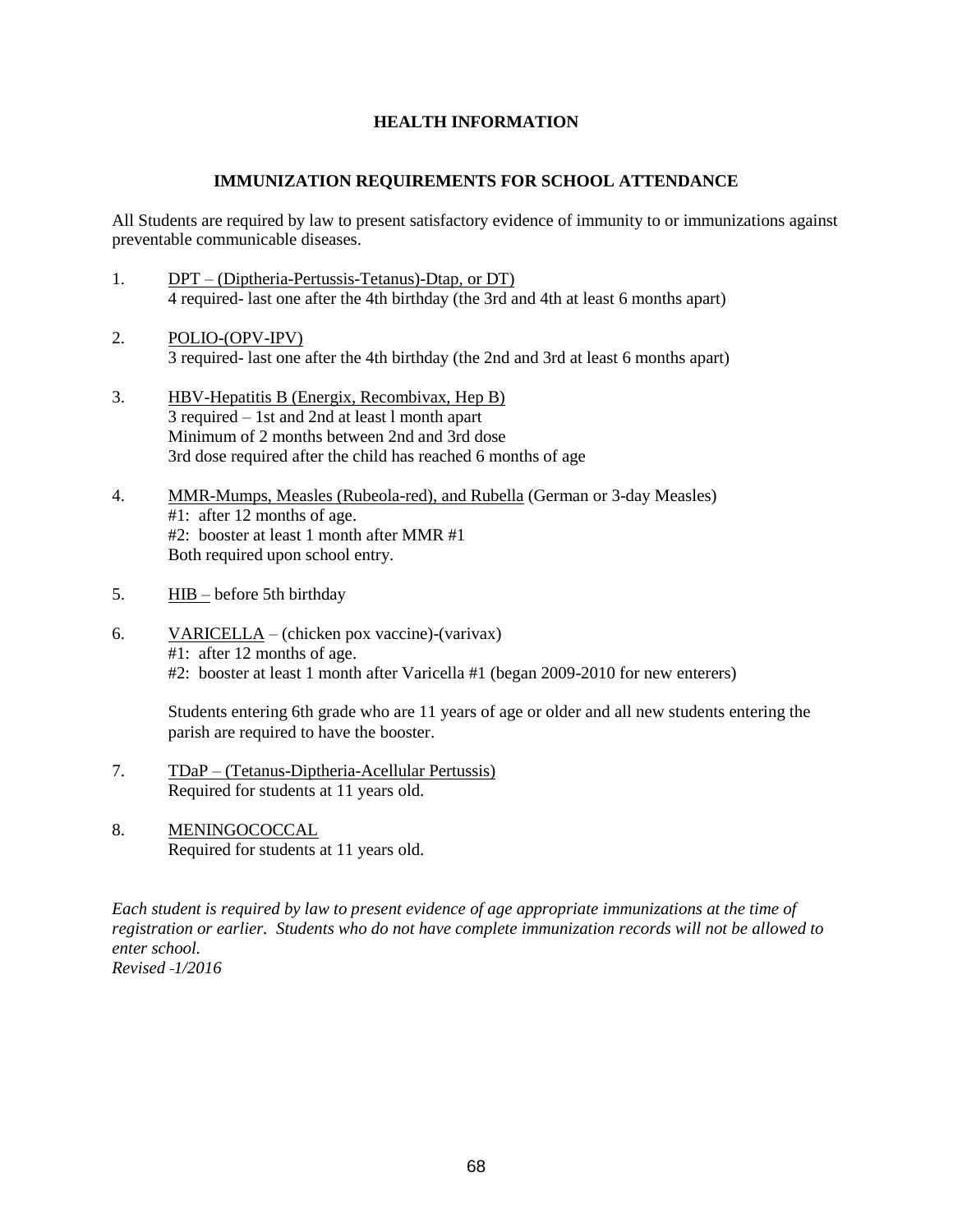## HEALTH INFORMATION

### IMMUNIZATION REQUIREMENTS FOR SCHOOL ATTENDANCE

All Students are required by law to present satisfactory evidence of immunity to or immunizations against preventable communicable diseases.

1. DPT – (Diptheria-Pertussis-Tetanus)-Dtap, or DT)
   4 required- last one after the 4th birthday (the 3rd and 4th at least 6 months apart)

2. POLIO-(OPV-IPV)
   3 required- last one after the 4th birthday (the 2nd and 3rd at least 6 months apart)

3. HBV-Hepatitis B (Energix, Recombivax, Hep B)
   3 required – 1st and 2nd at least l month apart
   Minimum of 2 months between 2nd and 3rd dose
   3rd dose required after the child has reached 6 months of age

4. MMR-Mumps, Measles (Rubeola-red), and Rubella (German or 3-day Measles)
   #1: after 12 months of age.
   #2: booster at least 1 month after MMR #1
   Both required upon school entry.

5. HIB – before 5th birthday

6. VARICELLA – (chicken pox vaccine)-(varivax)
   #1: after 12 months of age.
   #2: booster at least 1 month after Varicella #1 (began 2009-2010 for new enterers)

   Students entering 6th grade who are 11 years of age or older and all new students entering the parish are required to have the booster.

7. TDaP – (Tetanus-Diptheria-Acellular Pertussis)
   Required for students at 11 years old.

8. MENINGOCOCCAL
   Required for students at 11 years old.

*Each student is required by law to present evidence of age appropriate immunizations at the time of registration or earlier. Students who do not have complete immunization records will not be allowed to enter school.*
*Revised -1/2016*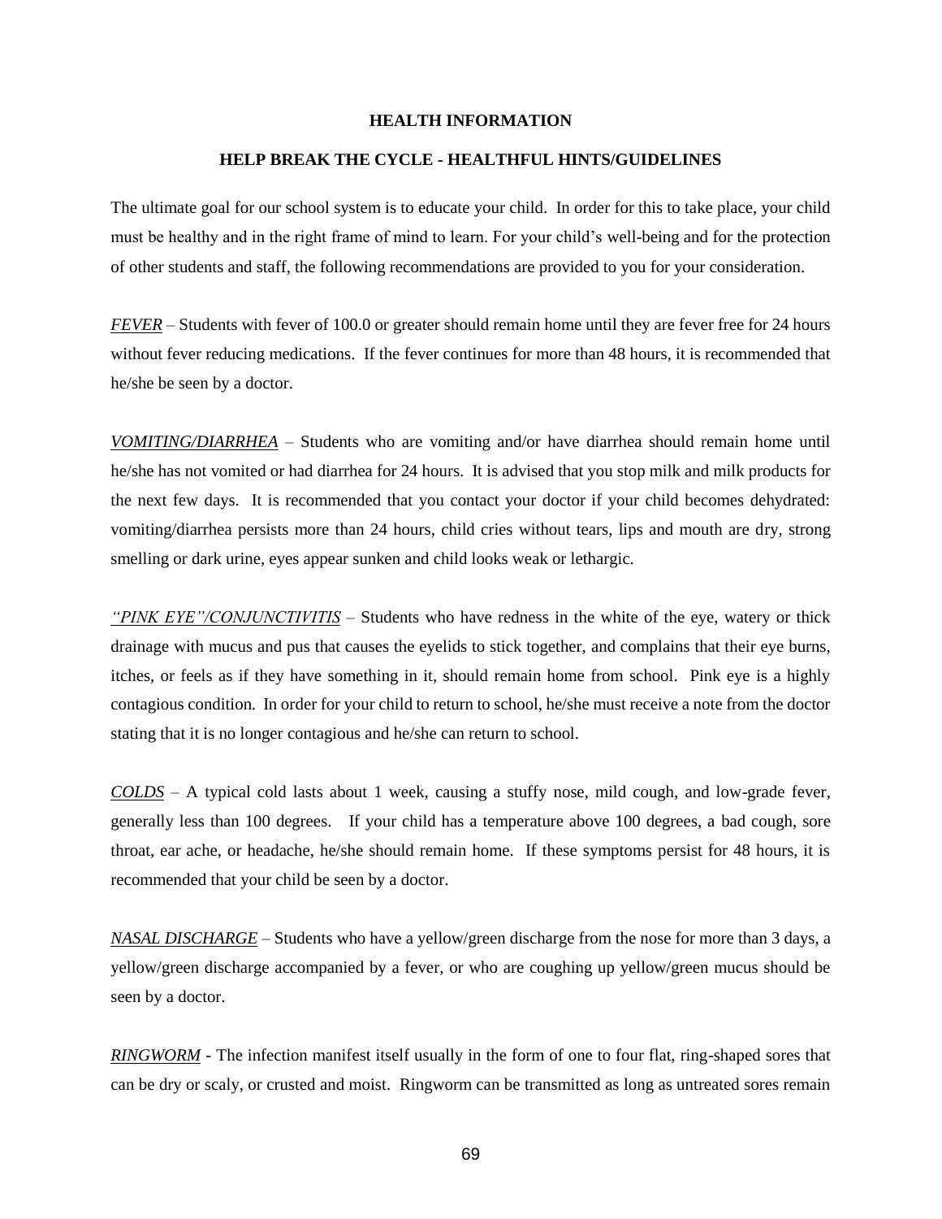## HEALTH INFORMATION

### HELP BREAK THE CYCLE - HEALTHFUL HINTS/GUIDELINES

The ultimate goal for our school system is to educate your child. In order for this to take place, your child must be healthy and in the right frame of mind to learn. For your child's well-being and for the protection of other students and staff, the following recommendations are provided to you for your consideration.

***FEVER*** – Students with fever of 100.0 or greater should remain home until they are fever free for 24 hours without fever reducing medications. If the fever continues for more than 48 hours, it is recommended that he/she be seen by a doctor.

***VOMITING/DIARRHEA*** – Students who are vomiting and/or have diarrhea should remain home until he/she has not vomited or had diarrhea for 24 hours. It is advised that you stop milk and milk products for the next few days. It is recommended that you contact your doctor if your child becomes dehydrated: vomiting/diarrhea persists more than 24 hours, child cries without tears, lips and mouth are dry, strong smelling or dark urine, eyes appear sunken and child looks weak or lethargic.

*"PINK EYE"/CONJUNCTIVITIS* – Students who have redness in the white of the eye, watery or thick drainage with mucus and pus that causes the eyelids to stick together, and complains that their eye burns, itches, or feels as if they have something in it, should remain home from school. Pink eye is a highly contagious condition. In order for your child to return to school, he/she must receive a note from the doctor stating that it is no longer contagious and he/she can return to school.

***COLDS*** – A typical cold lasts about 1 week, causing a stuffy nose, mild cough, and low-grade fever, generally less than 100 degrees. If your child has a temperature above 100 degrees, a bad cough, sore throat, ear ache, or headache, he/she should remain home. If these symptoms persist for 48 hours, it is recommended that your child be seen by a doctor.

*NASAL DISCHARGE* – Students who have a yellow/green discharge from the nose for more than 3 days, a yellow/green discharge accompanied by a fever, or who are coughing up yellow/green mucus should be seen by a doctor.

***RINGWORM*** - The infection manifest itself usually in the form of one to four flat, ring-shaped sores that can be dry or scaly, or crusted and moist. Ringworm can be transmitted as long as untreated sores remain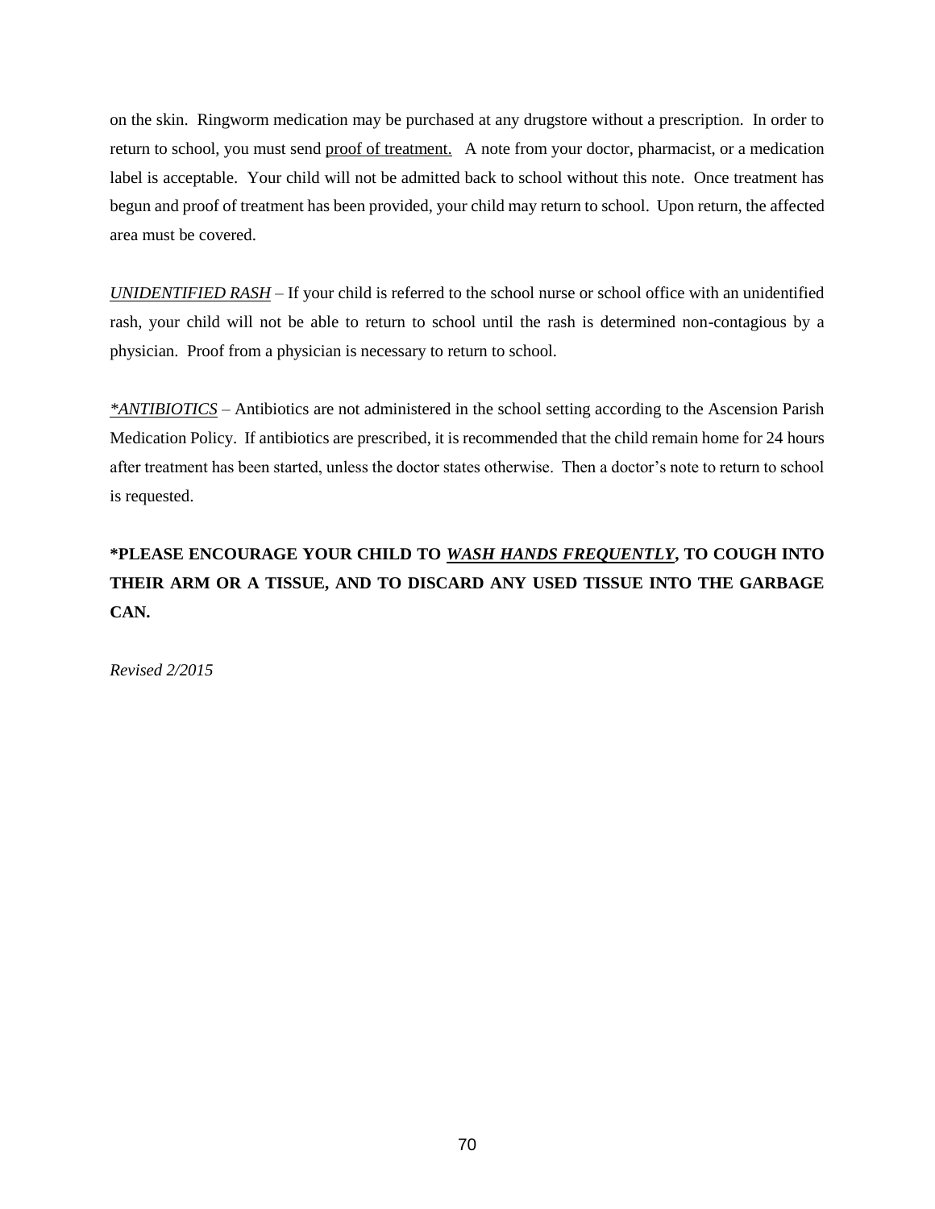on the skin. Ringworm medication may be purchased at any drugstore without a prescription. In order to return to school, you must send proof of treatment. A note from your doctor, pharmacist, or a medication label is acceptable. Your child will not be admitted back to school without this note. Once treatment has begun and proof of treatment has been provided, your child may return to school. Upon return, the affected area must be covered.

*UNIDENTIFIED RASH* – If your child is referred to the school nurse or school office with an unidentified rash, your child will not be able to return to school until the rash is determined non-contagious by a physician. Proof from a physician is necessary to return to school.

*\*ANTIBIOTICS* – Antibiotics are not administered in the school setting according to the Ascension Parish Medication Policy. If antibiotics are prescribed, it is recommended that the child remain home for 24 hours after treatment has been started, unless the doctor states otherwise. Then a doctor's note to return to school is requested.

**\*PLEASE ENCOURAGE YOUR CHILD TO *WASH HANDS FREQUENTLY*, TO COUGH INTO THEIR ARM OR A TISSUE, AND TO DISCARD ANY USED TISSUE INTO THE GARBAGE CAN.**

*Revised 2/2015*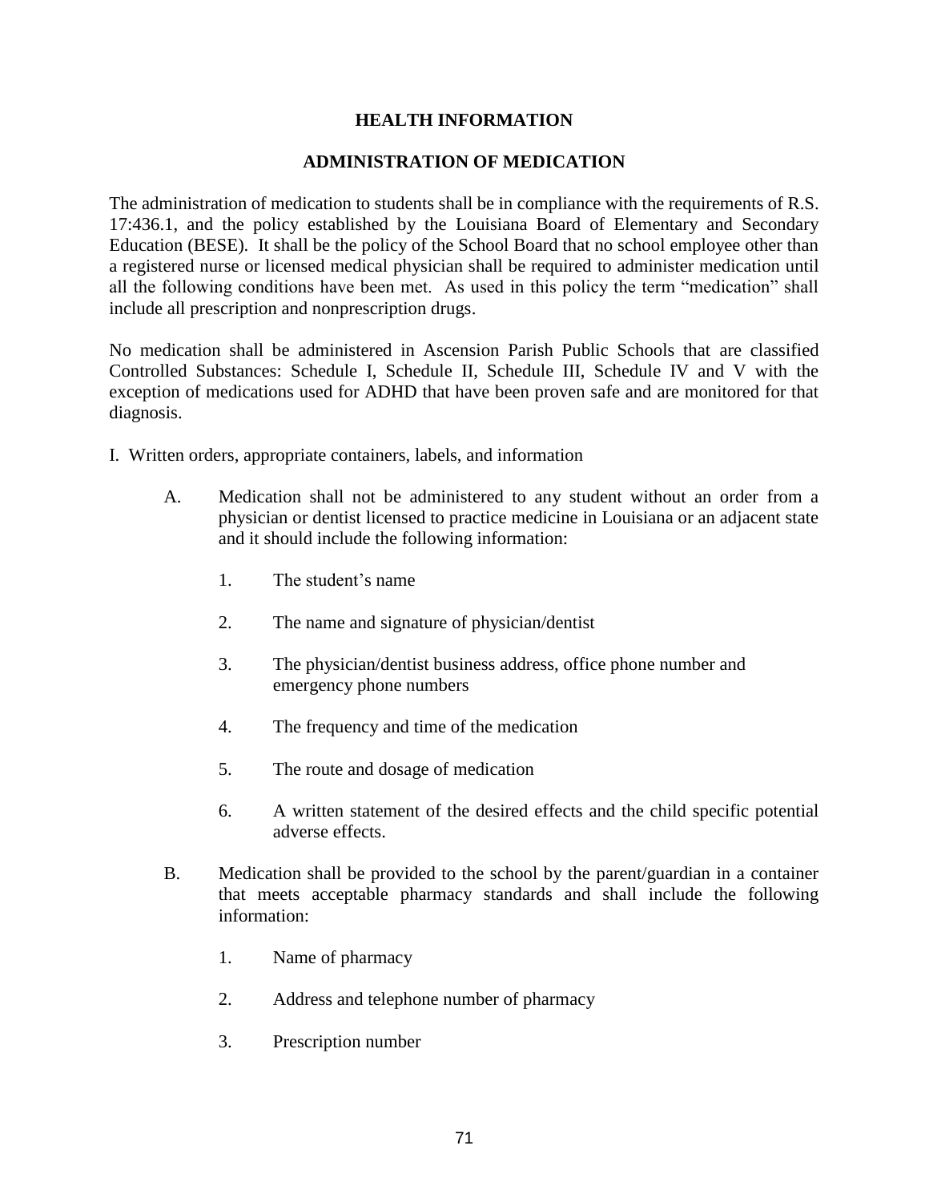## HEALTH INFORMATION

### ADMINISTRATION OF MEDICATION

The administration of medication to students shall be in compliance with the requirements of R.S. 17:436.1, and the policy established by the Louisiana Board of Elementary and Secondary Education (BESE). It shall be the policy of the School Board that no school employee other than a registered nurse or licensed medical physician shall be required to administer medication until all the following conditions have been met. As used in this policy the term "medication" shall include all prescription and nonprescription drugs.

No medication shall be administered in Ascension Parish Public Schools that are classified Controlled Substances: Schedule I, Schedule II, Schedule III, Schedule IV and V with the exception of medications used for ADHD that have been proven safe and are monitored for that diagnosis.

I. Written orders, appropriate containers, labels, and information

A. Medication shall not be administered to any student without an order from a physician or dentist licensed to practice medicine in Louisiana or an adjacent state and it should include the following information:

1. The student's name
2. The name and signature of physician/dentist
3. The physician/dentist business address, office phone number and emergency phone numbers
4. The frequency and time of the medication
5. The route and dosage of medication
6. A written statement of the desired effects and the child specific potential adverse effects.

B. Medication shall be provided to the school by the parent/guardian in a container that meets acceptable pharmacy standards and shall include the following information:

1. Name of pharmacy
2. Address and telephone number of pharmacy
3. Prescription number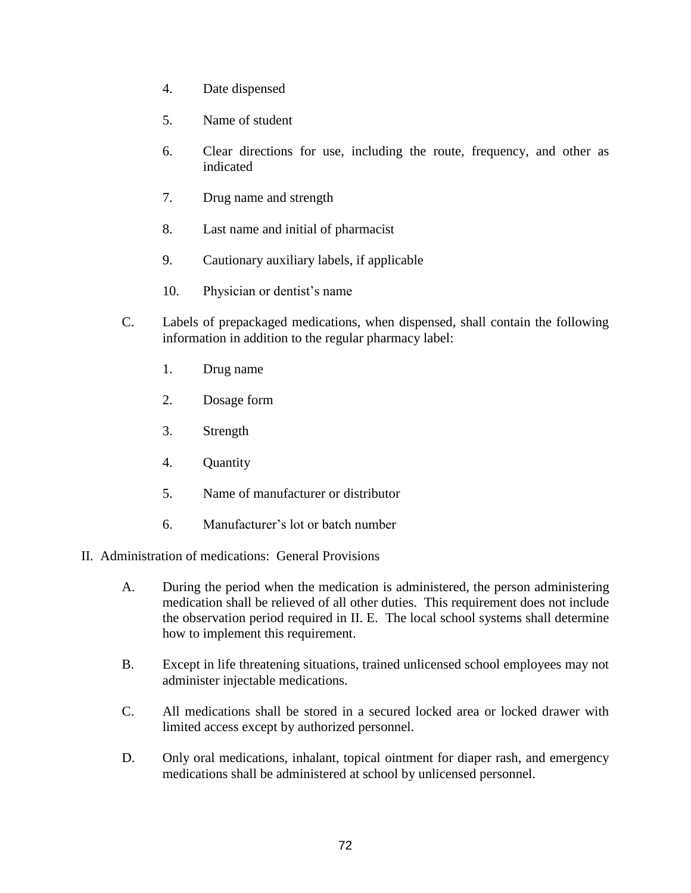4. Date dispensed

5. Name of student

6. Clear directions for use, including the route, frequency, and other as indicated

7. Drug name and strength

8. Last name and initial of pharmacist

9. Cautionary auxiliary labels, if applicable

10. Physician or dentist's name

C. Labels of prepackaged medications, when dispensed, shall contain the following information in addition to the regular pharmacy label:

1. Drug name

2. Dosage form

3. Strength

4. Quantity

5. Name of manufacturer or distributor

6. Manufacturer's lot or batch number

II. Administration of medications: General Provisions

A. During the period when the medication is administered, the person administering medication shall be relieved of all other duties. This requirement does not include the observation period required in II. E. The local school systems shall determine how to implement this requirement.

B. Except in life threatening situations, trained unlicensed school employees may not administer injectable medications.

C. All medications shall be stored in a secured locked area or locked drawer with limited access except by authorized personnel.

D. Only oral medications, inhalant, topical ointment for diaper rash, and emergency medications shall be administered at school by unlicensed personnel.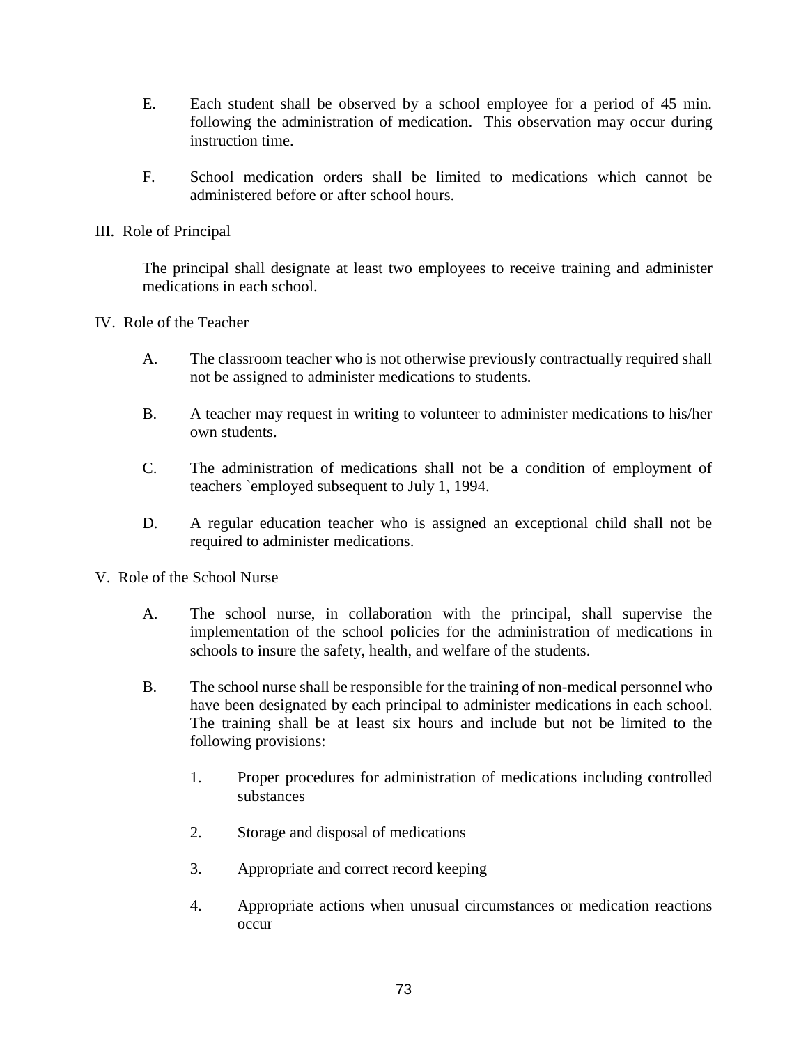E. Each student shall be observed by a school employee for a period of 45 min. following the administration of medication. This observation may occur during instruction time.

F. School medication orders shall be limited to medications which cannot be administered before or after school hours.

III. Role of Principal

The principal shall designate at least two employees to receive training and administer medications in each school.

IV. Role of the Teacher

A. The classroom teacher who is not otherwise previously contractually required shall not be assigned to administer medications to students.

B. A teacher may request in writing to volunteer to administer medications to his/her own students.

C. The administration of medications shall not be a condition of employment of teachers `employed subsequent to July 1, 1994.

D. A regular education teacher who is assigned an exceptional child shall not be required to administer medications.

V. Role of the School Nurse

A. The school nurse, in collaboration with the principal, shall supervise the implementation of the school policies for the administration of medications in schools to insure the safety, health, and welfare of the students.

B. The school nurse shall be responsible for the training of non-medical personnel who have been designated by each principal to administer medications in each school. The training shall be at least six hours and include but not be limited to the following provisions:

1. Proper procedures for administration of medications including controlled substances

2. Storage and disposal of medications

3. Appropriate and correct record keeping

4. Appropriate actions when unusual circumstances or medication reactions occur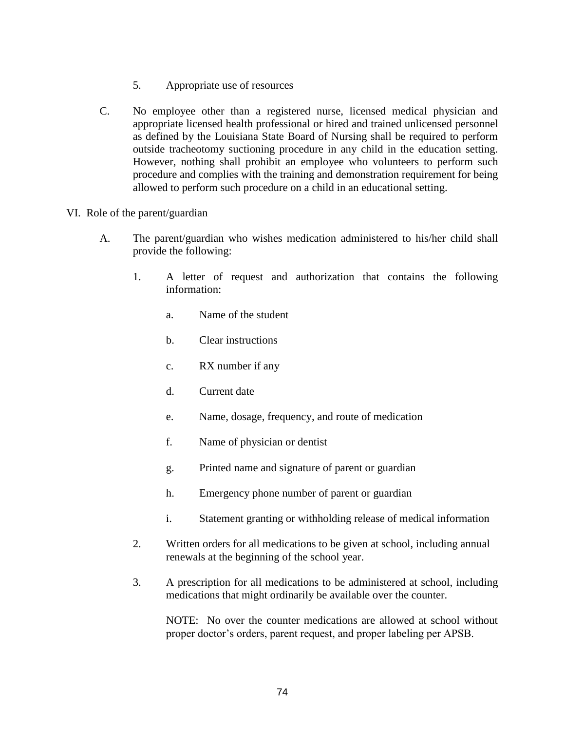5. Appropriate use of resources

C. No employee other than a registered nurse, licensed medical physician and appropriate licensed health professional or hired and trained unlicensed personnel as defined by the Louisiana State Board of Nursing shall be required to perform outside tracheotomy suctioning procedure in any child in the education setting. However, nothing shall prohibit an employee who volunteers to perform such procedure and complies with the training and demonstration requirement for being allowed to perform such procedure on a child in an educational setting.

VI. Role of the parent/guardian

A. The parent/guardian who wishes medication administered to his/her child shall provide the following:

1. A letter of request and authorization that contains the following information:

   a. Name of the student

   b. Clear instructions

   c. RX number if any

   d. Current date

   e. Name, dosage, frequency, and route of medication

   f. Name of physician or dentist

   g. Printed name and signature of parent or guardian

   h. Emergency phone number of parent or guardian

   i. Statement granting or withholding release of medical information

2. Written orders for all medications to be given at school, including annual renewals at the beginning of the school year.

3. A prescription for all medications to be administered at school, including medications that might ordinarily be available over the counter.

   NOTE: No over the counter medications are allowed at school without proper doctor's orders, parent request, and proper labeling per APSB.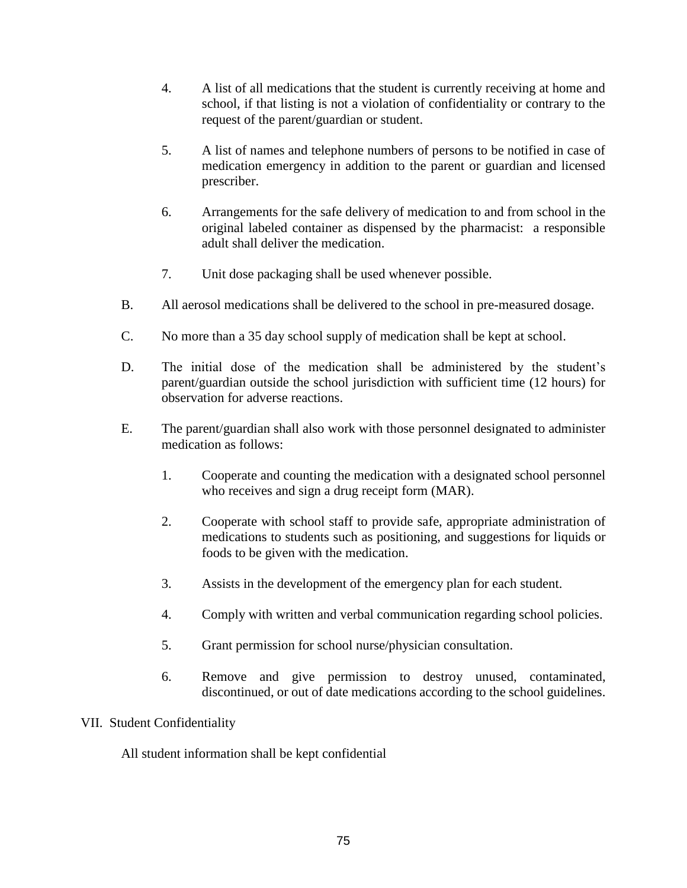4. A list of all medications that the student is currently receiving at home and school, if that listing is not a violation of confidentiality or contrary to the request of the parent/guardian or student.

5. A list of names and telephone numbers of persons to be notified in case of medication emergency in addition to the parent or guardian and licensed prescriber.

6. Arrangements for the safe delivery of medication to and from school in the original labeled container as dispensed by the pharmacist: a responsible adult shall deliver the medication.

7. Unit dose packaging shall be used whenever possible.

B. All aerosol medications shall be delivered to the school in pre-measured dosage.

C. No more than a 35 day school supply of medication shall be kept at school.

D. The initial dose of the medication shall be administered by the student's parent/guardian outside the school jurisdiction with sufficient time (12 hours) for observation for adverse reactions.

E. The parent/guardian shall also work with those personnel designated to administer medication as follows:

1. Cooperate and counting the medication with a designated school personnel who receives and sign a drug receipt form (MAR).

2. Cooperate with school staff to provide safe, appropriate administration of medications to students such as positioning, and suggestions for liquids or foods to be given with the medication.

3. Assists in the development of the emergency plan for each student.

4. Comply with written and verbal communication regarding school policies.

5. Grant permission for school nurse/physician consultation.

6. Remove and give permission to destroy unused, contaminated, discontinued, or out of date medications according to the school guidelines.

VII. Student Confidentiality

All student information shall be kept confidential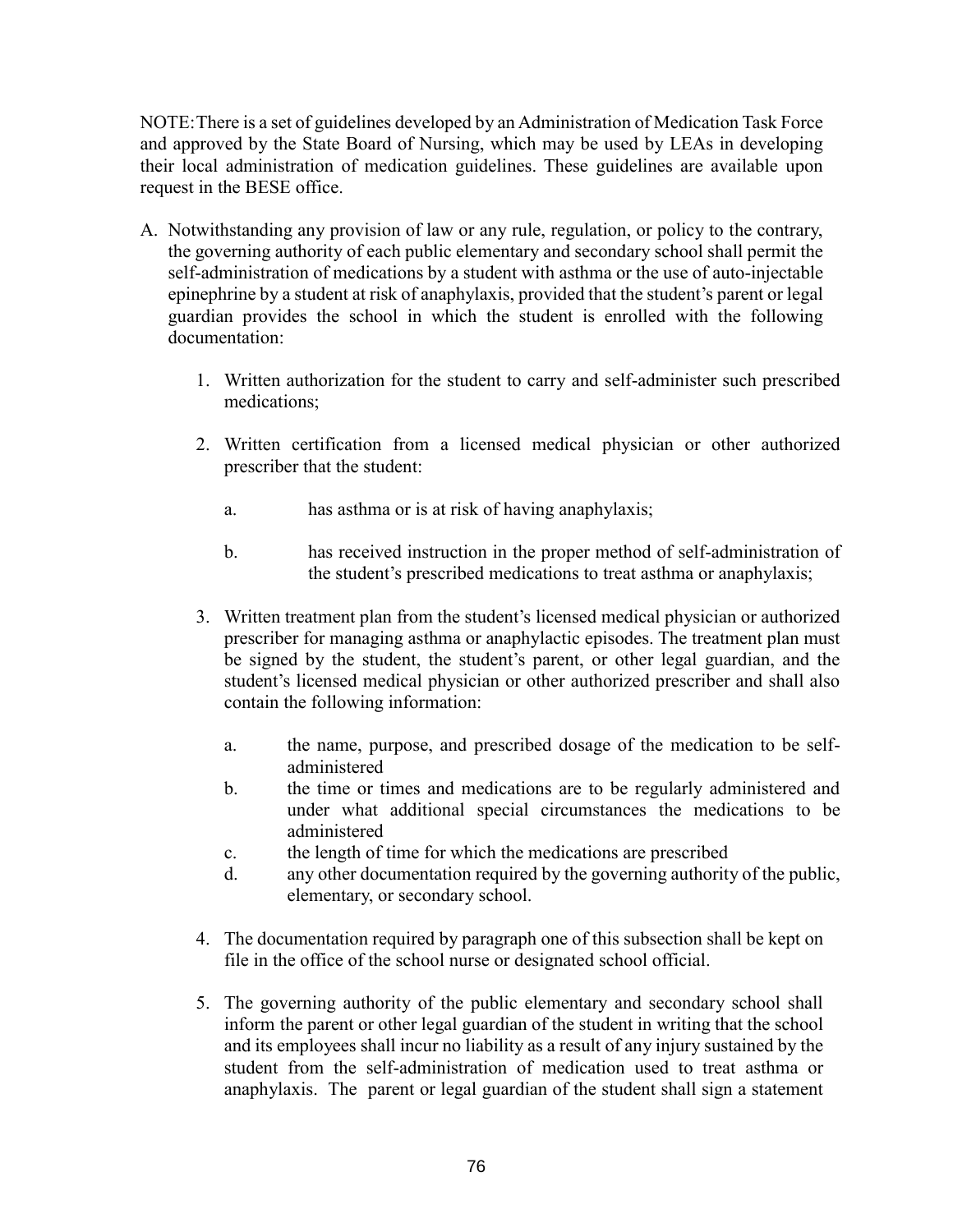NOTE: There is a set of guidelines developed by an Administration of Medication Task Force and approved by the State Board of Nursing, which may be used by LEAs in developing their local administration of medication guidelines. These guidelines are available upon request in the BESE office.

A. Notwithstanding any provision of law or any rule, regulation, or policy to the contrary, the governing authority of each public elementary and secondary school shall permit the self-administration of medications by a student with asthma or the use of auto-injectable epinephrine by a student at risk of anaphylaxis, provided that the student's parent or legal guardian provides the school in which the student is enrolled with the following documentation:

   1. Written authorization for the student to carry and self-administer such prescribed medications;

   2. Written certification from a licensed medical physician or other authorized prescriber that the student:

      a. has asthma or is at risk of having anaphylaxis;

      b. has received instruction in the proper method of self-administration of the student's prescribed medications to treat asthma or anaphylaxis;

   3. Written treatment plan from the student's licensed medical physician or authorized prescriber for managing asthma or anaphylactic episodes. The treatment plan must be signed by the student, the student's parent, or other legal guardian, and the student's licensed medical physician or other authorized prescriber and shall also contain the following information:

      a. the name, purpose, and prescribed dosage of the medication to be self-administered
      b. the time or times and medications are to be regularly administered and under what additional special circumstances the medications to be administered
      c. the length of time for which the medications are prescribed
      d. any other documentation required by the governing authority of the public, elementary, or secondary school.

   4. The documentation required by paragraph one of this subsection shall be kept on file in the office of the school nurse or designated school official.

   5. The governing authority of the public elementary and secondary school shall inform the parent or other legal guardian of the student in writing that the school and its employees shall incur no liability as a result of any injury sustained by the student from the self-administration of medication used to treat asthma or anaphylaxis. The parent or legal guardian of the student shall sign a statement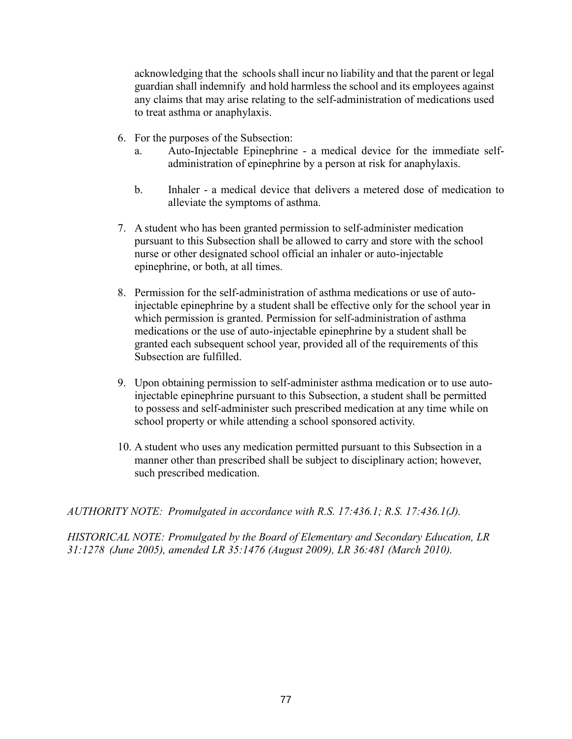acknowledging that the schools shall incur no liability and that the parent or legal guardian shall indemnify and hold harmless the school and its employees against any claims that may arise relating to the self-administration of medications used to treat asthma or anaphylaxis.

6. For the purposes of the Subsection:
   a. Auto-Injectable Epinephrine - a medical device for the immediate self-administration of epinephrine by a person at risk for anaphylaxis.

   b. Inhaler - a medical device that delivers a metered dose of medication to alleviate the symptoms of asthma.

7. A student who has been granted permission to self-administer medication pursuant to this Subsection shall be allowed to carry and store with the school nurse or other designated school official an inhaler or auto-injectable epinephrine, or both, at all times.

8. Permission for the self-administration of asthma medications or use of auto-injectable epinephrine by a student shall be effective only for the school year in which permission is granted. Permission for self-administration of asthma medications or the use of auto-injectable epinephrine by a student shall be granted each subsequent school year, provided all of the requirements of this Subsection are fulfilled.

9. Upon obtaining permission to self-administer asthma medication or to use auto-injectable epinephrine pursuant to this Subsection, a student shall be permitted to possess and self-administer such prescribed medication at any time while on school property or while attending a school sponsored activity.

10. A student who uses any medication permitted pursuant to this Subsection in a manner other than prescribed shall be subject to disciplinary action; however, such prescribed medication.

*AUTHORITY NOTE: Promulgated in accordance with R.S. 17:436.1; R.S. 17:436.1(J).*

*HISTORICAL NOTE: Promulgated by the Board of Elementary and Secondary Education, LR 31:1278 (June 2005), amended LR 35:1476 (August 2009), LR 36:481 (March 2010).*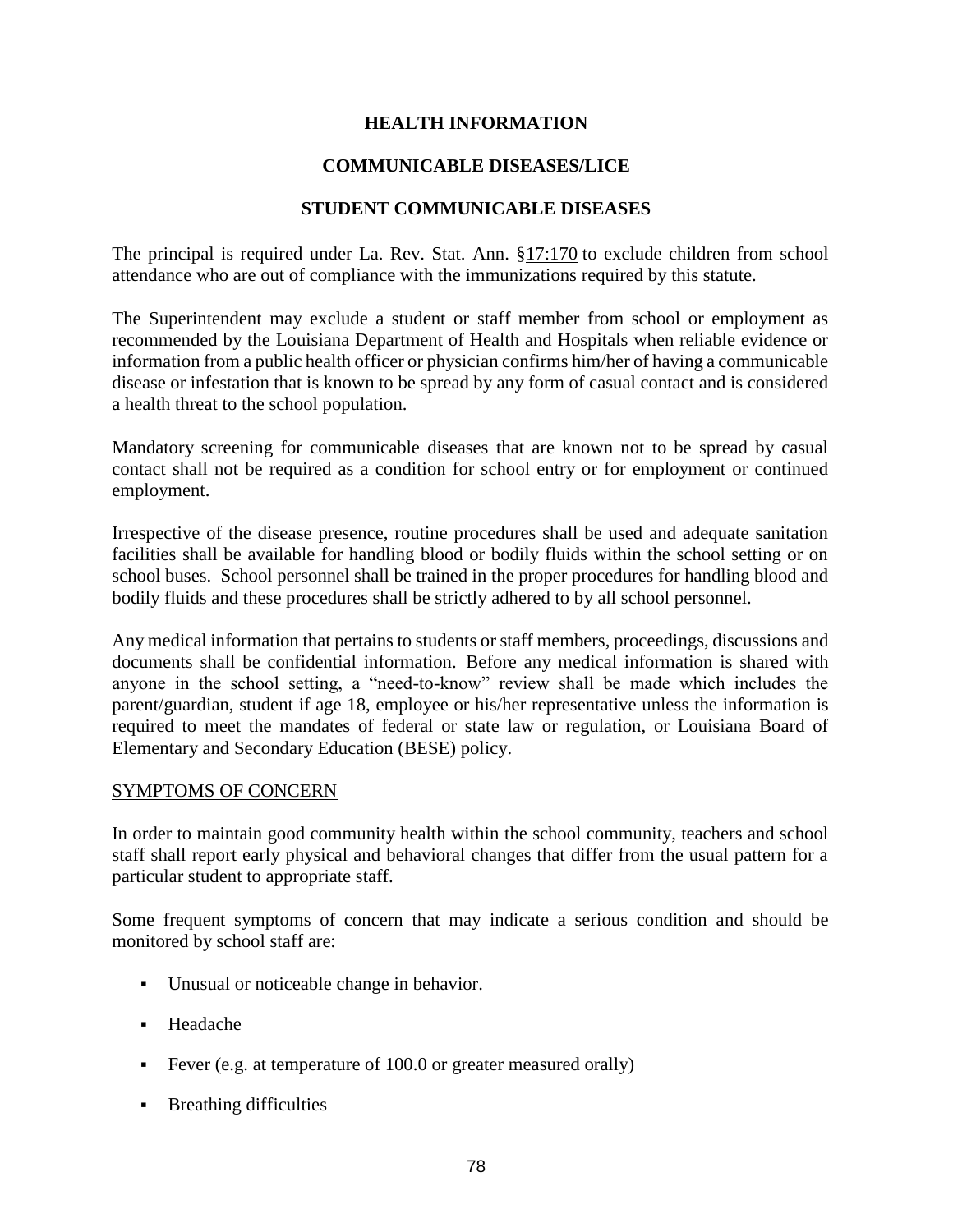## HEALTH INFORMATION

### COMMUNICABLE DISEASES/LICE

### STUDENT COMMUNICABLE DISEASES

The principal is required under La. Rev. Stat. Ann. §17:170 to exclude children from school attendance who are out of compliance with the immunizations required by this statute.

The Superintendent may exclude a student or staff member from school or employment as recommended by the Louisiana Department of Health and Hospitals when reliable evidence or information from a public health officer or physician confirms him/her of having a communicable disease or infestation that is known to be spread by any form of casual contact and is considered a health threat to the school population.

Mandatory screening for communicable diseases that are known not to be spread by casual contact shall not be required as a condition for school entry or for employment or continued employment.

Irrespective of the disease presence, routine procedures shall be used and adequate sanitation facilities shall be available for handling blood or bodily fluids within the school setting or on school buses. School personnel shall be trained in the proper procedures for handling blood and bodily fluids and these procedures shall be strictly adhered to by all school personnel.

Any medical information that pertains to students or staff members, proceedings, discussions and documents shall be confidential information. Before any medical information is shared with anyone in the school setting, a "need-to-know" review shall be made which includes the parent/guardian, student if age 18, employee or his/her representative unless the information is required to meet the mandates of federal or state law or regulation, or Louisiana Board of Elementary and Secondary Education (BESE) policy.

<u>SYMPTOMS OF CONCERN</u>

In order to maintain good community health within the school community, teachers and school staff shall report early physical and behavioral changes that differ from the usual pattern for a particular student to appropriate staff.

Some frequent symptoms of concern that may indicate a serious condition and should be monitored by school staff are:

- Unusual or noticeable change in behavior.
- Headache
- Fever (e.g. at temperature of 100.0 or greater measured orally)
- Breathing difficulties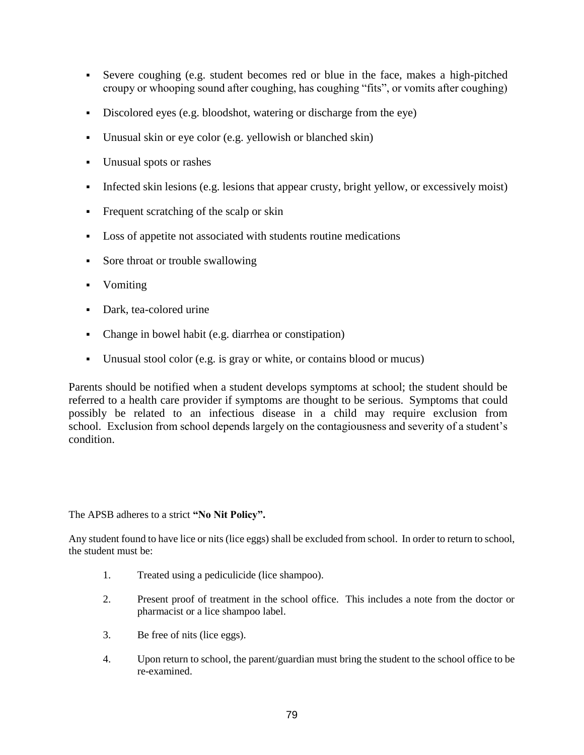- Severe coughing (e.g. student becomes red or blue in the face, makes a high-pitched croupy or whooping sound after coughing, has coughing "fits", or vomits after coughing)
- Discolored eyes (e.g. bloodshot, watering or discharge from the eye)
- Unusual skin or eye color (e.g. yellowish or blanched skin)
- Unusual spots or rashes
- Infected skin lesions (e.g. lesions that appear crusty, bright yellow, or excessively moist)
- Frequent scratching of the scalp or skin
- Loss of appetite not associated with students routine medications
- Sore throat or trouble swallowing
- Vomiting
- Dark, tea-colored urine
- Change in bowel habit (e.g. diarrhea or constipation)
- Unusual stool color (e.g. is gray or white, or contains blood or mucus)

Parents should be notified when a student develops symptoms at school; the student should be referred to a health care provider if symptoms are thought to be serious. Symptoms that could possibly be related to an infectious disease in a child may require exclusion from school. Exclusion from school depends largely on the contagiousness and severity of a student's condition.

The APSB adheres to a strict **"No Nit Policy".**

Any student found to have lice or nits (lice eggs) shall be excluded from school. In order to return to school, the student must be:

1. Treated using a pediculicide (lice shampoo).
2. Present proof of treatment in the school office. This includes a note from the doctor or pharmacist or a lice shampoo label.
3. Be free of nits (lice eggs).
4. Upon return to school, the parent/guardian must bring the student to the school office to be re-examined.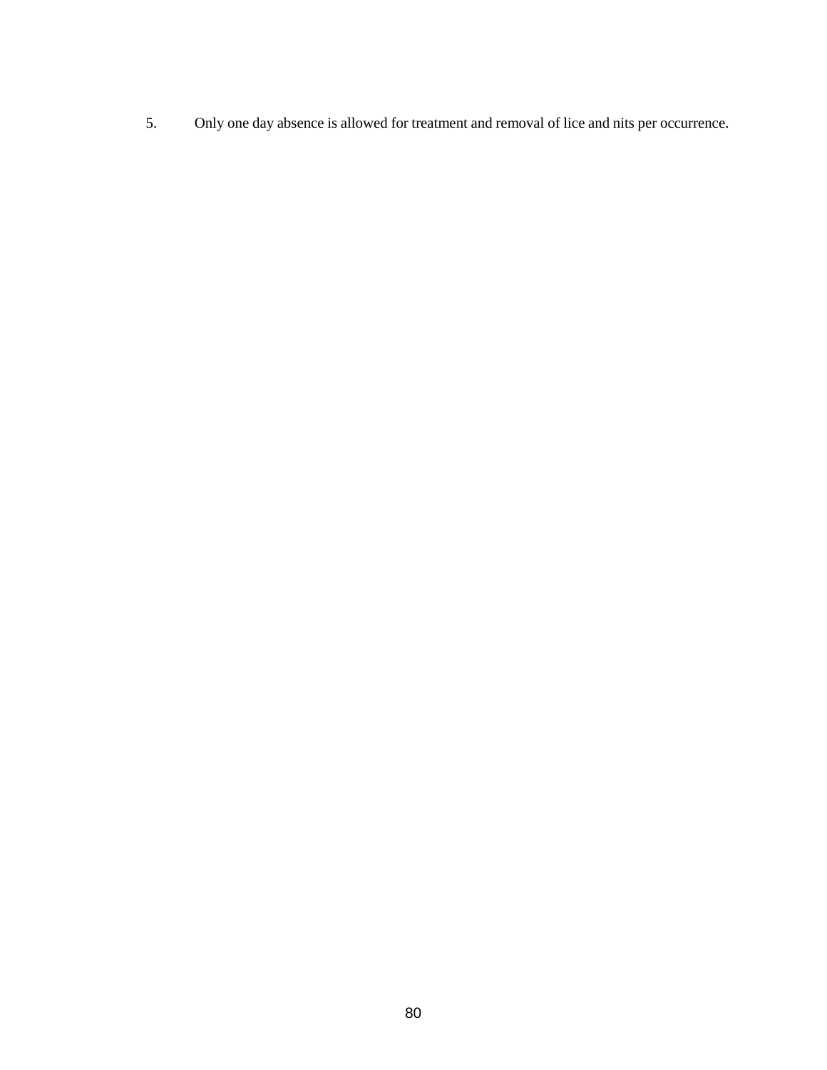5. Only one day absence is allowed for treatment and removal of lice and nits per occurrence.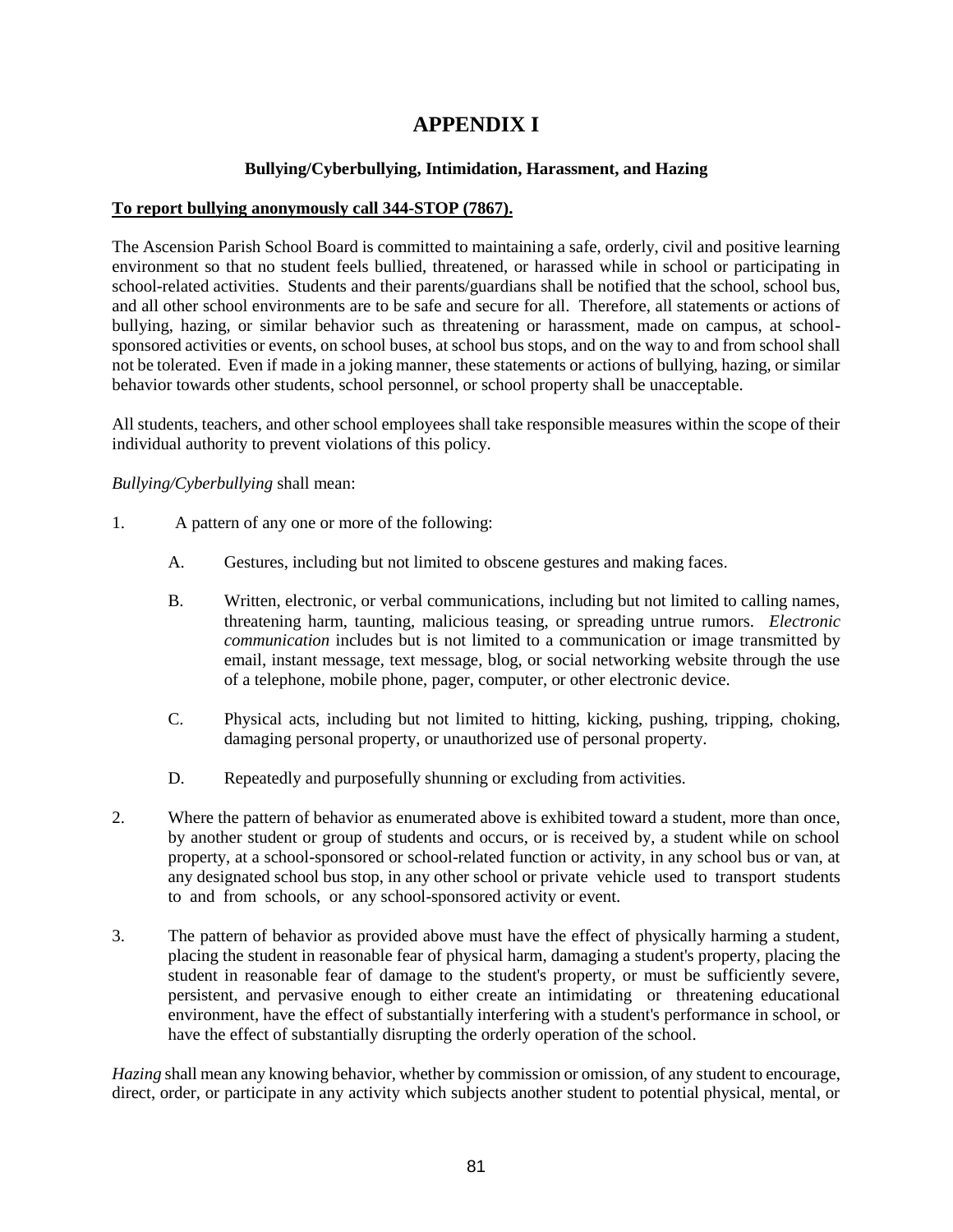# APPENDIX I

### Bullying/Cyberbullying, Intimidation, Harassment, and Hazing

**To report bullying anonymously call 344-STOP (7867).**

The Ascension Parish School Board is committed to maintaining a safe, orderly, civil and positive learning environment so that no student feels bullied, threatened, or harassed while in school or participating in school-related activities. Students and their parents/guardians shall be notified that the school, school bus, and all other school environments are to be safe and secure for all. Therefore, all statements or actions of bullying, hazing, or similar behavior such as threatening or harassment, made on campus, at school-sponsored activities or events, on school buses, at school bus stops, and on the way to and from school shall not be tolerated. Even if made in a joking manner, these statements or actions of bullying, hazing, or similar behavior towards other students, school personnel, or school property shall be unacceptable.

All students, teachers, and other school employees shall take responsible measures within the scope of their individual authority to prevent violations of this policy.

*Bullying/Cyberbullying* shall mean:

1. A pattern of any one or more of the following:

   A. Gestures, including but not limited to obscene gestures and making faces.

   B. Written, electronic, or verbal communications, including but not limited to calling names, threatening harm, taunting, malicious teasing, or spreading untrue rumors. *Electronic communication* includes but is not limited to a communication or image transmitted by email, instant message, text message, blog, or social networking website through the use of a telephone, mobile phone, pager, computer, or other electronic device.

   C. Physical acts, including but not limited to hitting, kicking, pushing, tripping, choking, damaging personal property, or unauthorized use of personal property.

   D. Repeatedly and purposefully shunning or excluding from activities.

2. Where the pattern of behavior as enumerated above is exhibited toward a student, more than once, by another student or group of students and occurs, or is received by, a student while on school property, at a school-sponsored or school-related function or activity, in any school bus or van, at any designated school bus stop, in any other school or private vehicle used to transport students to and from schools, or any school-sponsored activity or event.

3. The pattern of behavior as provided above must have the effect of physically harming a student, placing the student in reasonable fear of physical harm, damaging a student's property, placing the student in reasonable fear of damage to the student's property, or must be sufficiently severe, persistent, and pervasive enough to either create an intimidating or threatening educational environment, have the effect of substantially interfering with a student's performance in school, or have the effect of substantially disrupting the orderly operation of the school.

*Hazing* shall mean any knowing behavior, whether by commission or omission, of any student to encourage, direct, order, or participate in any activity which subjects another student to potential physical, mental, or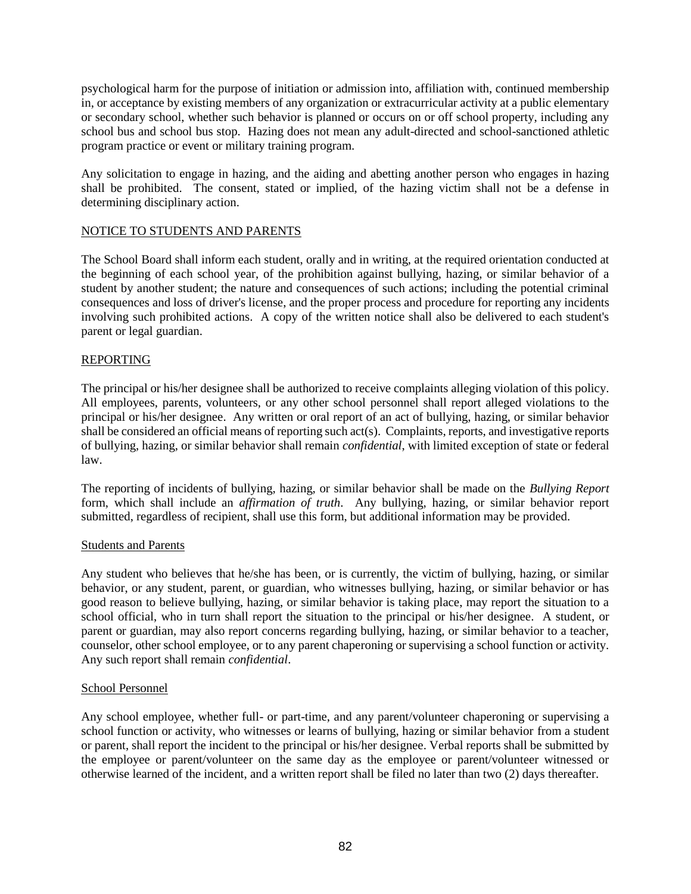psychological harm for the purpose of initiation or admission into, affiliation with, continued membership in, or acceptance by existing members of any organization or extracurricular activity at a public elementary or secondary school, whether such behavior is planned or occurs on or off school property, including any school bus and school bus stop. Hazing does not mean any adult-directed and school-sanctioned athletic program practice or event or military training program.

Any solicitation to engage in hazing, and the aiding and abetting another person who engages in hazing shall be prohibited. The consent, stated or implied, of the hazing victim shall not be a defense in determining disciplinary action.

## NOTICE TO STUDENTS AND PARENTS

The School Board shall inform each student, orally and in writing, at the required orientation conducted at the beginning of each school year, of the prohibition against bullying, hazing, or similar behavior of a student by another student; the nature and consequences of such actions; including the potential criminal consequences and loss of driver's license, and the proper process and procedure for reporting any incidents involving such prohibited actions. A copy of the written notice shall also be delivered to each student's parent or legal guardian.

## REPORTING

The principal or his/her designee shall be authorized to receive complaints alleging violation of this policy. All employees, parents, volunteers, or any other school personnel shall report alleged violations to the principal or his/her designee. Any written or oral report of an act of bullying, hazing, or similar behavior shall be considered an official means of reporting such act(s). Complaints, reports, and investigative reports of bullying, hazing, or similar behavior shall remain *confidential*, with limited exception of state or federal law.

The reporting of incidents of bullying, hazing, or similar behavior shall be made on the *Bullying Report* form, which shall include an *affirmation of truth*. Any bullying, hazing, or similar behavior report submitted, regardless of recipient, shall use this form, but additional information may be provided.

### Students and Parents

Any student who believes that he/she has been, or is currently, the victim of bullying, hazing, or similar behavior, or any student, parent, or guardian, who witnesses bullying, hazing, or similar behavior or has good reason to believe bullying, hazing, or similar behavior is taking place, may report the situation to a school official, who in turn shall report the situation to the principal or his/her designee. A student, or parent or guardian, may also report concerns regarding bullying, hazing, or similar behavior to a teacher, counselor, other school employee, or to any parent chaperoning or supervising a school function or activity. Any such report shall remain *confidential*.

### School Personnel

Any school employee, whether full- or part-time, and any parent/volunteer chaperoning or supervising a school function or activity, who witnesses or learns of bullying, hazing or similar behavior from a student or parent, shall report the incident to the principal or his/her designee. Verbal reports shall be submitted by the employee or parent/volunteer on the same day as the employee or parent/volunteer witnessed or otherwise learned of the incident, and a written report shall be filed no later than two (2) days thereafter.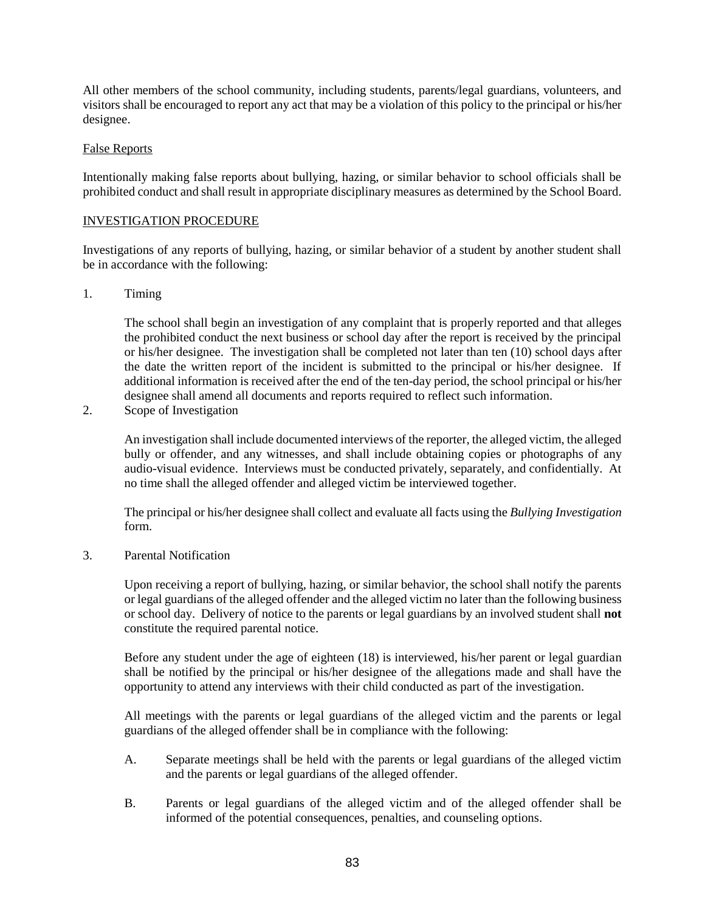All other members of the school community, including students, parents/legal guardians, volunteers, and visitors shall be encouraged to report any act that may be a violation of this policy to the principal or his/her designee.

<u>False Reports</u>

Intentionally making false reports about bullying, hazing, or similar behavior to school officials shall be prohibited conduct and shall result in appropriate disciplinary measures as determined by the School Board.

<u>INVESTIGATION PROCEDURE</u>

Investigations of any reports of bullying, hazing, or similar behavior of a student by another student shall be in accordance with the following:

1. Timing

   The school shall begin an investigation of any complaint that is properly reported and that alleges the prohibited conduct the next business or school day after the report is received by the principal or his/her designee. The investigation shall be completed not later than ten (10) school days after the date the written report of the incident is submitted to the principal or his/her designee. If additional information is received after the end of the ten-day period, the school principal or his/her designee shall amend all documents and reports required to reflect such information.

2. Scope of Investigation

   An investigation shall include documented interviews of the reporter, the alleged victim, the alleged bully or offender, and any witnesses, and shall include obtaining copies or photographs of any audio-visual evidence. Interviews must be conducted privately, separately, and confidentially. At no time shall the alleged offender and alleged victim be interviewed together.

   The principal or his/her designee shall collect and evaluate all facts using the *Bullying Investigation* form.

3. Parental Notification

   Upon receiving a report of bullying, hazing, or similar behavior, the school shall notify the parents or legal guardians of the alleged offender and the alleged victim no later than the following business or school day. Delivery of notice to the parents or legal guardians by an involved student shall **not** constitute the required parental notice.

   Before any student under the age of eighteen (18) is interviewed, his/her parent or legal guardian shall be notified by the principal or his/her designee of the allegations made and shall have the opportunity to attend any interviews with their child conducted as part of the investigation.

   All meetings with the parents or legal guardians of the alleged victim and the parents or legal guardians of the alleged offender shall be in compliance with the following:

   A. Separate meetings shall be held with the parents or legal guardians of the alleged victim and the parents or legal guardians of the alleged offender.

   B. Parents or legal guardians of the alleged victim and of the alleged offender shall be informed of the potential consequences, penalties, and counseling options.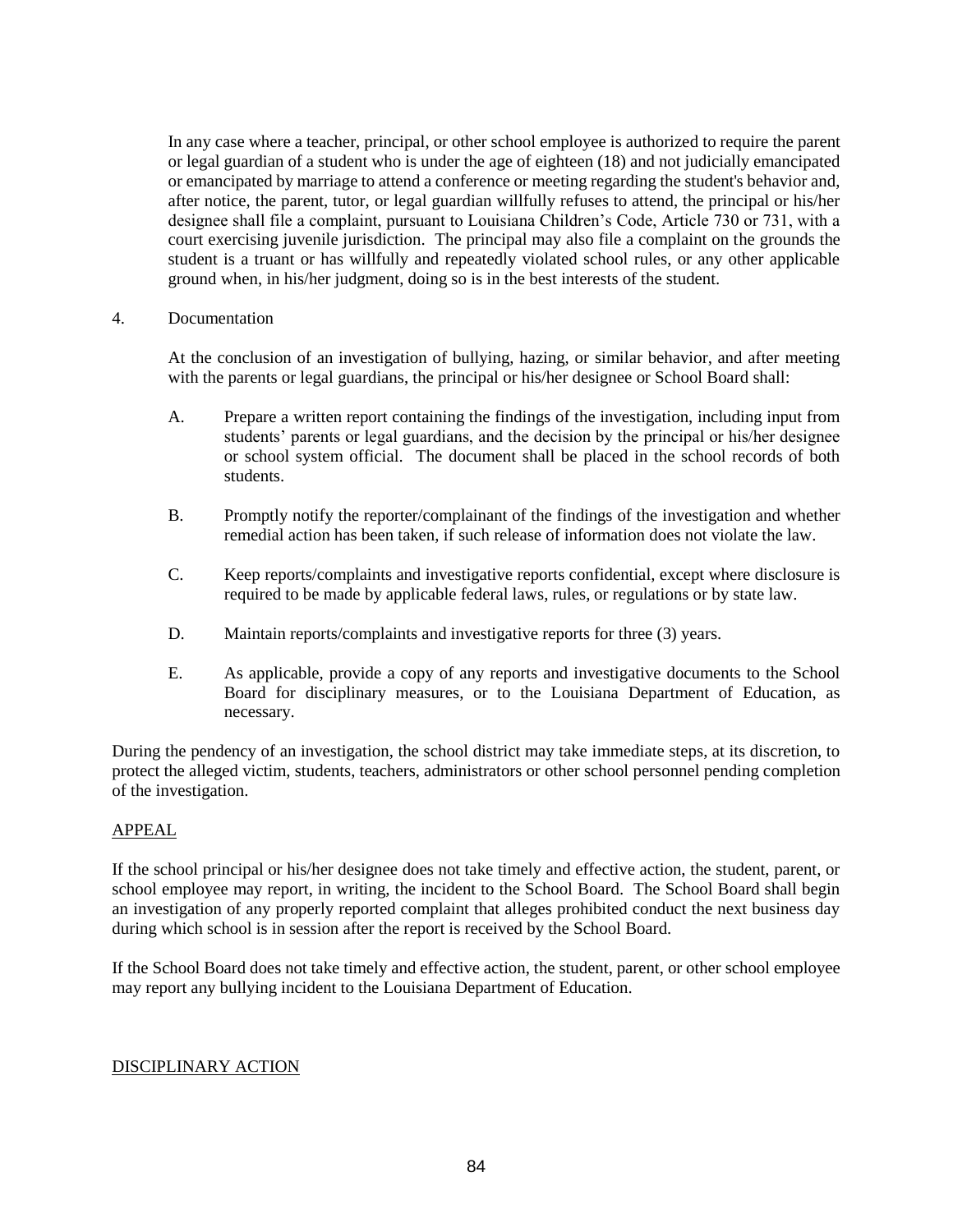In any case where a teacher, principal, or other school employee is authorized to require the parent or legal guardian of a student who is under the age of eighteen (18) and not judicially emancipated or emancipated by marriage to attend a conference or meeting regarding the student's behavior and, after notice, the parent, tutor, or legal guardian willfully refuses to attend, the principal or his/her designee shall file a complaint, pursuant to Louisiana Children's Code, Article 730 or 731, with a court exercising juvenile jurisdiction. The principal may also file a complaint on the grounds the student is a truant or has willfully and repeatedly violated school rules, or any other applicable ground when, in his/her judgment, doing so is in the best interests of the student.

4. Documentation

At the conclusion of an investigation of bullying, hazing, or similar behavior, and after meeting with the parents or legal guardians, the principal or his/her designee or School Board shall:

A. Prepare a written report containing the findings of the investigation, including input from students' parents or legal guardians, and the decision by the principal or his/her designee or school system official. The document shall be placed in the school records of both students.

B. Promptly notify the reporter/complainant of the findings of the investigation and whether remedial action has been taken, if such release of information does not violate the law.

C. Keep reports/complaints and investigative reports confidential, except where disclosure is required to be made by applicable federal laws, rules, or regulations or by state law.

D. Maintain reports/complaints and investigative reports for three (3) years.

E. As applicable, provide a copy of any reports and investigative documents to the School Board for disciplinary measures, or to the Louisiana Department of Education, as necessary.

During the pendency of an investigation, the school district may take immediate steps, at its discretion, to protect the alleged victim, students, teachers, administrators or other school personnel pending completion of the investigation.

## APPEAL

If the school principal or his/her designee does not take timely and effective action, the student, parent, or school employee may report, in writing, the incident to the School Board. The School Board shall begin an investigation of any properly reported complaint that alleges prohibited conduct the next business day during which school is in session after the report is received by the School Board.

If the School Board does not take timely and effective action, the student, parent, or other school employee may report any bullying incident to the Louisiana Department of Education.

## DISCIPLINARY ACTION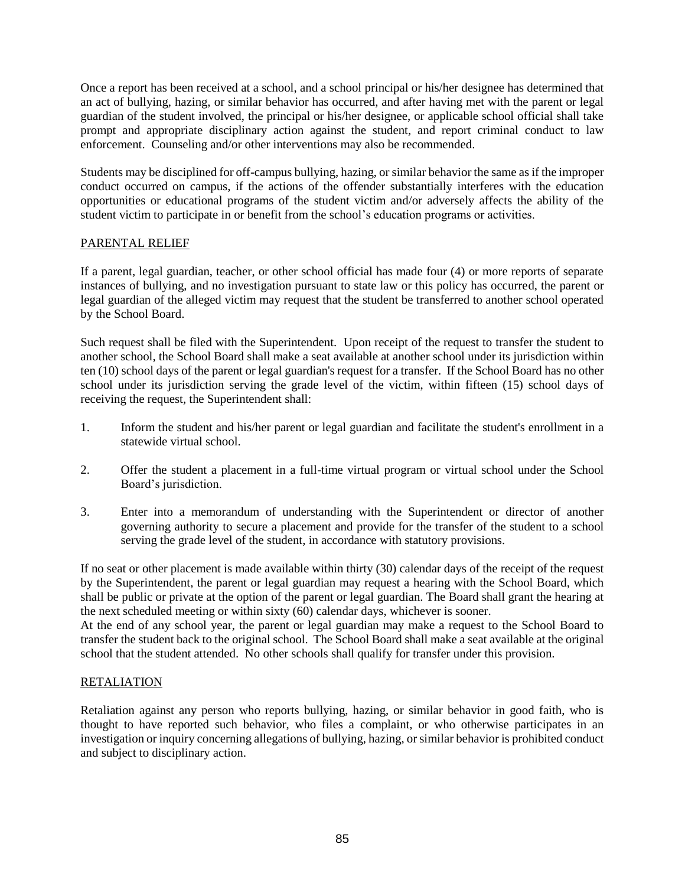Once a report has been received at a school, and a school principal or his/her designee has determined that an act of bullying, hazing, or similar behavior has occurred, and after having met with the parent or legal guardian of the student involved, the principal or his/her designee, or applicable school official shall take prompt and appropriate disciplinary action against the student, and report criminal conduct to law enforcement. Counseling and/or other interventions may also be recommended.

Students may be disciplined for off-campus bullying, hazing, or similar behavior the same as if the improper conduct occurred on campus, if the actions of the offender substantially interferes with the education opportunities or educational programs of the student victim and/or adversely affects the ability of the student victim to participate in or benefit from the school's education programs or activities.

## PARENTAL RELIEF

If a parent, legal guardian, teacher, or other school official has made four (4) or more reports of separate instances of bullying, and no investigation pursuant to state law or this policy has occurred, the parent or legal guardian of the alleged victim may request that the student be transferred to another school operated by the School Board.

Such request shall be filed with the Superintendent. Upon receipt of the request to transfer the student to another school, the School Board shall make a seat available at another school under its jurisdiction within ten (10) school days of the parent or legal guardian's request for a transfer. If the School Board has no other school under its jurisdiction serving the grade level of the victim, within fifteen (15) school days of receiving the request, the Superintendent shall:

1. Inform the student and his/her parent or legal guardian and facilitate the student's enrollment in a statewide virtual school.
2. Offer the student a placement in a full-time virtual program or virtual school under the School Board's jurisdiction.
3. Enter into a memorandum of understanding with the Superintendent or director of another governing authority to secure a placement and provide for the transfer of the student to a school serving the grade level of the student, in accordance with statutory provisions.

If no seat or other placement is made available within thirty (30) calendar days of the receipt of the request by the Superintendent, the parent or legal guardian may request a hearing with the School Board, which shall be public or private at the option of the parent or legal guardian. The Board shall grant the hearing at the next scheduled meeting or within sixty (60) calendar days, whichever is sooner.

At the end of any school year, the parent or legal guardian may make a request to the School Board to transfer the student back to the original school. The School Board shall make a seat available at the original school that the student attended. No other schools shall qualify for transfer under this provision.

## RETALIATION

Retaliation against any person who reports bullying, hazing, or similar behavior in good faith, who is thought to have reported such behavior, who files a complaint, or who otherwise participates in an investigation or inquiry concerning allegations of bullying, hazing, or similar behavior is prohibited conduct and subject to disciplinary action.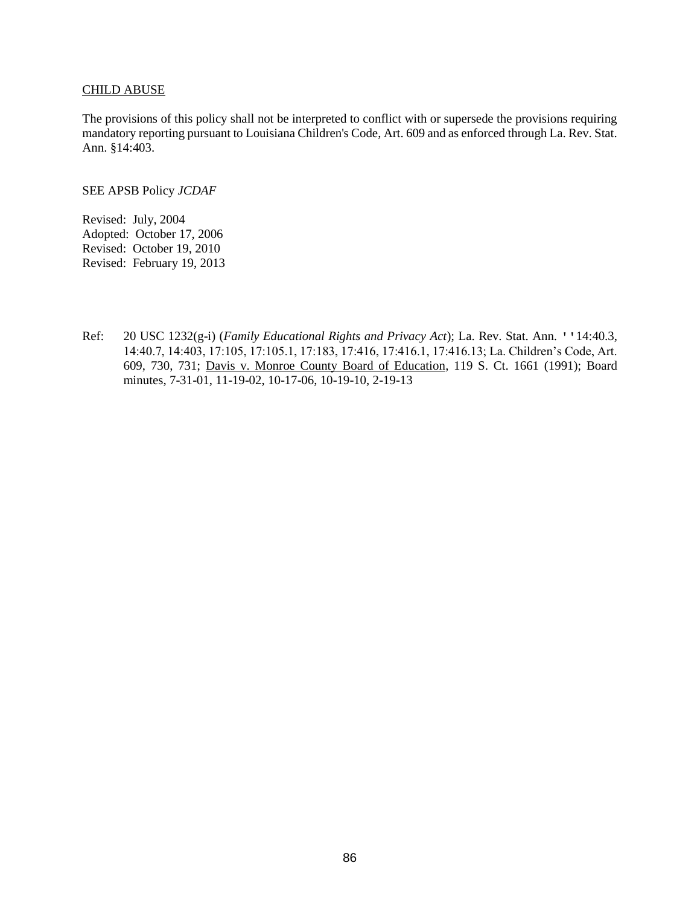CHILD ABUSE

The provisions of this policy shall not be interpreted to conflict with or supersede the provisions requiring mandatory reporting pursuant to Louisiana Children's Code, Art. 609 and as enforced through La. Rev. Stat. Ann. §14:403.

SEE APSB Policy *JCDAF*

Revised: July, 2004
Adopted: October 17, 2006
Revised: October 19, 2010
Revised: February 19, 2013

Ref: 20 USC 1232(g-i) (*Family Educational Rights and Privacy Act*); La. Rev. Stat. Ann. ''14:40.3, 14:40.7, 14:403, 17:105, 17:105.1, 17:183, 17:416, 17:416.1, 17:416.13; La. Children's Code, Art. 609, 730, 731; Davis v. Monroe County Board of Education, 119 S. Ct. 1661 (1991); Board minutes, 7-31-01, 11-19-02, 10-17-06, 10-19-10, 2-19-13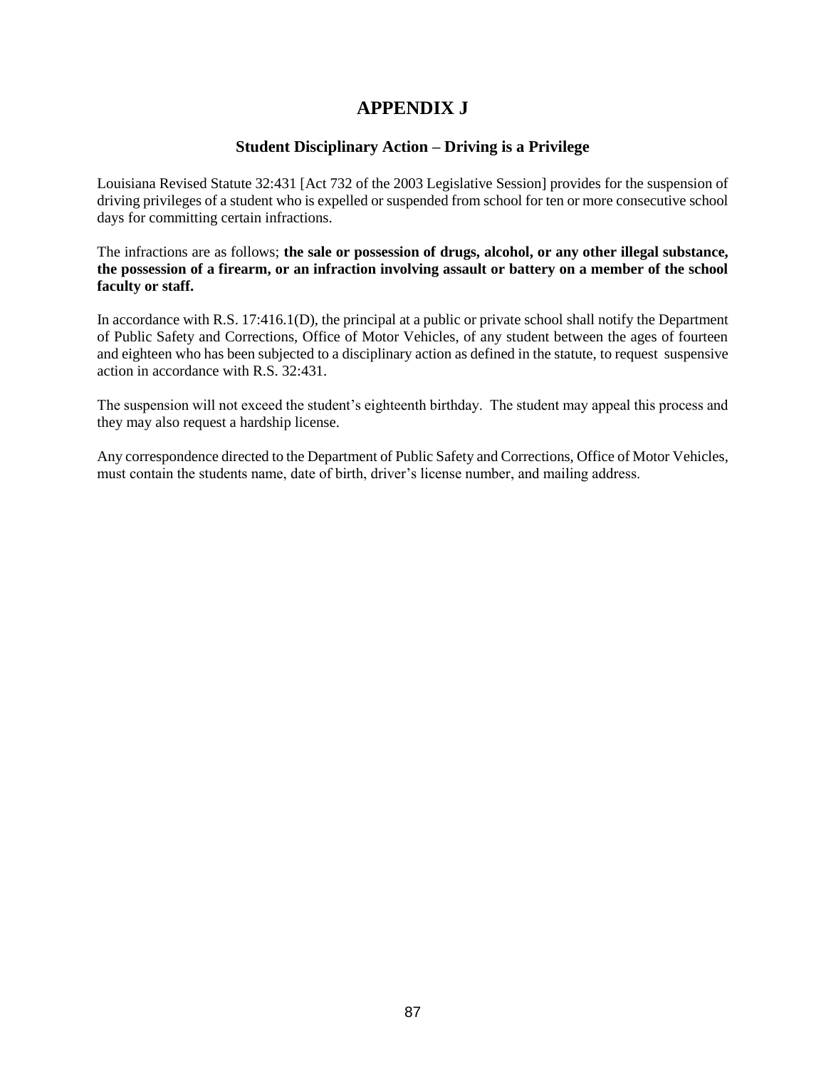# APPENDIX J

### Student Disciplinary Action – Driving is a Privilege

Louisiana Revised Statute 32:431 [Act 732 of the 2003 Legislative Session] provides for the suspension of driving privileges of a student who is expelled or suspended from school for ten or more consecutive school days for committing certain infractions.

The infractions are as follows; **the sale or possession of drugs, alcohol, or any other illegal substance, the possession of a firearm, or an infraction involving assault or battery on a member of the school faculty or staff.**

In accordance with R.S. 17:416.1(D), the principal at a public or private school shall notify the Department of Public Safety and Corrections, Office of Motor Vehicles, of any student between the ages of fourteen and eighteen who has been subjected to a disciplinary action as defined in the statute, to request suspensive action in accordance with R.S. 32:431.

The suspension will not exceed the student's eighteenth birthday. The student may appeal this process and they may also request a hardship license.

Any correspondence directed to the Department of Public Safety and Corrections, Office of Motor Vehicles, must contain the students name, date of birth, driver's license number, and mailing address.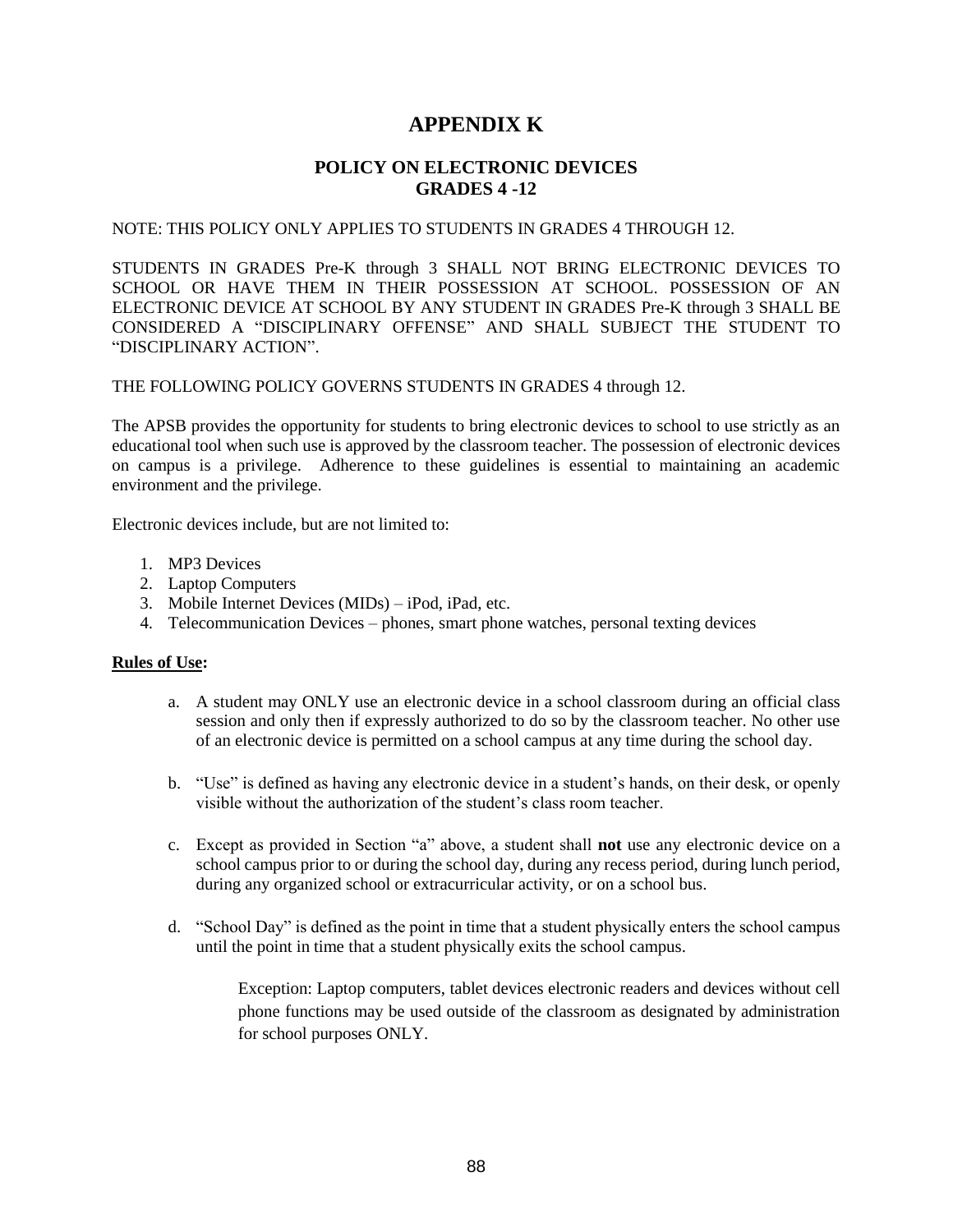# APPENDIX K

## POLICY ON ELECTRONIC DEVICES
## GRADES 4 -12

NOTE: THIS POLICY ONLY APPLIES TO STUDENTS IN GRADES 4 THROUGH 12.

STUDENTS IN GRADES Pre-K through 3 SHALL NOT BRING ELECTRONIC DEVICES TO SCHOOL OR HAVE THEM IN THEIR POSSESSION AT SCHOOL. POSSESSION OF AN ELECTRONIC DEVICE AT SCHOOL BY ANY STUDENT IN GRADES Pre-K through 3 SHALL BE CONSIDERED A "DISCIPLINARY OFFENSE" AND SHALL SUBJECT THE STUDENT TO "DISCIPLINARY ACTION".

THE FOLLOWING POLICY GOVERNS STUDENTS IN GRADES 4 through 12.

The APSB provides the opportunity for students to bring electronic devices to school to use strictly as an educational tool when such use is approved by the classroom teacher. The possession of electronic devices on campus is a privilege. Adherence to these guidelines is essential to maintaining an academic environment and the privilege.

Electronic devices include, but are not limited to:

1. MP3 Devices
2. Laptop Computers
3. Mobile Internet Devices (MIDs) – iPod, iPad, etc.
4. Telecommunication Devices – phones, smart phone watches, personal texting devices

**Rules of Use:**

a. A student may ONLY use an electronic device in a school classroom during an official class session and only then if expressly authorized to do so by the classroom teacher. No other use of an electronic device is permitted on a school campus at any time during the school day.

b. "Use" is defined as having any electronic device in a student's hands, on their desk, or openly visible without the authorization of the student's class room teacher.

c. Except as provided in Section "a" above, a student shall **not** use any electronic device on a school campus prior to or during the school day, during any recess period, during lunch period, during any organized school or extracurricular activity, or on a school bus.

d. "School Day" is defined as the point in time that a student physically enters the school campus until the point in time that a student physically exits the school campus.

    Exception: Laptop computers, tablet devices electronic readers and devices without cell phone functions may be used outside of the classroom as designated by administration for school purposes ONLY.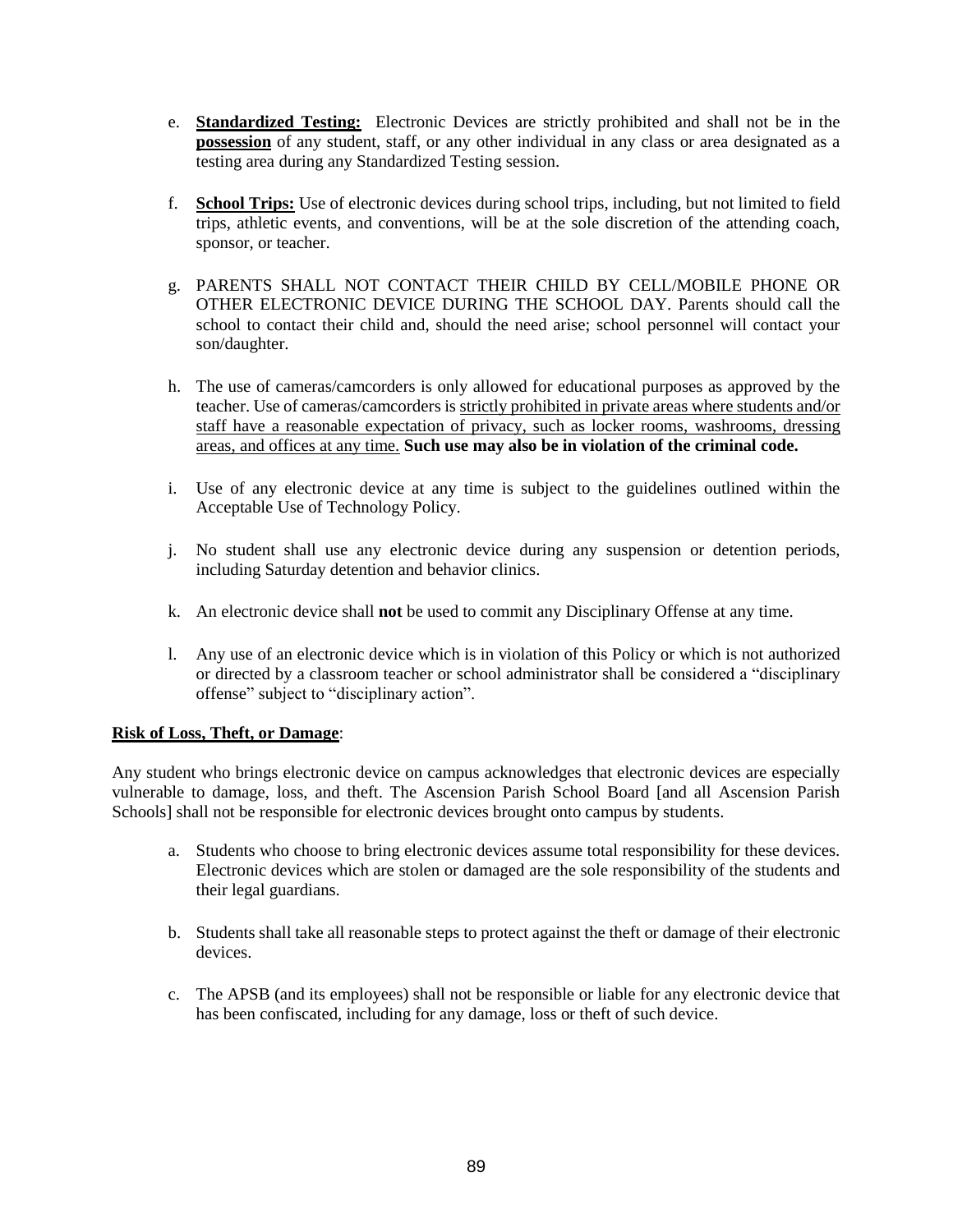e. **Standardized Testing:** Electronic Devices are strictly prohibited and shall not be in the **possession** of any student, staff, or any other individual in any class or area designated as a testing area during any Standardized Testing session.

f. **School Trips:** Use of electronic devices during school trips, including, but not limited to field trips, athletic events, and conventions, will be at the sole discretion of the attending coach, sponsor, or teacher.

g. PARENTS SHALL NOT CONTACT THEIR CHILD BY CELL/MOBILE PHONE OR OTHER ELECTRONIC DEVICE DURING THE SCHOOL DAY. Parents should call the school to contact their child and, should the need arise; school personnel will contact your son/daughter.

h. The use of cameras/camcorders is only allowed for educational purposes as approved by the teacher. Use of cameras/camcorders is strictly prohibited in private areas where students and/or staff have a reasonable expectation of privacy, such as locker rooms, washrooms, dressing areas, and offices at any time. **Such use may also be in violation of the criminal code.**

i. Use of any electronic device at any time is subject to the guidelines outlined within the Acceptable Use of Technology Policy.

j. No student shall use any electronic device during any suspension or detention periods, including Saturday detention and behavior clinics.

k. An electronic device shall **not** be used to commit any Disciplinary Offense at any time.

l. Any use of an electronic device which is in violation of this Policy or which is not authorized or directed by a classroom teacher or school administrator shall be considered a "disciplinary offense" subject to "disciplinary action".

**Risk of Loss, Theft, or Damage**:

Any student who brings electronic device on campus acknowledges that electronic devices are especially vulnerable to damage, loss, and theft. The Ascension Parish School Board [and all Ascension Parish Schools] shall not be responsible for electronic devices brought onto campus by students.

a. Students who choose to bring electronic devices assume total responsibility for these devices. Electronic devices which are stolen or damaged are the sole responsibility of the students and their legal guardians.

b. Students shall take all reasonable steps to protect against the theft or damage of their electronic devices.

c. The APSB (and its employees) shall not be responsible or liable for any electronic device that has been confiscated, including for any damage, loss or theft of such device.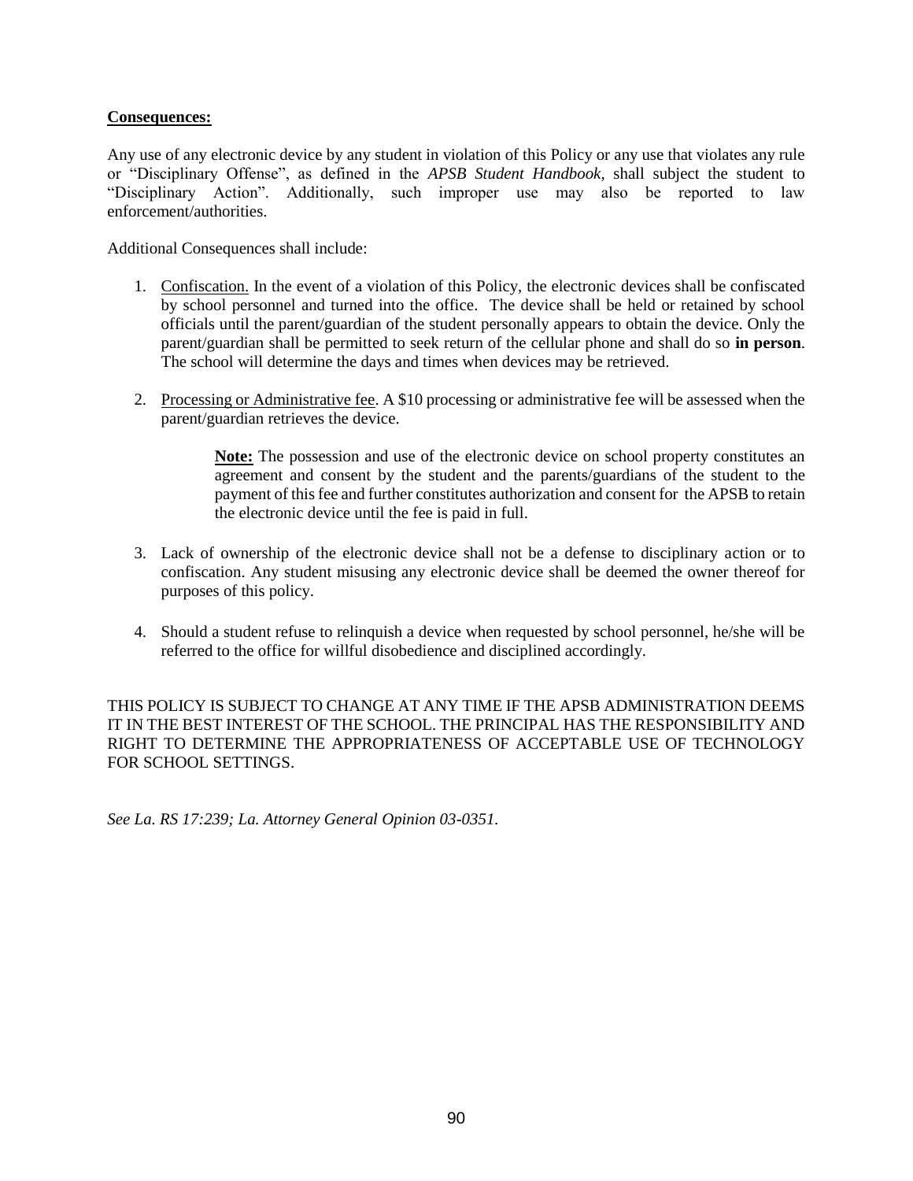**Consequences:**

Any use of any electronic device by any student in violation of this Policy or any use that violates any rule or "Disciplinary Offense", as defined in the *APSB Student Handbook*, shall subject the student to "Disciplinary Action". Additionally, such improper use may also be reported to law enforcement/authorities.

Additional Consequences shall include:

1. Confiscation. In the event of a violation of this Policy, the electronic devices shall be confiscated by school personnel and turned into the office. The device shall be held or retained by school officials until the parent/guardian of the student personally appears to obtain the device. Only the parent/guardian shall be permitted to seek return of the cellular phone and shall do so **in person**. The school will determine the days and times when devices may be retrieved.

2. Processing or Administrative fee. A $10 processing or administrative fee will be assessed when the parent/guardian retrieves the device.

   **Note:** The possession and use of the electronic device on school property constitutes an agreement and consent by the student and the parents/guardians of the student to the payment of this fee and further constitutes authorization and consent for the APSB to retain the electronic device until the fee is paid in full.

3. Lack of ownership of the electronic device shall not be a defense to disciplinary action or to confiscation. Any student misusing any electronic device shall be deemed the owner thereof for purposes of this policy.

4. Should a student refuse to relinquish a device when requested by school personnel, he/she will be referred to the office for willful disobedience and disciplined accordingly.

THIS POLICY IS SUBJECT TO CHANGE AT ANY TIME IF THE APSB ADMINISTRATION DEEMS IT IN THE BEST INTEREST OF THE SCHOOL. THE PRINCIPAL HAS THE RESPONSIBILITY AND RIGHT TO DETERMINE THE APPROPRIATENESS OF ACCEPTABLE USE OF TECHNOLOGY FOR SCHOOL SETTINGS.

*See La. RS 17:239; La. Attorney General Opinion 03-0351.*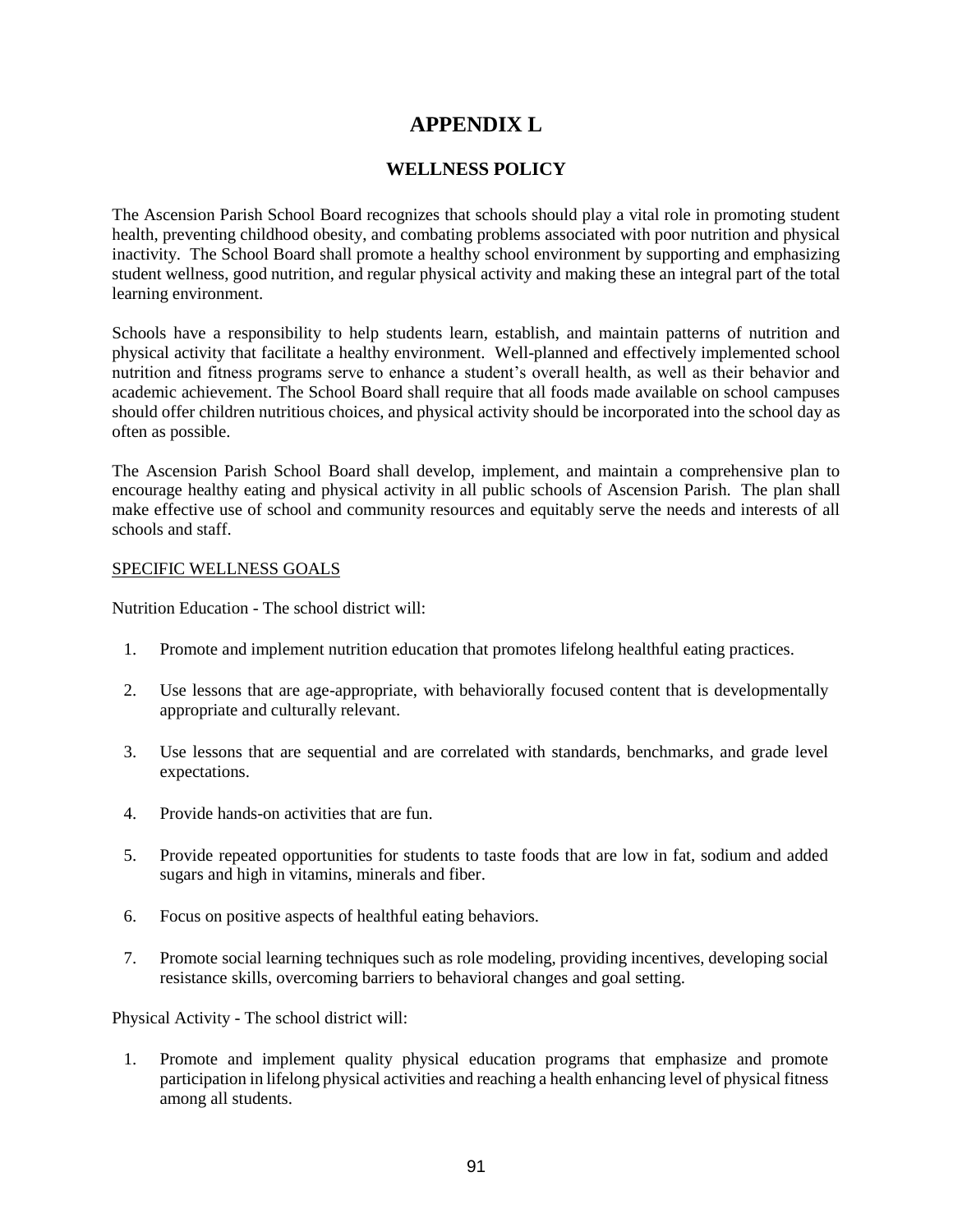# APPENDIX L

## WELLNESS POLICY

The Ascension Parish School Board recognizes that schools should play a vital role in promoting student health, preventing childhood obesity, and combating problems associated with poor nutrition and physical inactivity. The School Board shall promote a healthy school environment by supporting and emphasizing student wellness, good nutrition, and regular physical activity and making these an integral part of the total learning environment.

Schools have a responsibility to help students learn, establish, and maintain patterns of nutrition and physical activity that facilitate a healthy environment. Well-planned and effectively implemented school nutrition and fitness programs serve to enhance a student's overall health, as well as their behavior and academic achievement. The School Board shall require that all foods made available on school campuses should offer children nutritious choices, and physical activity should be incorporated into the school day as often as possible.

The Ascension Parish School Board shall develop, implement, and maintain a comprehensive plan to encourage healthy eating and physical activity in all public schools of Ascension Parish. The plan shall make effective use of school and community resources and equitably serve the needs and interests of all schools and staff.

<u>SPECIFIC WELLNESS GOALS</u>

Nutrition Education - The school district will:

1. Promote and implement nutrition education that promotes lifelong healthful eating practices.
2. Use lessons that are age-appropriate, with behaviorally focused content that is developmentally appropriate and culturally relevant.
3. Use lessons that are sequential and are correlated with standards, benchmarks, and grade level expectations.
4. Provide hands-on activities that are fun.
5. Provide repeated opportunities for students to taste foods that are low in fat, sodium and added sugars and high in vitamins, minerals and fiber.
6. Focus on positive aspects of healthful eating behaviors.
7. Promote social learning techniques such as role modeling, providing incentives, developing social resistance skills, overcoming barriers to behavioral changes and goal setting.

Physical Activity - The school district will:

1. Promote and implement quality physical education programs that emphasize and promote participation in lifelong physical activities and reaching a health enhancing level of physical fitness among all students.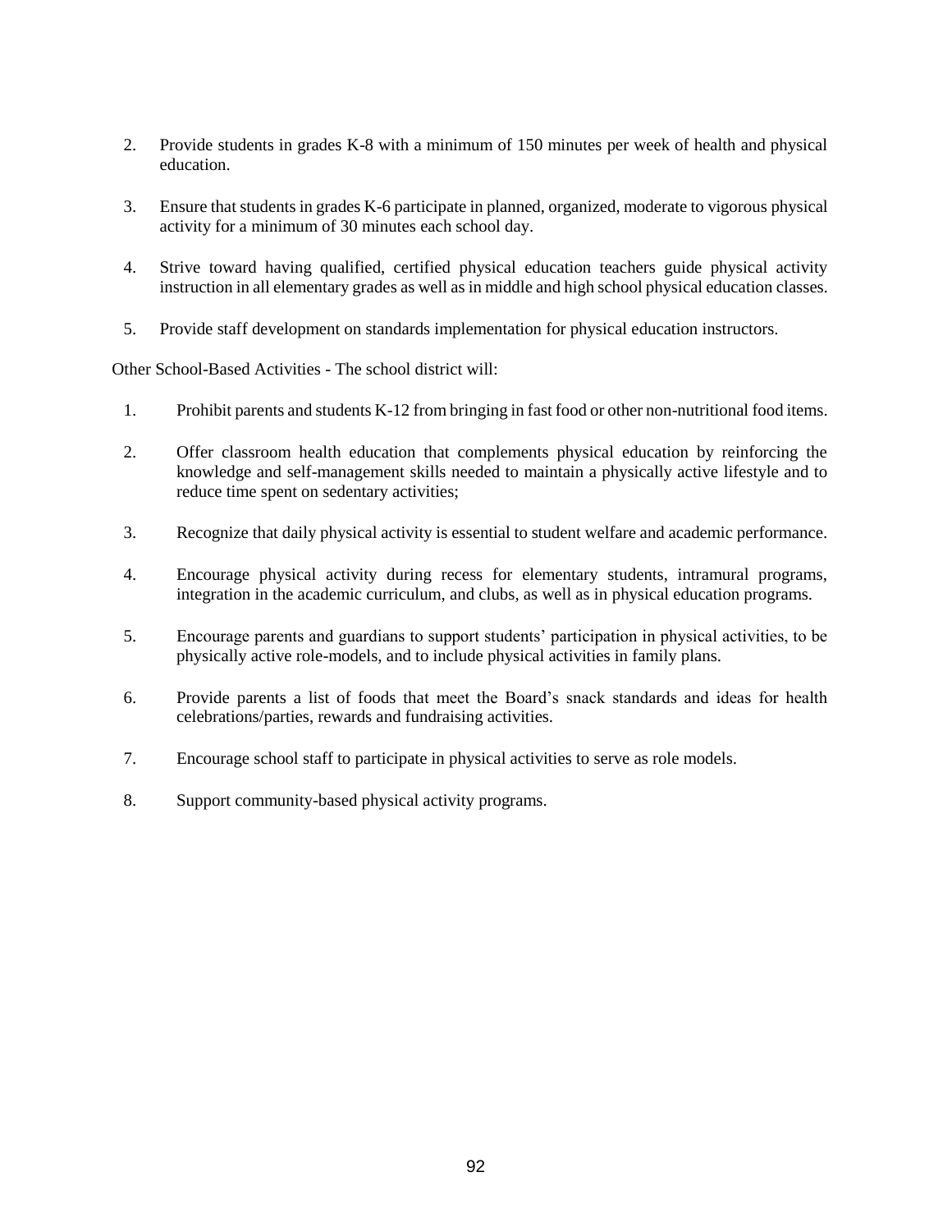2. Provide students in grades K-8 with a minimum of 150 minutes per week of health and physical education.

3. Ensure that students in grades K-6 participate in planned, organized, moderate to vigorous physical activity for a minimum of 30 minutes each school day.

4. Strive toward having qualified, certified physical education teachers guide physical activity instruction in all elementary grades as well as in middle and high school physical education classes.

5. Provide staff development on standards implementation for physical education instructors.

Other School-Based Activities - The school district will:

1. Prohibit parents and students K-12 from bringing in fast food or other non-nutritional food items.

2. Offer classroom health education that complements physical education by reinforcing the knowledge and self-management skills needed to maintain a physically active lifestyle and to reduce time spent on sedentary activities;

3. Recognize that daily physical activity is essential to student welfare and academic performance.

4. Encourage physical activity during recess for elementary students, intramural programs, integration in the academic curriculum, and clubs, as well as in physical education programs.

5. Encourage parents and guardians to support students' participation in physical activities, to be physically active role-models, and to include physical activities in family plans.

6. Provide parents a list of foods that meet the Board's snack standards and ideas for health celebrations/parties, rewards and fundraising activities.

7. Encourage school staff to participate in physical activities to serve as role models.

8. Support community-based physical activity programs.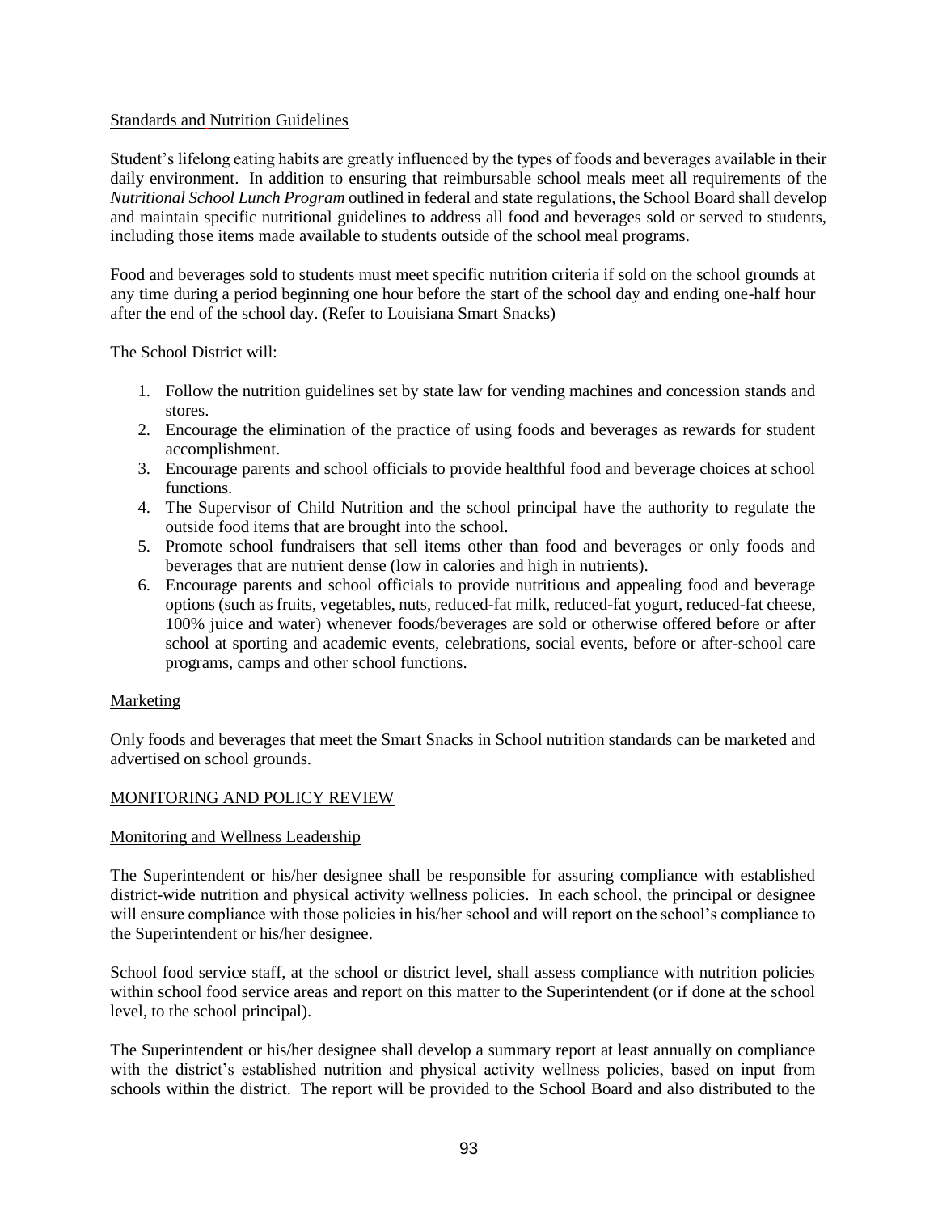Standards and Nutrition Guidelines

Student's lifelong eating habits are greatly influenced by the types of foods and beverages available in their daily environment. In addition to ensuring that reimbursable school meals meet all requirements of the *Nutritional School Lunch Program* outlined in federal and state regulations, the School Board shall develop and maintain specific nutritional guidelines to address all food and beverages sold or served to students, including those items made available to students outside of the school meal programs.

Food and beverages sold to students must meet specific nutrition criteria if sold on the school grounds at any time during a period beginning one hour before the start of the school day and ending one-half hour after the end of the school day. (Refer to Louisiana Smart Snacks)

The School District will:

1. Follow the nutrition guidelines set by state law for vending machines and concession stands and stores.
2. Encourage the elimination of the practice of using foods and beverages as rewards for student accomplishment.
3. Encourage parents and school officials to provide healthful food and beverage choices at school functions.
4. The Supervisor of Child Nutrition and the school principal have the authority to regulate the outside food items that are brought into the school.
5. Promote school fundraisers that sell items other than food and beverages or only foods and beverages that are nutrient dense (low in calories and high in nutrients).
6. Encourage parents and school officials to provide nutritious and appealing food and beverage options (such as fruits, vegetables, nuts, reduced-fat milk, reduced-fat yogurt, reduced-fat cheese, 100% juice and water) whenever foods/beverages are sold or otherwise offered before or after school at sporting and academic events, celebrations, social events, before or after-school care programs, camps and other school functions.

Marketing

Only foods and beverages that meet the Smart Snacks in School nutrition standards can be marketed and advertised on school grounds.

MONITORING AND POLICY REVIEW

Monitoring and Wellness Leadership

The Superintendent or his/her designee shall be responsible for assuring compliance with established district-wide nutrition and physical activity wellness policies. In each school, the principal or designee will ensure compliance with those policies in his/her school and will report on the school's compliance to the Superintendent or his/her designee.

School food service staff, at the school or district level, shall assess compliance with nutrition policies within school food service areas and report on this matter to the Superintendent (or if done at the school level, to the school principal).

The Superintendent or his/her designee shall develop a summary report at least annually on compliance with the district's established nutrition and physical activity wellness policies, based on input from schools within the district. The report will be provided to the School Board and also distributed to the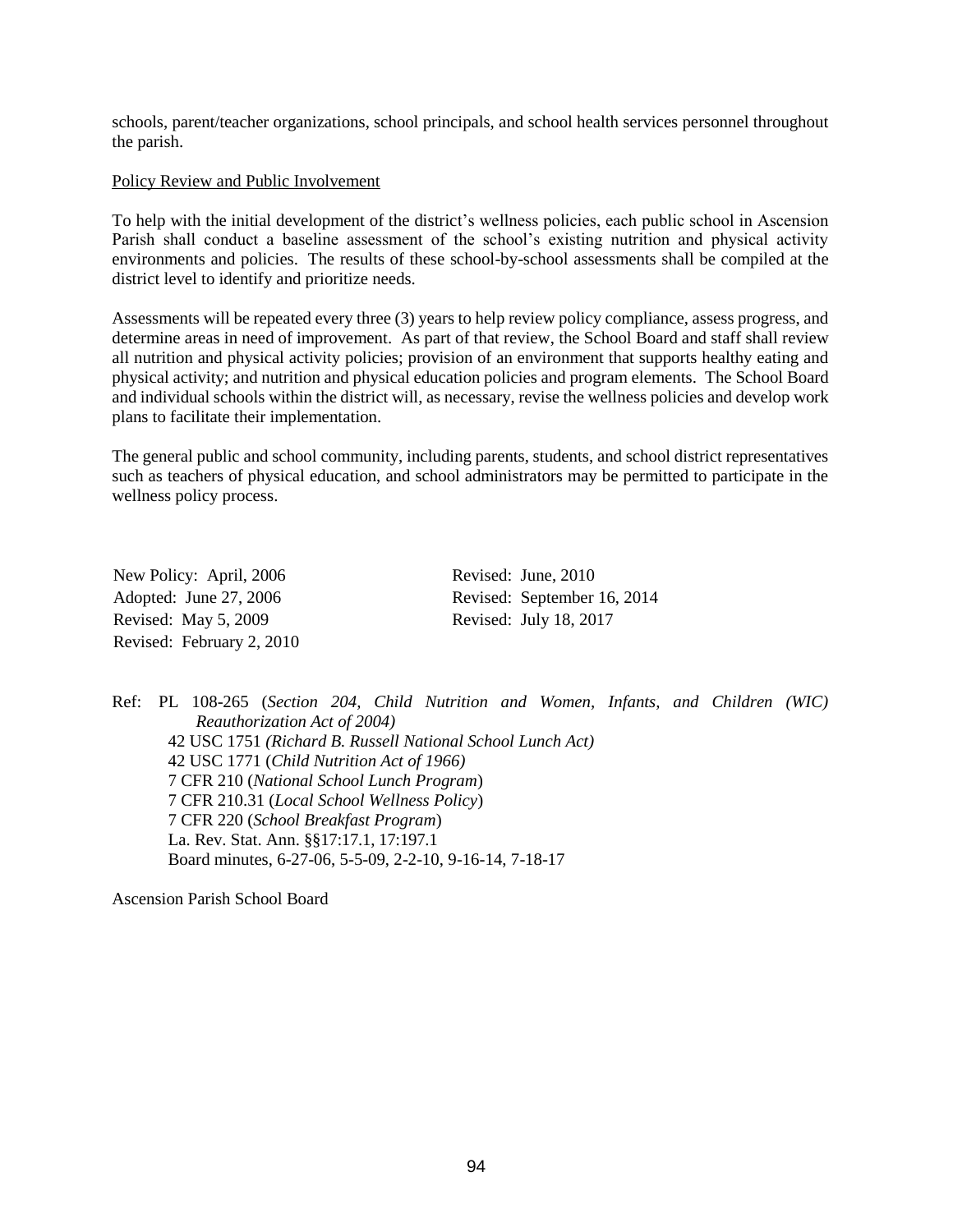schools, parent/teacher organizations, school principals, and school health services personnel throughout the parish.

Policy Review and Public Involvement

To help with the initial development of the district's wellness policies, each public school in Ascension Parish shall conduct a baseline assessment of the school's existing nutrition and physical activity environments and policies. The results of these school-by-school assessments shall be compiled at the district level to identify and prioritize needs.

Assessments will be repeated every three (3) years to help review policy compliance, assess progress, and determine areas in need of improvement. As part of that review, the School Board and staff shall review all nutrition and physical activity policies; provision of an environment that supports healthy eating and physical activity; and nutrition and physical education policies and program elements. The School Board and individual schools within the district will, as necessary, revise the wellness policies and develop work plans to facilitate their implementation.

The general public and school community, including parents, students, and school district representatives such as teachers of physical education, and school administrators may be permitted to participate in the wellness policy process.

New Policy: April, 2006
Adopted: June 27, 2006
Revised: May 5, 2009
Revised: February 2, 2010
Revised: June, 2010
Revised: September 16, 2014
Revised: July 18, 2017

Ref: PL 108-265 (*Section 204, Child Nutrition and Women, Infants, and Children (WIC) Reauthorization Act of 2004)*
42 USC 1751 *(Richard B. Russell National School Lunch Act)*
42 USC 1771 (*Child Nutrition Act of 1966)*
7 CFR 210 (*National School Lunch Program*)
7 CFR 210.31 (*Local School Wellness Policy*)
7 CFR 220 (*School Breakfast Program*)
La. Rev. Stat. Ann. §§17:17.1, 17:197.1
Board minutes, 6-27-06, 5-5-09, 2-2-10, 9-16-14, 7-18-17

Ascension Parish School Board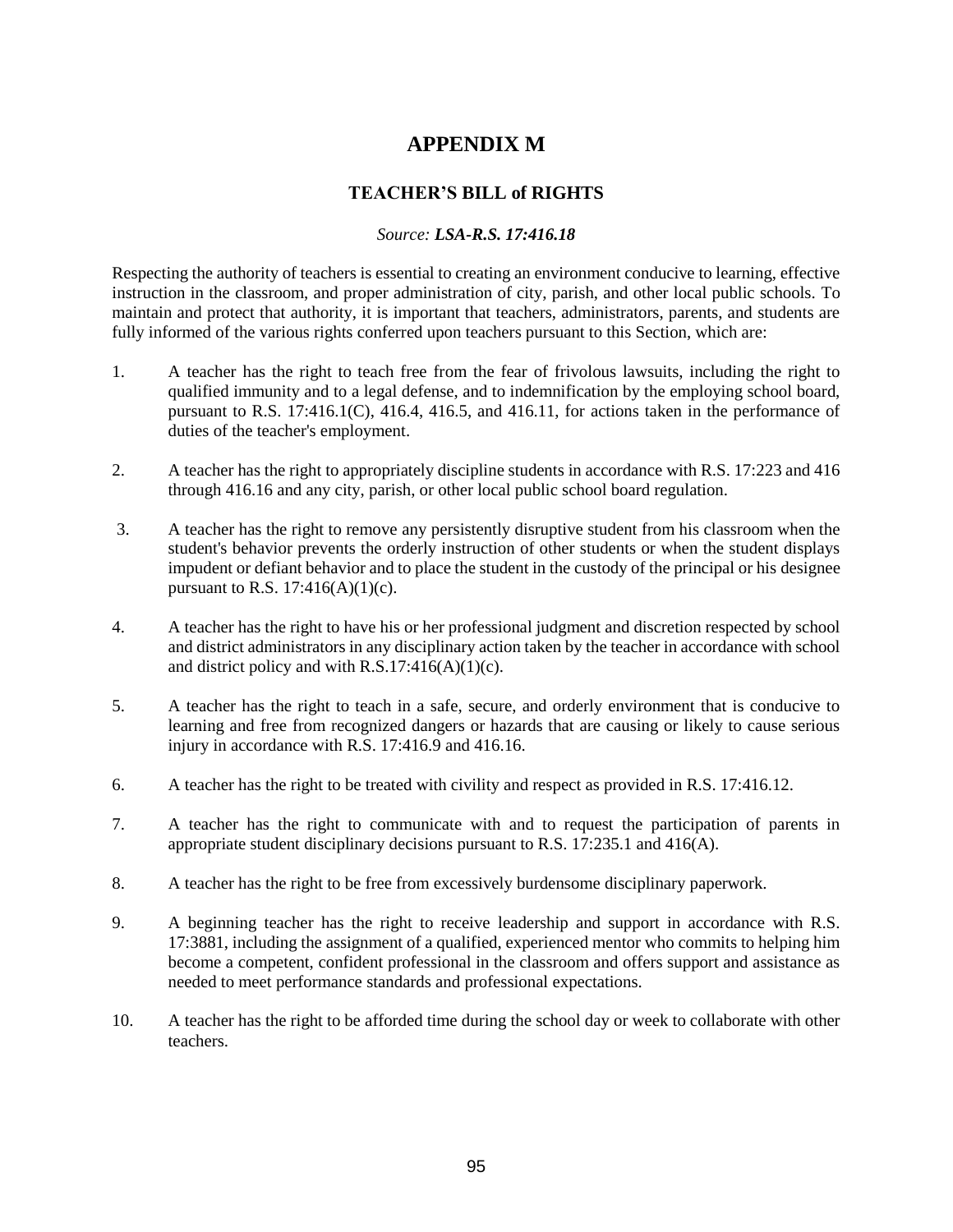# APPENDIX M

## TEACHER'S BILL of RIGHTS

*Source: **LSA-R.S. 17:416.18***

Respecting the authority of teachers is essential to creating an environment conducive to learning, effective instruction in the classroom, and proper administration of city, parish, and other local public schools. To maintain and protect that authority, it is important that teachers, administrators, parents, and students are fully informed of the various rights conferred upon teachers pursuant to this Section, which are:

1. A teacher has the right to teach free from the fear of frivolous lawsuits, including the right to qualified immunity and to a legal defense, and to indemnification by the employing school board, pursuant to R.S. 17:416.1(C), 416.4, 416.5, and 416.11, for actions taken in the performance of duties of the teacher's employment.

2. A teacher has the right to appropriately discipline students in accordance with R.S. 17:223 and 416 through 416.16 and any city, parish, or other local public school board regulation.

3. A teacher has the right to remove any persistently disruptive student from his classroom when the student's behavior prevents the orderly instruction of other students or when the student displays impudent or defiant behavior and to place the student in the custody of the principal or his designee pursuant to R.S. 17:416(A)(1)(c).

4. A teacher has the right to have his or her professional judgment and discretion respected by school and district administrators in any disciplinary action taken by the teacher in accordance with school and district policy and with R.S.17:416(A)(1)(c).

5. A teacher has the right to teach in a safe, secure, and orderly environment that is conducive to learning and free from recognized dangers or hazards that are causing or likely to cause serious injury in accordance with R.S. 17:416.9 and 416.16.

6. A teacher has the right to be treated with civility and respect as provided in R.S. 17:416.12.

7. A teacher has the right to communicate with and to request the participation of parents in appropriate student disciplinary decisions pursuant to R.S. 17:235.1 and 416(A).

8. A teacher has the right to be free from excessively burdensome disciplinary paperwork.

9. A beginning teacher has the right to receive leadership and support in accordance with R.S. 17:3881, including the assignment of a qualified, experienced mentor who commits to helping him become a competent, confident professional in the classroom and offers support and assistance as needed to meet performance standards and professional expectations.

10. A teacher has the right to be afforded time during the school day or week to collaborate with other teachers.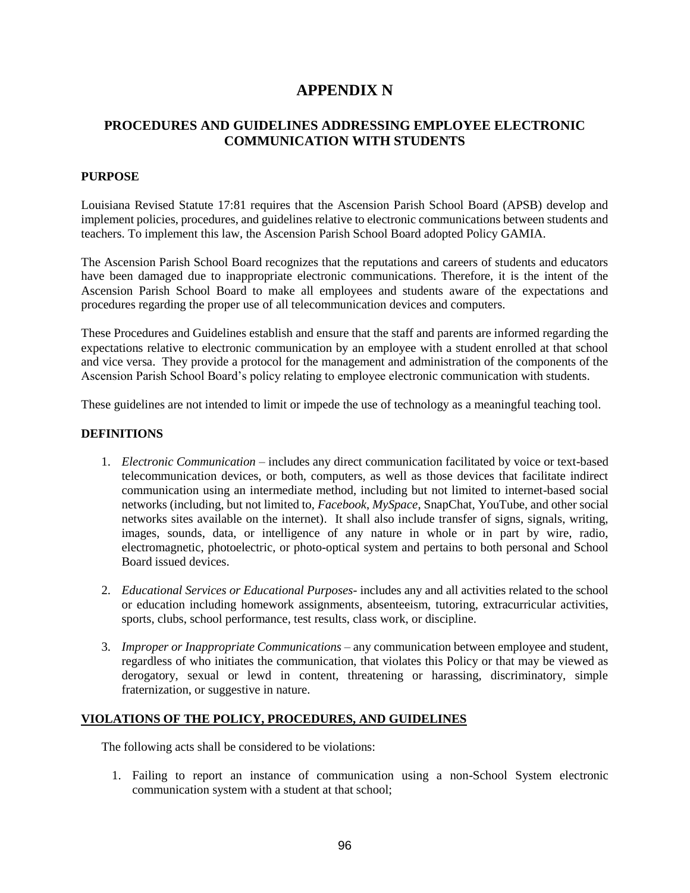# APPENDIX N

## PROCEDURES AND GUIDELINES ADDRESSING EMPLOYEE ELECTRONIC COMMUNICATION WITH STUDENTS

### PURPOSE

Louisiana Revised Statute 17:81 requires that the Ascension Parish School Board (APSB) develop and implement policies, procedures, and guidelines relative to electronic communications between students and teachers. To implement this law, the Ascension Parish School Board adopted Policy GAMIA.

The Ascension Parish School Board recognizes that the reputations and careers of students and educators have been damaged due to inappropriate electronic communications. Therefore, it is the intent of the Ascension Parish School Board to make all employees and students aware of the expectations and procedures regarding the proper use of all telecommunication devices and computers.

These Procedures and Guidelines establish and ensure that the staff and parents are informed regarding the expectations relative to electronic communication by an employee with a student enrolled at that school and vice versa. They provide a protocol for the management and administration of the components of the Ascension Parish School Board's policy relating to employee electronic communication with students.

These guidelines are not intended to limit or impede the use of technology as a meaningful teaching tool.

### DEFINITIONS

1. *Electronic Communication* – includes any direct communication facilitated by voice or text-based telecommunication devices, or both, computers, as well as those devices that facilitate indirect communication using an intermediate method, including but not limited to internet-based social networks (including, but not limited to, *Facebook*, *MySpace*, SnapChat, YouTube, and other social networks sites available on the internet). It shall also include transfer of signs, signals, writing, images, sounds, data, or intelligence of any nature in whole or in part by wire, radio, electromagnetic, photoelectric, or photo-optical system and pertains to both personal and School Board issued devices.
2. *Educational Services or Educational Purposes*- includes any and all activities related to the school or education including homework assignments, absenteeism, tutoring, extracurricular activities, sports, clubs, school performance, test results, class work, or discipline.
3. *Improper or Inappropriate Communications* – any communication between employee and student, regardless of who initiates the communication, that violates this Policy or that may be viewed as derogatory, sexual or lewd in content, threatening or harassing, discriminatory, simple fraternization, or suggestive in nature.

### VIOLATIONS OF THE POLICY, PROCEDURES, AND GUIDELINES

The following acts shall be considered to be violations:

1. Failing to report an instance of communication using a non-School System electronic communication system with a student at that school;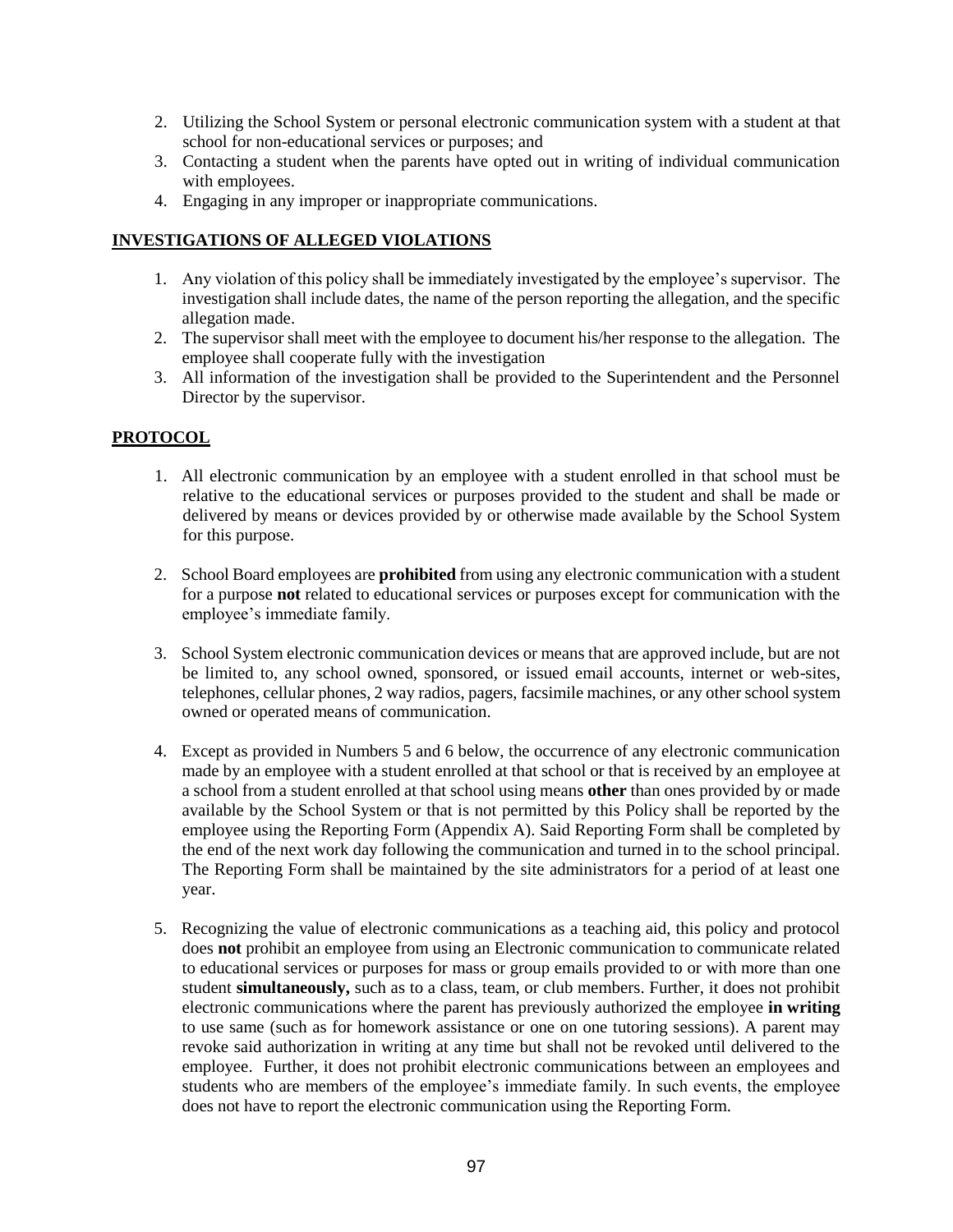2. Utilizing the School System or personal electronic communication system with a student at that school for non-educational services or purposes; and
3. Contacting a student when the parents have opted out in writing of individual communication with employees.
4. Engaging in any improper or inappropriate communications.

## INVESTIGATIONS OF ALLEGED VIOLATIONS

1. Any violation of this policy shall be immediately investigated by the employee's supervisor. The investigation shall include dates, the name of the person reporting the allegation, and the specific allegation made.
2. The supervisor shall meet with the employee to document his/her response to the allegation. The employee shall cooperate fully with the investigation
3. All information of the investigation shall be provided to the Superintendent and the Personnel Director by the supervisor.

## PROTOCOL

1. All electronic communication by an employee with a student enrolled in that school must be relative to the educational services or purposes provided to the student and shall be made or delivered by means or devices provided by or otherwise made available by the School System for this purpose.

2. School Board employees are **prohibited** from using any electronic communication with a student for a purpose **not** related to educational services or purposes except for communication with the employee's immediate family.

3. School System electronic communication devices or means that are approved include, but are not be limited to, any school owned, sponsored, or issued email accounts, internet or web-sites, telephones, cellular phones, 2 way radios, pagers, facsimile machines, or any other school system owned or operated means of communication.

4. Except as provided in Numbers 5 and 6 below, the occurrence of any electronic communication made by an employee with a student enrolled at that school or that is received by an employee at a school from a student enrolled at that school using means **other** than ones provided by or made available by the School System or that is not permitted by this Policy shall be reported by the employee using the Reporting Form (Appendix A). Said Reporting Form shall be completed by the end of the next work day following the communication and turned in to the school principal. The Reporting Form shall be maintained by the site administrators for a period of at least one year.

5. Recognizing the value of electronic communications as a teaching aid, this policy and protocol does **not** prohibit an employee from using an Electronic communication to communicate related to educational services or purposes for mass or group emails provided to or with more than one student **simultaneously,** such as to a class, team, or club members. Further, it does not prohibit electronic communications where the parent has previously authorized the employee **in writing** to use same (such as for homework assistance or one on one tutoring sessions). A parent may revoke said authorization in writing at any time but shall not be revoked until delivered to the employee. Further, it does not prohibit electronic communications between an employees and students who are members of the employee's immediate family. In such events, the employee does not have to report the electronic communication using the Reporting Form.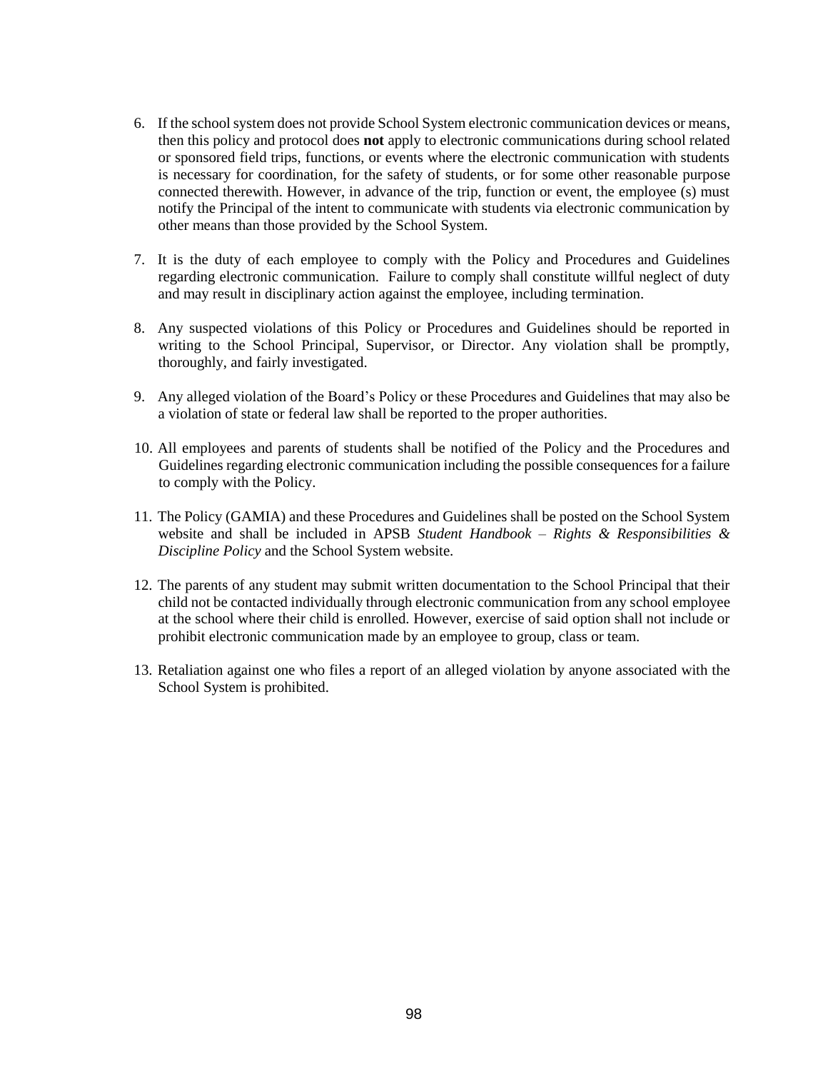6. If the school system does not provide School System electronic communication devices or means, then this policy and protocol does **not** apply to electronic communications during school related or sponsored field trips, functions, or events where the electronic communication with students is necessary for coordination, for the safety of students, or for some other reasonable purpose connected therewith. However, in advance of the trip, function or event, the employee (s) must notify the Principal of the intent to communicate with students via electronic communication by other means than those provided by the School System.

7. It is the duty of each employee to comply with the Policy and Procedures and Guidelines regarding electronic communication. Failure to comply shall constitute willful neglect of duty and may result in disciplinary action against the employee, including termination.

8. Any suspected violations of this Policy or Procedures and Guidelines should be reported in writing to the School Principal, Supervisor, or Director. Any violation shall be promptly, thoroughly, and fairly investigated.

9. Any alleged violation of the Board's Policy or these Procedures and Guidelines that may also be a violation of state or federal law shall be reported to the proper authorities.

10. All employees and parents of students shall be notified of the Policy and the Procedures and Guidelines regarding electronic communication including the possible consequences for a failure to comply with the Policy.

11. The Policy (GAMIA) and these Procedures and Guidelines shall be posted on the School System website and shall be included in APSB *Student Handbook – Rights & Responsibilities & Discipline Policy* and the School System website.

12. The parents of any student may submit written documentation to the School Principal that their child not be contacted individually through electronic communication from any school employee at the school where their child is enrolled. However, exercise of said option shall not include or prohibit electronic communication made by an employee to group, class or team.

13. Retaliation against one who files a report of an alleged violation by anyone associated with the School System is prohibited.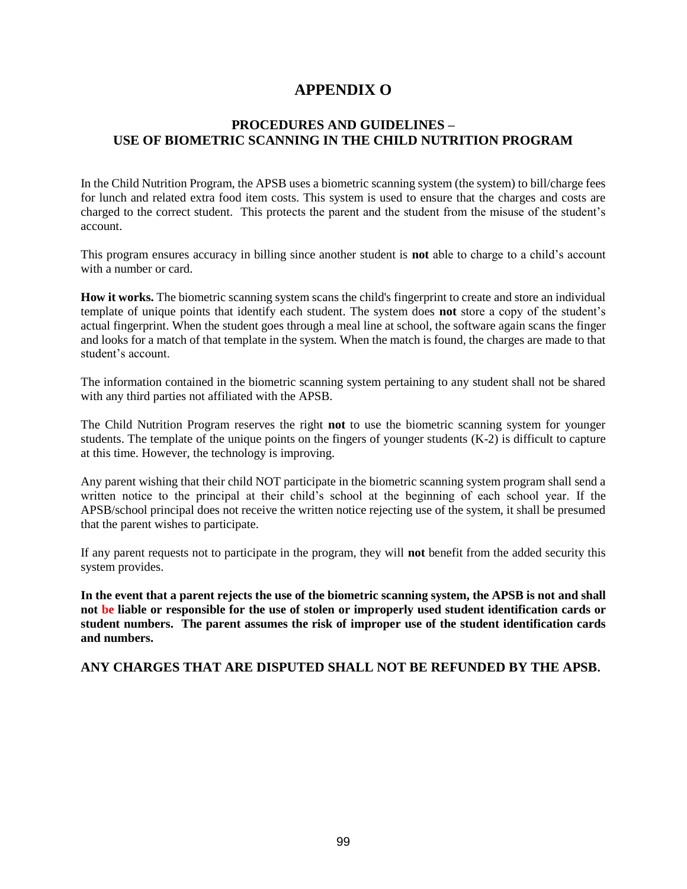# APPENDIX O

## PROCEDURES AND GUIDELINES – USE OF BIOMETRIC SCANNING IN THE CHILD NUTRITION PROGRAM

In the Child Nutrition Program, the APSB uses a biometric scanning system (the system) to bill/charge fees for lunch and related extra food item costs. This system is used to ensure that the charges and costs are charged to the correct student. This protects the parent and the student from the misuse of the student's account.

This program ensures accuracy in billing since another student is **not** able to charge to a child's account with a number or card.

**How it works.** The biometric scanning system scans the child's fingerprint to create and store an individual template of unique points that identify each student. The system does **not** store a copy of the student's actual fingerprint. When the student goes through a meal line at school, the software again scans the finger and looks for a match of that template in the system. When the match is found, the charges are made to that student's account.

The information contained in the biometric scanning system pertaining to any student shall not be shared with any third parties not affiliated with the APSB.

The Child Nutrition Program reserves the right **not** to use the biometric scanning system for younger students. The template of the unique points on the fingers of younger students (K-2) is difficult to capture at this time. However, the technology is improving.

Any parent wishing that their child NOT participate in the biometric scanning system program shall send a written notice to the principal at their child's school at the beginning of each school year. If the APSB/school principal does not receive the written notice rejecting use of the system, it shall be presumed that the parent wishes to participate.

If any parent requests not to participate in the program, they will **not** benefit from the added security this system provides.

**In the event that a parent rejects the use of the biometric scanning system, the APSB is not and shall not be liable or responsible for the use of stolen or improperly used student identification cards or student numbers. The parent assumes the risk of improper use of the student identification cards and numbers.**

**ANY CHARGES THAT ARE DISPUTED SHALL NOT BE REFUNDED BY THE APSB.**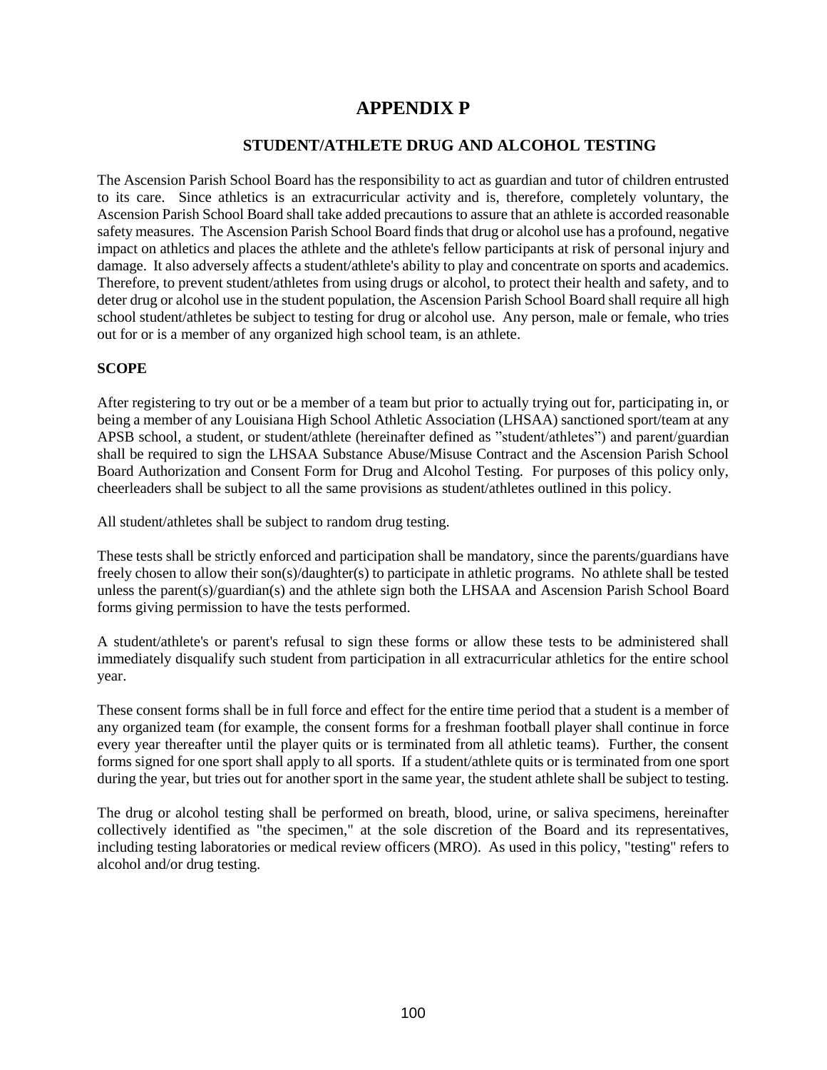# APPENDIX P

## STUDENT/ATHLETE DRUG AND ALCOHOL TESTING

The Ascension Parish School Board has the responsibility to act as guardian and tutor of children entrusted to its care. Since athletics is an extracurricular activity and is, therefore, completely voluntary, the Ascension Parish School Board shall take added precautions to assure that an athlete is accorded reasonable safety measures. The Ascension Parish School Board finds that drug or alcohol use has a profound, negative impact on athletics and places the athlete and the athlete's fellow participants at risk of personal injury and damage. It also adversely affects a student/athlete's ability to play and concentrate on sports and academics. Therefore, to prevent student/athletes from using drugs or alcohol, to protect their health and safety, and to deter drug or alcohol use in the student population, the Ascension Parish School Board shall require all high school student/athletes be subject to testing for drug or alcohol use. Any person, male or female, who tries out for or is a member of any organized high school team, is an athlete.

**SCOPE**

After registering to try out or be a member of a team but prior to actually trying out for, participating in, or being a member of any Louisiana High School Athletic Association (LHSAA) sanctioned sport/team at any APSB school, a student, or student/athlete (hereinafter defined as "student/athletes") and parent/guardian shall be required to sign the LHSAA Substance Abuse/Misuse Contract and the Ascension Parish School Board Authorization and Consent Form for Drug and Alcohol Testing. For purposes of this policy only, cheerleaders shall be subject to all the same provisions as student/athletes outlined in this policy.

All student/athletes shall be subject to random drug testing.

These tests shall be strictly enforced and participation shall be mandatory, since the parents/guardians have freely chosen to allow their son(s)/daughter(s) to participate in athletic programs. No athlete shall be tested unless the parent(s)/guardian(s) and the athlete sign both the LHSAA and Ascension Parish School Board forms giving permission to have the tests performed.

A student/athlete's or parent's refusal to sign these forms or allow these tests to be administered shall immediately disqualify such student from participation in all extracurricular athletics for the entire school year.

These consent forms shall be in full force and effect for the entire time period that a student is a member of any organized team (for example, the consent forms for a freshman football player shall continue in force every year thereafter until the player quits or is terminated from all athletic teams). Further, the consent forms signed for one sport shall apply to all sports. If a student/athlete quits or is terminated from one sport during the year, but tries out for another sport in the same year, the student athlete shall be subject to testing.

The drug or alcohol testing shall be performed on breath, blood, urine, or saliva specimens, hereinafter collectively identified as "the specimen," at the sole discretion of the Board and its representatives, including testing laboratories or medical review officers (MRO). As used in this policy, "testing" refers to alcohol and/or drug testing.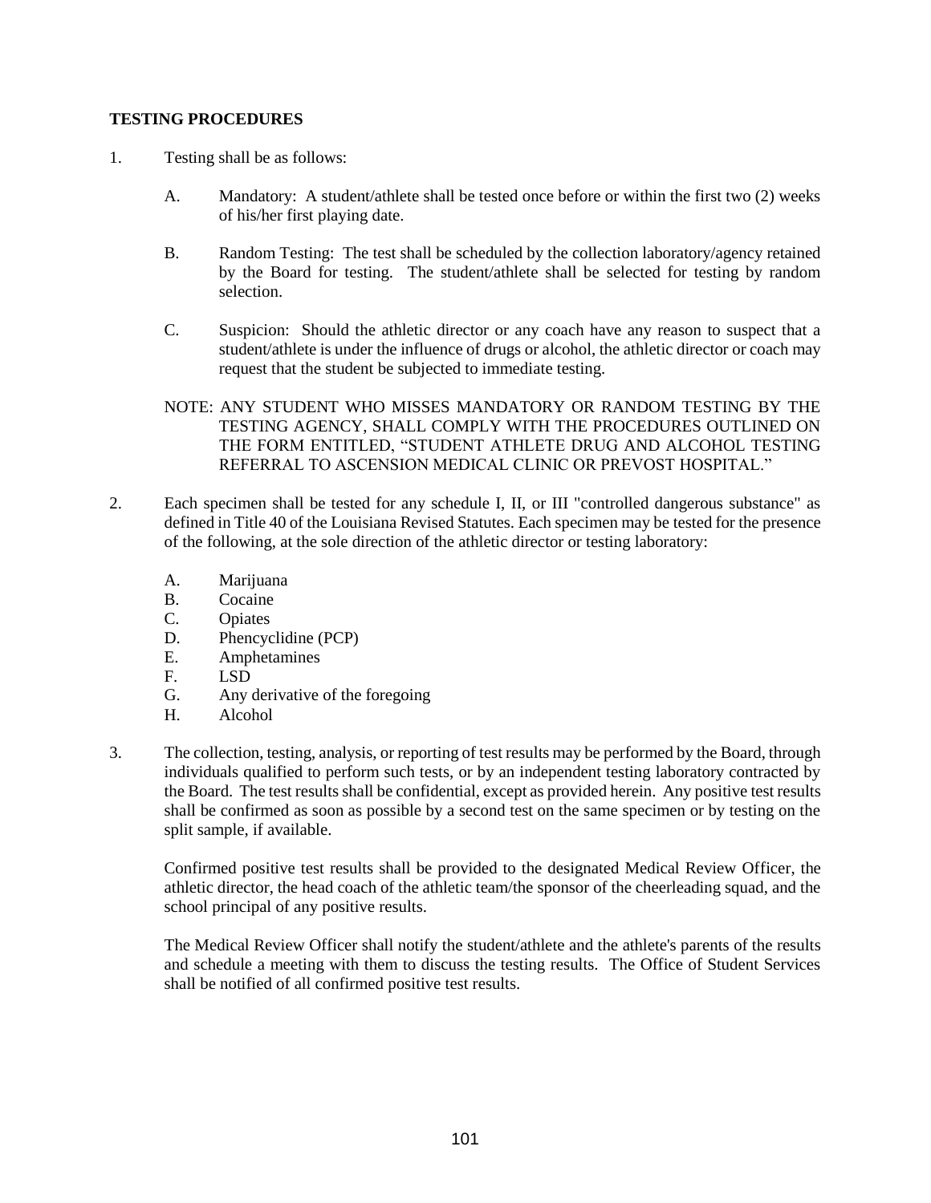**TESTING PROCEDURES**

1. Testing shall be as follows:

   A. Mandatory: A student/athlete shall be tested once before or within the first two (2) weeks of his/her first playing date.

   B. Random Testing: The test shall be scheduled by the collection laboratory/agency retained by the Board for testing. The student/athlete shall be selected for testing by random selection.

   C. Suspicion: Should the athletic director or any coach have any reason to suspect that a student/athlete is under the influence of drugs or alcohol, the athletic director or coach may request that the student be subjected to immediate testing.

   NOTE: ANY STUDENT WHO MISSES MANDATORY OR RANDOM TESTING BY THE TESTING AGENCY, SHALL COMPLY WITH THE PROCEDURES OUTLINED ON THE FORM ENTITLED, "STUDENT ATHLETE DRUG AND ALCOHOL TESTING REFERRAL TO ASCENSION MEDICAL CLINIC OR PREVOST HOSPITAL."

2. Each specimen shall be tested for any schedule I, II, or III "controlled dangerous substance" as defined in Title 40 of the Louisiana Revised Statutes. Each specimen may be tested for the presence of the following, at the sole direction of the athletic director or testing laboratory:

   A. Marijuana
   B. Cocaine
   C. Opiates
   D. Phencyclidine (PCP)
   E. Amphetamines
   F. LSD
   G. Any derivative of the foregoing
   H. Alcohol

3. The collection, testing, analysis, or reporting of test results may be performed by the Board, through individuals qualified to perform such tests, or by an independent testing laboratory contracted by the Board. The test results shall be confidential, except as provided herein. Any positive test results shall be confirmed as soon as possible by a second test on the same specimen or by testing on the split sample, if available.

   Confirmed positive test results shall be provided to the designated Medical Review Officer, the athletic director, the head coach of the athletic team/the sponsor of the cheerleading squad, and the school principal of any positive results.

   The Medical Review Officer shall notify the student/athlete and the athlete's parents of the results and schedule a meeting with them to discuss the testing results. The Office of Student Services shall be notified of all confirmed positive test results.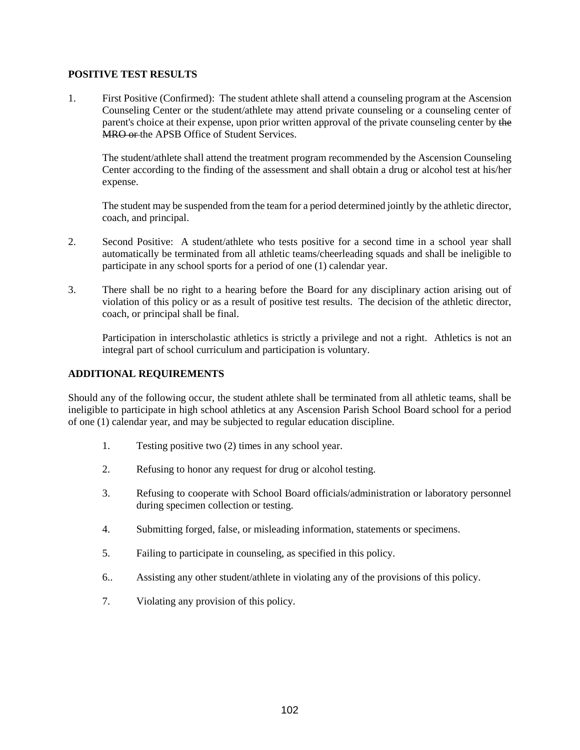**POSITIVE TEST RESULTS**

1. First Positive (Confirmed): The student athlete shall attend a counseling program at the Ascension Counseling Center or the student/athlete may attend private counseling or a counseling center of parent's choice at their expense, upon prior written approval of the private counseling center by ~~the MRO or~~ the APSB Office of Student Services.

   The student/athlete shall attend the treatment program recommended by the Ascension Counseling Center according to the finding of the assessment and shall obtain a drug or alcohol test at his/her expense.

   The student may be suspended from the team for a period determined jointly by the athletic director, coach, and principal.

2. Second Positive: A student/athlete who tests positive for a second time in a school year shall automatically be terminated from all athletic teams/cheerleading squads and shall be ineligible to participate in any school sports for a period of one (1) calendar year.

3. There shall be no right to a hearing before the Board for any disciplinary action arising out of violation of this policy or as a result of positive test results. The decision of the athletic director, coach, or principal shall be final.

   Participation in interscholastic athletics is strictly a privilege and not a right. Athletics is not an integral part of school curriculum and participation is voluntary.

**ADDITIONAL REQUIREMENTS**

Should any of the following occur, the student athlete shall be terminated from all athletic teams, shall be ineligible to participate in high school athletics at any Ascension Parish School Board school for a period of one (1) calendar year, and may be subjected to regular education discipline.

1. Testing positive two (2) times in any school year.

2. Refusing to honor any request for drug or alcohol testing.

3. Refusing to cooperate with School Board officials/administration or laboratory personnel during specimen collection or testing.

4. Submitting forged, false, or misleading information, statements or specimens.

5. Failing to participate in counseling, as specified in this policy.

6. Assisting any other student/athlete in violating any of the provisions of this policy.

7. Violating any provision of this policy.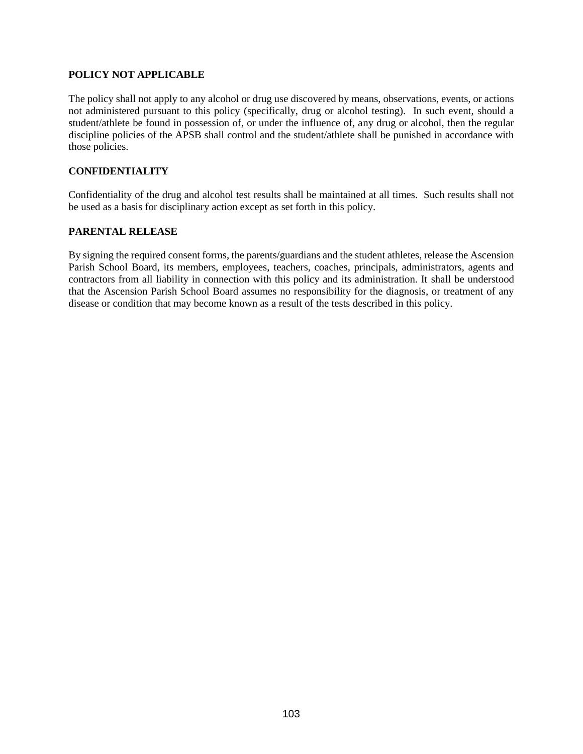**POLICY NOT APPLICABLE**

The policy shall not apply to any alcohol or drug use discovered by means, observations, events, or actions not administered pursuant to this policy (specifically, drug or alcohol testing). In such event, should a student/athlete be found in possession of, or under the influence of, any drug or alcohol, then the regular discipline policies of the APSB shall control and the student/athlete shall be punished in accordance with those policies.

**CONFIDENTIALITY**

Confidentiality of the drug and alcohol test results shall be maintained at all times. Such results shall not be used as a basis for disciplinary action except as set forth in this policy.

**PARENTAL RELEASE**

By signing the required consent forms, the parents/guardians and the student athletes, release the Ascension Parish School Board, its members, employees, teachers, coaches, principals, administrators, agents and contractors from all liability in connection with this policy and its administration. It shall be understood that the Ascension Parish School Board assumes no responsibility for the diagnosis, or treatment of any disease or condition that may become known as a result of the tests described in this policy.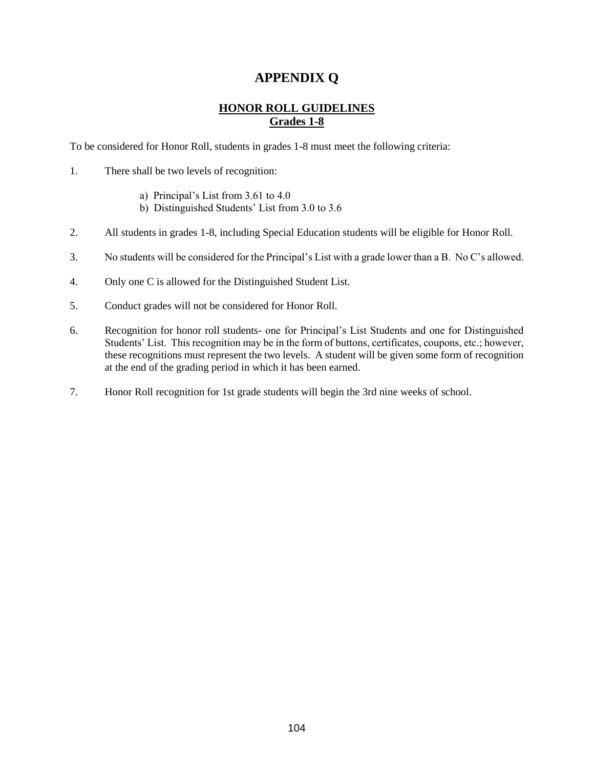# APPENDIX Q

## HONOR ROLL GUIDELINES
## Grades 1-8

To be considered for Honor Roll, students in grades 1-8 must meet the following criteria:

1. There shall be two levels of recognition:

   a) Principal's List from 3.61 to 4.0
   b) Distinguished Students' List from 3.0 to 3.6

2. All students in grades 1-8, including Special Education students will be eligible for Honor Roll.

3. No students will be considered for the Principal's List with a grade lower than a B. No C's allowed.

4. Only one C is allowed for the Distinguished Student List.

5. Conduct grades will not be considered for Honor Roll.

6. Recognition for honor roll students- one for Principal's List Students and one for Distinguished Students' List. This recognition may be in the form of buttons, certificates, coupons, etc.; however, these recognitions must represent the two levels. A student will be given some form of recognition at the end of the grading period in which it has been earned.

7. Honor Roll recognition for 1st grade students will begin the 3rd nine weeks of school.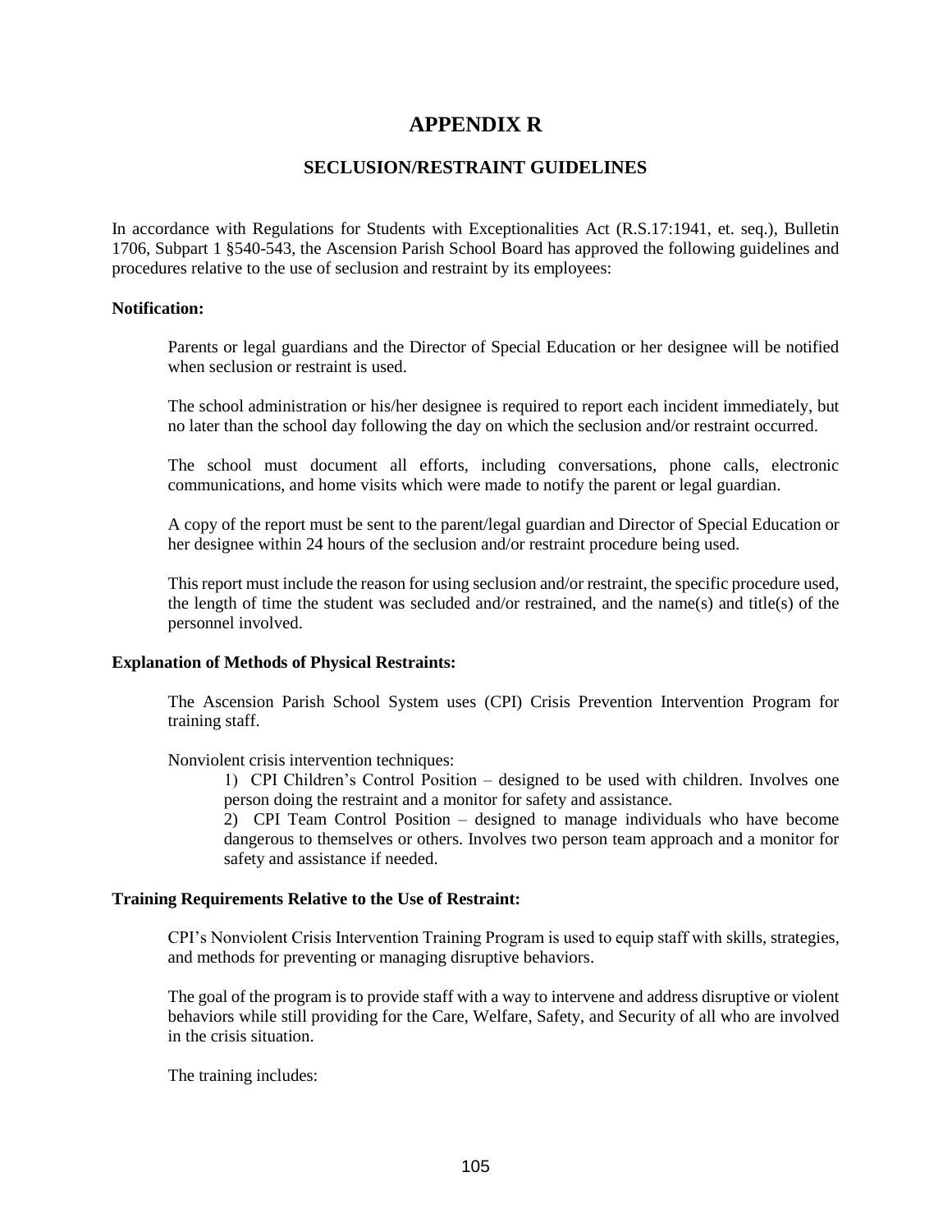# APPENDIX R

## SECLUSION/RESTRAINT GUIDELINES

In accordance with Regulations for Students with Exceptionalities Act (R.S.17:1941, et. seq.), Bulletin 1706, Subpart 1 §540-543, the Ascension Parish School Board has approved the following guidelines and procedures relative to the use of seclusion and restraint by its employees:

**Notification:**

Parents or legal guardians and the Director of Special Education or her designee will be notified when seclusion or restraint is used.

The school administration or his/her designee is required to report each incident immediately, but no later than the school day following the day on which the seclusion and/or restraint occurred.

The school must document all efforts, including conversations, phone calls, electronic communications, and home visits which were made to notify the parent or legal guardian.

A copy of the report must be sent to the parent/legal guardian and Director of Special Education or her designee within 24 hours of the seclusion and/or restraint procedure being used.

This report must include the reason for using seclusion and/or restraint, the specific procedure used, the length of time the student was secluded and/or restrained, and the name(s) and title(s) of the personnel involved.

**Explanation of Methods of Physical Restraints:**

The Ascension Parish School System uses (CPI) Crisis Prevention Intervention Program for training staff.

Nonviolent crisis intervention techniques:

1) CPI Children's Control Position – designed to be used with children. Involves one person doing the restraint and a monitor for safety and assistance.
2) CPI Team Control Position – designed to manage individuals who have become dangerous to themselves or others. Involves two person team approach and a monitor for safety and assistance if needed.

**Training Requirements Relative to the Use of Restraint:**

CPI's Nonviolent Crisis Intervention Training Program is used to equip staff with skills, strategies, and methods for preventing or managing disruptive behaviors.

The goal of the program is to provide staff with a way to intervene and address disruptive or violent behaviors while still providing for the Care, Welfare, Safety, and Security of all who are involved in the crisis situation.

The training includes: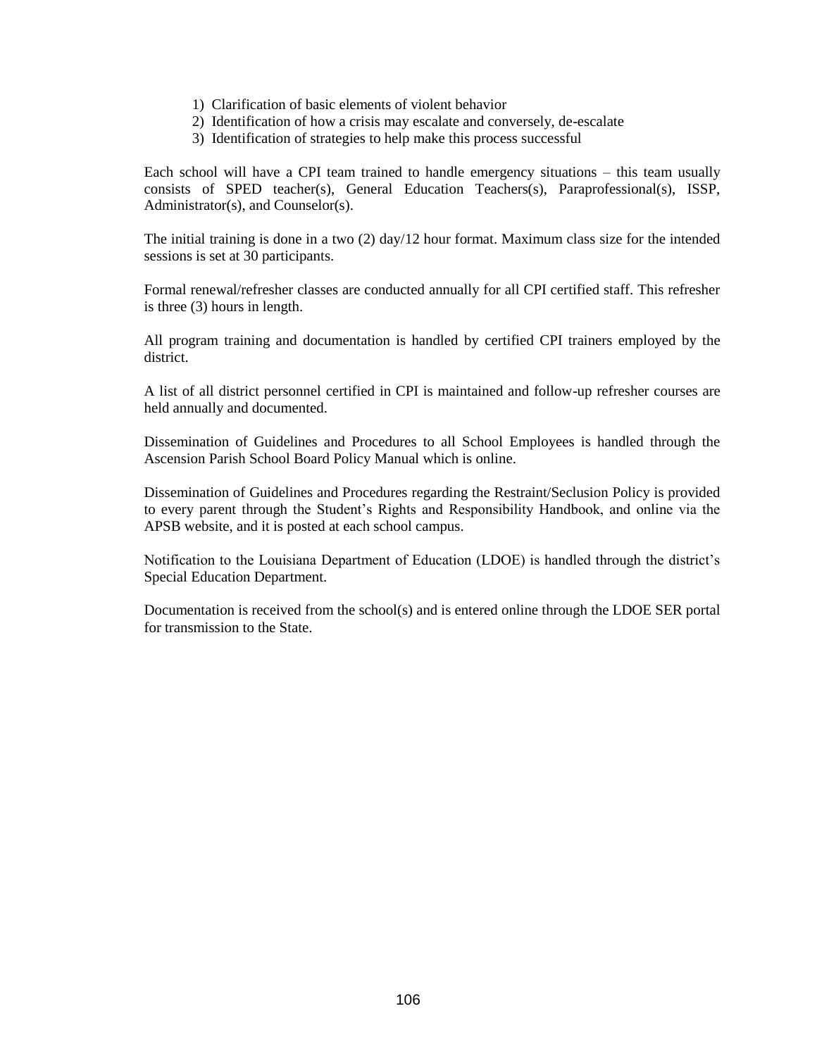1) Clarification of basic elements of violent behavior
2) Identification of how a crisis may escalate and conversely, de-escalate
3) Identification of strategies to help make this process successful

Each school will have a CPI team trained to handle emergency situations – this team usually consists of SPED teacher(s), General Education Teachers(s), Paraprofessional(s), ISSP, Administrator(s), and Counselor(s).

The initial training is done in a two (2) day/12 hour format. Maximum class size for the intended sessions is set at 30 participants.

Formal renewal/refresher classes are conducted annually for all CPI certified staff. This refresher is three (3) hours in length.

All program training and documentation is handled by certified CPI trainers employed by the district.

A list of all district personnel certified in CPI is maintained and follow-up refresher courses are held annually and documented.

Dissemination of Guidelines and Procedures to all School Employees is handled through the Ascension Parish School Board Policy Manual which is online.

Dissemination of Guidelines and Procedures regarding the Restraint/Seclusion Policy is provided to every parent through the Student's Rights and Responsibility Handbook, and online via the APSB website, and it is posted at each school campus.

Notification to the Louisiana Department of Education (LDOE) is handled through the district's Special Education Department.

Documentation is received from the school(s) and is entered online through the LDOE SER portal for transmission to the State.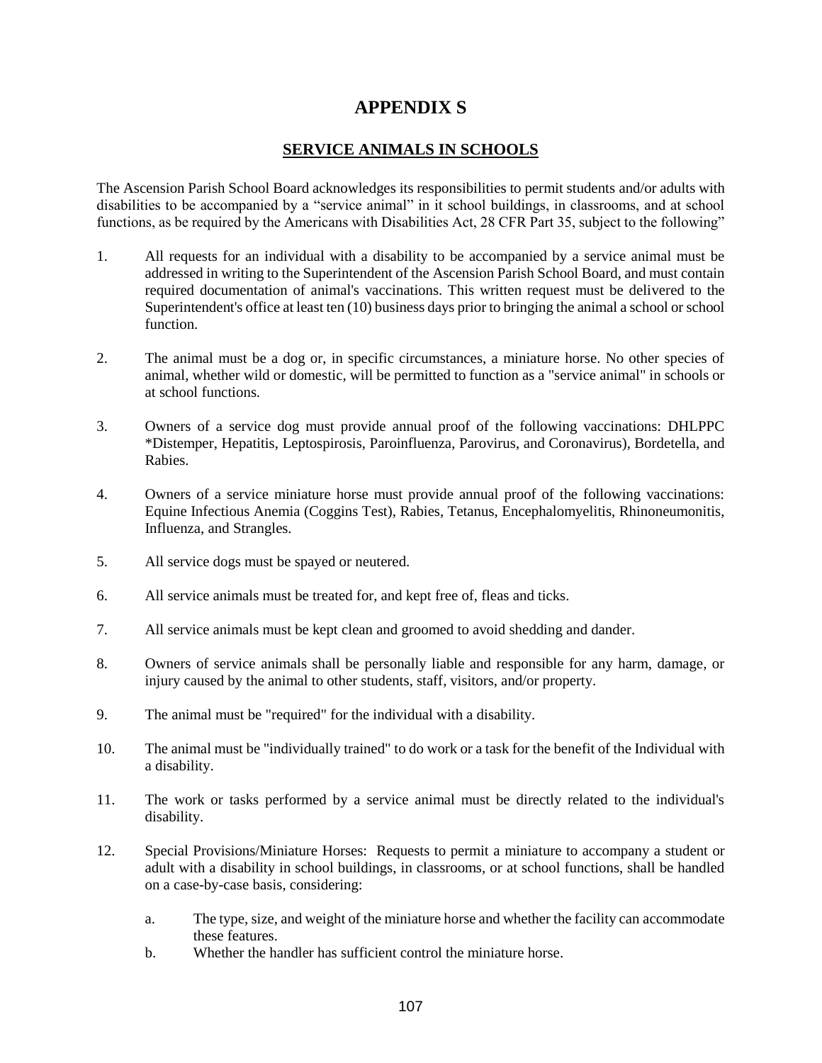# APPENDIX S

## SERVICE ANIMALS IN SCHOOLS

The Ascension Parish School Board acknowledges its responsibilities to permit students and/or adults with disabilities to be accompanied by a "service animal" in it school buildings, in classrooms, and at school functions, as be required by the Americans with Disabilities Act, 28 CFR Part 35, subject to the following"

1. All requests for an individual with a disability to be accompanied by a service animal must be addressed in writing to the Superintendent of the Ascension Parish School Board, and must contain required documentation of animal's vaccinations. This written request must be delivered to the Superintendent's office at least ten (10) business days prior to bringing the animal a school or school function.

2. The animal must be a dog or, in specific circumstances, a miniature horse. No other species of animal, whether wild or domestic, will be permitted to function as a "service animal" in schools or at school functions.

3. Owners of a service dog must provide annual proof of the following vaccinations: DHLPPC *Distemper, Hepatitis, Leptospirosis, Paroinfluenza, Parovirus, and Coronavirus), Bordetella, and Rabies.

4. Owners of a service miniature horse must provide annual proof of the following vaccinations: Equine Infectious Anemia (Coggins Test), Rabies, Tetanus, Encephalomyelitis, Rhinoneumonitis, Influenza, and Strangles.

5. All service dogs must be spayed or neutered.

6. All service animals must be treated for, and kept free of, fleas and ticks.

7. All service animals must be kept clean and groomed to avoid shedding and dander.

8. Owners of service animals shall be personally liable and responsible for any harm, damage, or injury caused by the animal to other students, staff, visitors, and/or property.

9. The animal must be "required" for the individual with a disability.

10. The animal must be "individually trained" to do work or a task for the benefit of the Individual with a disability.

11. The work or tasks performed by a service animal must be directly related to the individual's disability.

12. Special Provisions/Miniature Horses: Requests to permit a miniature to accompany a student or adult with a disability in school buildings, in classrooms, or at school functions, shall be handled on a case-by-case basis, considering:

    a. The type, size, and weight of the miniature horse and whether the facility can accommodate these features.

    b. Whether the handler has sufficient control the miniature horse.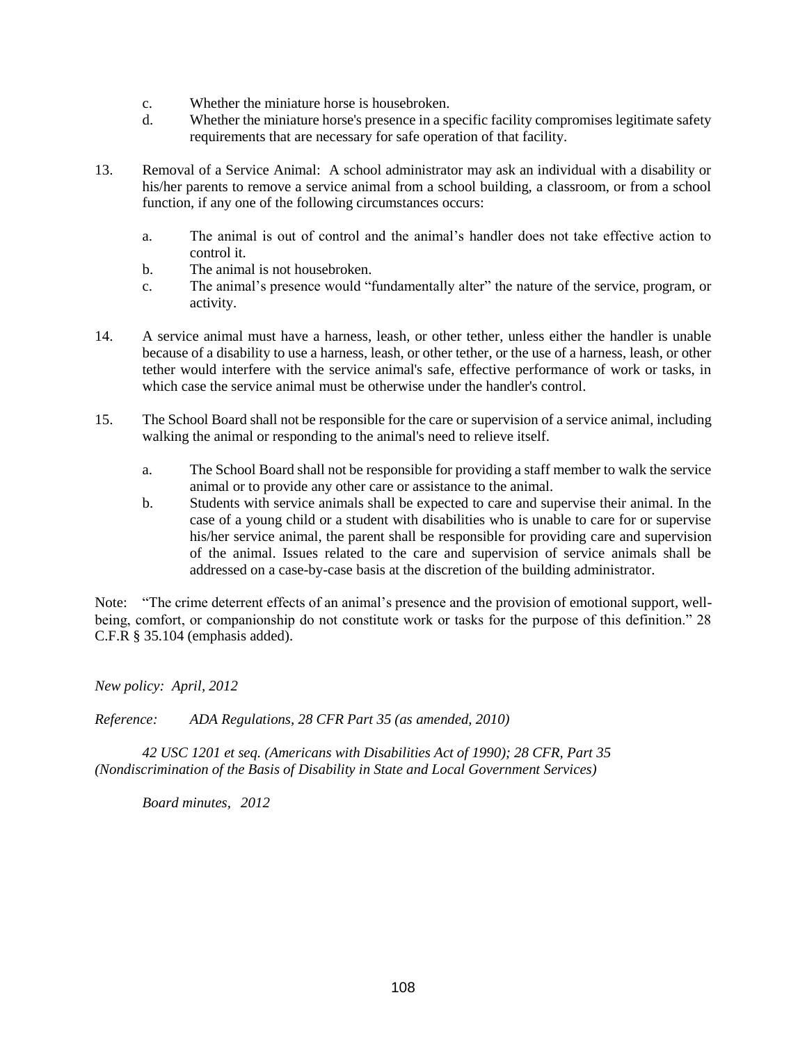c. Whether the miniature horse is housebroken.
d. Whether the miniature horse's presence in a specific facility compromises legitimate safety requirements that are necessary for safe operation of that facility.

13. Removal of a Service Animal: A school administrator may ask an individual with a disability or his/her parents to remove a service animal from a school building, a classroom, or from a school function, if any one of the following circumstances occurs:

    a. The animal is out of control and the animal's handler does not take effective action to control it.
    b. The animal is not housebroken.
    c. The animal's presence would "fundamentally alter" the nature of the service, program, or activity.

14. A service animal must have a harness, leash, or other tether, unless either the handler is unable because of a disability to use a harness, leash, or other tether, or the use of a harness, leash, or other tether would interfere with the service animal's safe, effective performance of work or tasks, in which case the service animal must be otherwise under the handler's control.

15. The School Board shall not be responsible for the care or supervision of a service animal, including walking the animal or responding to the animal's need to relieve itself.

    a. The School Board shall not be responsible for providing a staff member to walk the service animal or to provide any other care or assistance to the animal.
    b. Students with service animals shall be expected to care and supervise their animal. In the case of a young child or a student with disabilities who is unable to care for or supervise his/her service animal, the parent shall be responsible for providing care and supervision of the animal. Issues related to the care and supervision of service animals shall be addressed on a case-by-case basis at the discretion of the building administrator.

Note: "The crime deterrent effects of an animal's presence and the provision of emotional support, well-being, comfort, or companionship do not constitute work or tasks for the purpose of this definition." 28 C.F.R § 35.104 (emphasis added).

*New policy: April, 2012*

*Reference: ADA Regulations, 28 CFR Part 35 (as amended, 2010)*

*42 USC 1201 et seq. (Americans with Disabilities Act of 1990); 28 CFR, Part 35 (Nondiscrimination of the Basis of Disability in State and Local Government Services)*

*Board minutes, 2012*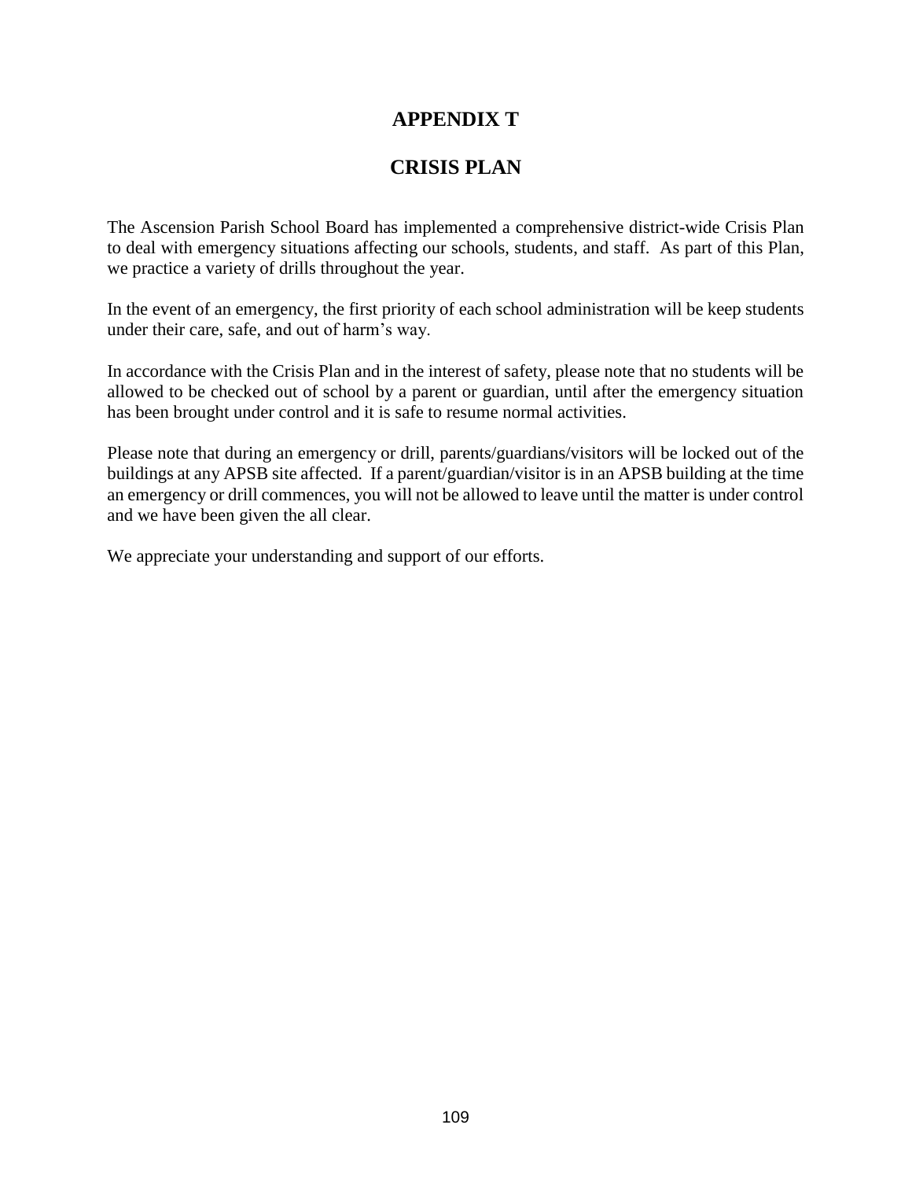# APPENDIX T

# CRISIS PLAN

The Ascension Parish School Board has implemented a comprehensive district-wide Crisis Plan to deal with emergency situations affecting our schools, students, and staff. As part of this Plan, we practice a variety of drills throughout the year.

In the event of an emergency, the first priority of each school administration will be keep students under their care, safe, and out of harm's way.

In accordance with the Crisis Plan and in the interest of safety, please note that no students will be allowed to be checked out of school by a parent or guardian, until after the emergency situation has been brought under control and it is safe to resume normal activities.

Please note that during an emergency or drill, parents/guardians/visitors will be locked out of the buildings at any APSB site affected. If a parent/guardian/visitor is in an APSB building at the time an emergency or drill commences, you will not be allowed to leave until the matter is under control and we have been given the all clear.

We appreciate your understanding and support of our efforts.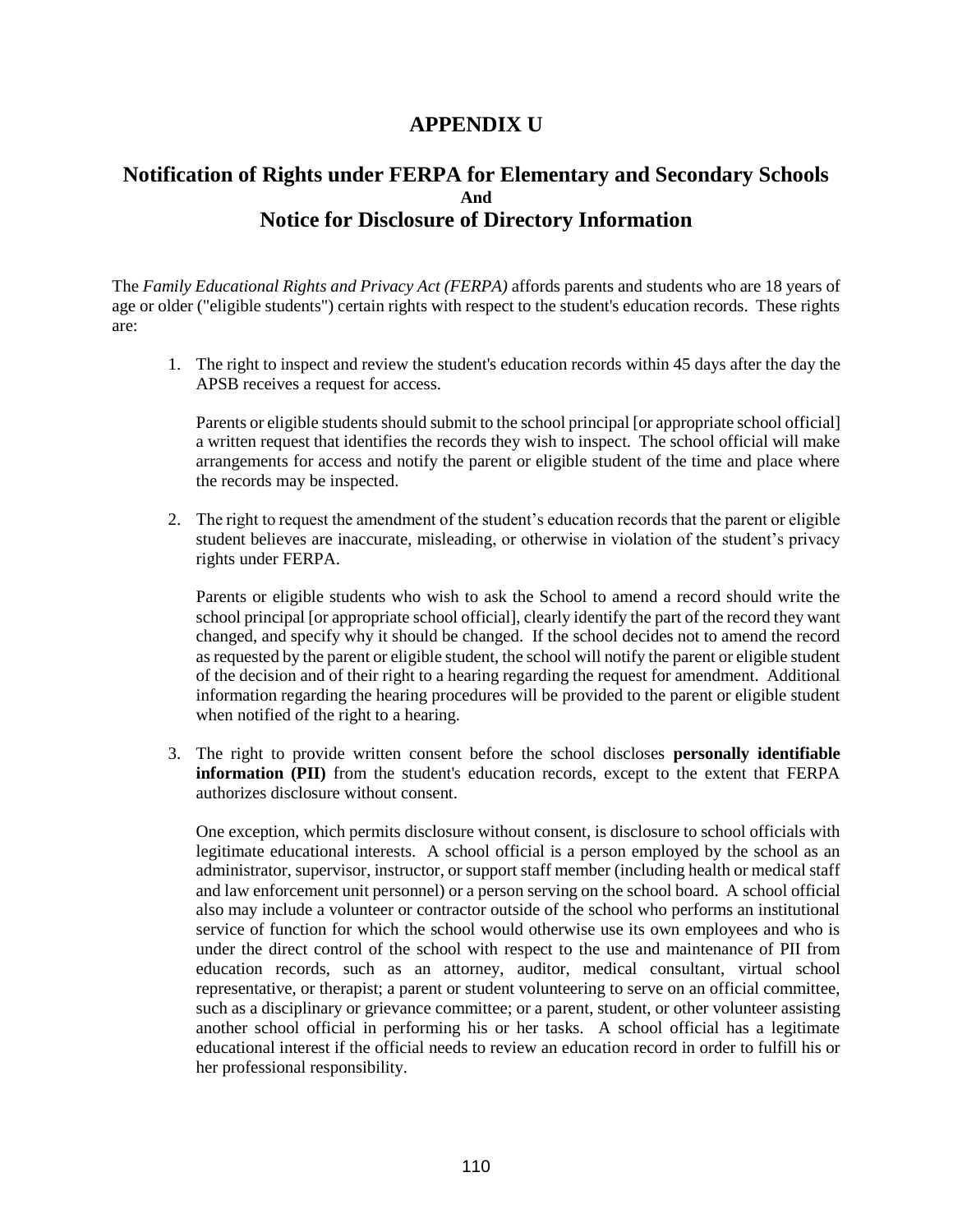# APPENDIX U

## Notification of Rights under FERPA for Elementary and Secondary Schools
**And**
## Notice for Disclosure of Directory Information

The *Family Educational Rights and Privacy Act (FERPA)* affords parents and students who are 18 years of age or older ("eligible students") certain rights with respect to the student's education records. These rights are:

1. The right to inspect and review the student's education records within 45 days after the day the APSB receives a request for access.

   Parents or eligible students should submit to the school principal [or appropriate school official] a written request that identifies the records they wish to inspect. The school official will make arrangements for access and notify the parent or eligible student of the time and place where the records may be inspected.

2. The right to request the amendment of the student's education records that the parent or eligible student believes are inaccurate, misleading, or otherwise in violation of the student's privacy rights under FERPA.

   Parents or eligible students who wish to ask the School to amend a record should write the school principal [or appropriate school official], clearly identify the part of the record they want changed, and specify why it should be changed. If the school decides not to amend the record as requested by the parent or eligible student, the school will notify the parent or eligible student of the decision and of their right to a hearing regarding the request for amendment. Additional information regarding the hearing procedures will be provided to the parent or eligible student when notified of the right to a hearing.

3. The right to provide written consent before the school discloses **personally identifiable information (PII)** from the student's education records, except to the extent that FERPA authorizes disclosure without consent.

   One exception, which permits disclosure without consent, is disclosure to school officials with legitimate educational interests. A school official is a person employed by the school as an administrator, supervisor, instructor, or support staff member (including health or medical staff and law enforcement unit personnel) or a person serving on the school board. A school official also may include a volunteer or contractor outside of the school who performs an institutional service of function for which the school would otherwise use its own employees and who is under the direct control of the school with respect to the use and maintenance of PII from education records, such as an attorney, auditor, medical consultant, virtual school representative, or therapist; a parent or student volunteering to serve on an official committee, such as a disciplinary or grievance committee; or a parent, student, or other volunteer assisting another school official in performing his or her tasks. A school official has a legitimate educational interest if the official needs to review an education record in order to fulfill his or her professional responsibility.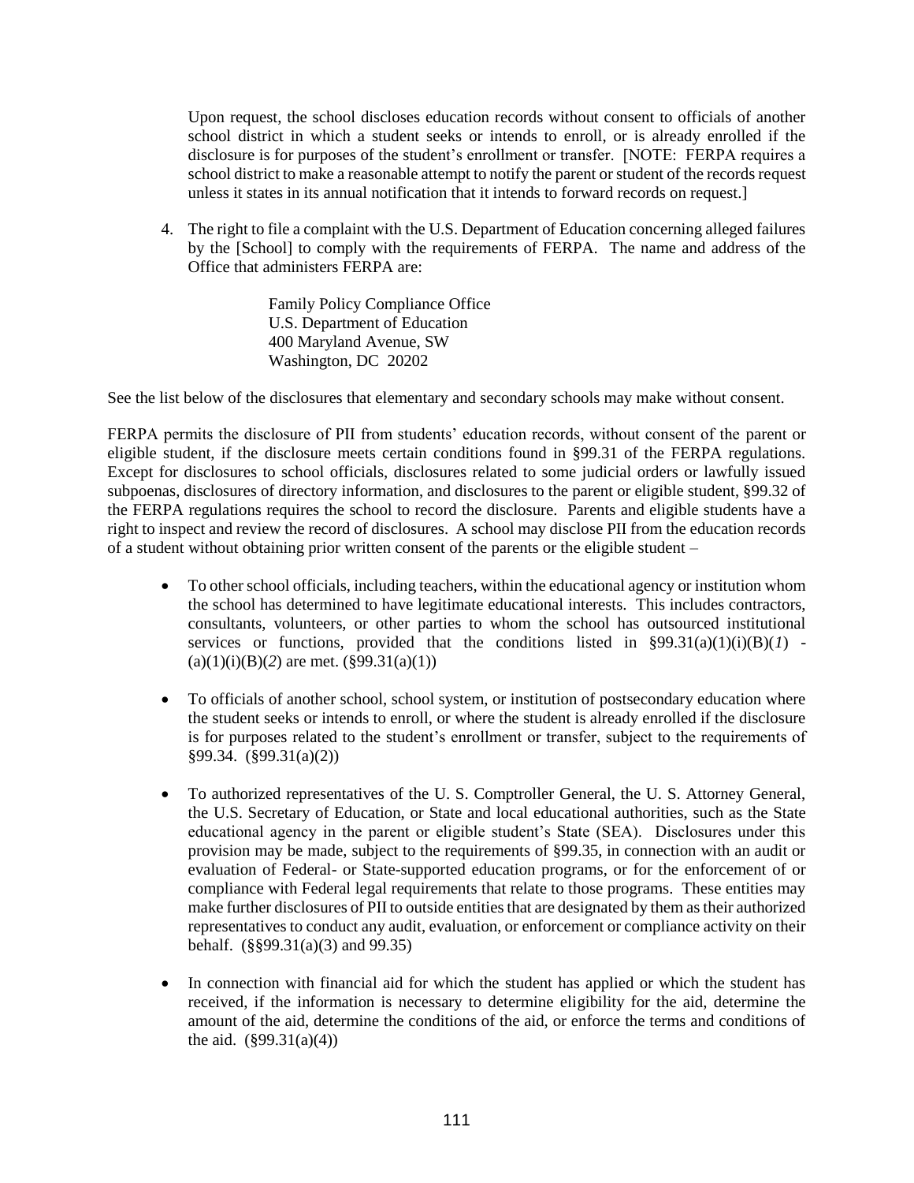Upon request, the school discloses education records without consent to officials of another school district in which a student seeks or intends to enroll, or is already enrolled if the disclosure is for purposes of the student's enrollment or transfer. [NOTE: FERPA requires a school district to make a reasonable attempt to notify the parent or student of the records request unless it states in its annual notification that it intends to forward records on request.]

4. The right to file a complaint with the U.S. Department of Education concerning alleged failures by the [School] to comply with the requirements of FERPA. The name and address of the Office that administers FERPA are:

   Family Policy Compliance Office
   U.S. Department of Education
   400 Maryland Avenue, SW
   Washington, DC 20202

See the list below of the disclosures that elementary and secondary schools may make without consent.

FERPA permits the disclosure of PII from students' education records, without consent of the parent or eligible student, if the disclosure meets certain conditions found in §99.31 of the FERPA regulations. Except for disclosures to school officials, disclosures related to some judicial orders or lawfully issued subpoenas, disclosures of directory information, and disclosures to the parent or eligible student, §99.32 of the FERPA regulations requires the school to record the disclosure. Parents and eligible students have a right to inspect and review the record of disclosures. A school may disclose PII from the education records of a student without obtaining prior written consent of the parents or the eligible student –

- To other school officials, including teachers, within the educational agency or institution whom the school has determined to have legitimate educational interests. This includes contractors, consultants, volunteers, or other parties to whom the school has outsourced institutional services or functions, provided that the conditions listed in §99.31(a)(1)(i)(B)(*1*) - (a)(1)(i)(B)(*2*) are met. (§99.31(a)(1))

- To officials of another school, school system, or institution of postsecondary education where the student seeks or intends to enroll, or where the student is already enrolled if the disclosure is for purposes related to the student's enrollment or transfer, subject to the requirements of §99.34. (§99.31(a)(2))

- To authorized representatives of the U. S. Comptroller General, the U. S. Attorney General, the U.S. Secretary of Education, or State and local educational authorities, such as the State educational agency in the parent or eligible student's State (SEA). Disclosures under this provision may be made, subject to the requirements of §99.35, in connection with an audit or evaluation of Federal- or State-supported education programs, or for the enforcement of or compliance with Federal legal requirements that relate to those programs. These entities may make further disclosures of PII to outside entities that are designated by them as their authorized representatives to conduct any audit, evaluation, or enforcement or compliance activity on their behalf. (§§99.31(a)(3) and 99.35)

- In connection with financial aid for which the student has applied or which the student has received, if the information is necessary to determine eligibility for the aid, determine the amount of the aid, determine the conditions of the aid, or enforce the terms and conditions of the aid. (§99.31(a)(4))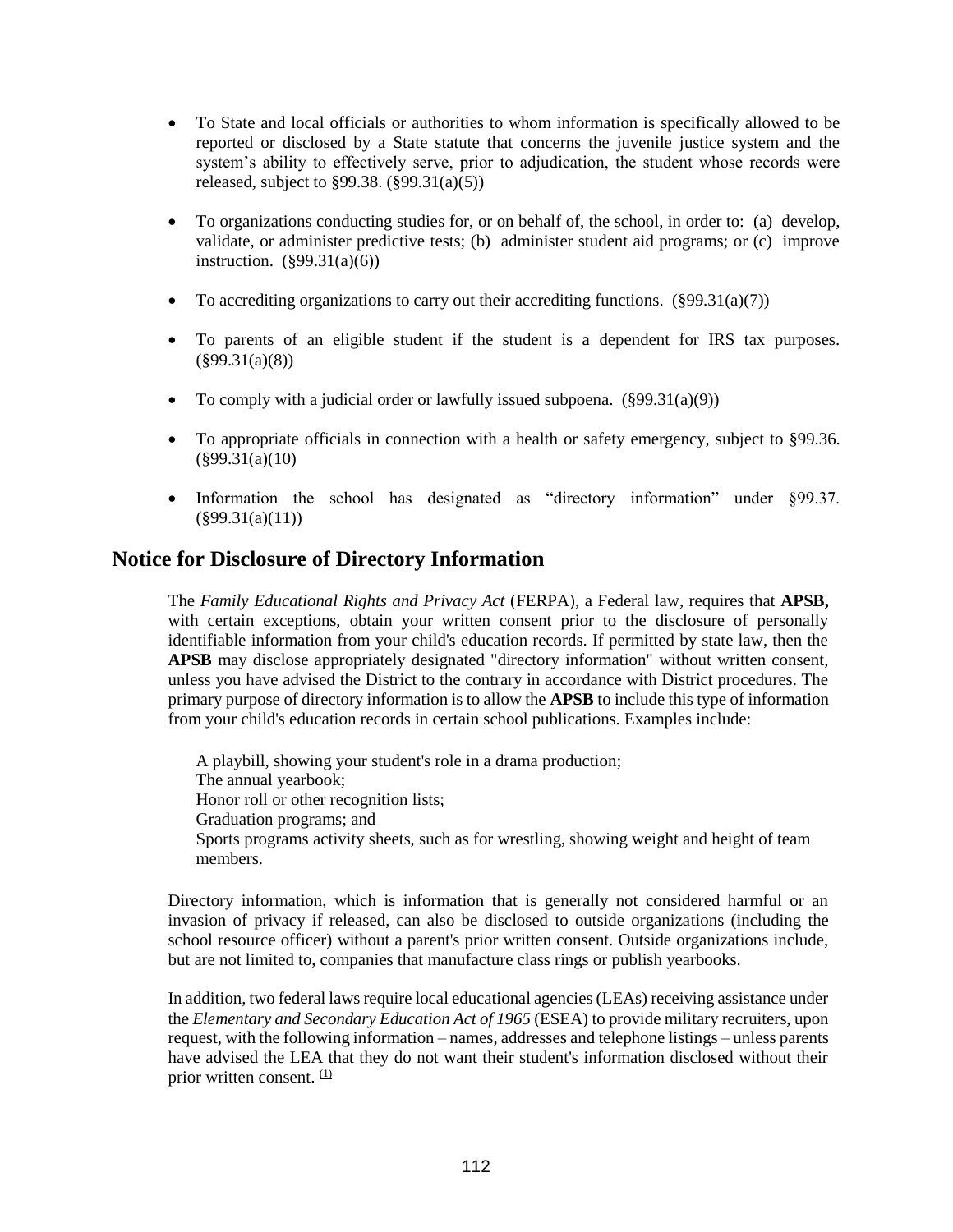- To State and local officials or authorities to whom information is specifically allowed to be reported or disclosed by a State statute that concerns the juvenile justice system and the system's ability to effectively serve, prior to adjudication, the student whose records were released, subject to §99.38. (§99.31(a)(5))

- To organizations conducting studies for, or on behalf of, the school, in order to: (a) develop, validate, or administer predictive tests; (b) administer student aid programs; or (c) improve instruction. (§99.31(a)(6))

- To accrediting organizations to carry out their accrediting functions. (§99.31(a)(7))

- To parents of an eligible student if the student is a dependent for IRS tax purposes. (§99.31(a)(8))

- To comply with a judicial order or lawfully issued subpoena. (§99.31(a)(9))

- To appropriate officials in connection with a health or safety emergency, subject to §99.36. (§99.31(a)(10)

- Information the school has designated as "directory information" under §99.37. (§99.31(a)(11))

## Notice for Disclosure of Directory Information

The *Family Educational Rights and Privacy Act* (FERPA), a Federal law, requires that **APSB,** with certain exceptions, obtain your written consent prior to the disclosure of personally identifiable information from your child's education records. If permitted by state law, then the **APSB** may disclose appropriately designated "directory information" without written consent, unless you have advised the District to the contrary in accordance with District procedures. The primary purpose of directory information is to allow the **APSB** to include this type of information from your child's education records in certain school publications. Examples include:

A playbill, showing your student's role in a drama production;
The annual yearbook;
Honor roll or other recognition lists;
Graduation programs; and
Sports programs activity sheets, such as for wrestling, showing weight and height of team members.

Directory information, which is information that is generally not considered harmful or an invasion of privacy if released, can also be disclosed to outside organizations (including the school resource officer) without a parent's prior written consent. Outside organizations include, but are not limited to, companies that manufacture class rings or publish yearbooks.

In addition, two federal laws require local educational agencies (LEAs) receiving assistance under the *Elementary and Secondary Education Act of 1965* (ESEA) to provide military recruiters, upon request, with the following information – names, addresses and telephone listings – unless parents have advised the LEA that they do not want their student's information disclosed without their prior written consent. [(1)]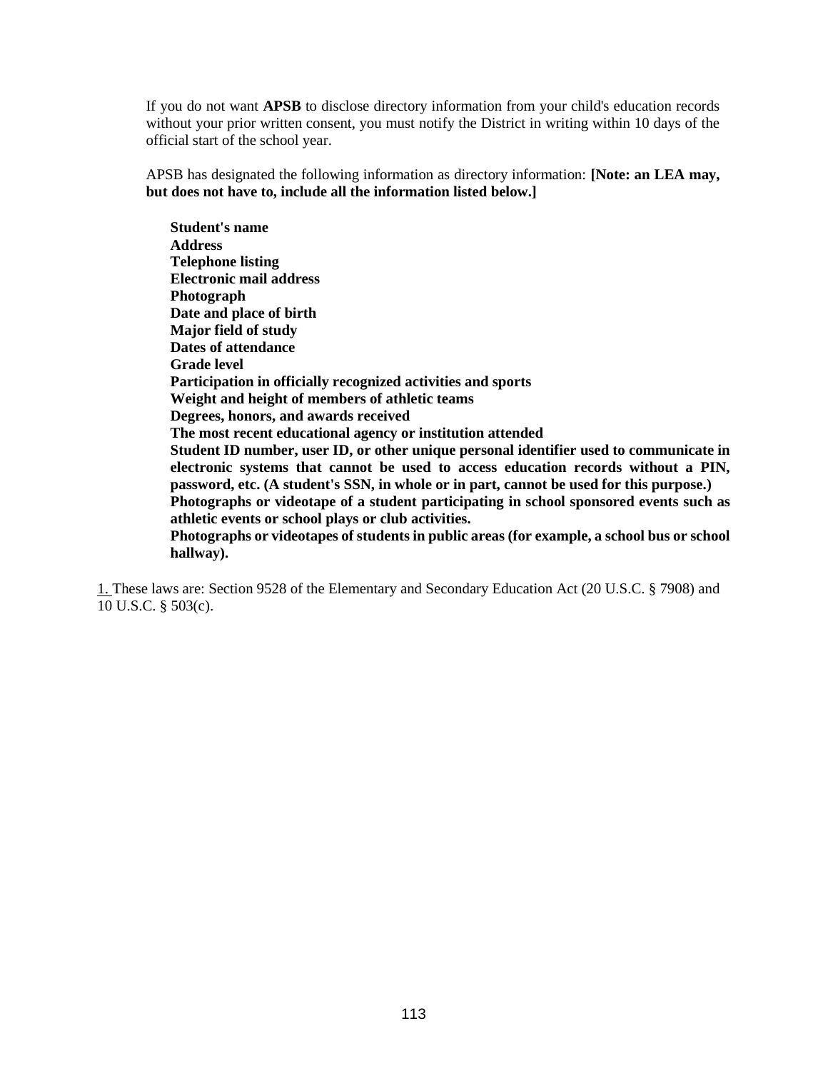If you do not want **APSB** to disclose directory information from your child's education records without your prior written consent, you must notify the District in writing within 10 days of the official start of the school year.

APSB has designated the following information as directory information: **[Note: an LEA may, but does not have to, include all the information listed below.]**

**Student's name**
**Address**
**Telephone listing**
**Electronic mail address**
**Photograph**
**Date and place of birth**
**Major field of study**
**Dates of attendance**
**Grade level**
**Participation in officially recognized activities and sports**
**Weight and height of members of athletic teams**
**Degrees, honors, and awards received**
**The most recent educational agency or institution attended**
**Student ID number, user ID, or other unique personal identifier used to communicate in electronic systems that cannot be used to access education records without a PIN, password, etc. (A student's SSN, in whole or in part, cannot be used for this purpose.)**
**Photographs or videotape of a student participating in school sponsored events such as athletic events or school plays or club activities.**
**Photographs or videotapes of students in public areas (for example, a school bus or school hallway).**

1. These laws are: Section 9528 of the Elementary and Secondary Education Act (20 U.S.C. § 7908) and 10 U.S.C. § 503(c).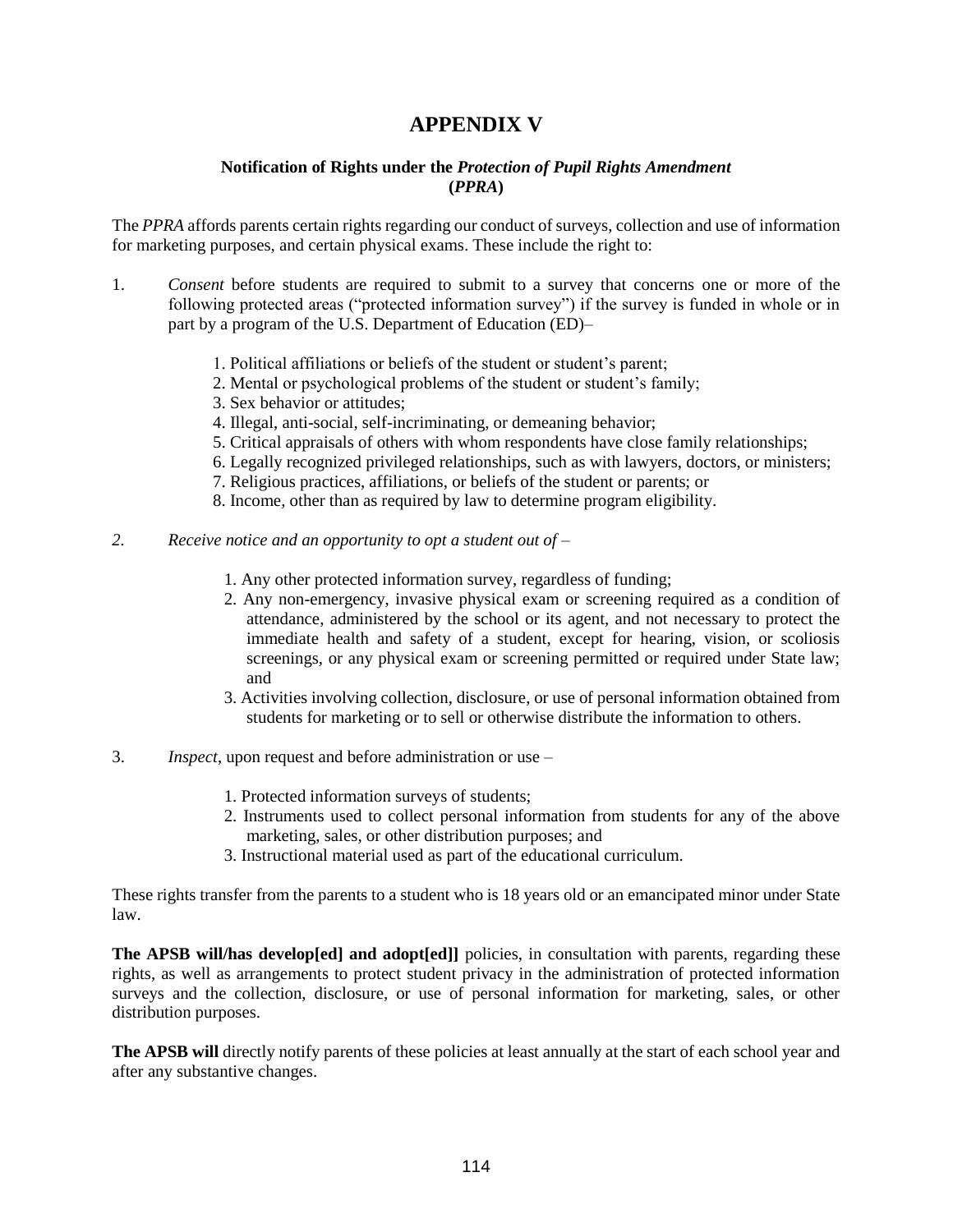# APPENDIX V

### Notification of Rights under the *Protection of Pupil Rights Amendment* (*PPRA*)

The *PPRA* affords parents certain rights regarding our conduct of surveys, collection and use of information for marketing purposes, and certain physical exams. These include the right to:

1. *Consent* before students are required to submit to a survey that concerns one or more of the following protected areas ("protected information survey") if the survey is funded in whole or in part by a program of the U.S. Department of Education (ED)–

    1. Political affiliations or beliefs of the student or student's parent;
    2. Mental or psychological problems of the student or student's family;
    3. Sex behavior or attitudes;
    4. Illegal, anti-social, self-incriminating, or demeaning behavior;
    5. Critical appraisals of others with whom respondents have close family relationships;
    6. Legally recognized privileged relationships, such as with lawyers, doctors, or ministers;
    7. Religious practices, affiliations, or beliefs of the student or parents; or
    8. Income, other than as required by law to determine program eligibility.

2. *Receive notice and an opportunity to opt a student out of –*

    1. Any other protected information survey, regardless of funding;
    2. Any non-emergency, invasive physical exam or screening required as a condition of attendance, administered by the school or its agent, and not necessary to protect the immediate health and safety of a student, except for hearing, vision, or scoliosis screenings, or any physical exam or screening permitted or required under State law; and
    3. Activities involving collection, disclosure, or use of personal information obtained from students for marketing or to sell or otherwise distribute the information to others.

3. *Inspect*, upon request and before administration or use –

    1. Protected information surveys of students;
    2. Instruments used to collect personal information from students for any of the above marketing, sales, or other distribution purposes; and
    3. Instructional material used as part of the educational curriculum.

These rights transfer from the parents to a student who is 18 years old or an emancipated minor under State law.

**The APSB will/has develop[ed] and adopt[ed]]** policies, in consultation with parents, regarding these rights, as well as arrangements to protect student privacy in the administration of protected information surveys and the collection, disclosure, or use of personal information for marketing, sales, or other distribution purposes.

**The APSB will** directly notify parents of these policies at least annually at the start of each school year and after any substantive changes.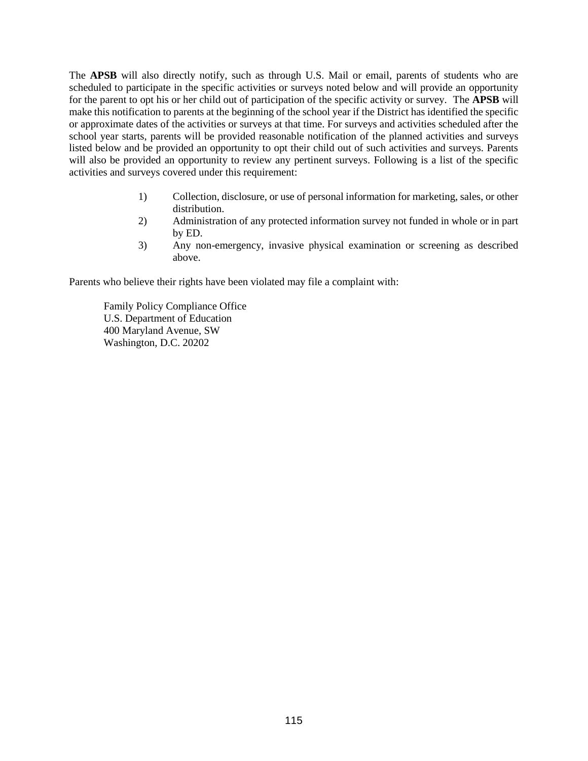The **APSB** will also directly notify, such as through U.S. Mail or email, parents of students who are scheduled to participate in the specific activities or surveys noted below and will provide an opportunity for the parent to opt his or her child out of participation of the specific activity or survey. The **APSB** will make this notification to parents at the beginning of the school year if the District has identified the specific or approximate dates of the activities or surveys at that time. For surveys and activities scheduled after the school year starts, parents will be provided reasonable notification of the planned activities and surveys listed below and be provided an opportunity to opt their child out of such activities and surveys. Parents will also be provided an opportunity to review any pertinent surveys. Following is a list of the specific activities and surveys covered under this requirement:

1) Collection, disclosure, or use of personal information for marketing, sales, or other distribution.
2) Administration of any protected information survey not funded in whole or in part by ED.
3) Any non-emergency, invasive physical examination or screening as described above.

Parents who believe their rights have been violated may file a complaint with:

Family Policy Compliance Office
U.S. Department of Education
400 Maryland Avenue, SW
Washington, D.C. 20202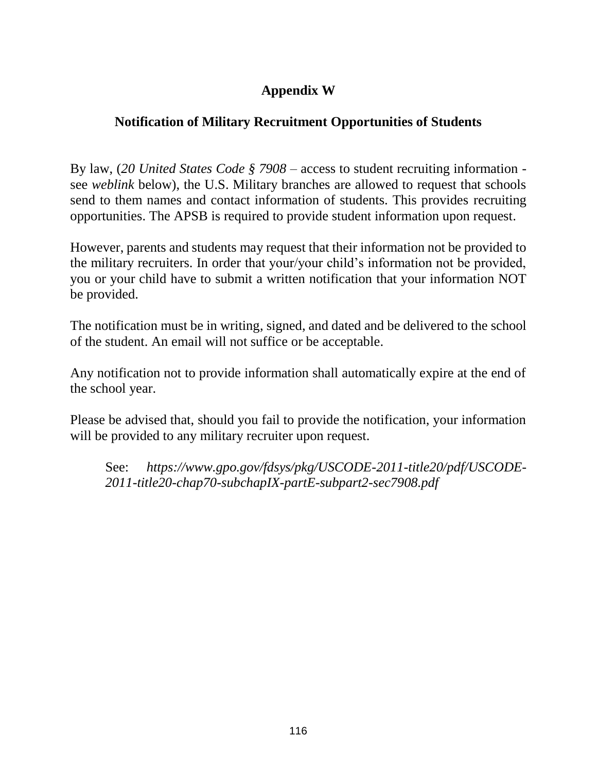# Appendix W

## Notification of Military Recruitment Opportunities of Students

By law, (*20 United States Code § 7908* – access to student recruiting information - see *weblink* below), the U.S. Military branches are allowed to request that schools send to them names and contact information of students. This provides recruiting opportunities. The APSB is required to provide student information upon request.

However, parents and students may request that their information not be provided to the military recruiters. In order that your/your child's information not be provided, you or your child have to submit a written notification that your information NOT be provided.

The notification must be in writing, signed, and dated and be delivered to the school of the student. An email will not suffice or be acceptable.

Any notification not to provide information shall automatically expire at the end of the school year.

Please be advised that, should you fail to provide the notification, your information will be provided to any military recruiter upon request.

> See: *https://www.gpo.gov/fdsys/pkg/USCODE-2011-title20/pdf/USCODE-2011-title20-chap70-subchapIX-partE-subpart2-sec7908.pdf*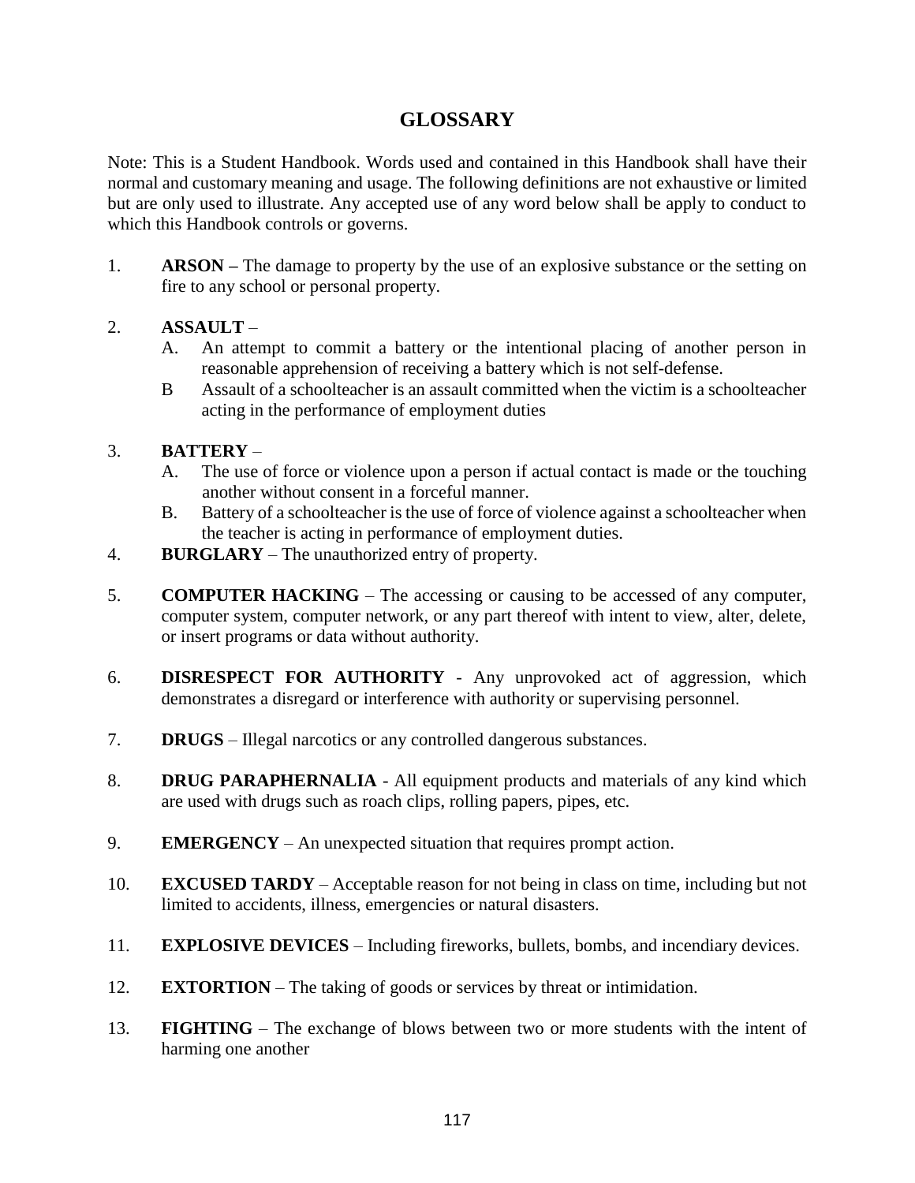# GLOSSARY

Note: This is a Student Handbook. Words used and contained in this Handbook shall have their normal and customary meaning and usage. The following definitions are not exhaustive or limited but are only used to illustrate. Any accepted use of any word below shall be apply to conduct to which this Handbook controls or governs.

1. **ARSON –** The damage to property by the use of an explosive substance or the setting on fire to any school or personal property.

2. **ASSAULT** –
   - A. An attempt to commit a battery or the intentional placing of another person in reasonable apprehension of receiving a battery which is not self-defense.
   - B Assault of a schoolteacher is an assault committed when the victim is a schoolteacher acting in the performance of employment duties

3. **BATTERY** –
   - A. The use of force or violence upon a person if actual contact is made or the touching another without consent in a forceful manner.
   - B. Battery of a schoolteacher is the use of force of violence against a schoolteacher when the teacher is acting in performance of employment duties.

4. **BURGLARY** – The unauthorized entry of property.

5. **COMPUTER HACKING** – The accessing or causing to be accessed of any computer, computer system, computer network, or any part thereof with intent to view, alter, delete, or insert programs or data without authority.

6. **DISRESPECT FOR AUTHORITY** - Any unprovoked act of aggression, which demonstrates a disregard or interference with authority or supervising personnel.

7. **DRUGS** – Illegal narcotics or any controlled dangerous substances.

8. **DRUG PARAPHERNALIA** - All equipment products and materials of any kind which are used with drugs such as roach clips, rolling papers, pipes, etc.

9. **EMERGENCY** – An unexpected situation that requires prompt action.

10. **EXCUSED TARDY** – Acceptable reason for not being in class on time, including but not limited to accidents, illness, emergencies or natural disasters.

11. **EXPLOSIVE DEVICES** – Including fireworks, bullets, bombs, and incendiary devices.

12. **EXTORTION** – The taking of goods or services by threat or intimidation.

13. **FIGHTING** – The exchange of blows between two or more students with the intent of harming one another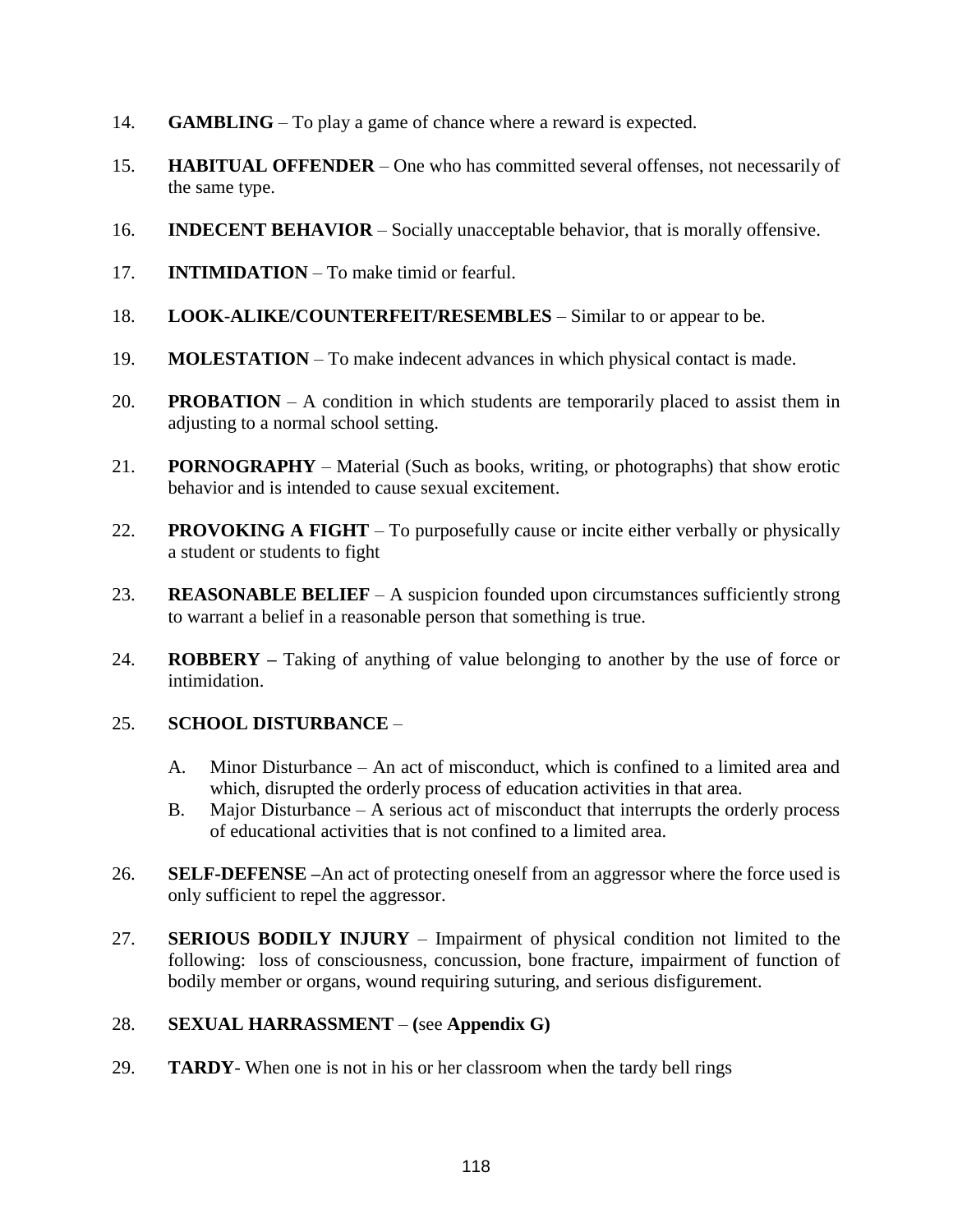14. **GAMBLING** – To play a game of chance where a reward is expected.

15. **HABITUAL OFFENDER** – One who has committed several offenses, not necessarily of the same type.

16. **INDECENT BEHAVIOR** – Socially unacceptable behavior, that is morally offensive.

17. **INTIMIDATION** – To make timid or fearful.

18. **LOOK-ALIKE/COUNTERFEIT/RESEMBLES** – Similar to or appear to be.

19. **MOLESTATION** – To make indecent advances in which physical contact is made.

20. **PROBATION** – A condition in which students are temporarily placed to assist them in adjusting to a normal school setting.

21. **PORNOGRAPHY** – Material (Such as books, writing, or photographs) that show erotic behavior and is intended to cause sexual excitement.

22. **PROVOKING A FIGHT** – To purposefully cause or incite either verbally or physically a student or students to fight

23. **REASONABLE BELIEF** – A suspicion founded upon circumstances sufficiently strong to warrant a belief in a reasonable person that something is true.

24. **ROBBERY –** Taking of anything of value belonging to another by the use of force or intimidation.

25. **SCHOOL DISTURBANCE** –

    A. Minor Disturbance – An act of misconduct, which is confined to a limited area and which, disrupted the orderly process of education activities in that area.
    B. Major Disturbance – A serious act of misconduct that interrupts the orderly process of educational activities that is not confined to a limited area.

26. **SELF-DEFENSE –**An act of protecting oneself from an aggressor where the force used is only sufficient to repel the aggressor.

27. **SERIOUS BODILY INJURY** – Impairment of physical condition not limited to the following: loss of consciousness, concussion, bone fracture, impairment of function of bodily member or organs, wound requiring suturing, and serious disfigurement.

28. **SEXUAL HARRASSMENT** – **(**see **Appendix G)**

29. **TARDY**- When one is not in his or her classroom when the tardy bell rings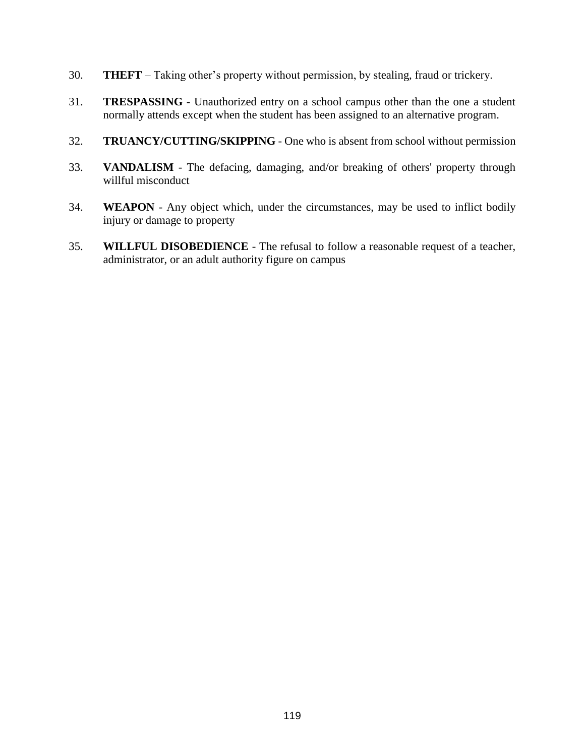30. **THEFT** – Taking other's property without permission, by stealing, fraud or trickery.

31. **TRESPASSING** - Unauthorized entry on a school campus other than the one a student normally attends except when the student has been assigned to an alternative program.

32. **TRUANCY/CUTTING/SKIPPING** - One who is absent from school without permission

33. **VANDALISM** - The defacing, damaging, and/or breaking of others' property through willful misconduct

34. **WEAPON** - Any object which, under the circumstances, may be used to inflict bodily injury or damage to property

35. **WILLFUL DISOBEDIENCE** - The refusal to follow a reasonable request of a teacher, administrator, or an adult authority figure on campus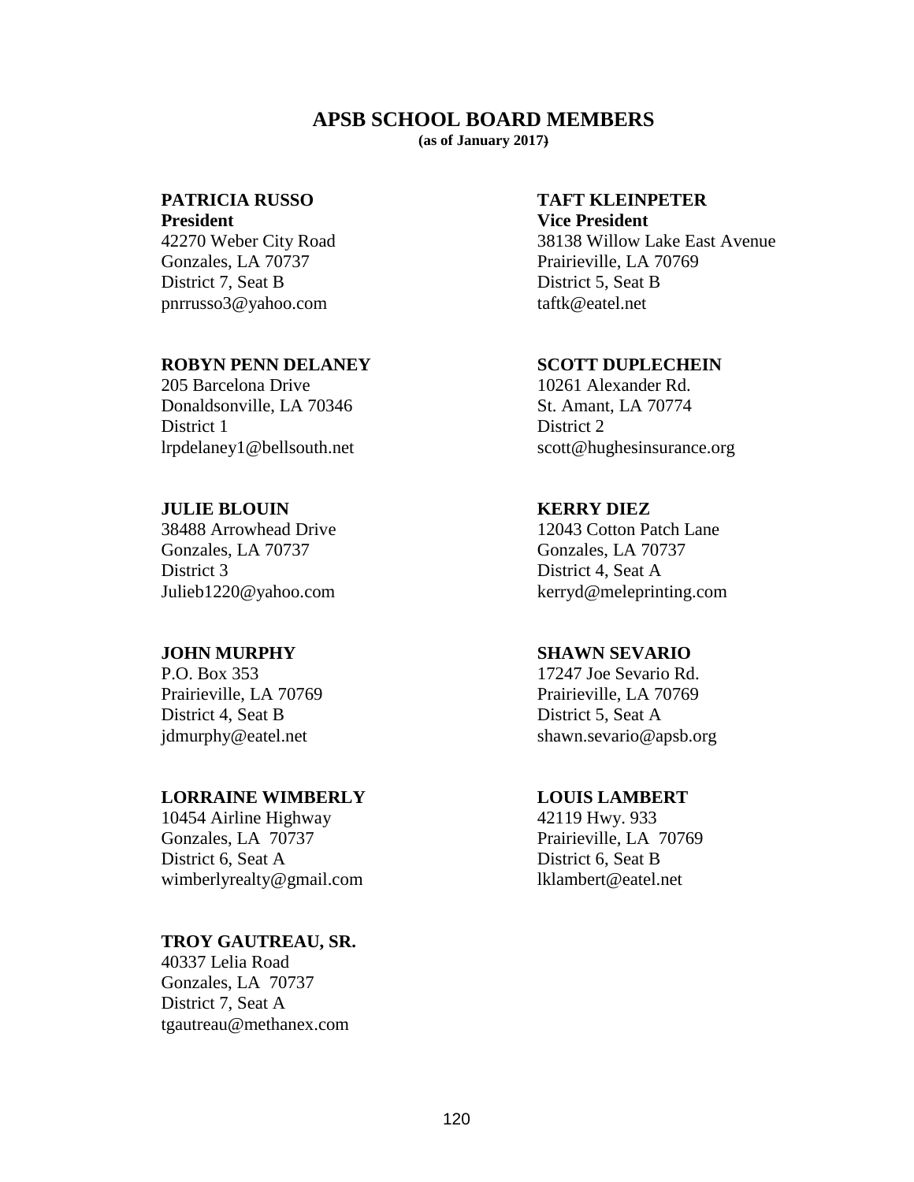# APSB SCHOOL BOARD MEMBERS

**(as of January 2017)**

**PATRICIA RUSSO**
**President**
42270 Weber City Road
Gonzales, LA 70737
District 7, Seat B
pnrrusso3@yahoo.com

**TAFT KLEINPETER**
**Vice President**
38138 Willow Lake East Avenue
Prairieville, LA 70769
District 5, Seat B
taftk@eatel.net

**ROBYN PENN DELANEY**
205 Barcelona Drive
Donaldsonville, LA 70346
District 1
lrpdelaney1@bellsouth.net

**SCOTT DUPLECHEIN**
10261 Alexander Rd.
St. Amant, LA 70774
District 2
scott@hughesinsurance.org

**JULIE BLOUIN**
38488 Arrowhead Drive
Gonzales, LA 70737
District 3
Julieb1220@yahoo.com

**KERRY DIEZ**
12043 Cotton Patch Lane
Gonzales, LA 70737
District 4, Seat A
kerryd@meleprinting.com

**JOHN MURPHY**
P.O. Box 353
Prairieville, LA 70769
District 4, Seat B
jdmurphy@eatel.net

**SHAWN SEVARIO**
17247 Joe Sevario Rd.
Prairieville, LA 70769
District 5, Seat A
shawn.sevario@apsb.org

**LORRAINE WIMBERLY**
10454 Airline Highway
Gonzales, LA 70737
District 6, Seat A
wimberlyrealty@gmail.com

**LOUIS LAMBERT**
42119 Hwy. 933
Prairieville, LA 70769
District 6, Seat B
lklambert@eatel.net

**TROY GAUTREAU, SR.**
40337 Lelia Road
Gonzales, LA 70737
District 7, Seat A
tgautreau@methanex.com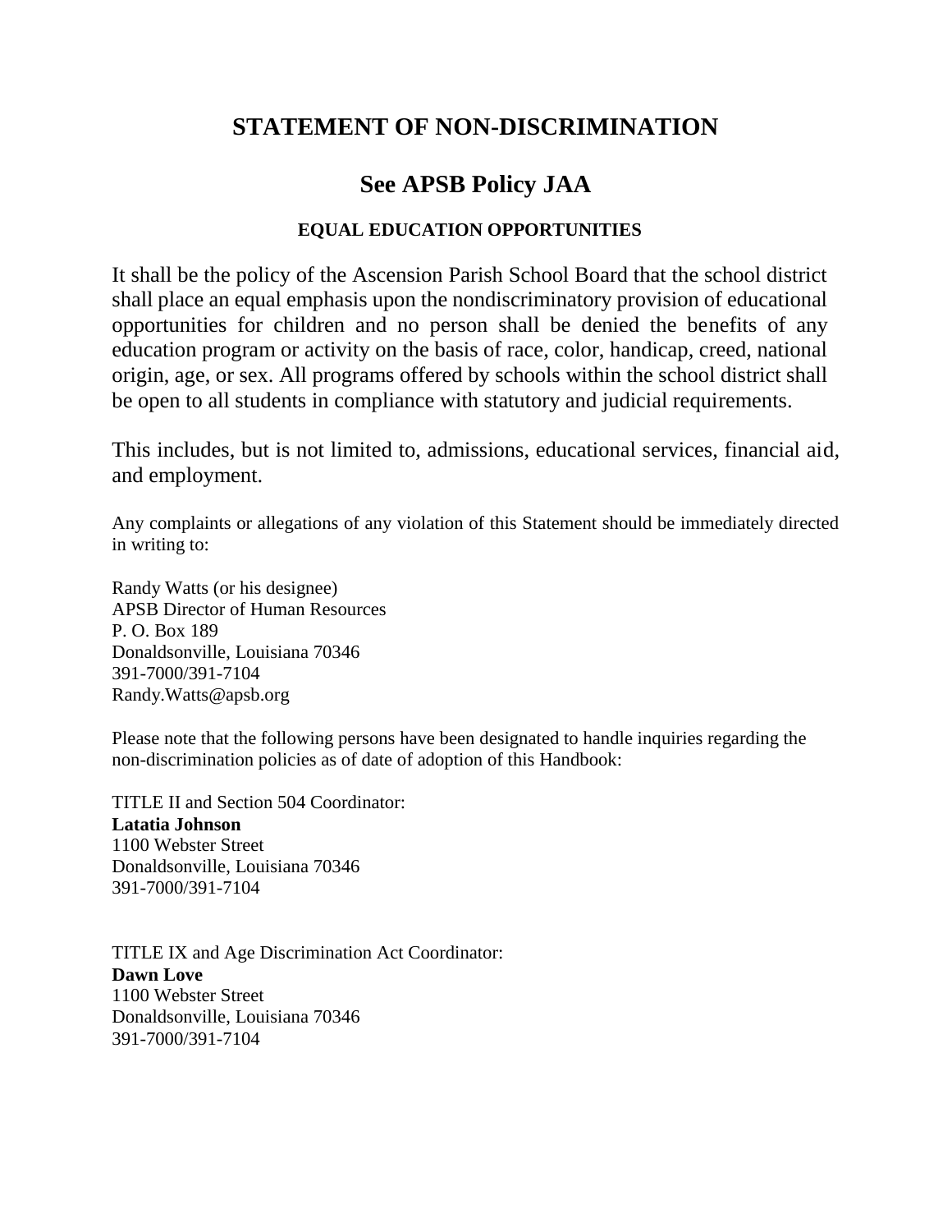# STATEMENT OF NON-DISCRIMINATION

## See APSB Policy JAA

### EQUAL EDUCATION OPPORTUNITIES

It shall be the policy of the Ascension Parish School Board that the school district shall place an equal emphasis upon the nondiscriminatory provision of educational opportunities for children and no person shall be denied the benefits of any education program or activity on the basis of race, color, handicap, creed, national origin, age, or sex. All programs offered by schools within the school district shall be open to all students in compliance with statutory and judicial requirements.

This includes, but is not limited to, admissions, educational services, financial aid, and employment.

Any complaints or allegations of any violation of this Statement should be immediately directed in writing to:

Randy Watts (or his designee)
APSB Director of Human Resources
P. O. Box 189
Donaldsonville, Louisiana 70346
391-7000/391-7104
Randy.Watts@apsb.org

Please note that the following persons have been designated to handle inquiries regarding the non-discrimination policies as of date of adoption of this Handbook:

TITLE II and Section 504 Coordinator:
**Latatia Johnson**
1100 Webster Street
Donaldsonville, Louisiana 70346
391-7000/391-7104

TITLE IX and Age Discrimination Act Coordinator:
**Dawn Love**
1100 Webster Street
Donaldsonville, Louisiana 70346
391-7000/391-7104